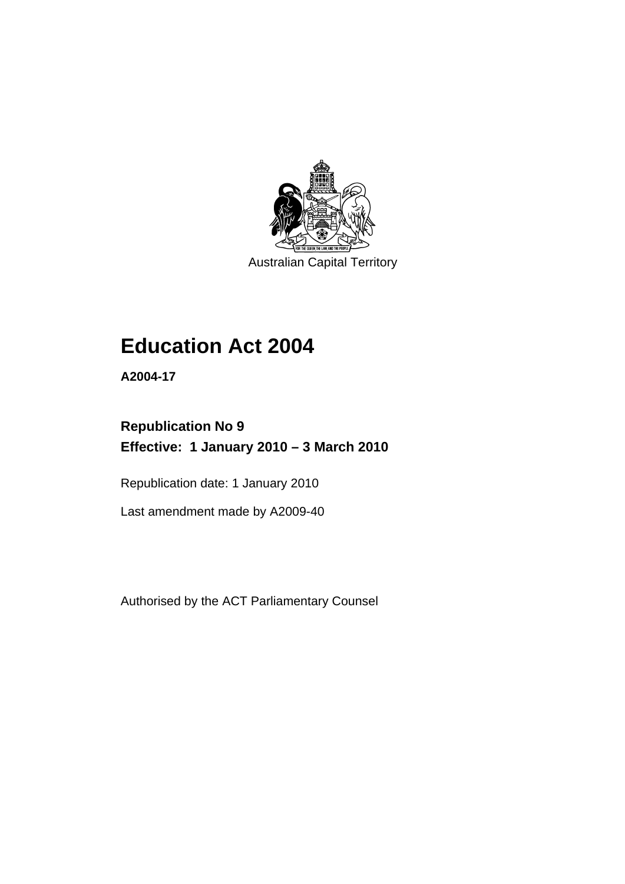Australian Capital Territory

# Education Act 2004

**A2004-17**

**Republication No 9**
**Effective: 1 January 2010 – 3 March 2010**

Republication date: 1 January 2010

Last amendment made by A2009-40

Authorised by the ACT Parliamentary Counsel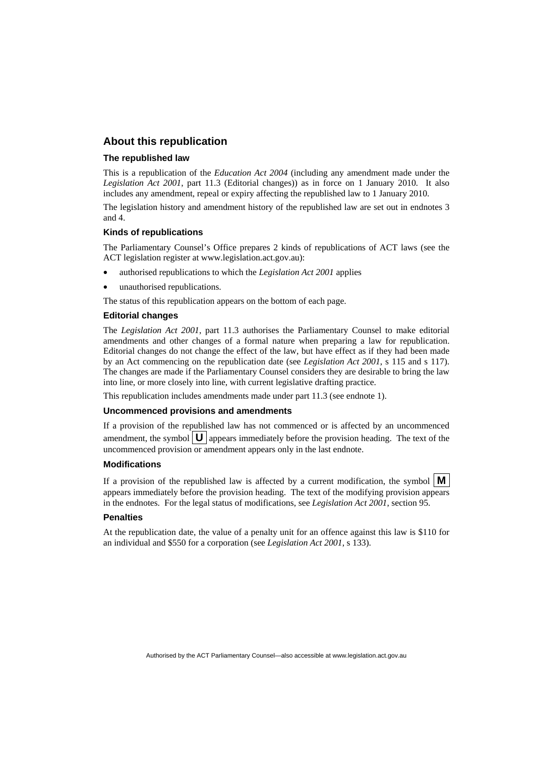## About this republication

### The republished law

This is a republication of the *Education Act 2004* (including any amendment made under the *Legislation Act 2001*, part 11.3 (Editorial changes)) as in force on 1 January 2010. It also includes any amendment, repeal or expiry affecting the republished law to 1 January 2010.

The legislation history and amendment history of the republished law are set out in endnotes 3 and 4.

### Kinds of republications

The Parliamentary Counsel's Office prepares 2 kinds of republications of ACT laws (see the ACT legislation register at www.legislation.act.gov.au):

- authorised republications to which the *Legislation Act 2001* applies
- unauthorised republications.

The status of this republication appears on the bottom of each page.

### Editorial changes

The *Legislation Act 2001*, part 11.3 authorises the Parliamentary Counsel to make editorial amendments and other changes of a formal nature when preparing a law for republication. Editorial changes do not change the effect of the law, but have effect as if they had been made by an Act commencing on the republication date (see *Legislation Act 2001*, s 115 and s 117). The changes are made if the Parliamentary Counsel considers they are desirable to bring the law into line, or more closely into line, with current legislative drafting practice.

This republication includes amendments made under part 11.3 (see endnote 1).

### Uncommenced provisions and amendments

If a provision of the republished law has not commenced or is affected by an uncommenced amendment, the symbol **U** appears immediately before the provision heading. The text of the uncommenced provision or amendment appears only in the last endnote.

### Modifications

If a provision of the republished law is affected by a current modification, the symbol **M** appears immediately before the provision heading. The text of the modifying provision appears in the endnotes. For the legal status of modifications, see *Legislation Act 2001*, section 95.

### Penalties

At the republication date, the value of a penalty unit for an offence against this law is $110 for an individual and $550 for a corporation (see *Legislation Act 2001*, s 133).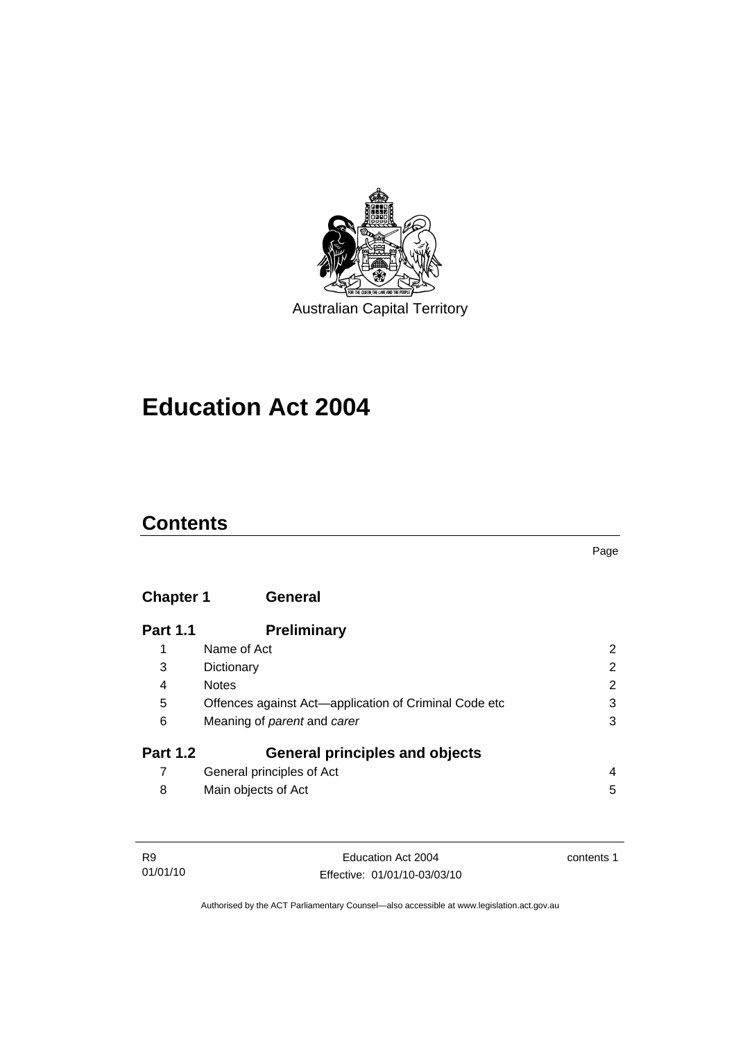Australian Capital Territory

# Education Act 2004

## Contents

| | | Page |
|---|---|---|
| **Chapter 1** | **General** | |
| **Part 1.1** | **Preliminary** | |
| 1 | Name of Act | 2 |
| 3 | Dictionary | 2 |
| 4 | Notes | 2 |
| 5 | Offences against Act—application of Criminal Code etc | 3 |
| 6 | Meaning of *parent* and *carer* | 3 |
| **Part 1.2** | **General principles and objects** | |
| 7 | General principles of Act | 4 |
| 8 | Main objects of Act | 5 |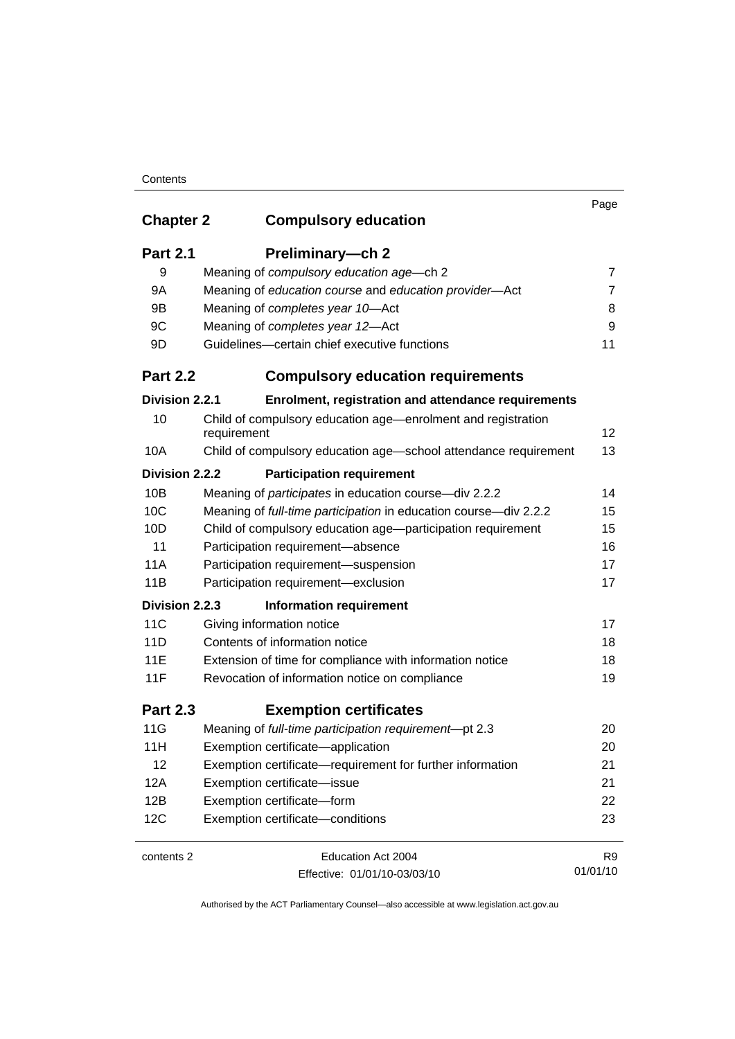| | | Page |
|---|---|---|
| **Chapter 2** | **Compulsory education** | |
| **Part 2.1** | **Preliminary—ch 2** | |
| 9 | Meaning of *compulsory education age*—ch 2 | 7 |
| 9A | Meaning of *education course* and *education provider*—Act | 7 |
| 9B | Meaning of *completes year 10*—Act | 8 |
| 9C | Meaning of *completes year 12*—Act | 9 |
| 9D | Guidelines—certain chief executive functions | 11 |
| **Part 2.2** | **Compulsory education requirements** | |
| **Division 2.2.1** | **Enrolment, registration and attendance requirements** | |
| 10 | Child of compulsory education age—enrolment and registration requirement | 12 |
| 10A | Child of compulsory education age—school attendance requirement | 13 |
| **Division 2.2.2** | **Participation requirement** | |
| 10B | Meaning of *participates* in education course—div 2.2.2 | 14 |
| 10C | Meaning of *full-time participation* in education course—div 2.2.2 | 15 |
| 10D | Child of compulsory education age—participation requirement | 15 |
| 11 | Participation requirement—absence | 16 |
| 11A | Participation requirement—suspension | 17 |
| 11B | Participation requirement—exclusion | 17 |
| **Division 2.2.3** | **Information requirement** | |
| 11C | Giving information notice | 17 |
| 11D | Contents of information notice | 18 |
| 11E | Extension of time for compliance with information notice | 18 |
| 11F | Revocation of information notice on compliance | 19 |
| **Part 2.3** | **Exemption certificates** | |
| 11G | Meaning of *full-time participation requirement*—pt 2.3 | 20 |
| 11H | Exemption certificate—application | 20 |
| 12 | Exemption certificate—requirement for further information | 21 |
| 12A | Exemption certificate—issue | 21 |
| 12B | Exemption certificate—form | 22 |
| 12C | Exemption certificate—conditions | 23 |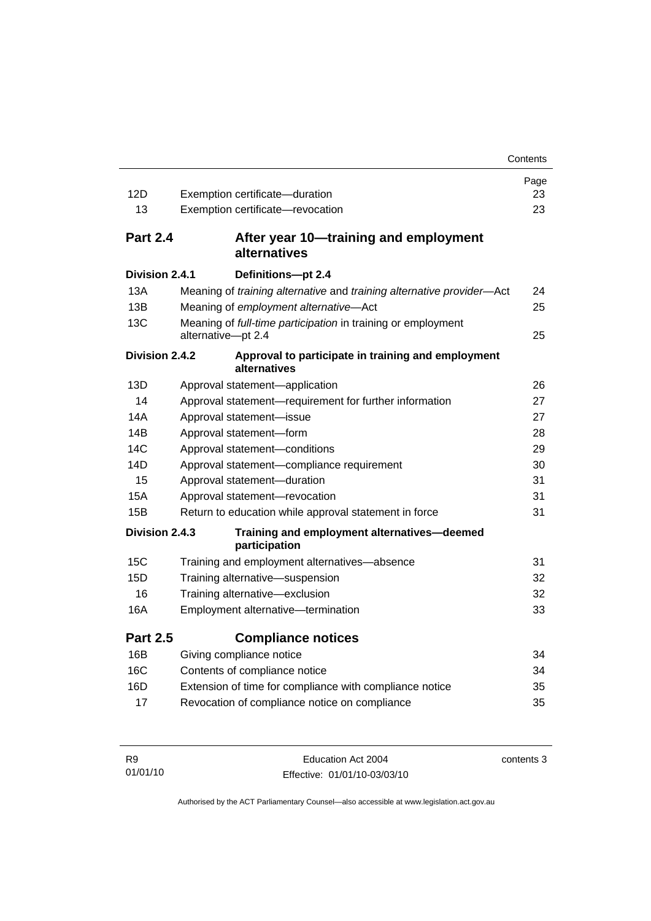| | | Page |
|---|---|---|
| 12D | Exemption certificate—duration | 23 |
| 13 | Exemption certificate—revocation | 23 |

**Part 2.4 After year 10—training and employment alternatives**

**Division 2.4.1 Definitions—pt 2.4**

| | | |
|---|---|---|
| 13A | Meaning of *training alternative* and *training alternative provider*—Act | 24 |
| 13B | Meaning of *employment alternative*—Act | 25 |
| 13C | Meaning of *full-time participation* in training or employment alternative—pt 2.4 | 25 |

**Division 2.4.2 Approval to participate in training and employment alternatives**

| | | |
|---|---|---|
| 13D | Approval statement—application | 26 |
| 14 | Approval statement—requirement for further information | 27 |
| 14A | Approval statement—issue | 27 |
| 14B | Approval statement—form | 28 |
| 14C | Approval statement—conditions | 29 |
| 14D | Approval statement—compliance requirement | 30 |
| 15 | Approval statement—duration | 31 |
| 15A | Approval statement—revocation | 31 |
| 15B | Return to education while approval statement in force | 31 |

**Division 2.4.3 Training and employment alternatives—deemed participation**

| | | |
|---|---|---|
| 15C | Training and employment alternatives—absence | 31 |
| 15D | Training alternative—suspension | 32 |
| 16 | Training alternative—exclusion | 32 |
| 16A | Employment alternative—termination | 33 |

**Part 2.5 Compliance notices**

| | | |
|---|---|---|
| 16B | Giving compliance notice | 34 |
| 16C | Contents of compliance notice | 34 |
| 16D | Extension of time for compliance with compliance notice | 35 |
| 17 | Revocation of compliance notice on compliance | 35 |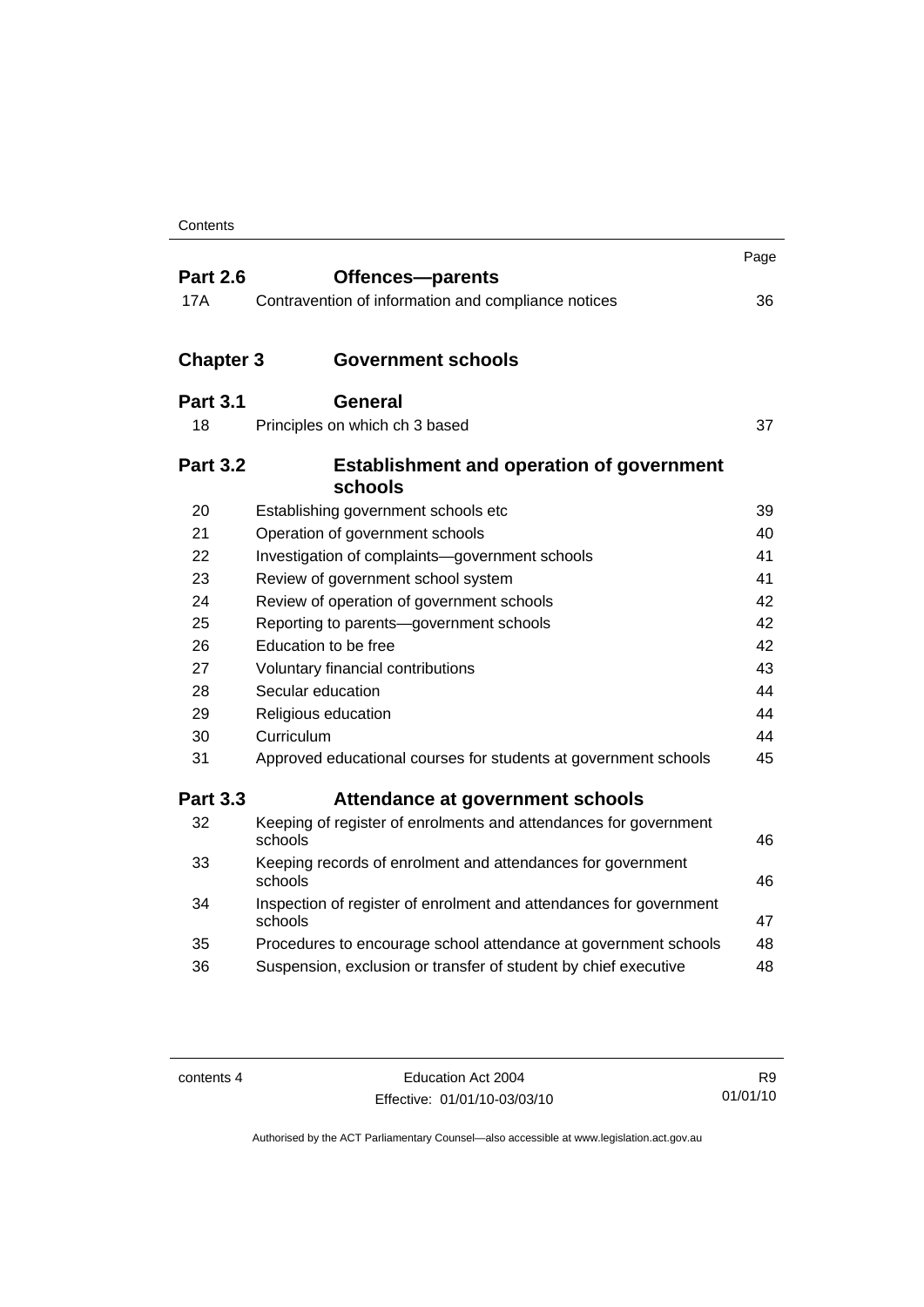| | | Page |
|---|---|---|
| **Part 2.6** | **Offences—parents** | |
| 17A | Contravention of information and compliance notices | 36 |
| **Chapter 3** | **Government schools** | |
| **Part 3.1** | **General** | |
| 18 | Principles on which ch 3 based | 37 |
| **Part 3.2** | **Establishment and operation of government schools** | |
| 20 | Establishing government schools etc | 39 |
| 21 | Operation of government schools | 40 |
| 22 | Investigation of complaints—government schools | 41 |
| 23 | Review of government school system | 41 |
| 24 | Review of operation of government schools | 42 |
| 25 | Reporting to parents—government schools | 42 |
| 26 | Education to be free | 42 |
| 27 | Voluntary financial contributions | 43 |
| 28 | Secular education | 44 |
| 29 | Religious education | 44 |
| 30 | Curriculum | 44 |
| 31 | Approved educational courses for students at government schools | 45 |
| **Part 3.3** | **Attendance at government schools** | |
| 32 | Keeping of register of enrolments and attendances for government schools | 46 |
| 33 | Keeping records of enrolment and attendances for government schools | 46 |
| 34 | Inspection of register of enrolment and attendances for government schools | 47 |
| 35 | Procedures to encourage school attendance at government schools | 48 |
| 36 | Suspension, exclusion or transfer of student by chief executive | 48 |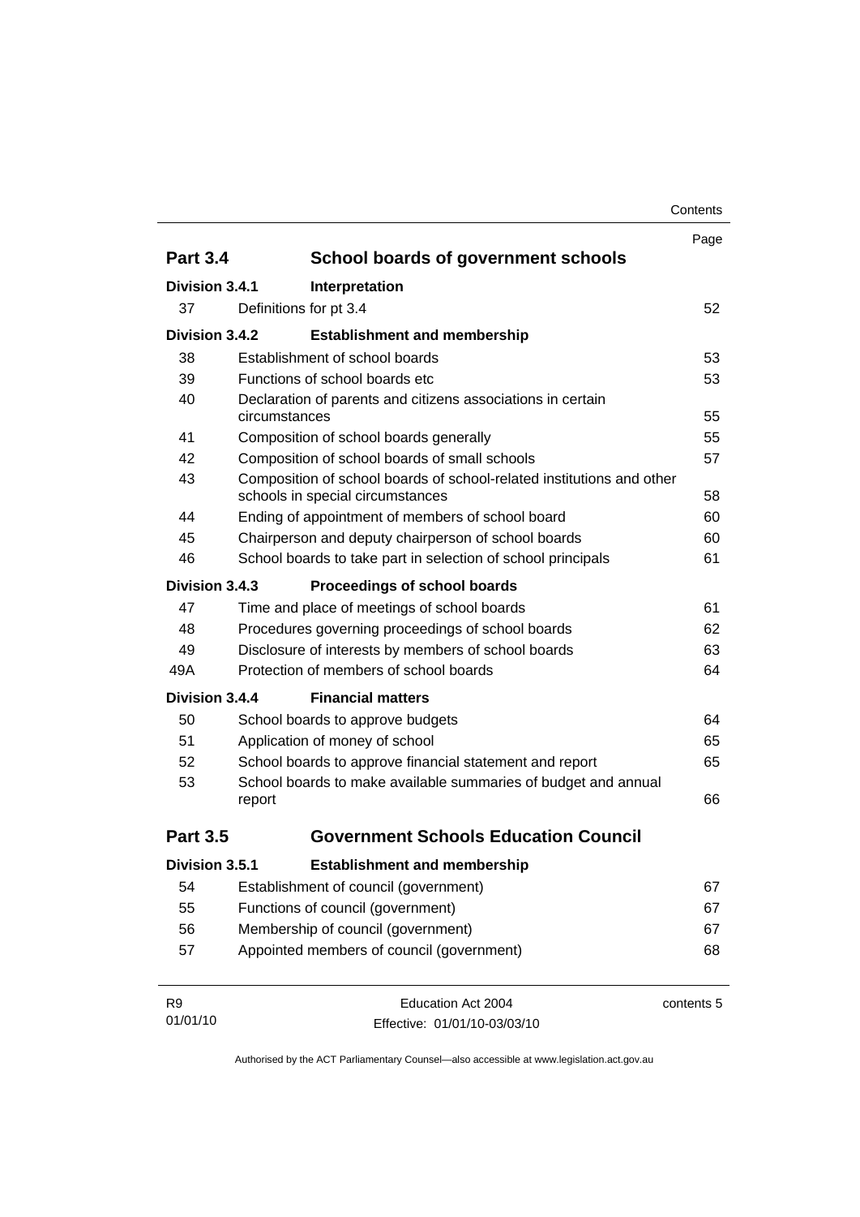| | | Page |
|---|---|---|
| **Part 3.4** | **School boards of government schools** | |
| **Division 3.4.1** | **Interpretation** | |
| 37 | Definitions for pt 3.4 | 52 |
| **Division 3.4.2** | **Establishment and membership** | |
| 38 | Establishment of school boards | 53 |
| 39 | Functions of school boards etc | 53 |
| 40 | Declaration of parents and citizens associations in certain circumstances | 55 |
| 41 | Composition of school boards generally | 55 |
| 42 | Composition of school boards of small schools | 57 |
| 43 | Composition of school boards of school-related institutions and other schools in special circumstances | 58 |
| 44 | Ending of appointment of members of school board | 60 |
| 45 | Chairperson and deputy chairperson of school boards | 60 |
| 46 | School boards to take part in selection of school principals | 61 |
| **Division 3.4.3** | **Proceedings of school boards** | |
| 47 | Time and place of meetings of school boards | 61 |
| 48 | Procedures governing proceedings of school boards | 62 |
| 49 | Disclosure of interests by members of school boards | 63 |
| 49A | Protection of members of school boards | 64 |
| **Division 3.4.4** | **Financial matters** | |
| 50 | School boards to approve budgets | 64 |
| 51 | Application of money of school | 65 |
| 52 | School boards to approve financial statement and report | 65 |
| 53 | School boards to make available summaries of budget and annual report | 66 |
| **Part 3.5** | **Government Schools Education Council** | |
| **Division 3.5.1** | **Establishment and membership** | |
| 54 | Establishment of council (government) | 67 |
| 55 | Functions of council (government) | 67 |
| 56 | Membership of council (government) | 67 |
| 57 | Appointed members of council (government) | 68 |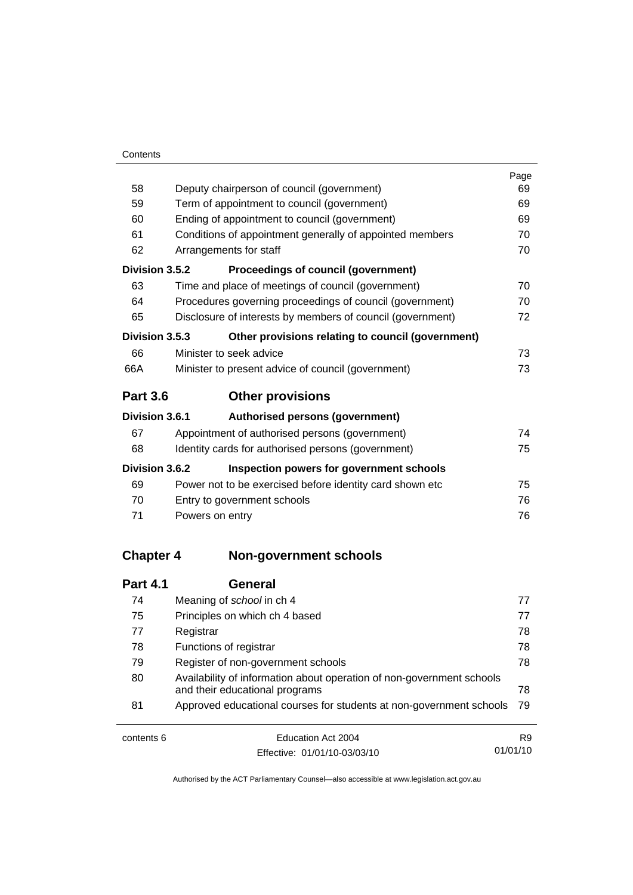| | | Page |
|---|---|---|
| 58 | Deputy chairperson of council (government) | 69 |
| 59 | Term of appointment to council (government) | 69 |
| 60 | Ending of appointment to council (government) | 69 |
| 61 | Conditions of appointment generally of appointed members | 70 |
| 62 | Arrangements for staff | 70 |
| **Division 3.5.2** | **Proceedings of council (government)** | |
| 63 | Time and place of meetings of council (government) | 70 |
| 64 | Procedures governing proceedings of council (government) | 70 |
| 65 | Disclosure of interests by members of council (government) | 72 |
| **Division 3.5.3** | **Other provisions relating to council (government)** | |
| 66 | Minister to seek advice | 73 |
| 66A | Minister to present advice of council (government) | 73 |
| **Part 3.6** | **Other provisions** | |
| **Division 3.6.1** | **Authorised persons (government)** | |
| 67 | Appointment of authorised persons (government) | 74 |
| 68 | Identity cards for authorised persons (government) | 75 |
| **Division 3.6.2** | **Inspection powers for government schools** | |
| 69 | Power not to be exercised before identity card shown etc | 75 |
| 70 | Entry to government schools | 76 |
| 71 | Powers on entry | 76 |
| **Chapter 4** | **Non-government schools** | |
| **Part 4.1** | **General** | |
| 74 | Meaning of *school* in ch 4 | 77 |
| 75 | Principles on which ch 4 based | 77 |
| 77 | Registrar | 78 |
| 78 | Functions of registrar | 78 |
| 79 | Register of non-government schools | 78 |
| 80 | Availability of information about operation of non-government schools and their educational programs | 78 |
| 81 | Approved educational courses for students at non-government schools | 79 |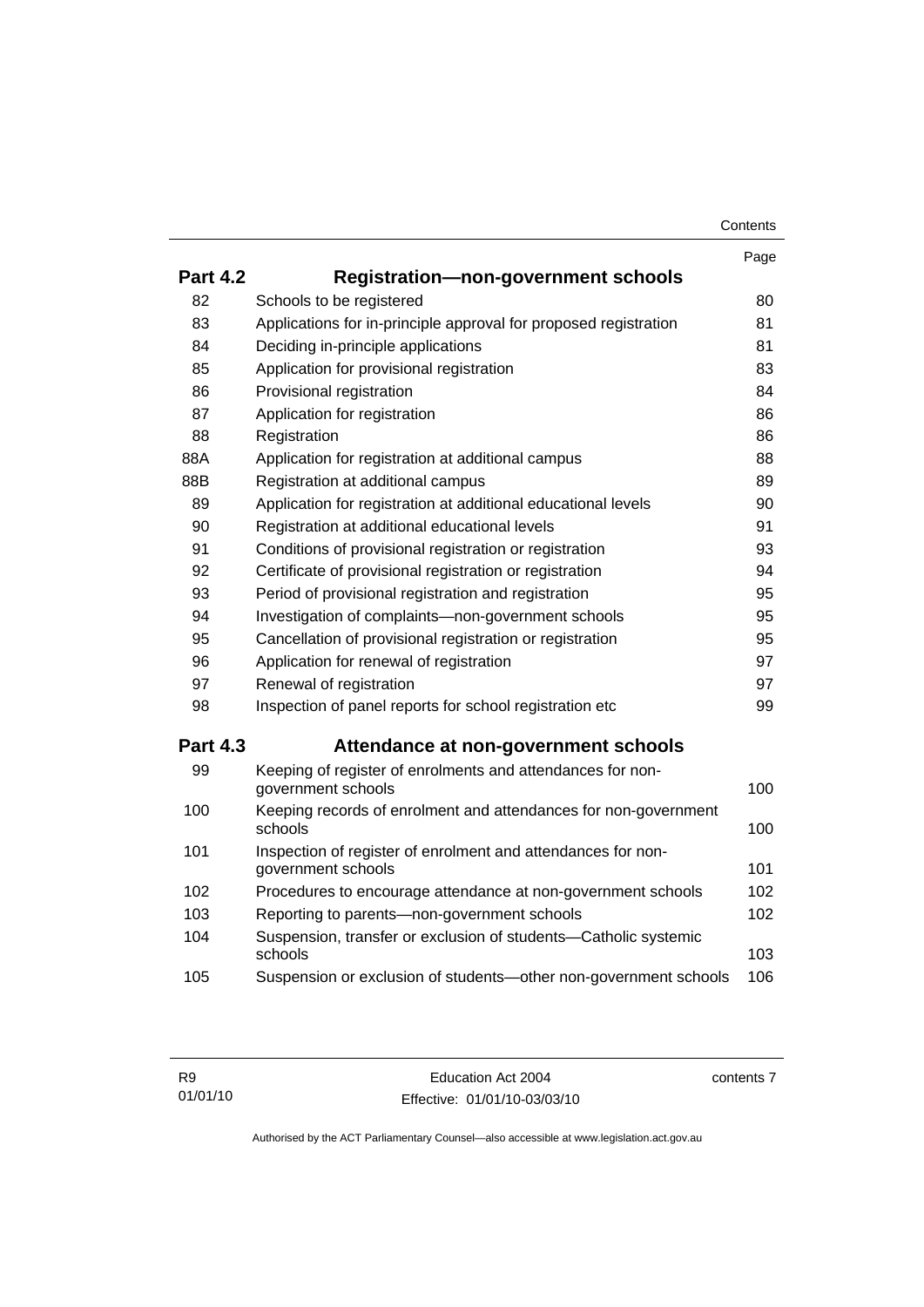| | | Page |
|---|---|---|
| **Part 4.2** | **Registration—non-government schools** | |
| 82 | Schools to be registered | 80 |
| 83 | Applications for in-principle approval for proposed registration | 81 |
| 84 | Deciding in-principle applications | 81 |
| 85 | Application for provisional registration | 83 |
| 86 | Provisional registration | 84 |
| 87 | Application for registration | 86 |
| 88 | Registration | 86 |
| 88A | Application for registration at additional campus | 88 |
| 88B | Registration at additional campus | 89 |
| 89 | Application for registration at additional educational levels | 90 |
| 90 | Registration at additional educational levels | 91 |
| 91 | Conditions of provisional registration or registration | 93 |
| 92 | Certificate of provisional registration or registration | 94 |
| 93 | Period of provisional registration and registration | 95 |
| 94 | Investigation of complaints—non-government schools | 95 |
| 95 | Cancellation of provisional registration or registration | 95 |
| 96 | Application for renewal of registration | 97 |
| 97 | Renewal of registration | 97 |
| 98 | Inspection of panel reports for school registration etc | 99 |
| **Part 4.3** | **Attendance at non-government schools** | |
| 99 | Keeping of register of enrolments and attendances for non-government schools | 100 |
| 100 | Keeping records of enrolment and attendances for non-government schools | 100 |
| 101 | Inspection of register of enrolment and attendances for non-government schools | 101 |
| 102 | Procedures to encourage attendance at non-government schools | 102 |
| 103 | Reporting to parents—non-government schools | 102 |
| 104 | Suspension, transfer or exclusion of students—Catholic systemic schools | 103 |
| 105 | Suspension or exclusion of students—other non-government schools | 106 |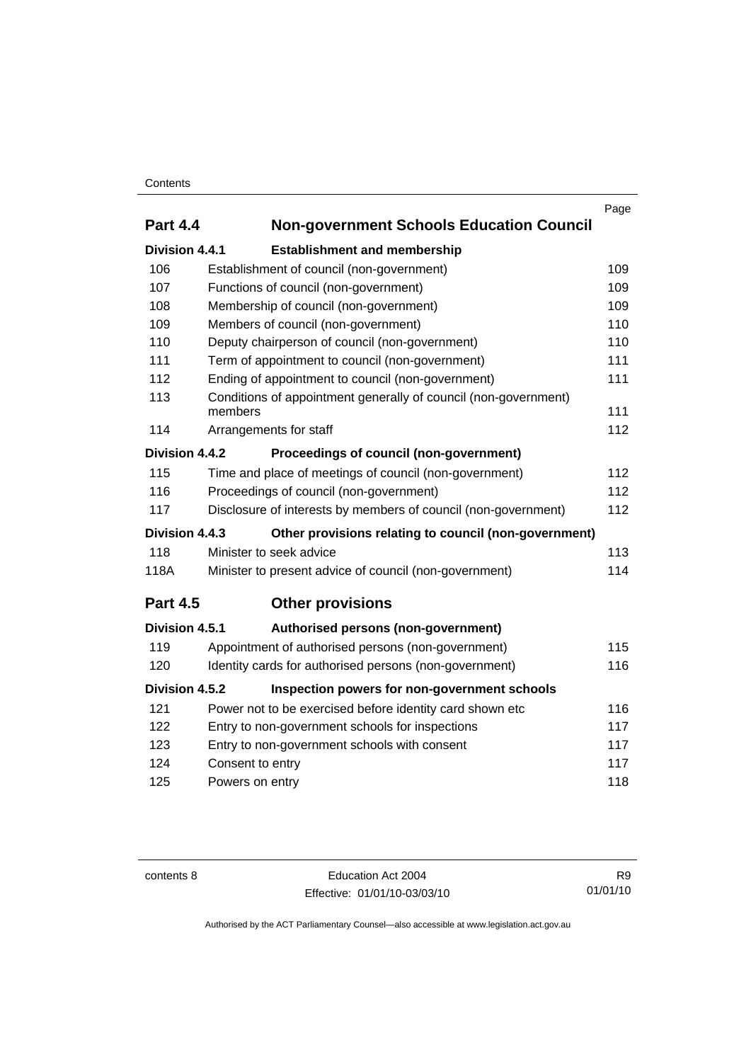| | | Page |
|---|---|---|
| **Part 4.4** | **Non-government Schools Education Council** | |
| **Division 4.4.1** | **Establishment and membership** | |
| 106 | Establishment of council (non-government) | 109 |
| 107 | Functions of council (non-government) | 109 |
| 108 | Membership of council (non-government) | 109 |
| 109 | Members of council (non-government) | 110 |
| 110 | Deputy chairperson of council (non-government) | 110 |
| 111 | Term of appointment to council (non-government) | 111 |
| 112 | Ending of appointment to council (non-government) | 111 |
| 113 | Conditions of appointment generally of council (non-government) members | 111 |
| 114 | Arrangements for staff | 112 |
| **Division 4.4.2** | **Proceedings of council (non-government)** | |
| 115 | Time and place of meetings of council (non-government) | 112 |
| 116 | Proceedings of council (non-government) | 112 |
| 117 | Disclosure of interests by members of council (non-government) | 112 |
| **Division 4.4.3** | **Other provisions relating to council (non-government)** | |
| 118 | Minister to seek advice | 113 |
| 118A | Minister to present advice of council (non-government) | 114 |
| **Part 4.5** | **Other provisions** | |
| **Division 4.5.1** | **Authorised persons (non-government)** | |
| 119 | Appointment of authorised persons (non-government) | 115 |
| 120 | Identity cards for authorised persons (non-government) | 116 |
| **Division 4.5.2** | **Inspection powers for non-government schools** | |
| 121 | Power not to be exercised before identity card shown etc | 116 |
| 122 | Entry to non-government schools for inspections | 117 |
| 123 | Entry to non-government schools with consent | 117 |
| 124 | Consent to entry | 117 |
| 125 | Powers on entry | 118 |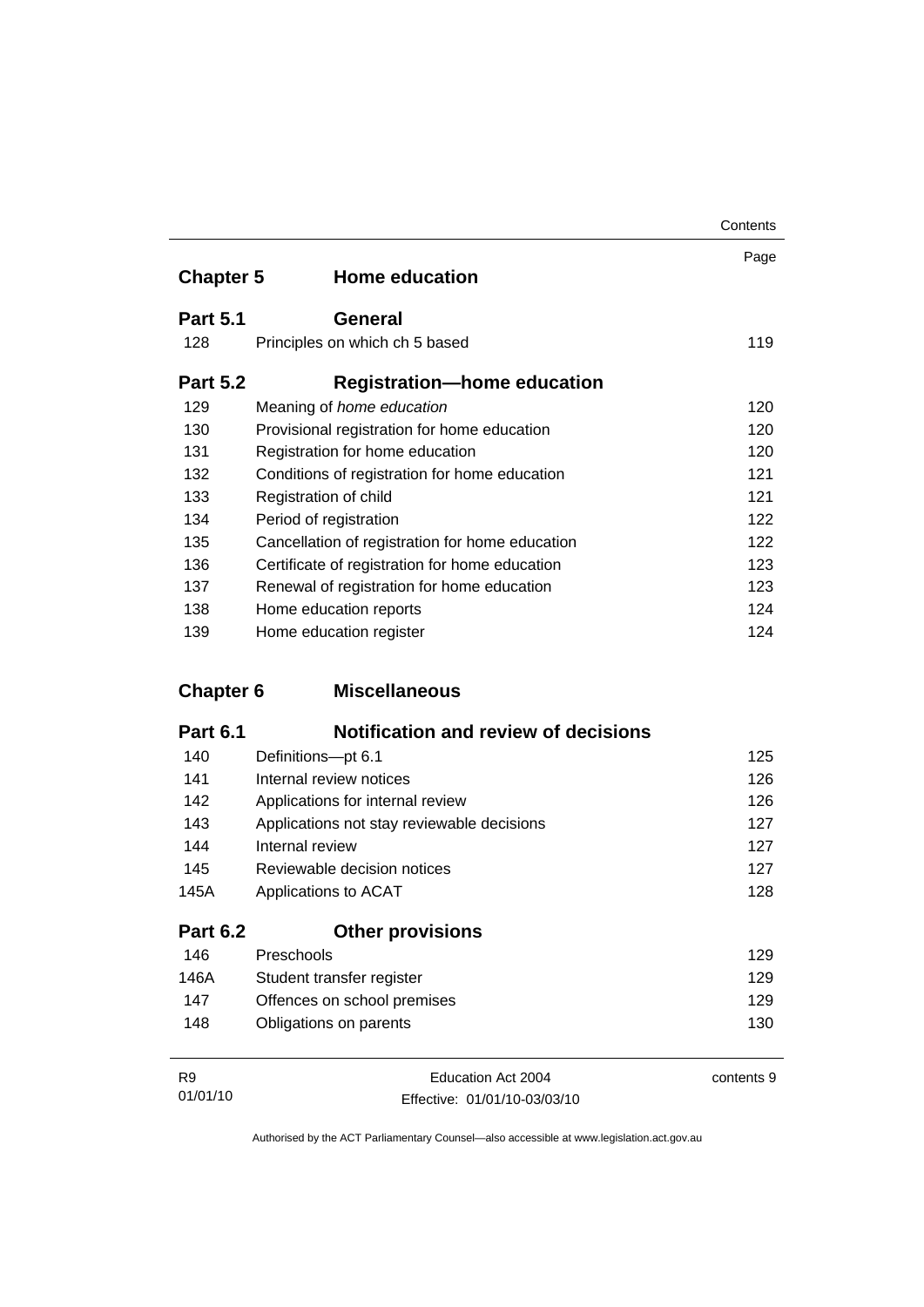| | | Page |
|---|---|---|
| **Chapter 5** | **Home education** | |
| **Part 5.1** | **General** | |
| 128 | Principles on which ch 5 based | 119 |
| **Part 5.2** | **Registration—home education** | |
| 129 | Meaning of *home education* | 120 |
| 130 | Provisional registration for home education | 120 |
| 131 | Registration for home education | 120 |
| 132 | Conditions of registration for home education | 121 |
| 133 | Registration of child | 121 |
| 134 | Period of registration | 122 |
| 135 | Cancellation of registration for home education | 122 |
| 136 | Certificate of registration for home education | 123 |
| 137 | Renewal of registration for home education | 123 |
| 138 | Home education reports | 124 |
| 139 | Home education register | 124 |
| **Chapter 6** | **Miscellaneous** | |
| **Part 6.1** | **Notification and review of decisions** | |
| 140 | Definitions—pt 6.1 | 125 |
| 141 | Internal review notices | 126 |
| 142 | Applications for internal review | 126 |
| 143 | Applications not stay reviewable decisions | 127 |
| 144 | Internal review | 127 |
| 145 | Reviewable decision notices | 127 |
| 145A | Applications to ACAT | 128 |
| **Part 6.2** | **Other provisions** | |
| 146 | Preschools | 129 |
| 146A | Student transfer register | 129 |
| 147 | Offences on school premises | 129 |
| 148 | Obligations on parents | 130 |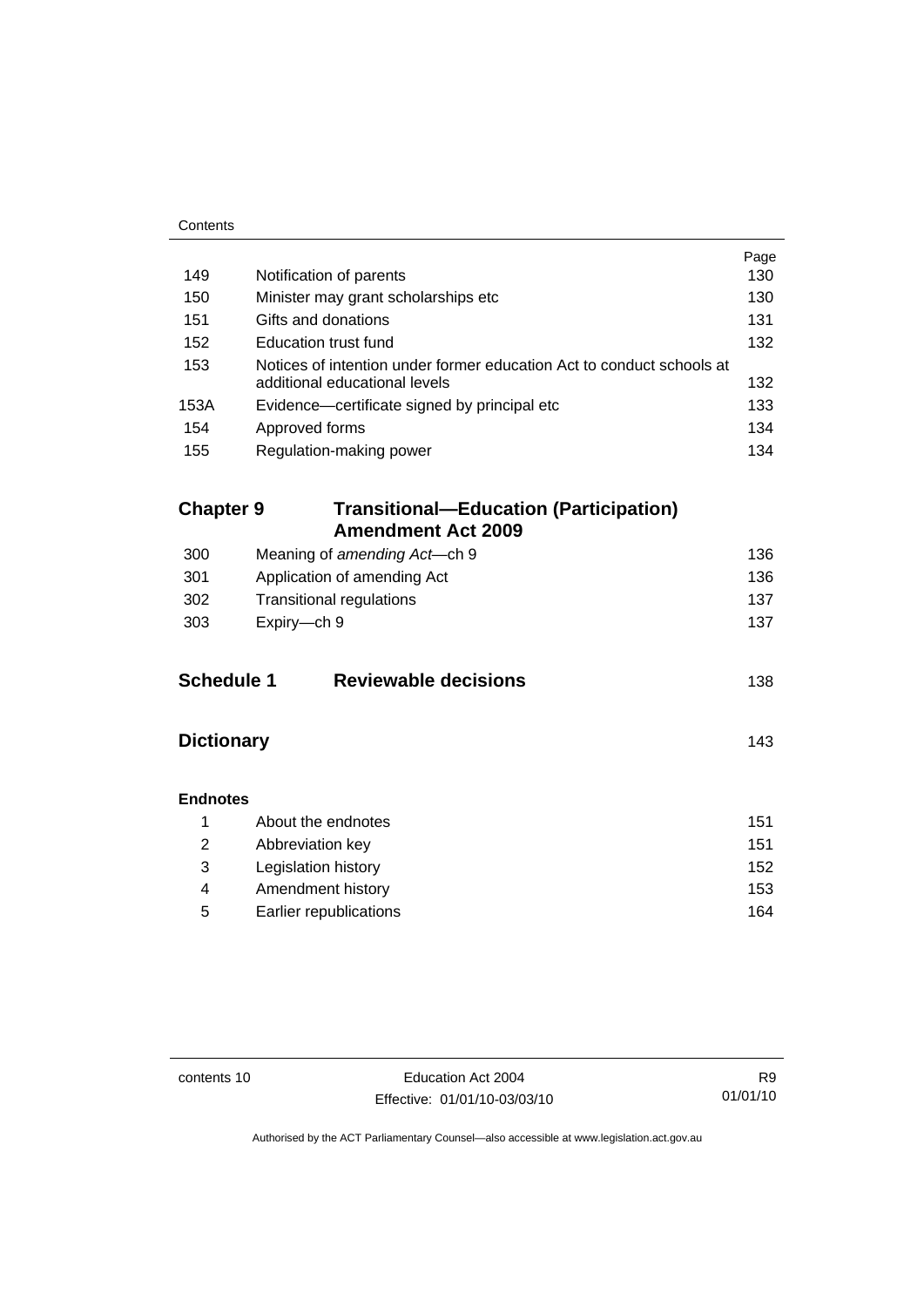| | | Page |
|---|---|---|
| 149 | Notification of parents | 130 |
| 150 | Minister may grant scholarships etc | 130 |
| 151 | Gifts and donations | 131 |
| 152 | Education trust fund | 132 |
| 153 | Notices of intention under former education Act to conduct schools at additional educational levels | 132 |
| 153A | Evidence—certificate signed by principal etc | 133 |
| 154 | Approved forms | 134 |
| 155 | Regulation-making power | 134 |

## Chapter 9 Transitional—Education (Participation) Amendment Act 2009

| | | |
|---|---|---|
| 300 | Meaning of *amending Act*—ch 9 | 136 |
| 301 | Application of amending Act | 136 |
| 302 | Transitional regulations | 137 |
| 303 | Expiry—ch 9 | 137 |

## Schedule 1 Reviewable decisions 138

## Dictionary 143

**Endnotes**

| | | |
|---|---|---|
| 1 | About the endnotes | 151 |
| 2 | Abbreviation key | 151 |
| 3 | Legislation history | 152 |
| 4 | Amendment history | 153 |
| 5 | Earlier republications | 164 |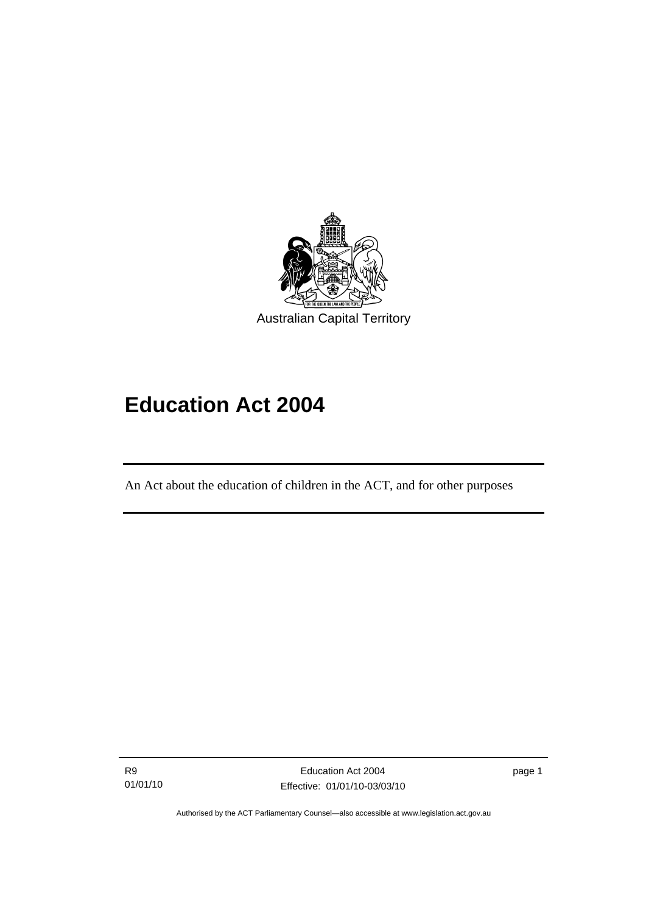Australian Capital Territory

# Education Act 2004

An Act about the education of children in the ACT, and for other purposes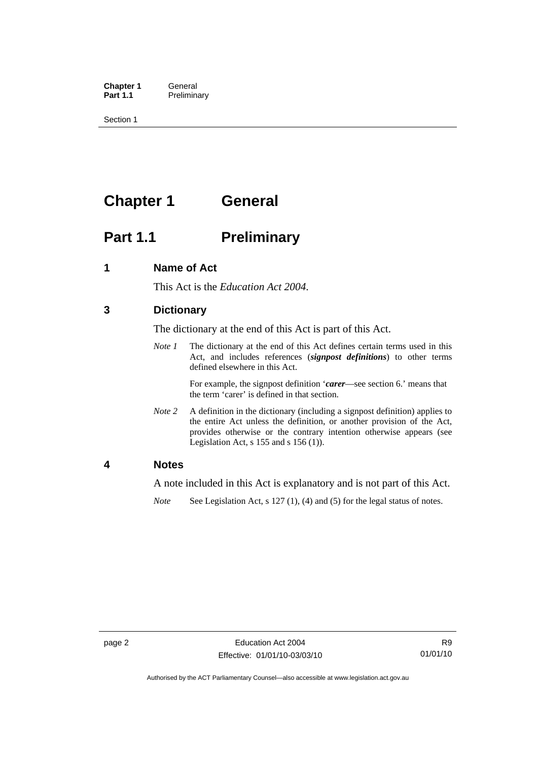# Chapter 1 General

## Part 1.1 Preliminary

### 1 Name of Act

This Act is the *Education Act 2004*.

### 3 Dictionary

The dictionary at the end of this Act is part of this Act.

*Note 1* The dictionary at the end of this Act defines certain terms used in this Act, and includes references (***signpost definitions***) to other terms defined elsewhere in this Act.

For example, the signpost definition '***carer***—see section 6.' means that the term 'carer' is defined in that section.

*Note 2* A definition in the dictionary (including a signpost definition) applies to the entire Act unless the definition, or another provision of the Act, provides otherwise or the contrary intention otherwise appears (see Legislation Act, s 155 and s 156 (1)).

### 4 Notes

A note included in this Act is explanatory and is not part of this Act.

*Note* See Legislation Act, s 127 (1), (4) and (5) for the legal status of notes.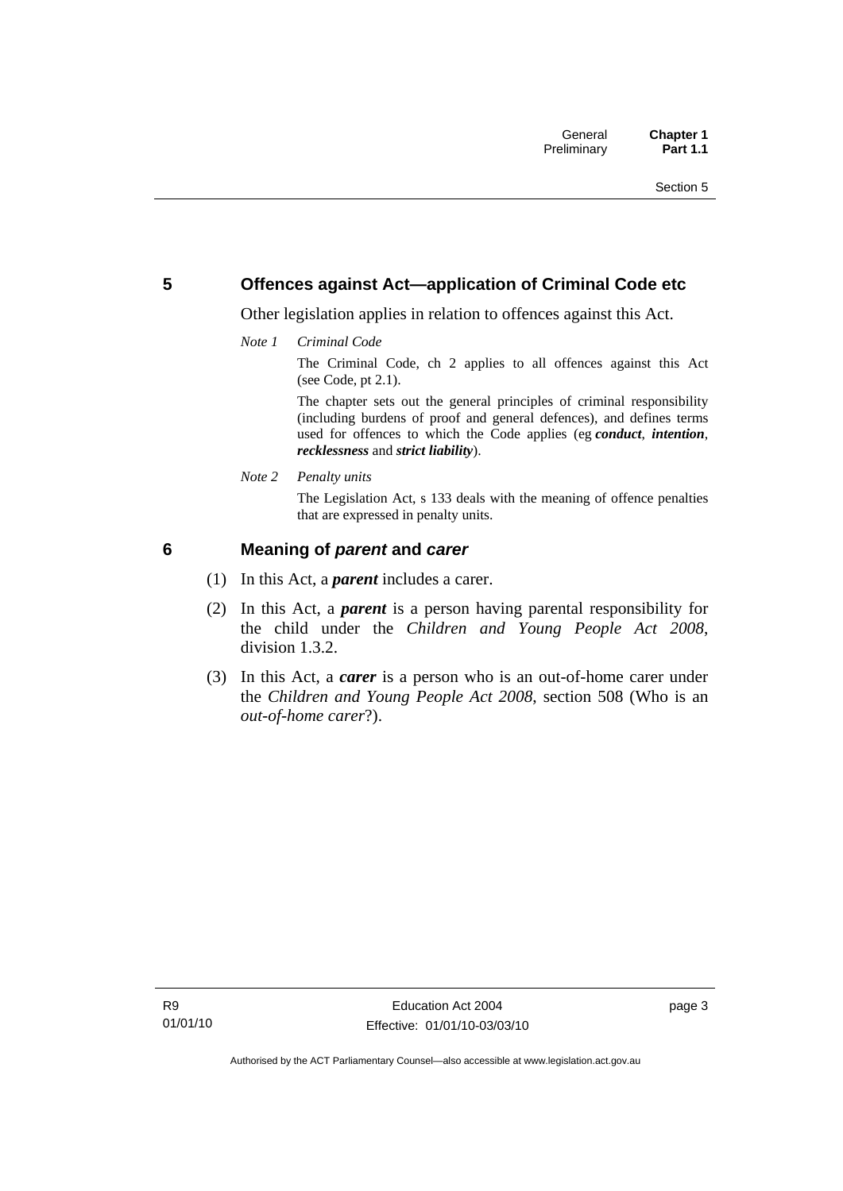## 5 Offences against Act—application of Criminal Code etc

Other legislation applies in relation to offences against this Act.

*Note 1* *Criminal Code*

The Criminal Code, ch 2 applies to all offences against this Act (see Code, pt 2.1).

The chapter sets out the general principles of criminal responsibility (including burdens of proof and general defences), and defines terms used for offences to which the Code applies (eg ***conduct***, ***intention***, ***recklessness*** and ***strict liability***).

*Note 2* *Penalty units*

The Legislation Act, s 133 deals with the meaning of offence penalties that are expressed in penalty units.

## 6 Meaning of *parent* and *carer*

(1) In this Act, a ***parent*** includes a carer.

(2) In this Act, a ***parent*** is a person having parental responsibility for the child under the *Children and Young People Act 2008*, division 1.3.2.

(3) In this Act, a ***carer*** is a person who is an out-of-home carer under the *Children and Young People Act 2008*, section 508 (Who is an *out-of-home carer*?).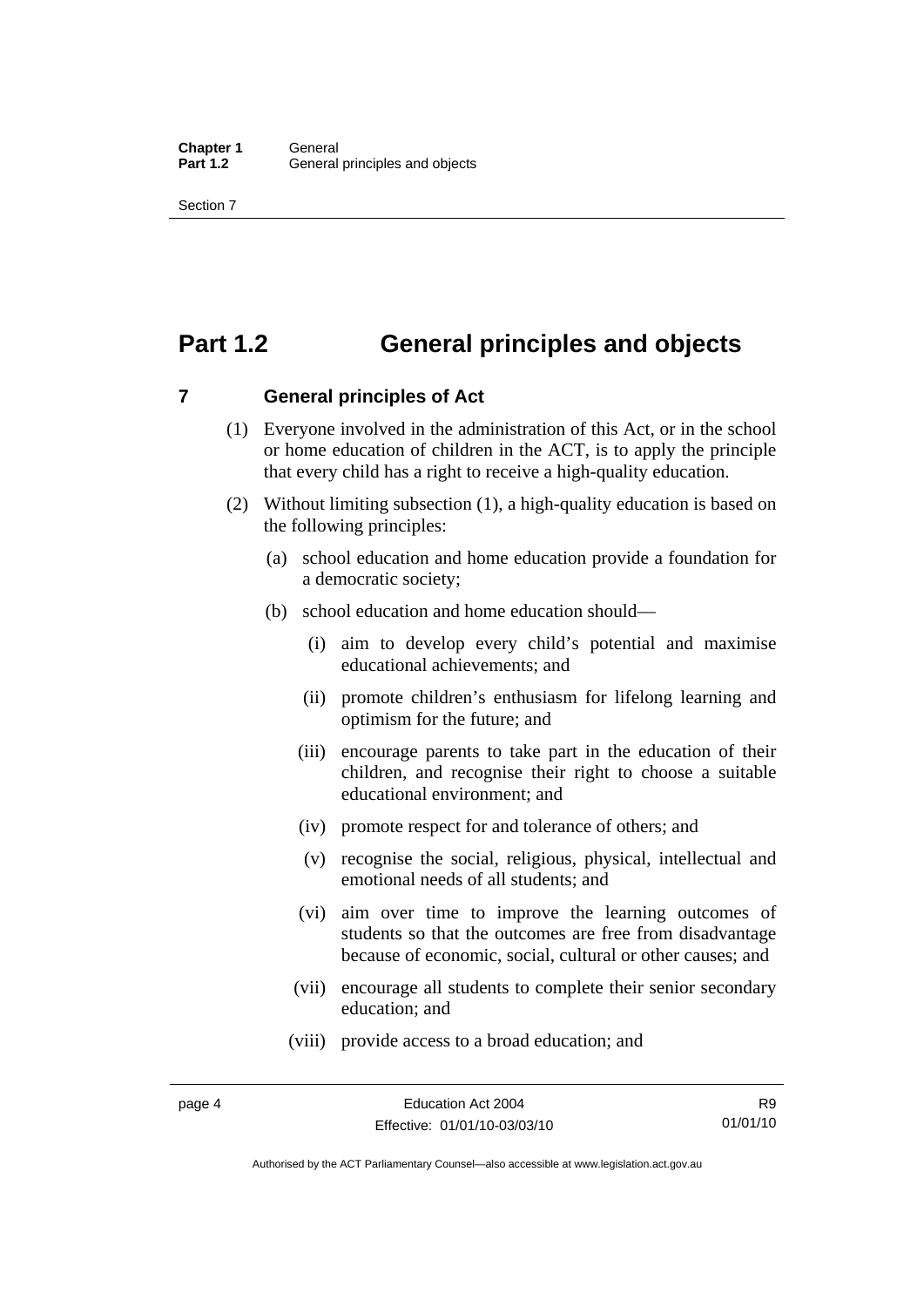# Part 1.2 General principles and objects

## 7 General principles of Act

(1) Everyone involved in the administration of this Act, or in the school or home education of children in the ACT, is to apply the principle that every child has a right to receive a high-quality education.

(2) Without limiting subsection (1), a high-quality education is based on the following principles:

(a) school education and home education provide a foundation for a democratic society;

(b) school education and home education should—

(i) aim to develop every child's potential and maximise educational achievements; and

(ii) promote children's enthusiasm for lifelong learning and optimism for the future; and

(iii) encourage parents to take part in the education of their children, and recognise their right to choose a suitable educational environment; and

(iv) promote respect for and tolerance of others; and

(v) recognise the social, religious, physical, intellectual and emotional needs of all students; and

(vi) aim over time to improve the learning outcomes of students so that the outcomes are free from disadvantage because of economic, social, cultural or other causes; and

(vii) encourage all students to complete their senior secondary education; and

(viii) provide access to a broad education; and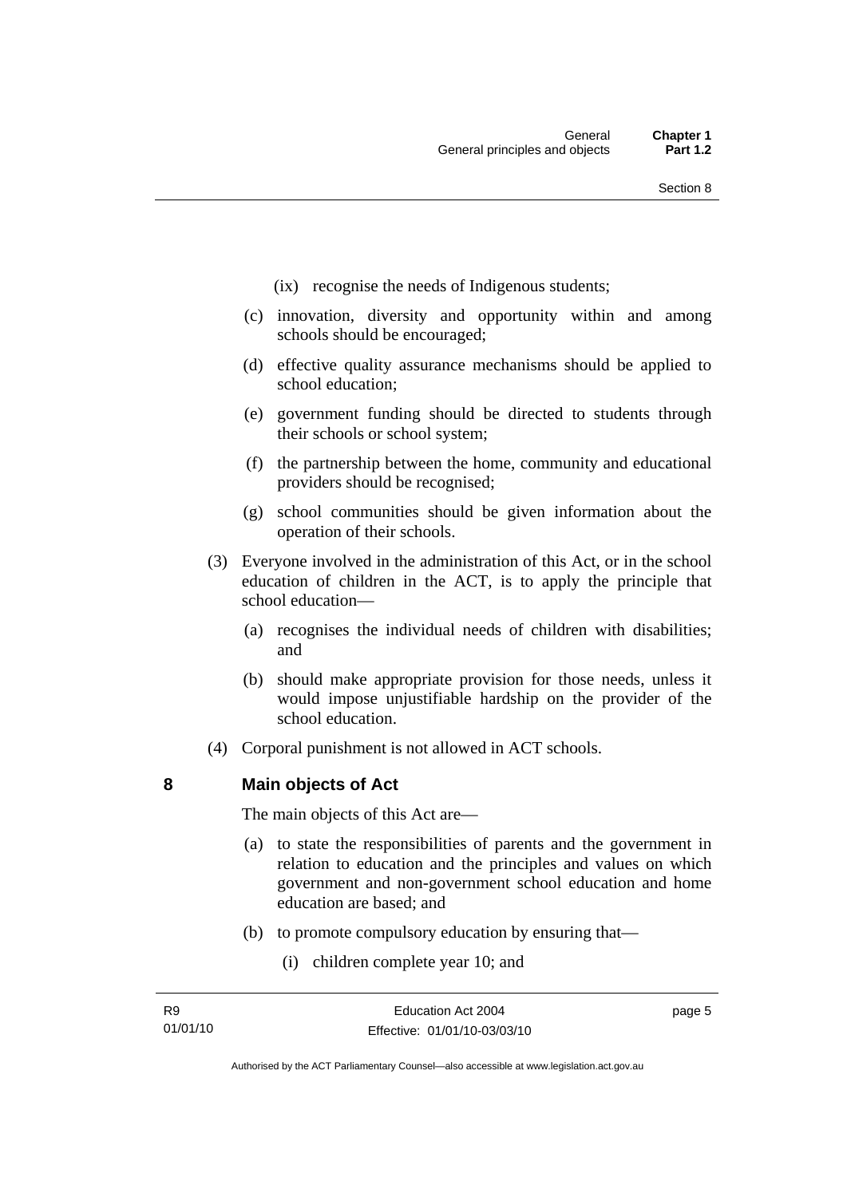(ix) recognise the needs of Indigenous students;

(c) innovation, diversity and opportunity within and among schools should be encouraged;

(d) effective quality assurance mechanisms should be applied to school education;

(e) government funding should be directed to students through their schools or school system;

(f) the partnership between the home, community and educational providers should be recognised;

(g) school communities should be given information about the operation of their schools.

(3) Everyone involved in the administration of this Act, or in the school education of children in the ACT, is to apply the principle that school education—

(a) recognises the individual needs of children with disabilities; and

(b) should make appropriate provision for those needs, unless it would impose unjustifiable hardship on the provider of the school education.

(4) Corporal punishment is not allowed in ACT schools.

## 8 Main objects of Act

The main objects of this Act are—

(a) to state the responsibilities of parents and the government in relation to education and the principles and values on which government and non-government school education and home education are based; and

(b) to promote compulsory education by ensuring that—

(i) children complete year 10; and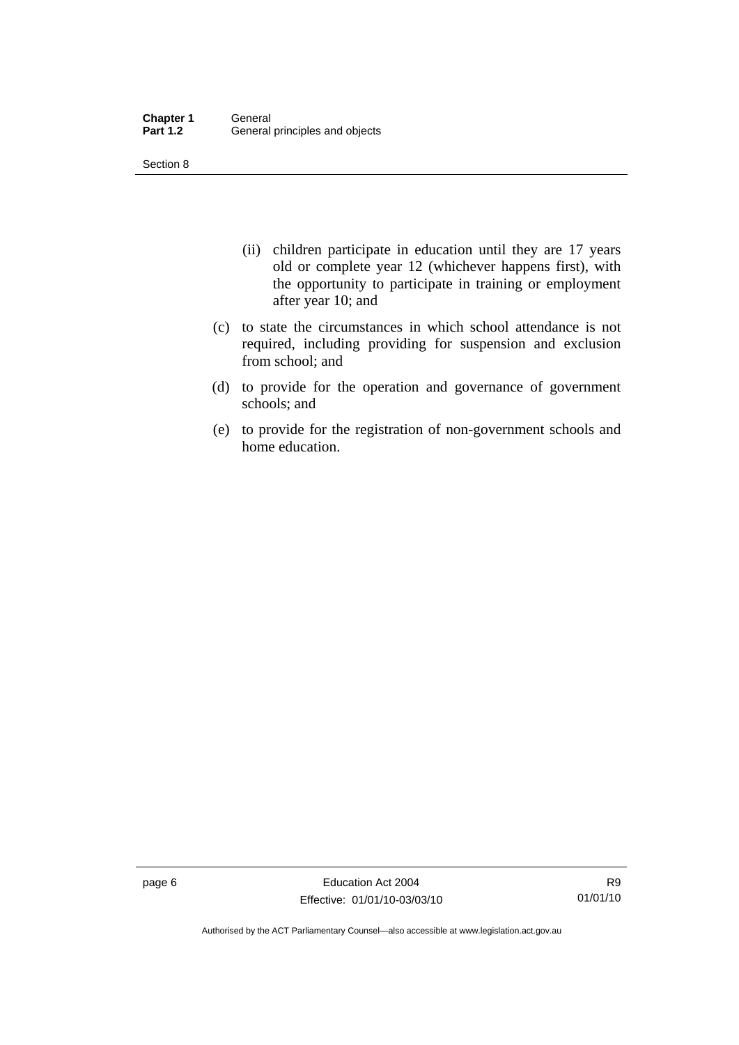(ii) children participate in education until they are 17 years old or complete year 12 (whichever happens first), with the opportunity to participate in training or employment after year 10; and

(c) to state the circumstances in which school attendance is not required, including providing for suspension and exclusion from school; and

(d) to provide for the operation and governance of government schools; and

(e) to provide for the registration of non-government schools and home education.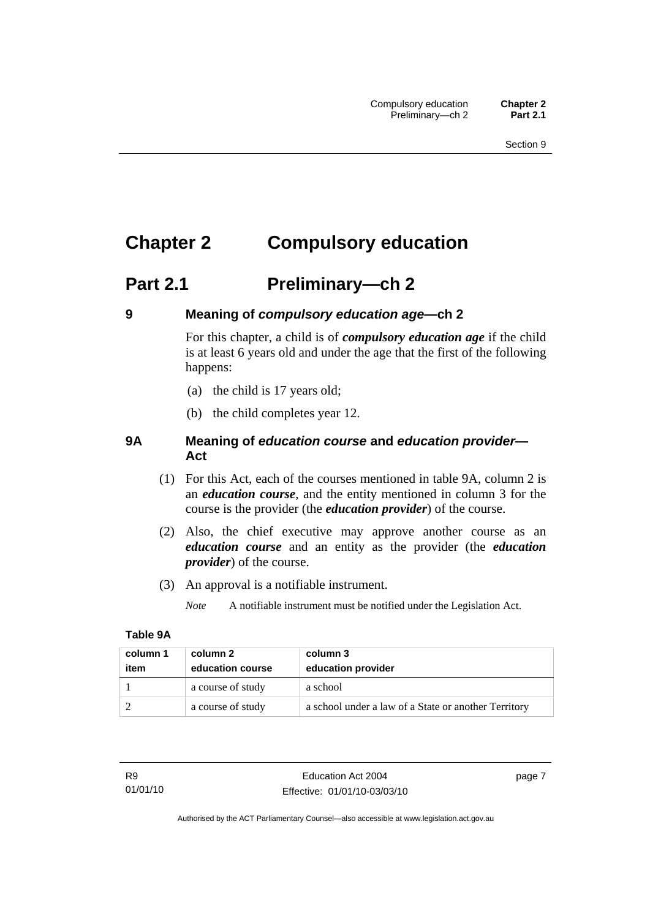# Chapter 2 Compulsory education

## Part 2.1 Preliminary—ch 2

### 9 Meaning of *compulsory education age*—ch 2

For this chapter, a child is of ***compulsory education age*** if the child is at least 6 years old and under the age that the first of the following happens:

(a) the child is 17 years old;

(b) the child completes year 12.

### 9A Meaning of *education course* and *education provider*—Act

(1) For this Act, each of the courses mentioned in table 9A, column 2 is an ***education course***, and the entity mentioned in column 3 for the course is the provider (the ***education provider***) of the course.

(2) Also, the chief executive may approve another course as an ***education course*** and an entity as the provider (the ***education provider***) of the course.

(3) An approval is a notifiable instrument.

*Note* A notifiable instrument must be notified under the Legislation Act.

**Table 9A**

| column 1<br>item | column 2<br>education course | column 3<br>education provider |
|---|---|---|
| 1 | a course of study | a school |
| 2 | a course of study | a school under a law of a State or another Territory |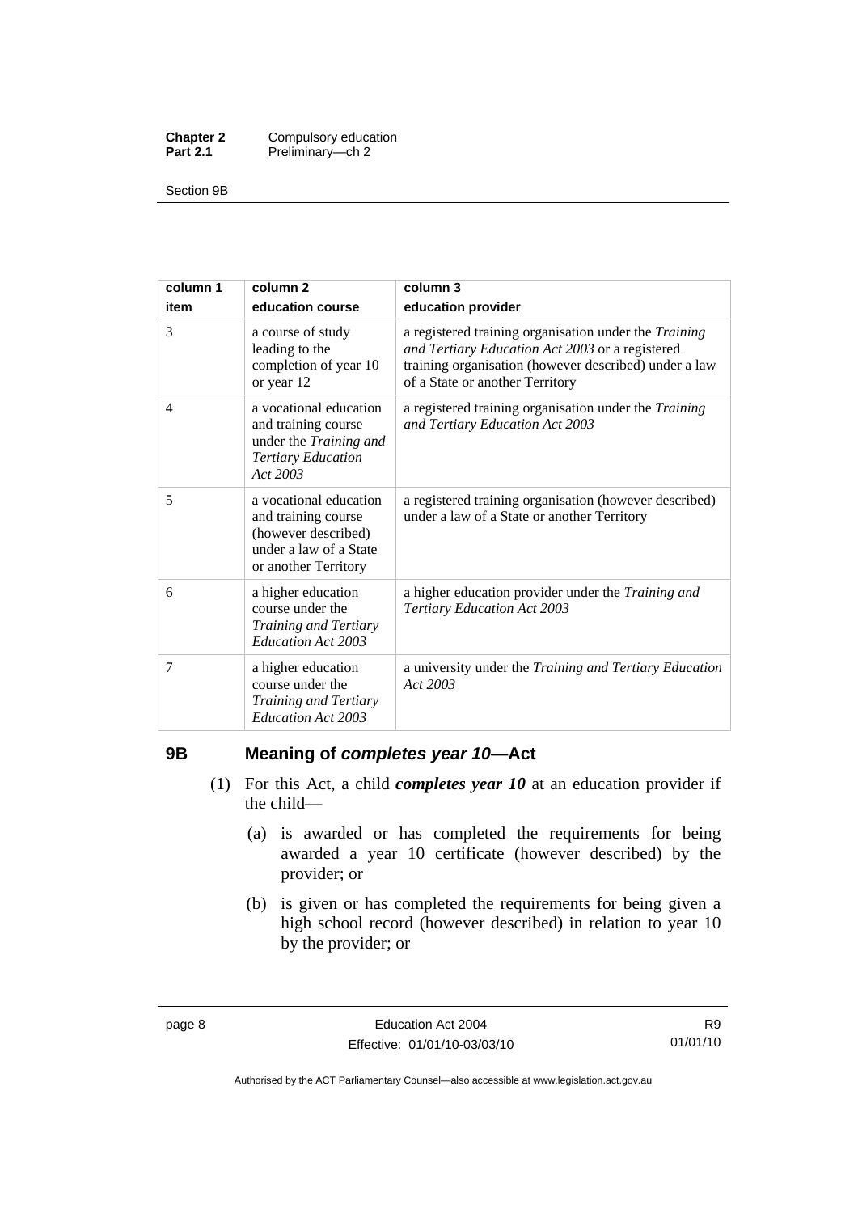| column 1 item | column 2 education course | column 3 education provider |
|---|---|---|
| 3 | a course of study leading to the completion of year 10 or year 12 | a registered training organisation under the *Training and Tertiary Education Act 2003* or a registered training organisation (however described) under a law of a State or another Territory |
| 4 | a vocational education and training course under the *Training and Tertiary Education Act 2003* | a registered training organisation under the *Training and Tertiary Education Act 2003* |
| 5 | a vocational education and training course (however described) under a law of a State or another Territory | a registered training organisation (however described) under a law of a State or another Territory |
| 6 | a higher education course under the *Training and Tertiary Education Act 2003* | a higher education provider under the *Training and Tertiary Education Act 2003* |
| 7 | a higher education course under the *Training and Tertiary Education Act 2003* | a university under the *Training and Tertiary Education Act 2003* |

## 9B Meaning of *completes year 10*—Act

(1) For this Act, a child ***completes year 10*** at an education provider if the child—

(a) is awarded or has completed the requirements for being awarded a year 10 certificate (however described) by the provider; or

(b) is given or has completed the requirements for being given a high school record (however described) in relation to year 10 by the provider; or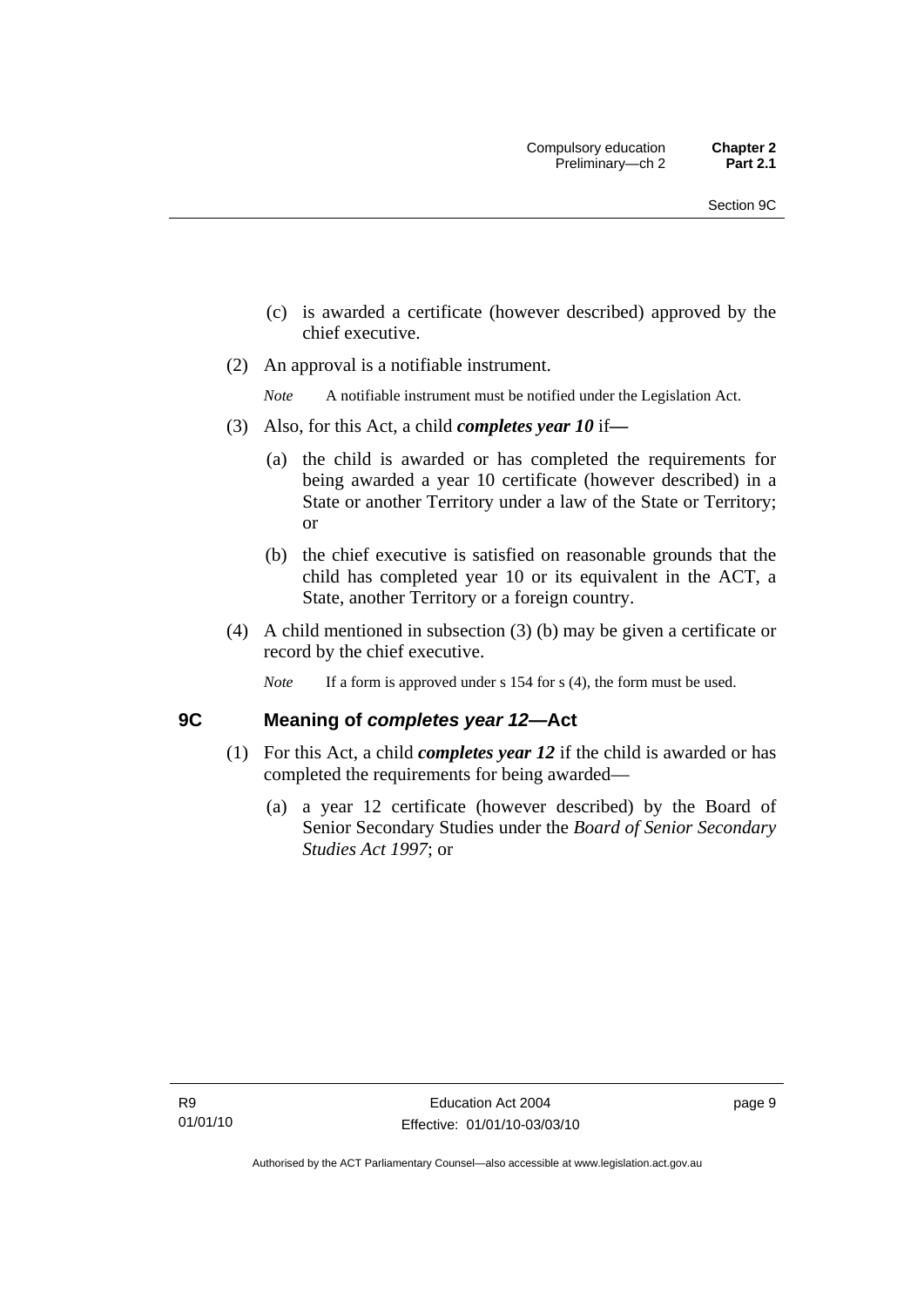(c) is awarded a certificate (however described) approved by the chief executive.

(2) An approval is a notifiable instrument.

*Note* A notifiable instrument must be notified under the Legislation Act.

(3) Also, for this Act, a child ***completes year 10*** if—

(a) the child is awarded or has completed the requirements for being awarded a year 10 certificate (however described) in a State or another Territory under a law of the State or Territory; or

(b) the chief executive is satisfied on reasonable grounds that the child has completed year 10 or its equivalent in the ACT, a State, another Territory or a foreign country.

(4) A child mentioned in subsection (3) (b) may be given a certificate or record by the chief executive.

*Note* If a form is approved under s 154 for s (4), the form must be used.

## 9C Meaning of *completes year 12*—Act

(1) For this Act, a child ***completes year 12*** if the child is awarded or has completed the requirements for being awarded—

(a) a year 12 certificate (however described) by the Board of Senior Secondary Studies under the *Board of Senior Secondary Studies Act 1997*; or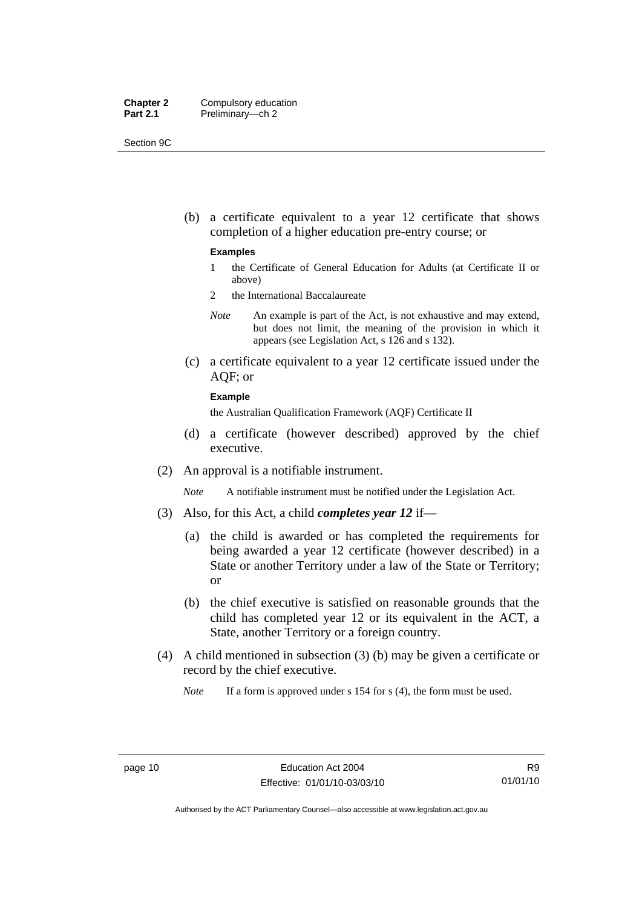(b) a certificate equivalent to a year 12 certificate that shows completion of a higher education pre-entry course; or

**Examples**

1 the Certificate of General Education for Adults (at Certificate II or above)

2 the International Baccalaureate

*Note* An example is part of the Act, is not exhaustive and may extend, but does not limit, the meaning of the provision in which it appears (see Legislation Act, s 126 and s 132).

(c) a certificate equivalent to a year 12 certificate issued under the AQF; or

**Example**

the Australian Qualification Framework (AQF) Certificate II

(d) a certificate (however described) approved by the chief executive.

(2) An approval is a notifiable instrument.

*Note* A notifiable instrument must be notified under the Legislation Act.

(3) Also, for this Act, a child ***completes year 12*** if—

(a) the child is awarded or has completed the requirements for being awarded a year 12 certificate (however described) in a State or another Territory under a law of the State or Territory; or

(b) the chief executive is satisfied on reasonable grounds that the child has completed year 12 or its equivalent in the ACT, a State, another Territory or a foreign country.

(4) A child mentioned in subsection (3) (b) may be given a certificate or record by the chief executive.

*Note* If a form is approved under s 154 for s (4), the form must be used.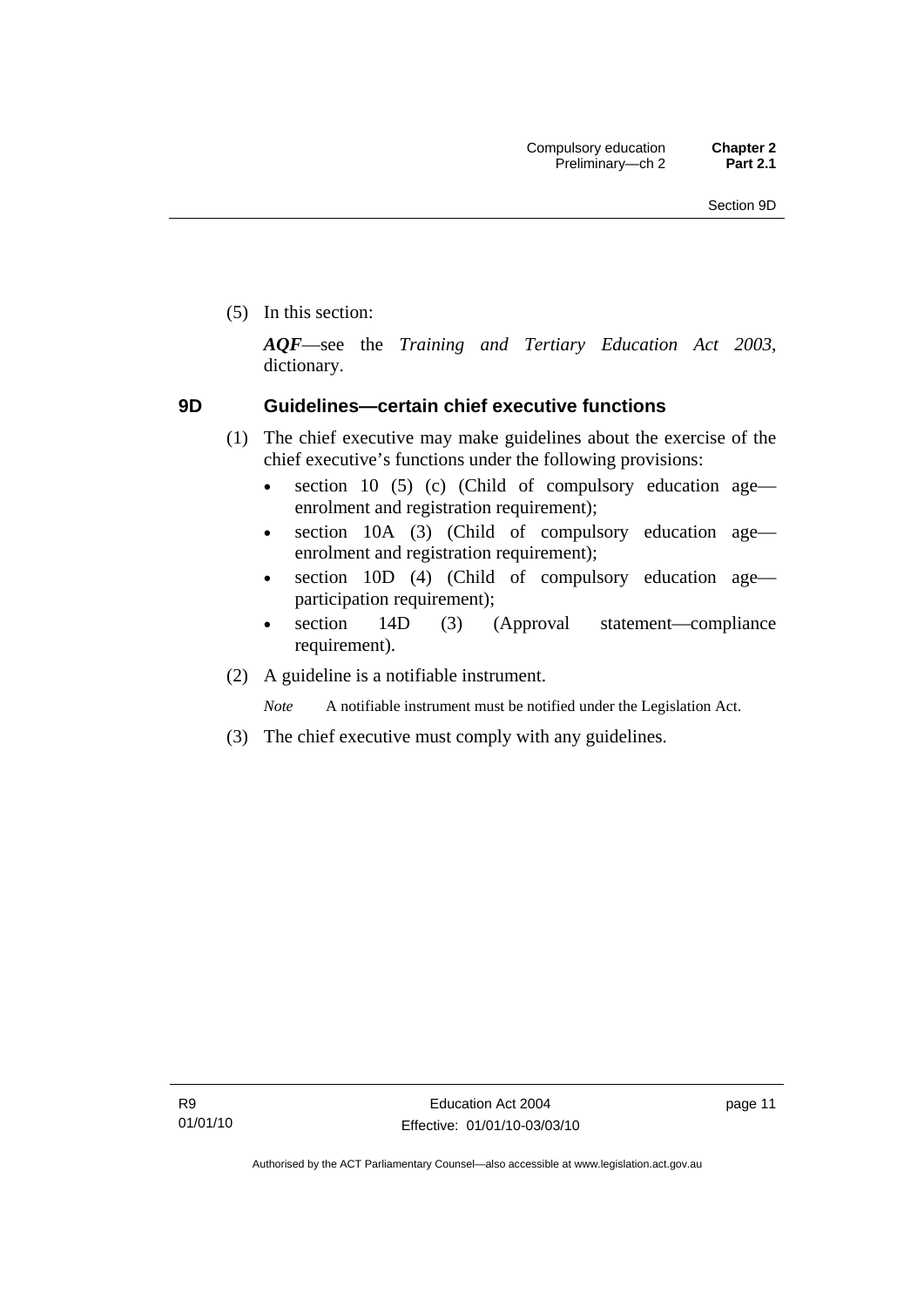(5) In this section:

***AQF***—see the *Training and Tertiary Education Act 2003*, dictionary.

### 9D Guidelines—certain chief executive functions

(1) The chief executive may make guidelines about the exercise of the chief executive's functions under the following provisions:

- section 10 (5) (c) (Child of compulsory education age—enrolment and registration requirement);
- section 10A (3) (Child of compulsory education age—enrolment and registration requirement);
- section 10D (4) (Child of compulsory education age—participation requirement);
- section 14D (3) (Approval statement—compliance requirement).

(2) A guideline is a notifiable instrument.

*Note* A notifiable instrument must be notified under the Legislation Act.

(3) The chief executive must comply with any guidelines.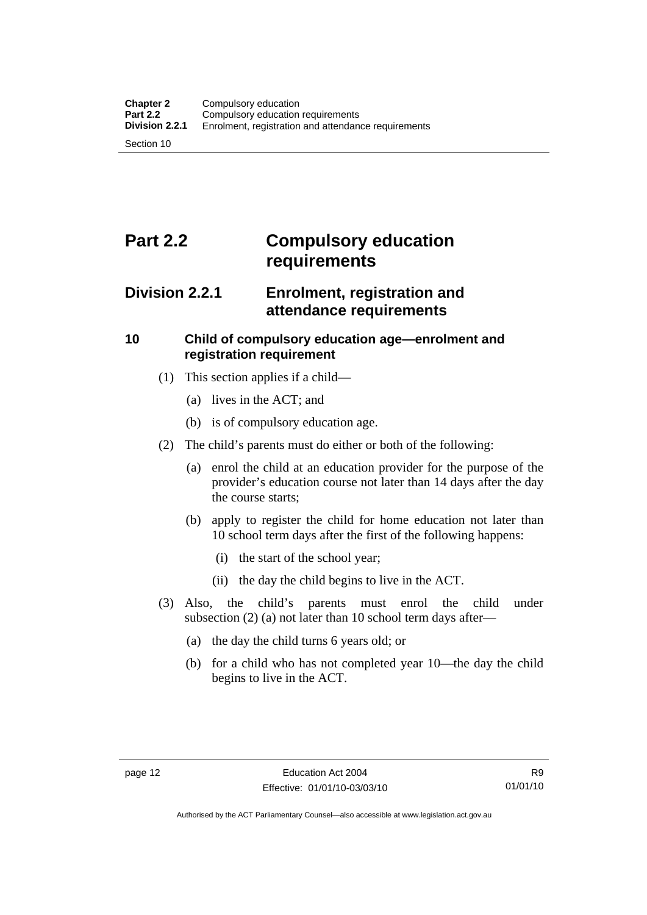# Part 2.2 Compulsory education requirements

## Division 2.2.1 Enrolment, registration and attendance requirements

### 10 Child of compulsory education age—enrolment and registration requirement

(1) This section applies if a child—

(a) lives in the ACT; and

(b) is of compulsory education age.

(2) The child's parents must do either or both of the following:

(a) enrol the child at an education provider for the purpose of the provider's education course not later than 14 days after the day the course starts;

(b) apply to register the child for home education not later than 10 school term days after the first of the following happens:

(i) the start of the school year;

(ii) the day the child begins to live in the ACT.

(3) Also, the child's parents must enrol the child under subsection (2) (a) not later than 10 school term days after—

(a) the day the child turns 6 years old; or

(b) for a child who has not completed year 10—the day the child begins to live in the ACT.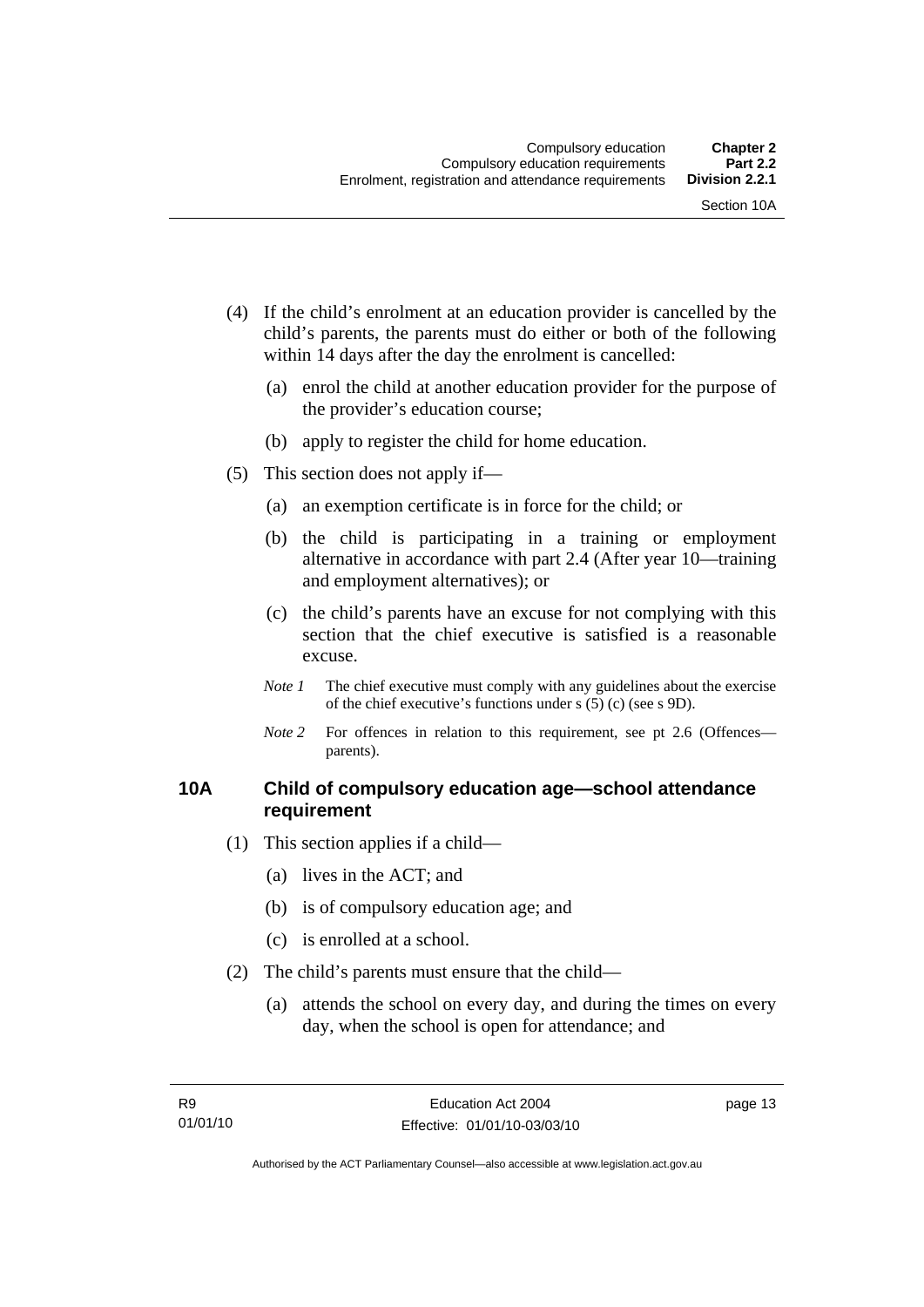(4) If the child's enrolment at an education provider is cancelled by the child's parents, the parents must do either or both of the following within 14 days after the day the enrolment is cancelled:

(a) enrol the child at another education provider for the purpose of the provider's education course;

(b) apply to register the child for home education.

(5) This section does not apply if—

(a) an exemption certificate is in force for the child; or

(b) the child is participating in a training or employment alternative in accordance with part 2.4 (After year 10—training and employment alternatives); or

(c) the child's parents have an excuse for not complying with this section that the chief executive is satisfied is a reasonable excuse.

*Note 1* The chief executive must comply with any guidelines about the exercise of the chief executive's functions under s (5) (c) (see s 9D).

*Note 2* For offences in relation to this requirement, see pt 2.6 (Offences—parents).

### 10A Child of compulsory education age—school attendance requirement

(1) This section applies if a child—

(a) lives in the ACT; and

(b) is of compulsory education age; and

(c) is enrolled at a school.

(2) The child's parents must ensure that the child—

(a) attends the school on every day, and during the times on every day, when the school is open for attendance; and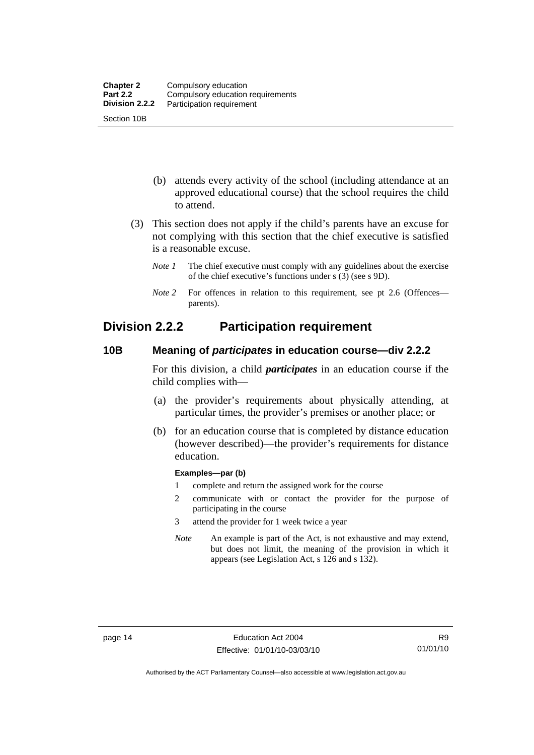(b) attends every activity of the school (including attendance at an approved educational course) that the school requires the child to attend.

(3) This section does not apply if the child's parents have an excuse for not complying with this section that the chief executive is satisfied is a reasonable excuse.

*Note 1* The chief executive must comply with any guidelines about the exercise of the chief executive's functions under s (3) (see s 9D).

*Note 2* For offences in relation to this requirement, see pt 2.6 (Offences—parents).

## Division 2.2.2 Participation requirement

### 10B Meaning of *participates* in education course—div 2.2.2

For this division, a child ***participates*** in an education course if the child complies with—

(a) the provider's requirements about physically attending, at particular times, the provider's premises or another place; or

(b) for an education course that is completed by distance education (however described)—the provider's requirements for distance education.

**Examples—par (b)**

1 complete and return the assigned work for the course

2 communicate with or contact the provider for the purpose of participating in the course

3 attend the provider for 1 week twice a year

*Note* An example is part of the Act, is not exhaustive and may extend, but does not limit, the meaning of the provision in which it appears (see Legislation Act, s 126 and s 132).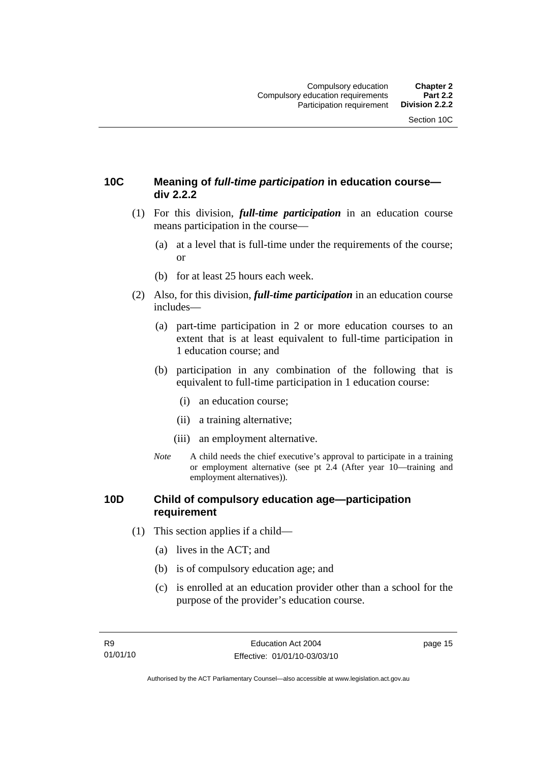## 10C Meaning of *full-time participation* in education course—div 2.2.2

(1) For this division, ***full-time participation*** in an education course means participation in the course—

(a) at a level that is full-time under the requirements of the course; or

(b) for at least 25 hours each week.

(2) Also, for this division, ***full-time participation*** in an education course includes—

(a) part-time participation in 2 or more education courses to an extent that is at least equivalent to full-time participation in 1 education course; and

(b) participation in any combination of the following that is equivalent to full-time participation in 1 education course:

(i) an education course;

(ii) a training alternative;

(iii) an employment alternative.

*Note* A child needs the chief executive's approval to participate in a training or employment alternative (see pt 2.4 (After year 10—training and employment alternatives)).

## 10D Child of compulsory education age—participation requirement

(1) This section applies if a child—

(a) lives in the ACT; and

(b) is of compulsory education age; and

(c) is enrolled at an education provider other than a school for the purpose of the provider's education course.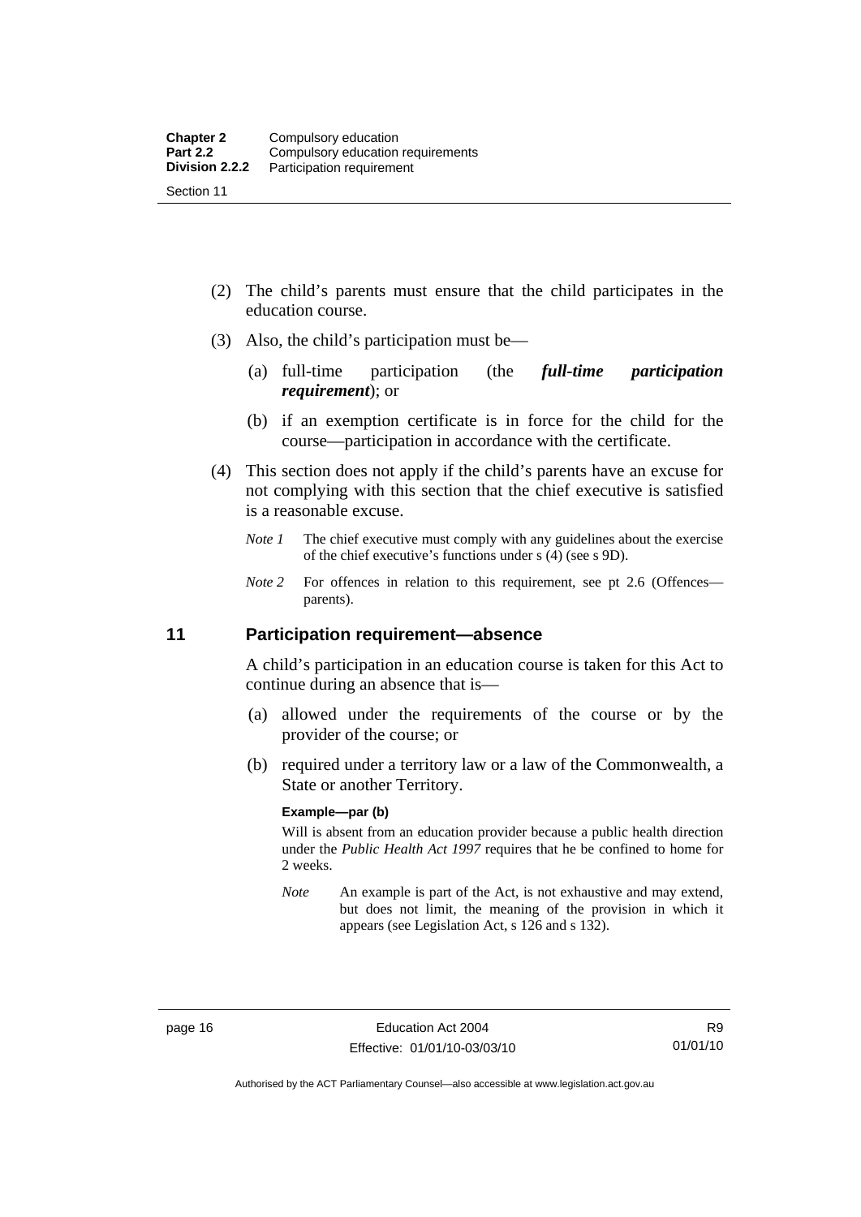(2) The child's parents must ensure that the child participates in the education course.

(3) Also, the child's participation must be—

(a) full-time participation (the ***full-time participation requirement***); or

(b) if an exemption certificate is in force for the child for the course—participation in accordance with the certificate.

(4) This section does not apply if the child's parents have an excuse for not complying with this section that the chief executive is satisfied is a reasonable excuse.

*Note 1* The chief executive must comply with any guidelines about the exercise of the chief executive's functions under s (4) (see s 9D).

*Note 2* For offences in relation to this requirement, see pt 2.6 (Offences—parents).

## 11 Participation requirement—absence

A child's participation in an education course is taken for this Act to continue during an absence that is—

(a) allowed under the requirements of the course or by the provider of the course; or

(b) required under a territory law or a law of the Commonwealth, a State or another Territory.

**Example—par (b)**

Will is absent from an education provider because a public health direction under the *Public Health Act 1997* requires that he be confined to home for 2 weeks.

*Note* An example is part of the Act, is not exhaustive and may extend, but does not limit, the meaning of the provision in which it appears (see Legislation Act, s 126 and s 132).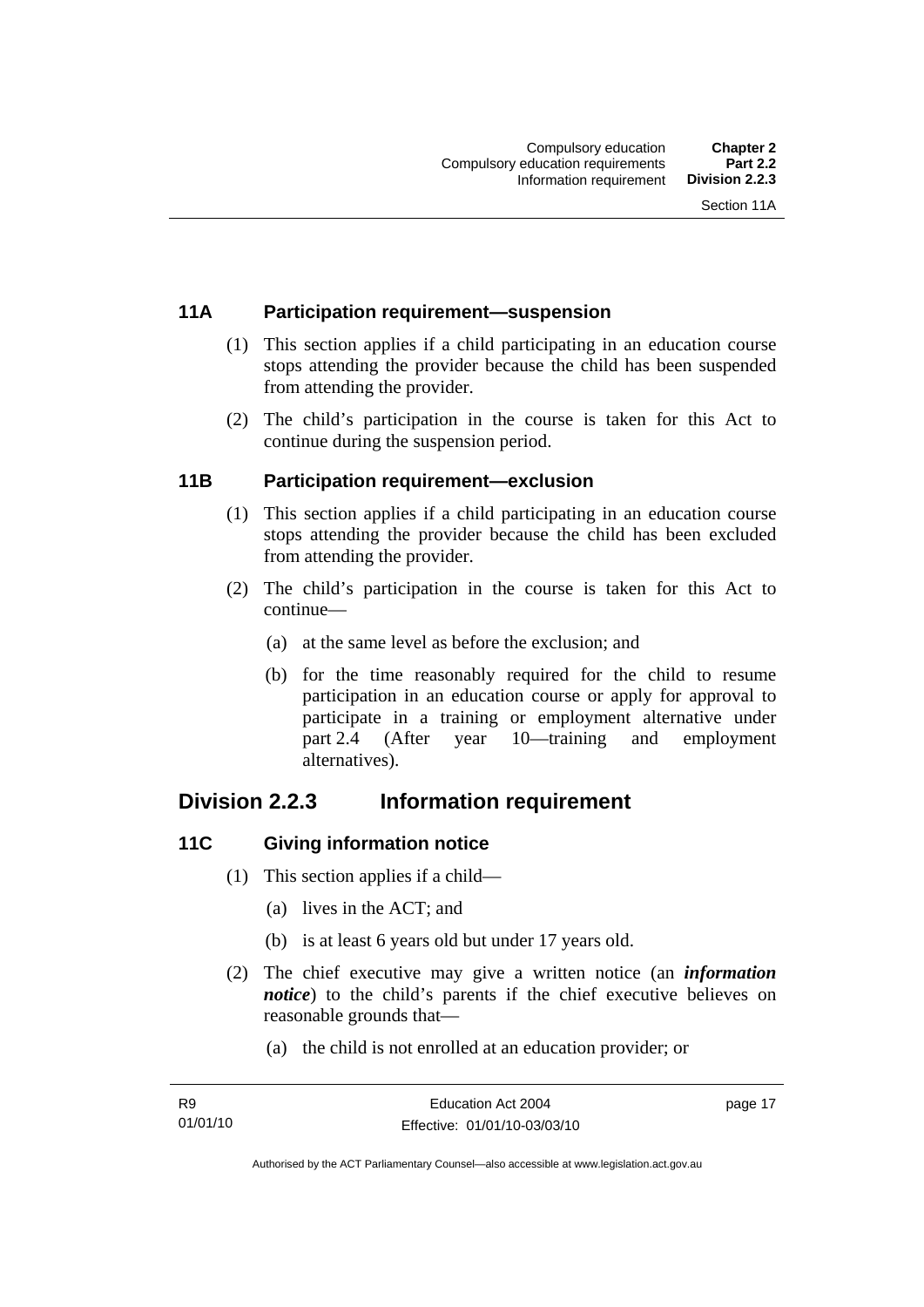### 11A Participation requirement—suspension

(1) This section applies if a child participating in an education course stops attending the provider because the child has been suspended from attending the provider.

(2) The child's participation in the course is taken for this Act to continue during the suspension period.

### 11B Participation requirement—exclusion

(1) This section applies if a child participating in an education course stops attending the provider because the child has been excluded from attending the provider.

(2) The child's participation in the course is taken for this Act to continue—

(a) at the same level as before the exclusion; and

(b) for the time reasonably required for the child to resume participation in an education course or apply for approval to participate in a training or employment alternative under part 2.4 (After year 10—training and employment alternatives).

## Division 2.2.3 Information requirement

### 11C Giving information notice

(1) This section applies if a child—

(a) lives in the ACT; and

(b) is at least 6 years old but under 17 years old.

(2) The chief executive may give a written notice (an ***information notice***) to the child's parents if the chief executive believes on reasonable grounds that—

(a) the child is not enrolled at an education provider; or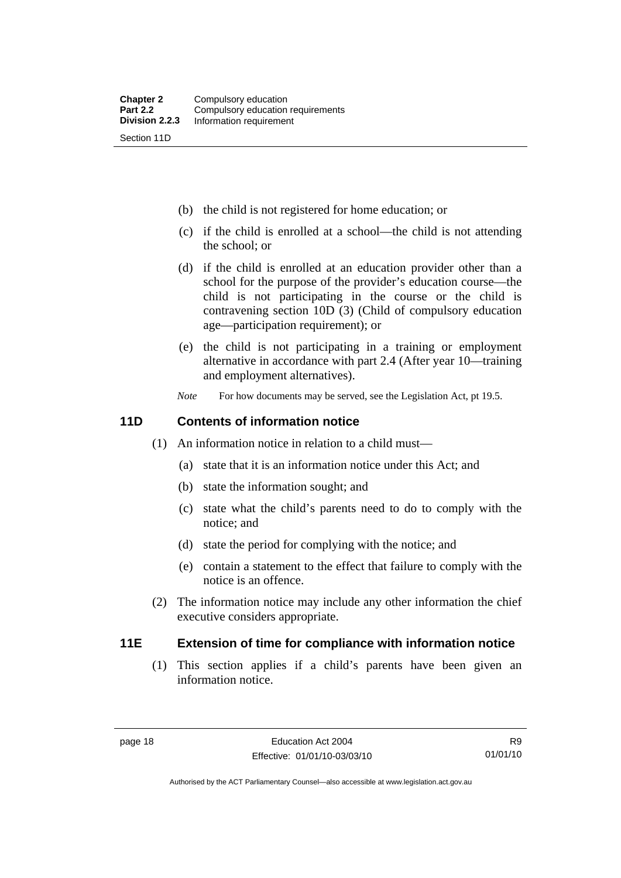(b) the child is not registered for home education; or

(c) if the child is enrolled at a school—the child is not attending the school; or

(d) if the child is enrolled at an education provider other than a school for the purpose of the provider's education course—the child is not participating in the course or the child is contravening section 10D (3) (Child of compulsory education age—participation requirement); or

(e) the child is not participating in a training or employment alternative in accordance with part 2.4 (After year 10—training and employment alternatives).

*Note* For how documents may be served, see the Legislation Act, pt 19.5.

## 11D Contents of information notice

(1) An information notice in relation to a child must—

(a) state that it is an information notice under this Act; and

(b) state the information sought; and

(c) state what the child's parents need to do to comply with the notice; and

(d) state the period for complying with the notice; and

(e) contain a statement to the effect that failure to comply with the notice is an offence.

(2) The information notice may include any other information the chief executive considers appropriate.

## 11E Extension of time for compliance with information notice

(1) This section applies if a child's parents have been given an information notice.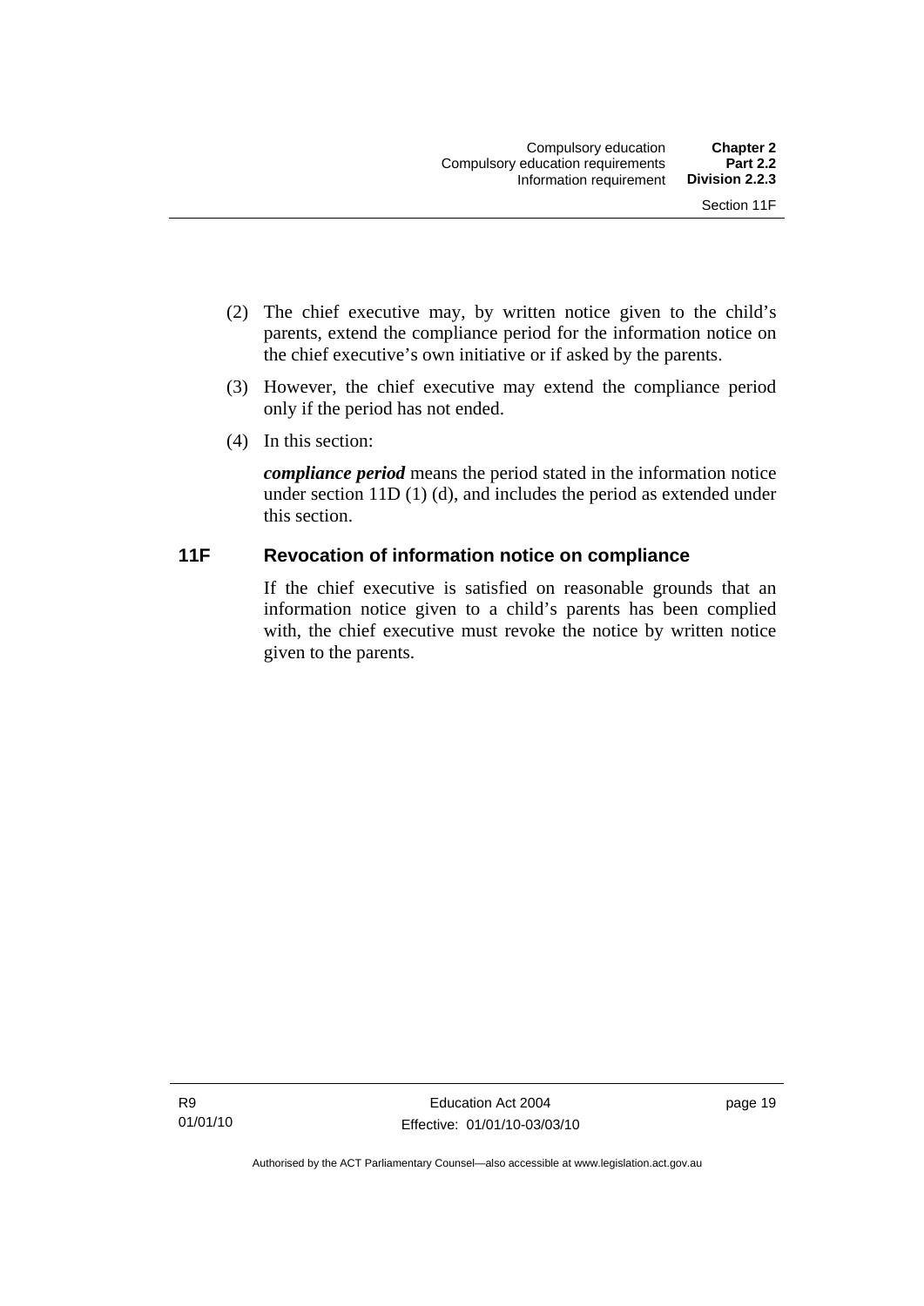(2) The chief executive may, by written notice given to the child's parents, extend the compliance period for the information notice on the chief executive's own initiative or if asked by the parents.

(3) However, the chief executive may extend the compliance period only if the period has not ended.

(4) In this section:

***compliance period*** means the period stated in the information notice under section 11D (1) (d), and includes the period as extended under this section.

### 11F Revocation of information notice on compliance

If the chief executive is satisfied on reasonable grounds that an information notice given to a child's parents has been complied with, the chief executive must revoke the notice by written notice given to the parents.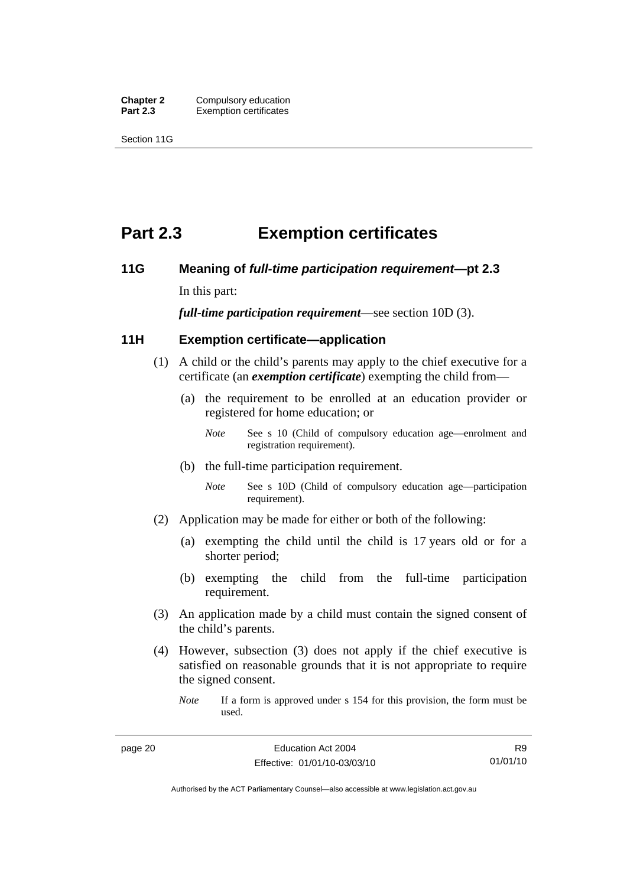# Part 2.3 Exemption certificates

## 11G Meaning of *full-time participation requirement*—pt 2.3

In this part:

***full-time participation requirement***—see section 10D (3).

## 11H Exemption certificate—application

(1) A child or the child's parents may apply to the chief executive for a certificate (an ***exemption certificate***) exempting the child from—

(a) the requirement to be enrolled at an education provider or registered for home education; or

*Note* See s 10 (Child of compulsory education age—enrolment and registration requirement).

(b) the full-time participation requirement.

*Note* See s 10D (Child of compulsory education age—participation requirement).

(2) Application may be made for either or both of the following:

(a) exempting the child until the child is 17 years old or for a shorter period;

(b) exempting the child from the full-time participation requirement.

(3) An application made by a child must contain the signed consent of the child's parents.

(4) However, subsection (3) does not apply if the chief executive is satisfied on reasonable grounds that it is not appropriate to require the signed consent.

*Note* If a form is approved under s 154 for this provision, the form must be used.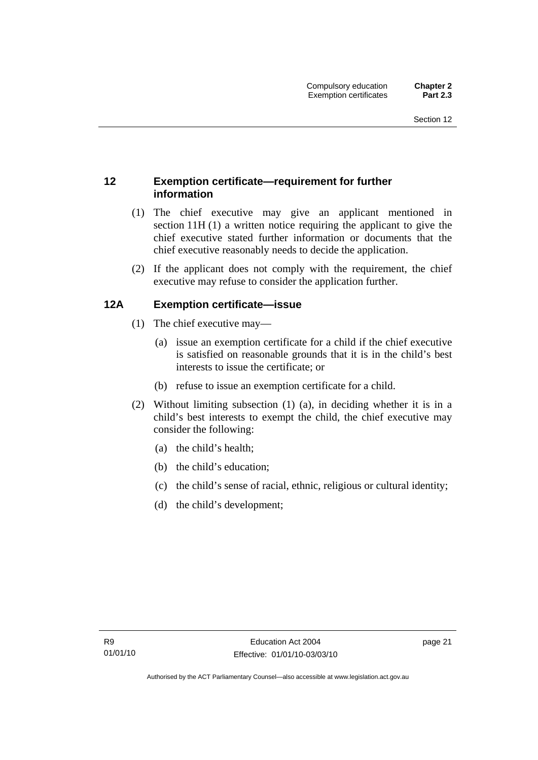## 12 Exemption certificate—requirement for further information

(1) The chief executive may give an applicant mentioned in section 11H (1) a written notice requiring the applicant to give the chief executive stated further information or documents that the chief executive reasonably needs to decide the application.

(2) If the applicant does not comply with the requirement, the chief executive may refuse to consider the application further.

## 12A Exemption certificate—issue

(1) The chief executive may—

(a) issue an exemption certificate for a child if the chief executive is satisfied on reasonable grounds that it is in the child's best interests to issue the certificate; or

(b) refuse to issue an exemption certificate for a child.

(2) Without limiting subsection (1) (a), in deciding whether it is in a child's best interests to exempt the child, the chief executive may consider the following:

(a) the child's health;

(b) the child's education;

(c) the child's sense of racial, ethnic, religious or cultural identity;

(d) the child's development;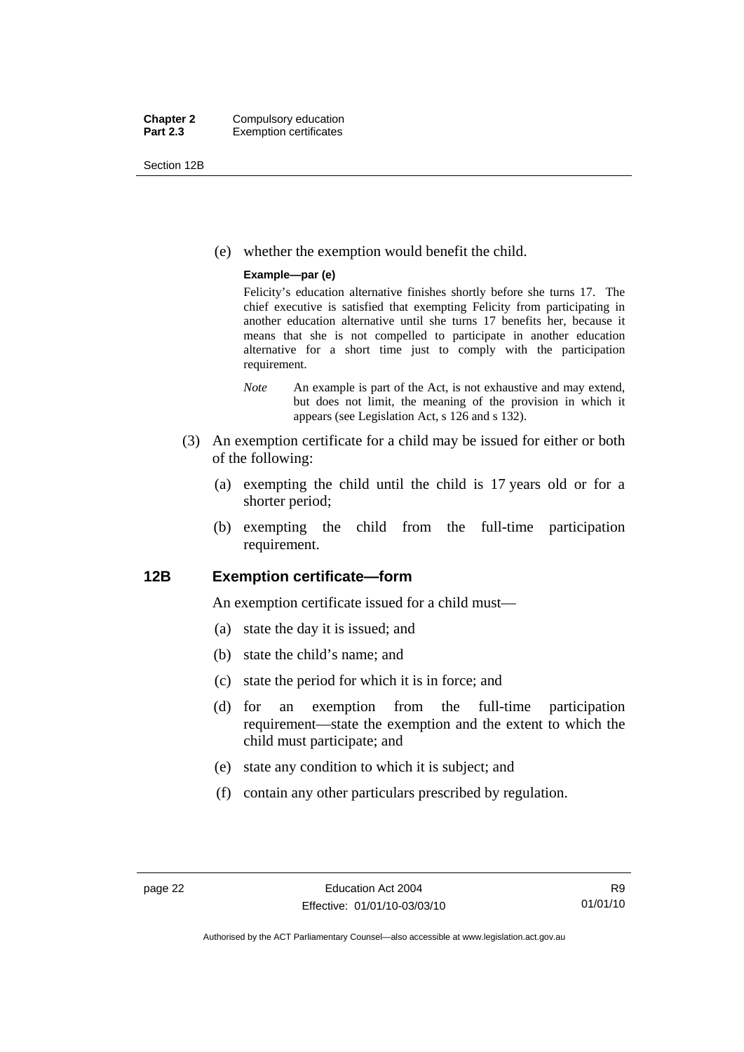(e) whether the exemption would benefit the child.

**Example—par (e)**

Felicity's education alternative finishes shortly before she turns 17. The chief executive is satisfied that exempting Felicity from participating in another education alternative until she turns 17 benefits her, because it means that she is not compelled to participate in another education alternative for a short time just to comply with the participation requirement.

*Note* An example is part of the Act, is not exhaustive and may extend, but does not limit, the meaning of the provision in which it appears (see Legislation Act, s 126 and s 132).

(3) An exemption certificate for a child may be issued for either or both of the following:

(a) exempting the child until the child is 17 years old or for a shorter period;

(b) exempting the child from the full-time participation requirement.

## 12B Exemption certificate—form

An exemption certificate issued for a child must—

(a) state the day it is issued; and

(b) state the child's name; and

(c) state the period for which it is in force; and

(d) for an exemption from the full-time participation requirement—state the exemption and the extent to which the child must participate; and

(e) state any condition to which it is subject; and

(f) contain any other particulars prescribed by regulation.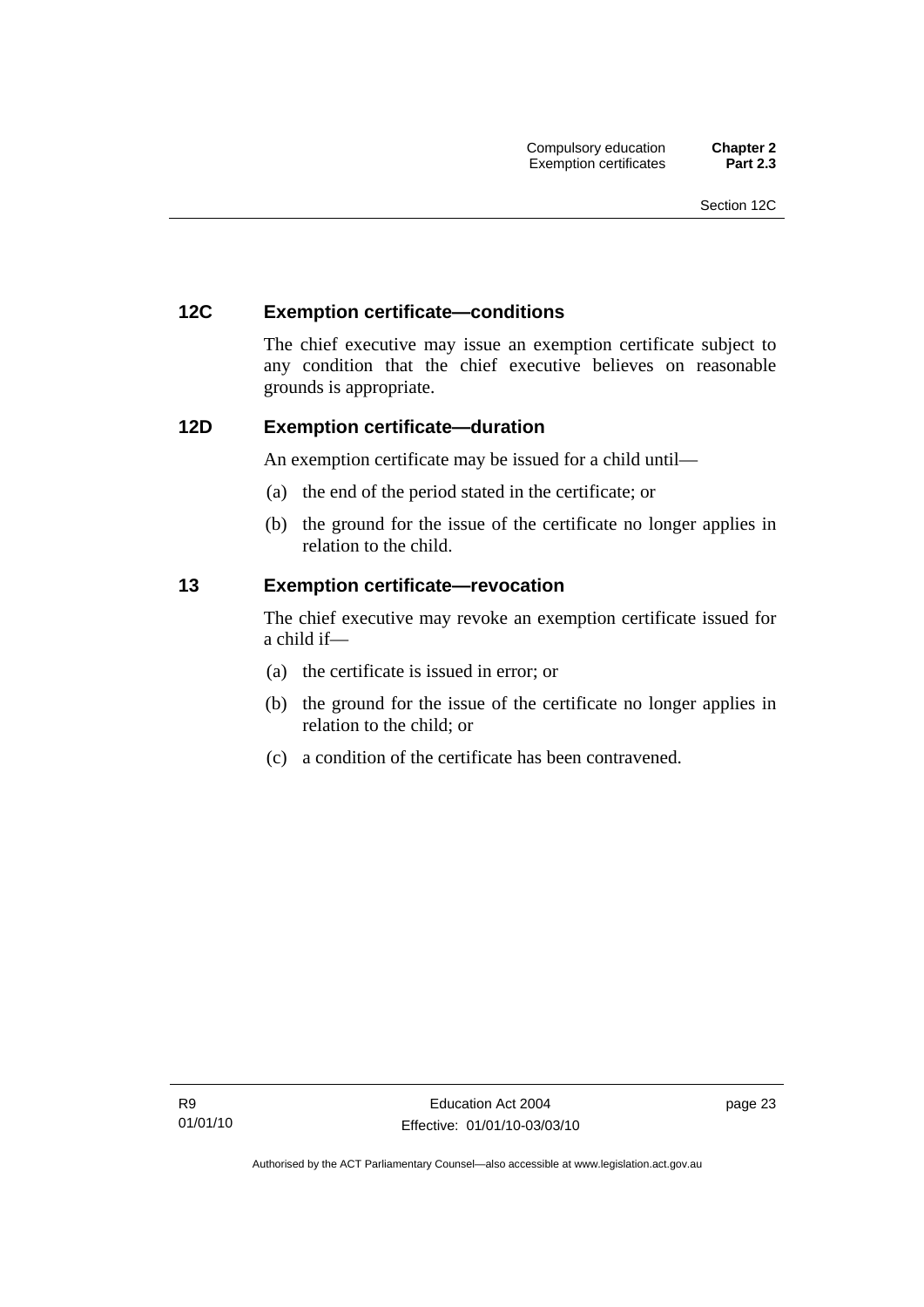### 12C Exemption certificate—conditions

The chief executive may issue an exemption certificate subject to any condition that the chief executive believes on reasonable grounds is appropriate.

### 12D Exemption certificate—duration

An exemption certificate may be issued for a child until—

(a) the end of the period stated in the certificate; or

(b) the ground for the issue of the certificate no longer applies in relation to the child.

### 13 Exemption certificate—revocation

The chief executive may revoke an exemption certificate issued for a child if—

(a) the certificate is issued in error; or

(b) the ground for the issue of the certificate no longer applies in relation to the child; or

(c) a condition of the certificate has been contravened.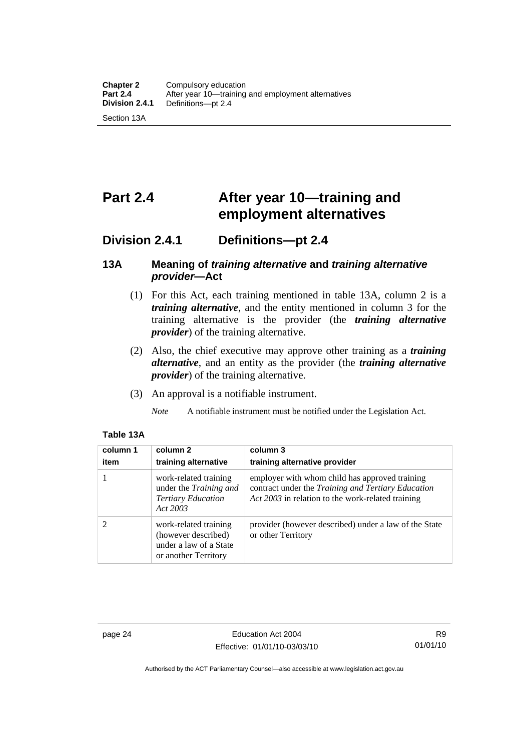# Part 2.4 After year 10—training and employment alternatives

## Division 2.4.1 Definitions—pt 2.4

### 13A Meaning of *training alternative* and *training alternative provider*—Act

(1) For this Act, each training mentioned in table 13A, column 2 is a ***training alternative***, and the entity mentioned in column 3 for the training alternative is the provider (the ***training alternative provider***) of the training alternative.

(2) Also, the chief executive may approve other training as a ***training alternative***, and an entity as the provider (the ***training alternative provider***) of the training alternative.

(3) An approval is a notifiable instrument.

*Note* A notifiable instrument must be notified under the Legislation Act.

**Table 13A**

| column 1<br>item | column 2<br>training alternative | column 3<br>training alternative provider |
|---|---|---|
| 1 | work-related training under the *Training and Tertiary Education Act 2003* | employer with whom child has approved training contract under the *Training and Tertiary Education Act 2003* in relation to the work-related training |
| 2 | work-related training (however described) under a law of a State or another Territory | provider (however described) under a law of the State or other Territory |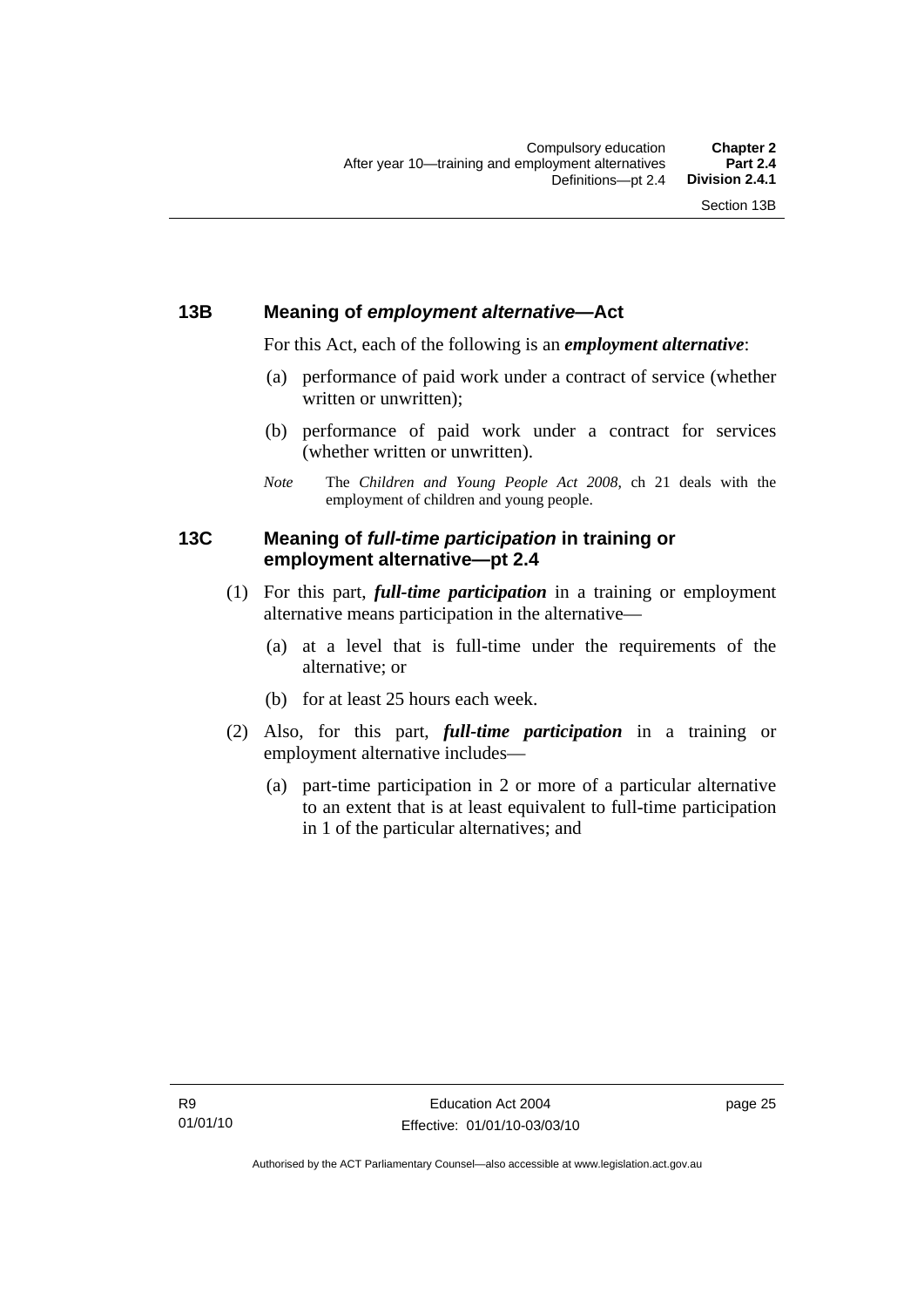### 13B Meaning of *employment alternative*—Act

For this Act, each of the following is an ***employment alternative***:

(a) performance of paid work under a contract of service (whether written or unwritten);

(b) performance of paid work under a contract for services (whether written or unwritten).

*Note* The *Children and Young People Act 2008*, ch 21 deals with the employment of children and young people.

### 13C Meaning of *full-time participation* in training or employment alternative—pt 2.4

(1) For this part, ***full-time participation*** in a training or employment alternative means participation in the alternative—

(a) at a level that is full-time under the requirements of the alternative; or

(b) for at least 25 hours each week.

(2) Also, for this part, ***full-time participation*** in a training or employment alternative includes—

(a) part-time participation in 2 or more of a particular alternative to an extent that is at least equivalent to full-time participation in 1 of the particular alternatives; and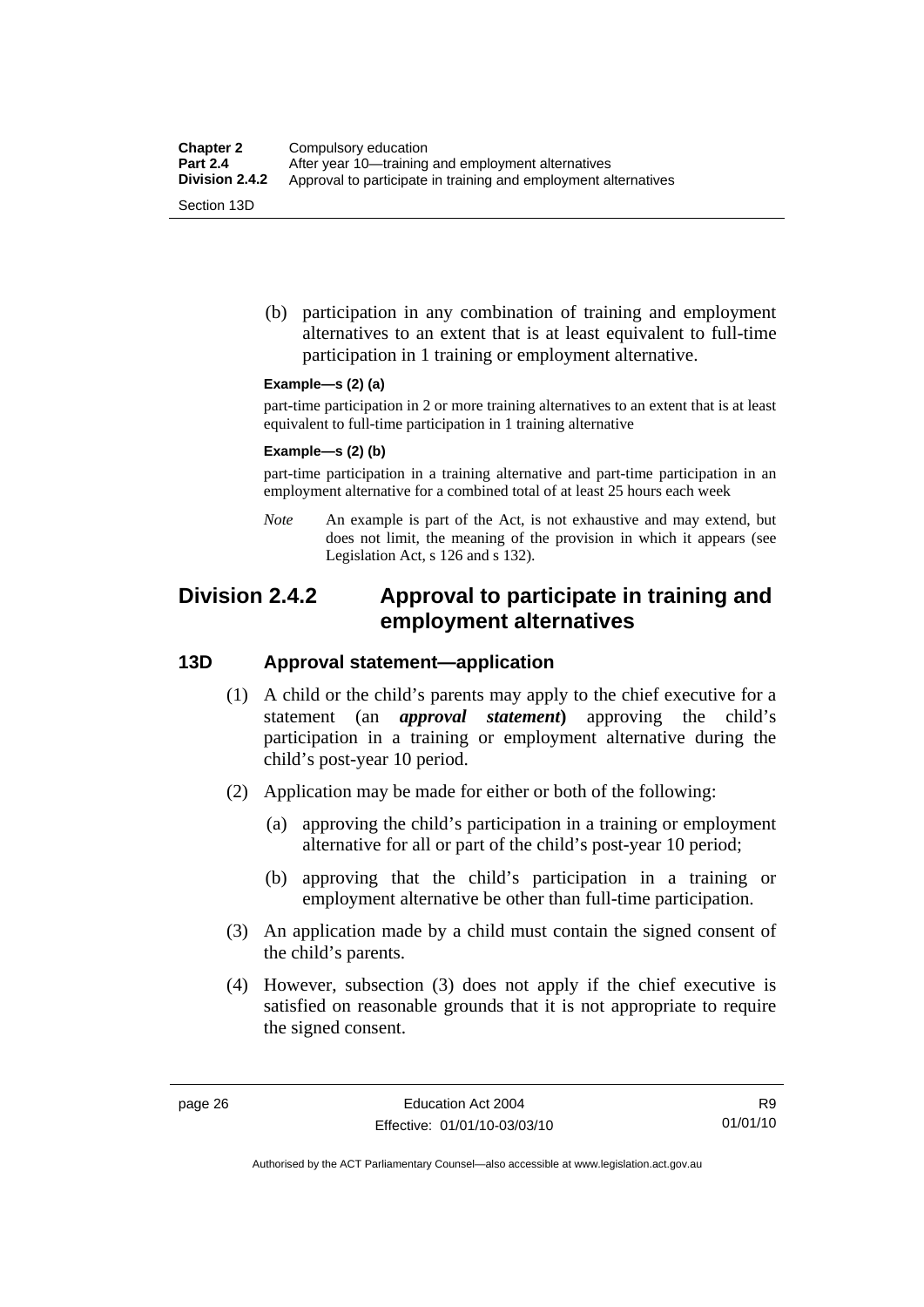(b) participation in any combination of training and employment alternatives to an extent that is at least equivalent to full-time participation in 1 training or employment alternative.

**Example—s (2) (a)**

part-time participation in 2 or more training alternatives to an extent that is at least equivalent to full-time participation in 1 training alternative

**Example—s (2) (b)**

part-time participation in a training alternative and part-time participation in an employment alternative for a combined total of at least 25 hours each week

*Note* An example is part of the Act, is not exhaustive and may extend, but does not limit, the meaning of the provision in which it appears (see Legislation Act, s 126 and s 132).

## Division 2.4.2 Approval to participate in training and employment alternatives

### 13D Approval statement—application

(1) A child or the child's parents may apply to the chief executive for a statement (an ***approval statement***) approving the child's participation in a training or employment alternative during the child's post-year 10 period.

(2) Application may be made for either or both of the following:

(a) approving the child's participation in a training or employment alternative for all or part of the child's post-year 10 period;

(b) approving that the child's participation in a training or employment alternative be other than full-time participation.

(3) An application made by a child must contain the signed consent of the child's parents.

(4) However, subsection (3) does not apply if the chief executive is satisfied on reasonable grounds that it is not appropriate to require the signed consent.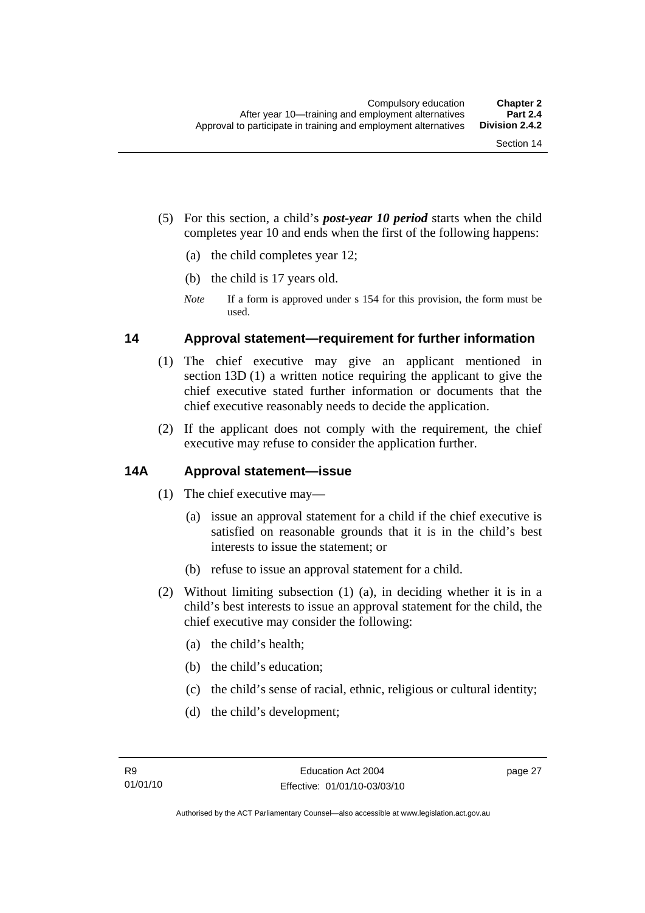(5) For this section, a child's ***post-year 10 period*** starts when the child completes year 10 and ends when the first of the following happens:

(a) the child completes year 12;

(b) the child is 17 years old.

*Note* If a form is approved under s 154 for this provision, the form must be used.

## 14 Approval statement—requirement for further information

(1) The chief executive may give an applicant mentioned in section 13D (1) a written notice requiring the applicant to give the chief executive stated further information or documents that the chief executive reasonably needs to decide the application.

(2) If the applicant does not comply with the requirement, the chief executive may refuse to consider the application further.

## 14A Approval statement—issue

(1) The chief executive may—

(a) issue an approval statement for a child if the chief executive is satisfied on reasonable grounds that it is in the child's best interests to issue the statement; or

(b) refuse to issue an approval statement for a child.

(2) Without limiting subsection (1) (a), in deciding whether it is in a child's best interests to issue an approval statement for the child, the chief executive may consider the following:

(a) the child's health;

(b) the child's education;

(c) the child's sense of racial, ethnic, religious or cultural identity;

(d) the child's development;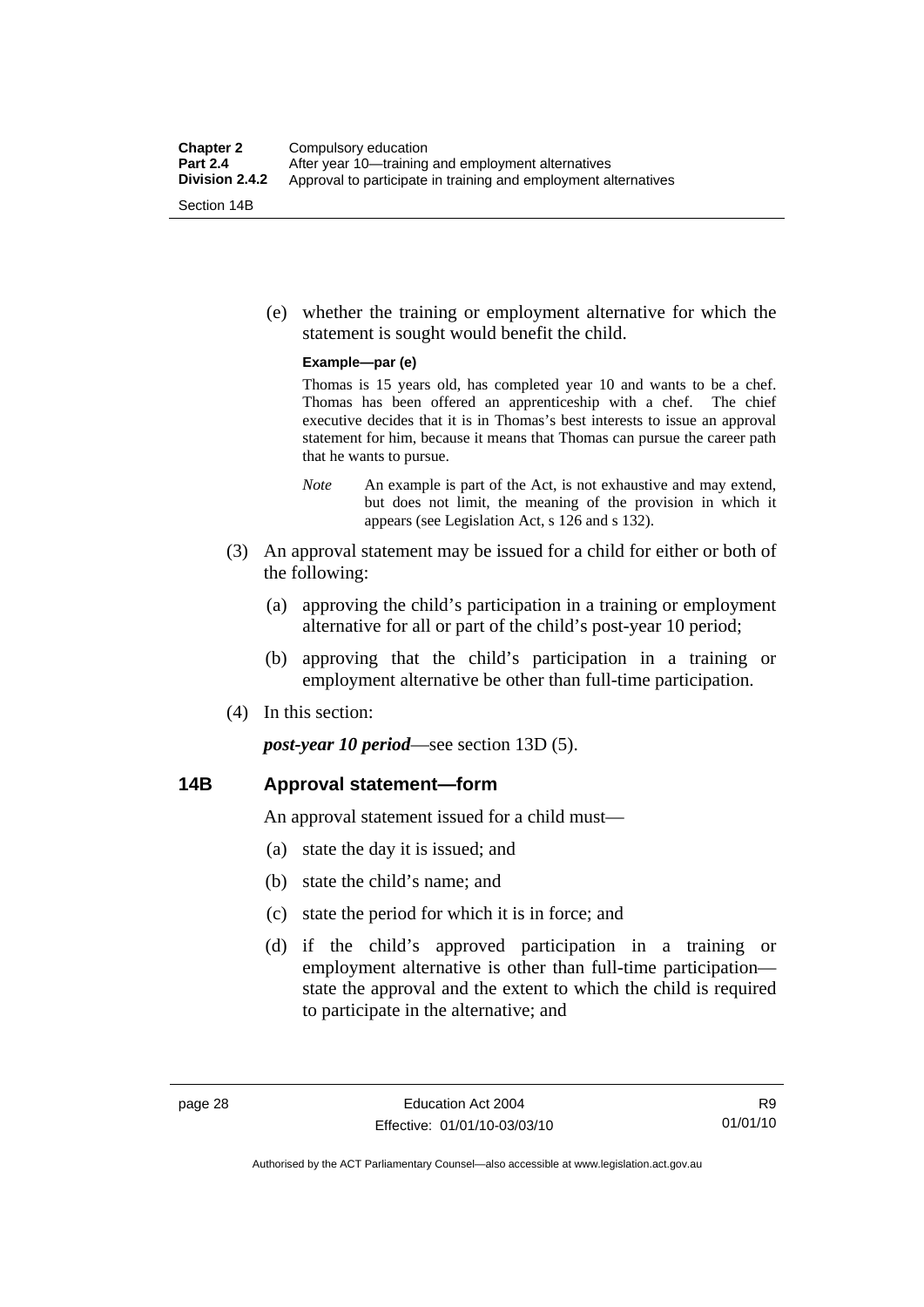(e) whether the training or employment alternative for which the statement is sought would benefit the child.

**Example—par (e)**

Thomas is 15 years old, has completed year 10 and wants to be a chef. Thomas has been offered an apprenticeship with a chef. The chief executive decides that it is in Thomas's best interests to issue an approval statement for him, because it means that Thomas can pursue the career path that he wants to pursue.

*Note* An example is part of the Act, is not exhaustive and may extend, but does not limit, the meaning of the provision in which it appears (see Legislation Act, s 126 and s 132).

(3) An approval statement may be issued for a child for either or both of the following:

(a) approving the child's participation in a training or employment alternative for all or part of the child's post-year 10 period;

(b) approving that the child's participation in a training or employment alternative be other than full-time participation.

(4) In this section:

***post-year 10 period***—see section 13D (5).

### 14B Approval statement—form

An approval statement issued for a child must—

(a) state the day it is issued; and

(b) state the child's name; and

(c) state the period for which it is in force; and

(d) if the child's approved participation in a training or employment alternative is other than full-time participation—state the approval and the extent to which the child is required to participate in the alternative; and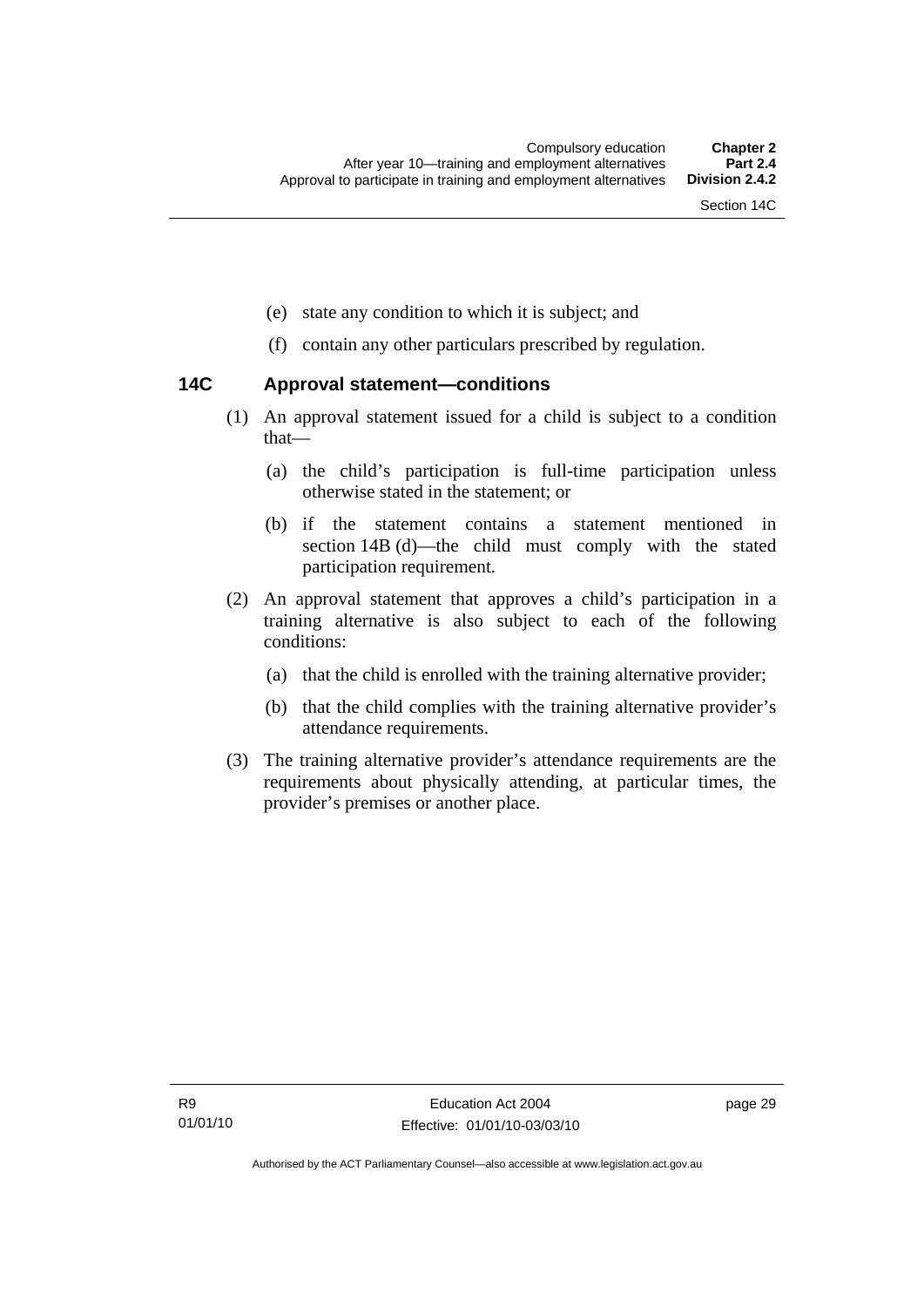(e) state any condition to which it is subject; and

(f) contain any other particulars prescribed by regulation.

### 14C Approval statement—conditions

(1) An approval statement issued for a child is subject to a condition that—

(a) the child's participation is full-time participation unless otherwise stated in the statement; or

(b) if the statement contains a statement mentioned in section 14B (d)—the child must comply with the stated participation requirement.

(2) An approval statement that approves a child's participation in a training alternative is also subject to each of the following conditions:

(a) that the child is enrolled with the training alternative provider;

(b) that the child complies with the training alternative provider's attendance requirements.

(3) The training alternative provider's attendance requirements are the requirements about physically attending, at particular times, the provider's premises or another place.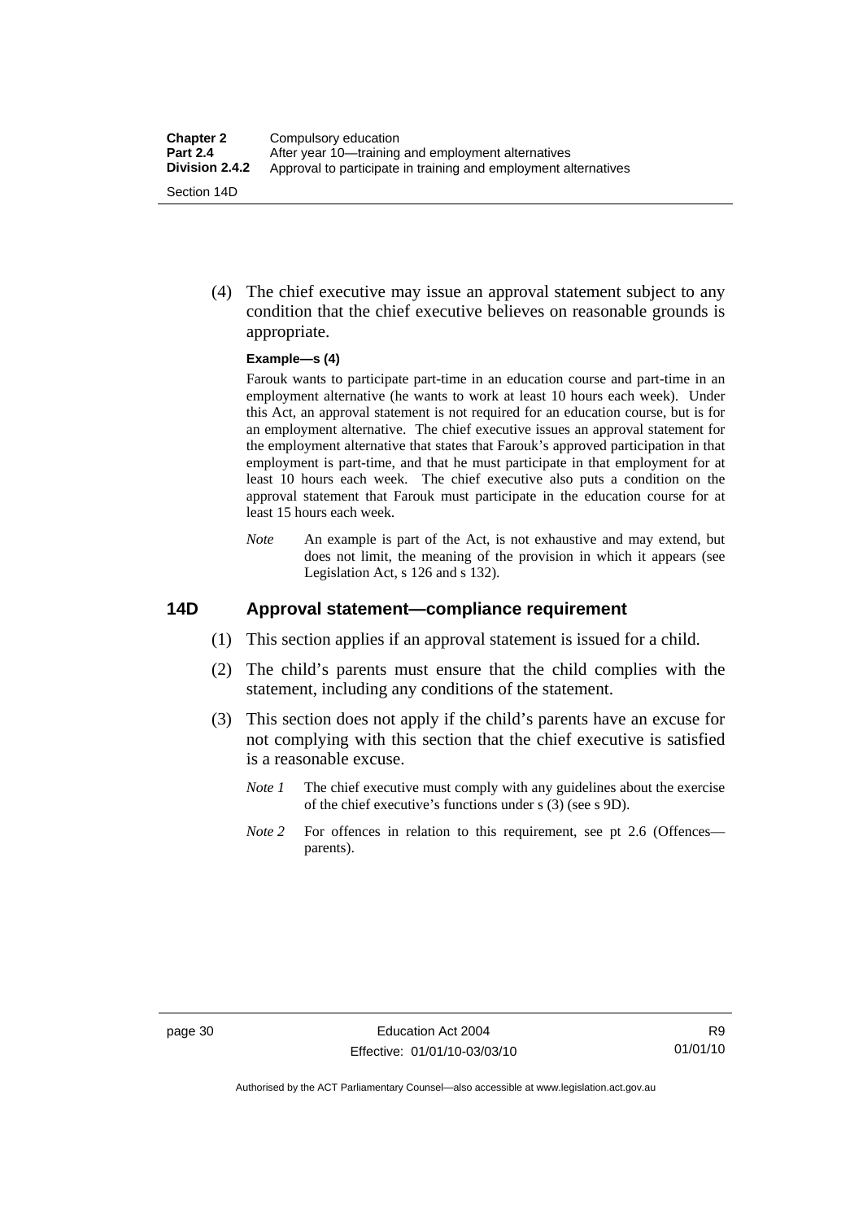(4) The chief executive may issue an approval statement subject to any condition that the chief executive believes on reasonable grounds is appropriate.

**Example—s (4)**

Farouk wants to participate part-time in an education course and part-time in an employment alternative (he wants to work at least 10 hours each week). Under this Act, an approval statement is not required for an education course, but is for an employment alternative. The chief executive issues an approval statement for the employment alternative that states that Farouk's approved participation in that employment is part-time, and that he must participate in that employment for at least 10 hours each week. The chief executive also puts a condition on the approval statement that Farouk must participate in the education course for at least 15 hours each week.

*Note* An example is part of the Act, is not exhaustive and may extend, but does not limit, the meaning of the provision in which it appears (see Legislation Act, s 126 and s 132).

## 14D Approval statement—compliance requirement

(1) This section applies if an approval statement is issued for a child.

(2) The child's parents must ensure that the child complies with the statement, including any conditions of the statement.

(3) This section does not apply if the child's parents have an excuse for not complying with this section that the chief executive is satisfied is a reasonable excuse.

*Note 1* The chief executive must comply with any guidelines about the exercise of the chief executive's functions under s (3) (see s 9D).

*Note 2* For offences in relation to this requirement, see pt 2.6 (Offences—parents).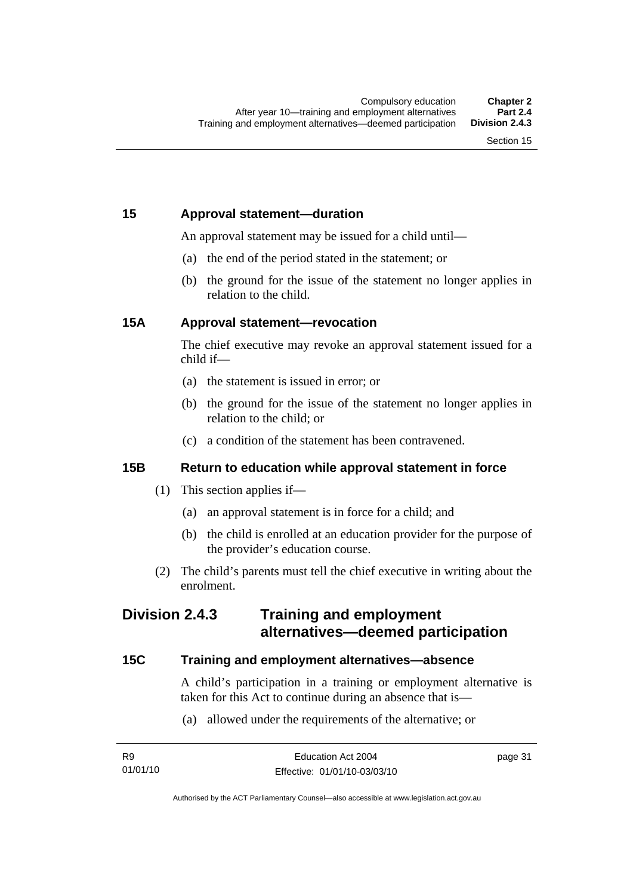### 15 Approval statement—duration

An approval statement may be issued for a child until—

(a) the end of the period stated in the statement; or

(b) the ground for the issue of the statement no longer applies in relation to the child.

### 15A Approval statement—revocation

The chief executive may revoke an approval statement issued for a child if—

(a) the statement is issued in error; or

(b) the ground for the issue of the statement no longer applies in relation to the child; or

(c) a condition of the statement has been contravened.

### 15B Return to education while approval statement in force

(1) This section applies if—

(a) an approval statement is in force for a child; and

(b) the child is enrolled at an education provider for the purpose of the provider's education course.

(2) The child's parents must tell the chief executive in writing about the enrolment.

## Division 2.4.3 Training and employment alternatives—deemed participation

### 15C Training and employment alternatives—absence

A child's participation in a training or employment alternative is taken for this Act to continue during an absence that is—

(a) allowed under the requirements of the alternative; or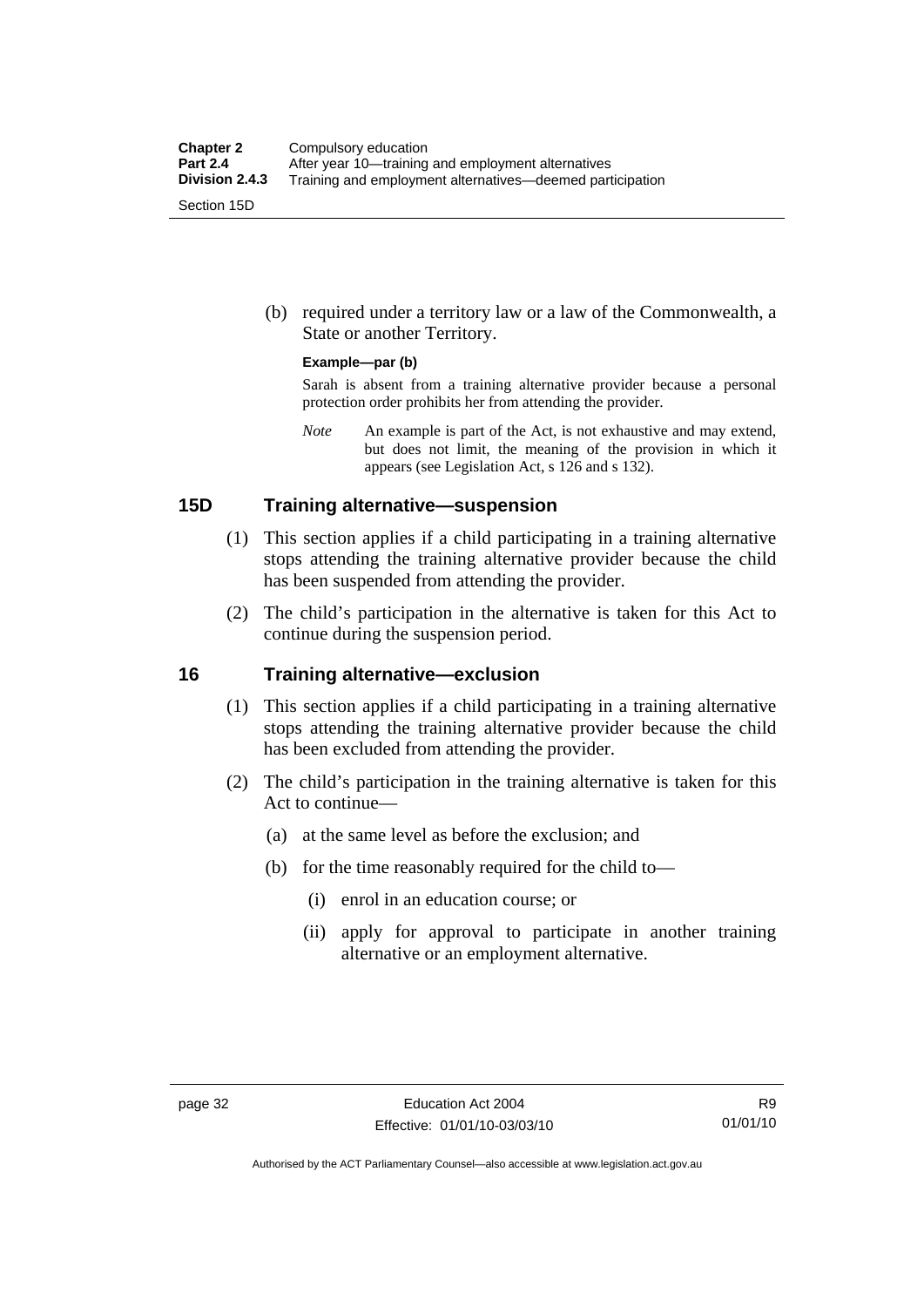(b) required under a territory law or a law of the Commonwealth, a State or another Territory.

**Example—par (b)**

Sarah is absent from a training alternative provider because a personal protection order prohibits her from attending the provider.

*Note* An example is part of the Act, is not exhaustive and may extend, but does not limit, the meaning of the provision in which it appears (see Legislation Act, s 126 and s 132).

## 15D Training alternative—suspension

(1) This section applies if a child participating in a training alternative stops attending the training alternative provider because the child has been suspended from attending the provider.

(2) The child's participation in the alternative is taken for this Act to continue during the suspension period.

## 16 Training alternative—exclusion

(1) This section applies if a child participating in a training alternative stops attending the training alternative provider because the child has been excluded from attending the provider.

(2) The child's participation in the training alternative is taken for this Act to continue—

(a) at the same level as before the exclusion; and

(b) for the time reasonably required for the child to—

(i) enrol in an education course; or

(ii) apply for approval to participate in another training alternative or an employment alternative.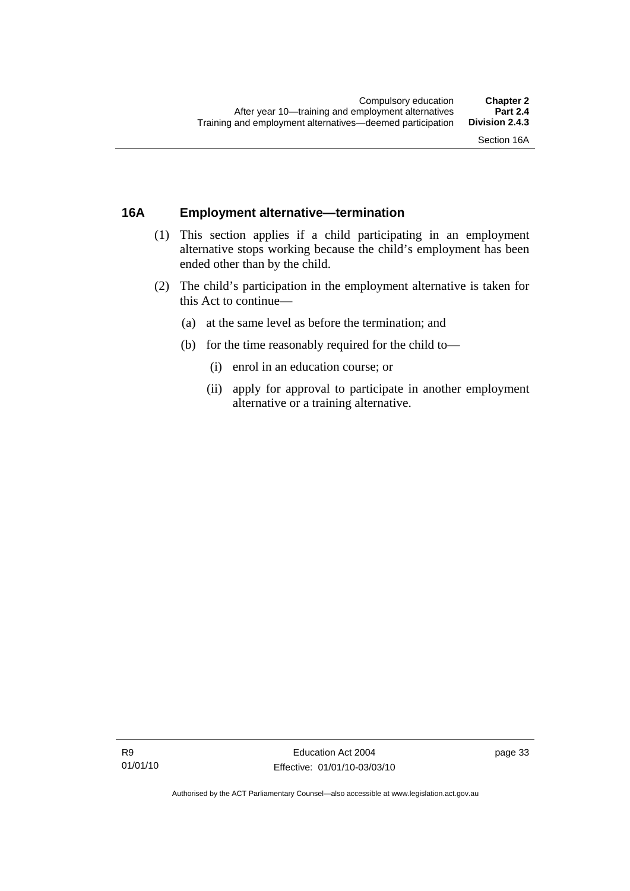## 16A Employment alternative—termination

(1) This section applies if a child participating in an employment alternative stops working because the child's employment has been ended other than by the child.

(2) The child's participation in the employment alternative is taken for this Act to continue—

- (a) at the same level as before the termination; and
- (b) for the time reasonably required for the child to—
  - (i) enrol in an education course; or
  - (ii) apply for approval to participate in another employment alternative or a training alternative.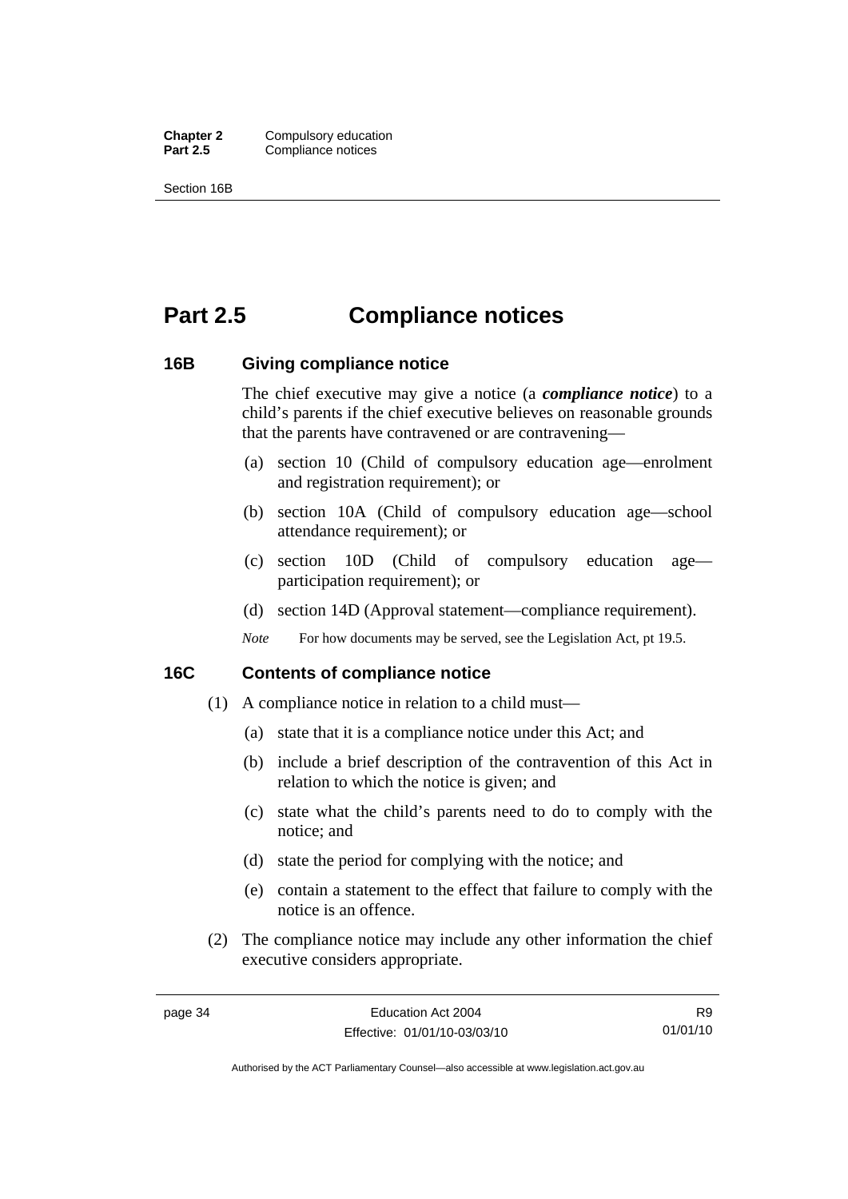# Part 2.5 Compliance notices

## 16B Giving compliance notice

The chief executive may give a notice (a ***compliance notice***) to a child's parents if the chief executive believes on reasonable grounds that the parents have contravened or are contravening—

(a) section 10 (Child of compulsory education age—enrolment and registration requirement); or

(b) section 10A (Child of compulsory education age—school attendance requirement); or

(c) section 10D (Child of compulsory education age—participation requirement); or

(d) section 14D (Approval statement—compliance requirement).

*Note* For how documents may be served, see the Legislation Act, pt 19.5.

## 16C Contents of compliance notice

(1) A compliance notice in relation to a child must—

(a) state that it is a compliance notice under this Act; and

(b) include a brief description of the contravention of this Act in relation to which the notice is given; and

(c) state what the child's parents need to do to comply with the notice; and

(d) state the period for complying with the notice; and

(e) contain a statement to the effect that failure to comply with the notice is an offence.

(2) The compliance notice may include any other information the chief executive considers appropriate.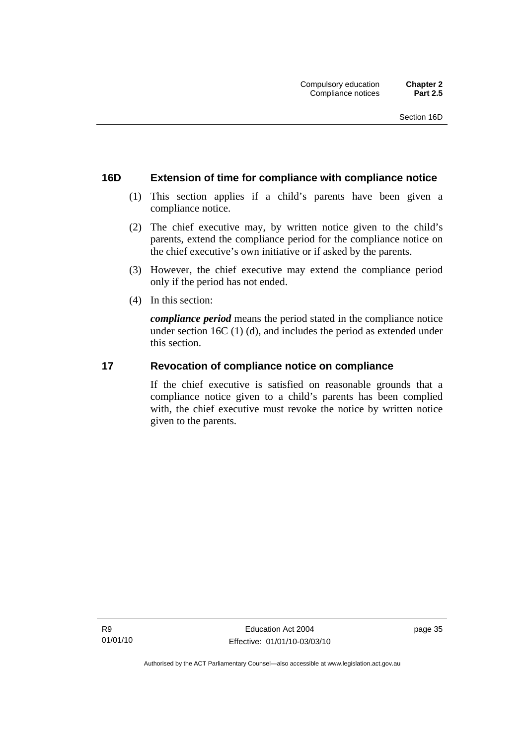### 16D Extension of time for compliance with compliance notice

(1) This section applies if a child's parents have been given a compliance notice.

(2) The chief executive may, by written notice given to the child's parents, extend the compliance period for the compliance notice on the chief executive's own initiative or if asked by the parents.

(3) However, the chief executive may extend the compliance period only if the period has not ended.

(4) In this section:

***compliance period*** means the period stated in the compliance notice under section 16C (1) (d), and includes the period as extended under this section.

### 17 Revocation of compliance notice on compliance

If the chief executive is satisfied on reasonable grounds that a compliance notice given to a child's parents has been complied with, the chief executive must revoke the notice by written notice given to the parents.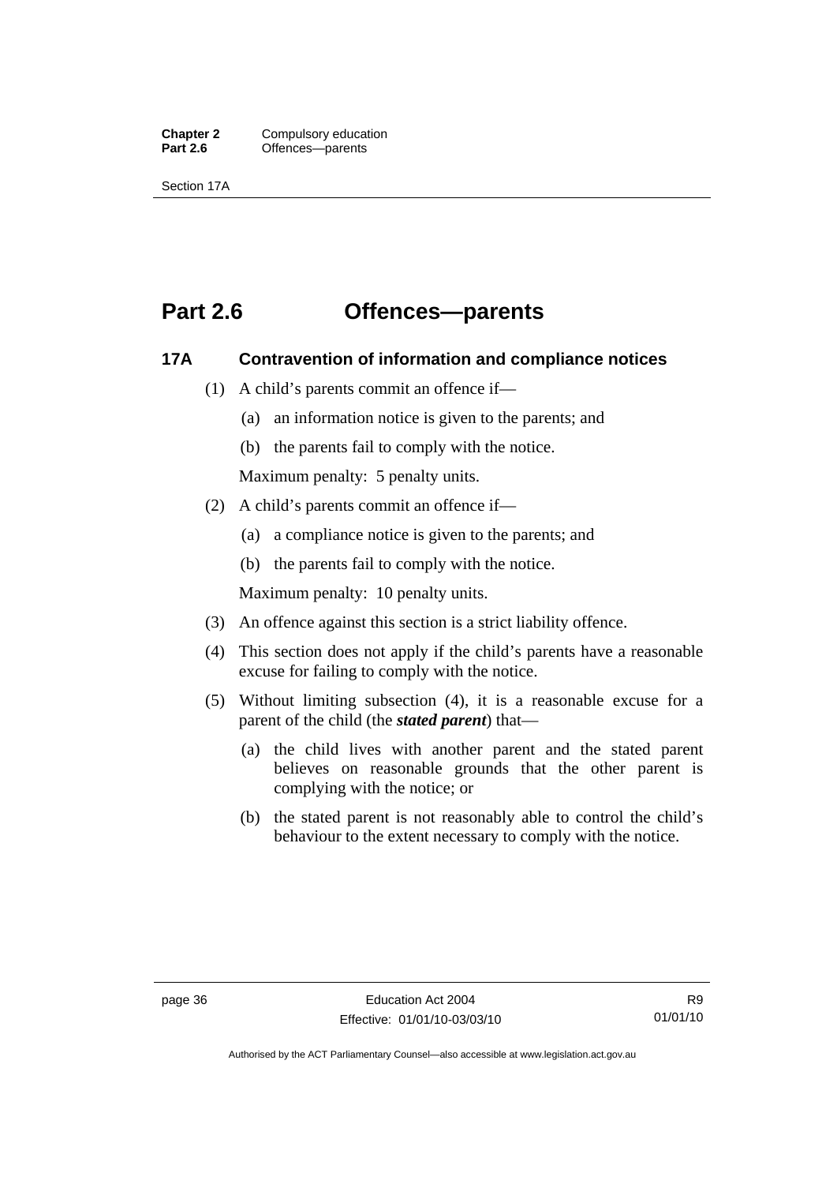# Part 2.6 Offences—parents

## 17A Contravention of information and compliance notices

(1) A child's parents commit an offence if—

(a) an information notice is given to the parents; and

(b) the parents fail to comply with the notice.

Maximum penalty: 5 penalty units.

(2) A child's parents commit an offence if—

(a) a compliance notice is given to the parents; and

(b) the parents fail to comply with the notice.

Maximum penalty: 10 penalty units.

(3) An offence against this section is a strict liability offence.

(4) This section does not apply if the child's parents have a reasonable excuse for failing to comply with the notice.

(5) Without limiting subsection (4), it is a reasonable excuse for a parent of the child (the ***stated parent***) that—

(a) the child lives with another parent and the stated parent believes on reasonable grounds that the other parent is complying with the notice; or

(b) the stated parent is not reasonably able to control the child's behaviour to the extent necessary to comply with the notice.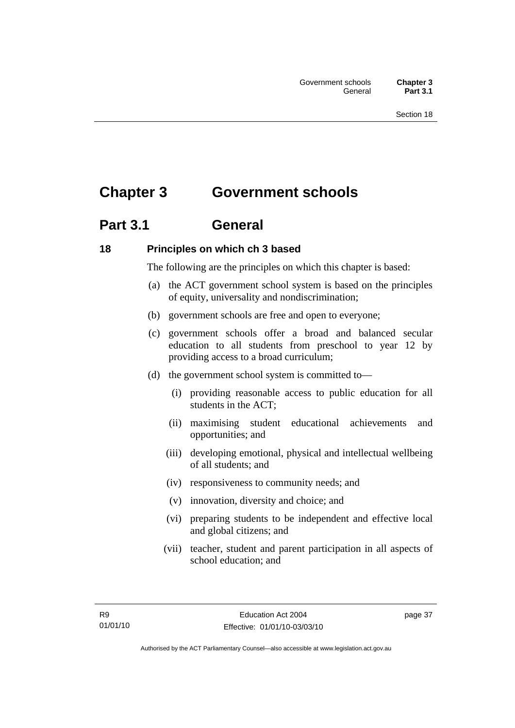# Chapter 3 Government schools

## Part 3.1 General

### 18 Principles on which ch 3 based

The following are the principles on which this chapter is based:

(a) the ACT government school system is based on the principles of equity, universality and nondiscrimination;

(b) government schools are free and open to everyone;

(c) government schools offer a broad and balanced secular education to all students from preschool to year 12 by providing access to a broad curriculum;

(d) the government school system is committed to—

(i) providing reasonable access to public education for all students in the ACT;

(ii) maximising student educational achievements and opportunities; and

(iii) developing emotional, physical and intellectual wellbeing of all students; and

(iv) responsiveness to community needs; and

(v) innovation, diversity and choice; and

(vi) preparing students to be independent and effective local and global citizens; and

(vii) teacher, student and parent participation in all aspects of school education; and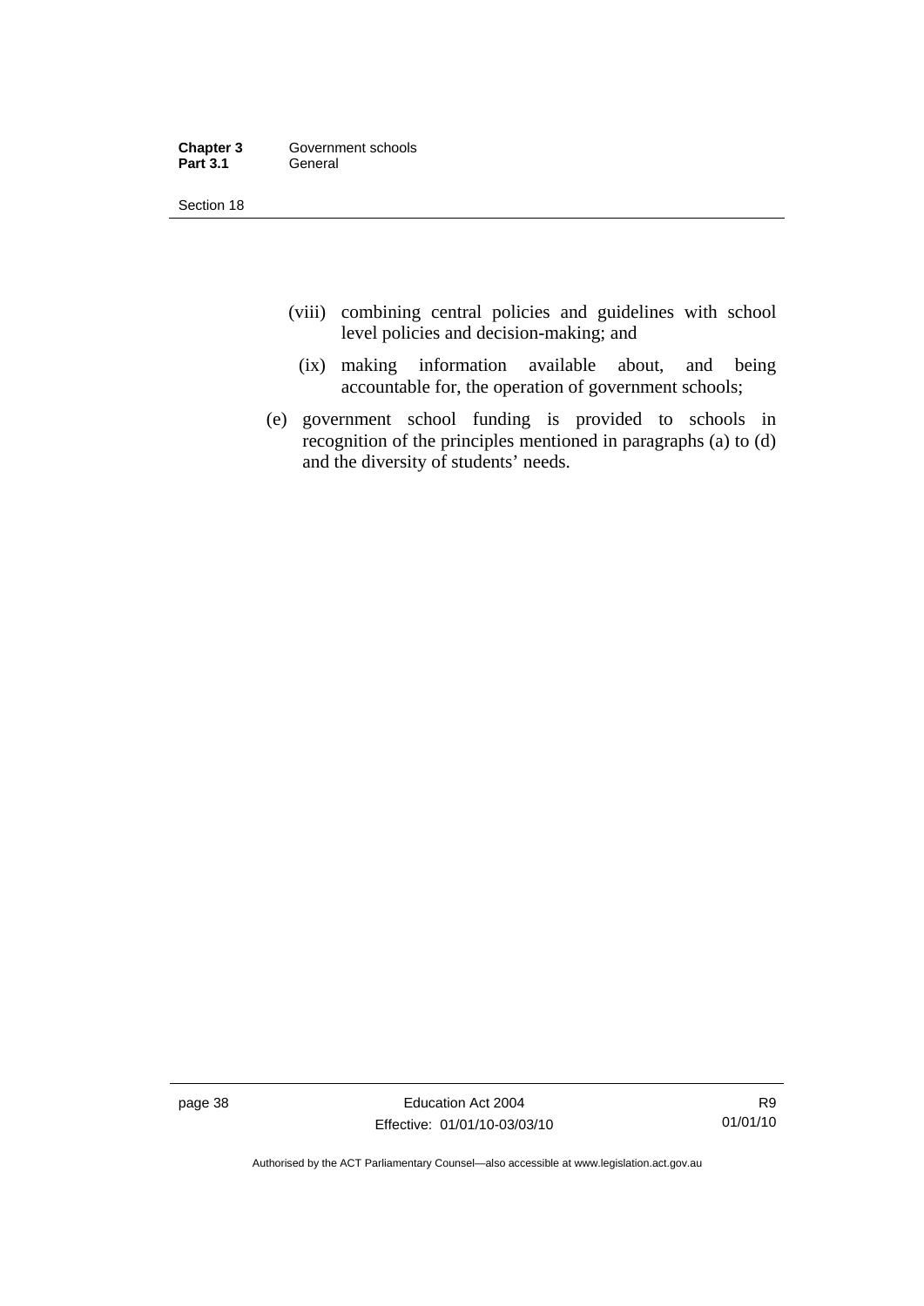(viii) combining central policies and guidelines with school level policies and decision-making; and

(ix) making information available about, and being accountable for, the operation of government schools;

(e) government school funding is provided to schools in recognition of the principles mentioned in paragraphs (a) to (d) and the diversity of students' needs.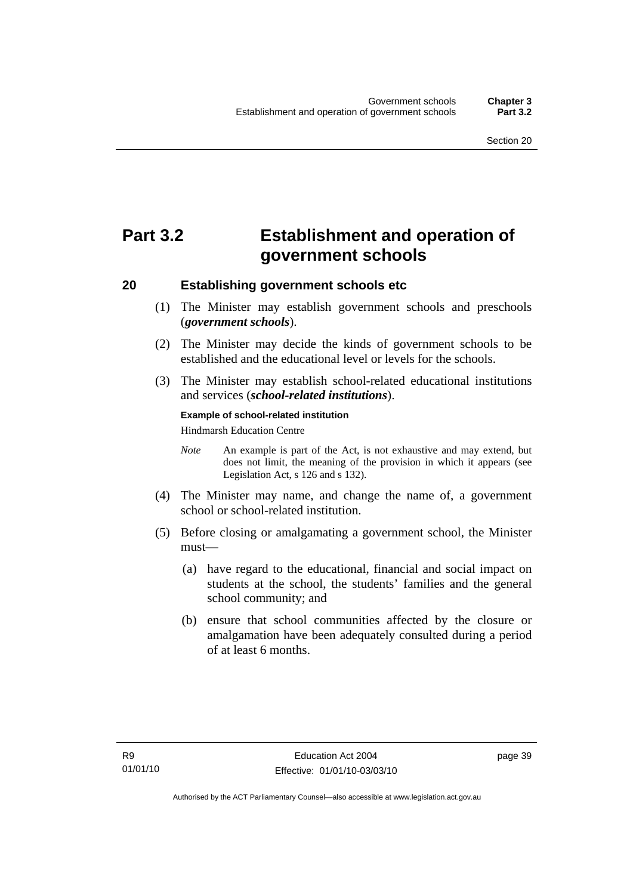# Part 3.2 Establishment and operation of government schools

## 20 Establishing government schools etc

(1) The Minister may establish government schools and preschools (***government schools***).

(2) The Minister may decide the kinds of government schools to be established and the educational level or levels for the schools.

(3) The Minister may establish school-related educational institutions and services (***school-related institutions***).

**Example of school-related institution**

Hindmarsh Education Centre

*Note* An example is part of the Act, is not exhaustive and may extend, but does not limit, the meaning of the provision in which it appears (see Legislation Act, s 126 and s 132).

(4) The Minister may name, and change the name of, a government school or school-related institution.

(5) Before closing or amalgamating a government school, the Minister must—

(a) have regard to the educational, financial and social impact on students at the school, the students' families and the general school community; and

(b) ensure that school communities affected by the closure or amalgamation have been adequately consulted during a period of at least 6 months.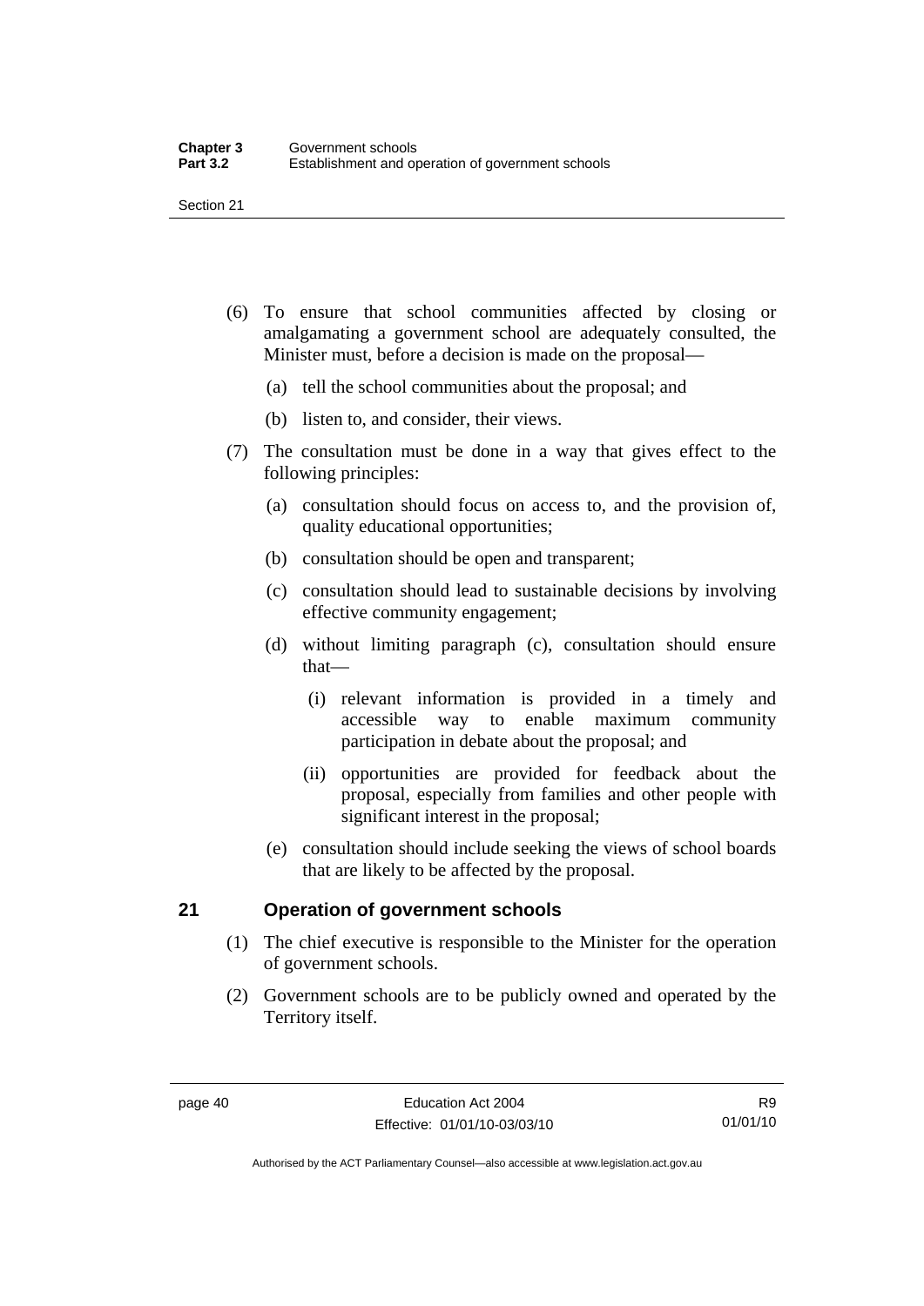(6) To ensure that school communities affected by closing or amalgamating a government school are adequately consulted, the Minister must, before a decision is made on the proposal—

(a) tell the school communities about the proposal; and

(b) listen to, and consider, their views.

(7) The consultation must be done in a way that gives effect to the following principles:

(a) consultation should focus on access to, and the provision of, quality educational opportunities;

(b) consultation should be open and transparent;

(c) consultation should lead to sustainable decisions by involving effective community engagement;

(d) without limiting paragraph (c), consultation should ensure that—

(i) relevant information is provided in a timely and accessible way to enable maximum community participation in debate about the proposal; and

(ii) opportunities are provided for feedback about the proposal, especially from families and other people with significant interest in the proposal;

(e) consultation should include seeking the views of school boards that are likely to be affected by the proposal.

## 21 Operation of government schools

(1) The chief executive is responsible to the Minister for the operation of government schools.

(2) Government schools are to be publicly owned and operated by the Territory itself.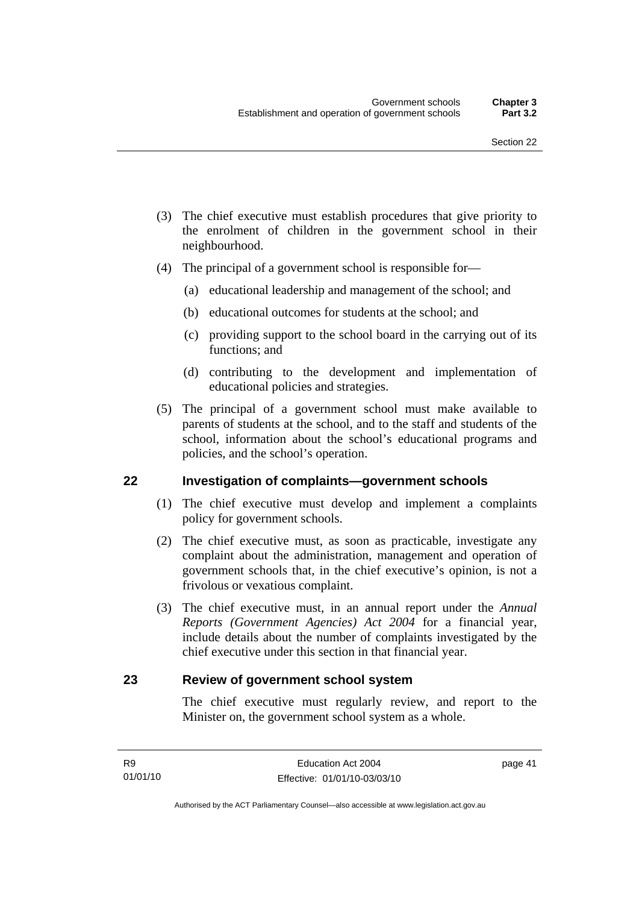(3) The chief executive must establish procedures that give priority to the enrolment of children in the government school in their neighbourhood.

(4) The principal of a government school is responsible for—

(a) educational leadership and management of the school; and

(b) educational outcomes for students at the school; and

(c) providing support to the school board in the carrying out of its functions; and

(d) contributing to the development and implementation of educational policies and strategies.

(5) The principal of a government school must make available to parents of students at the school, and to the staff and students of the school, information about the school's educational programs and policies, and the school's operation.

## 22 Investigation of complaints—government schools

(1) The chief executive must develop and implement a complaints policy for government schools.

(2) The chief executive must, as soon as practicable, investigate any complaint about the administration, management and operation of government schools that, in the chief executive's opinion, is not a frivolous or vexatious complaint.

(3) The chief executive must, in an annual report under the *Annual Reports (Government Agencies) Act 2004* for a financial year, include details about the number of complaints investigated by the chief executive under this section in that financial year.

## 23 Review of government school system

The chief executive must regularly review, and report to the Minister on, the government school system as a whole.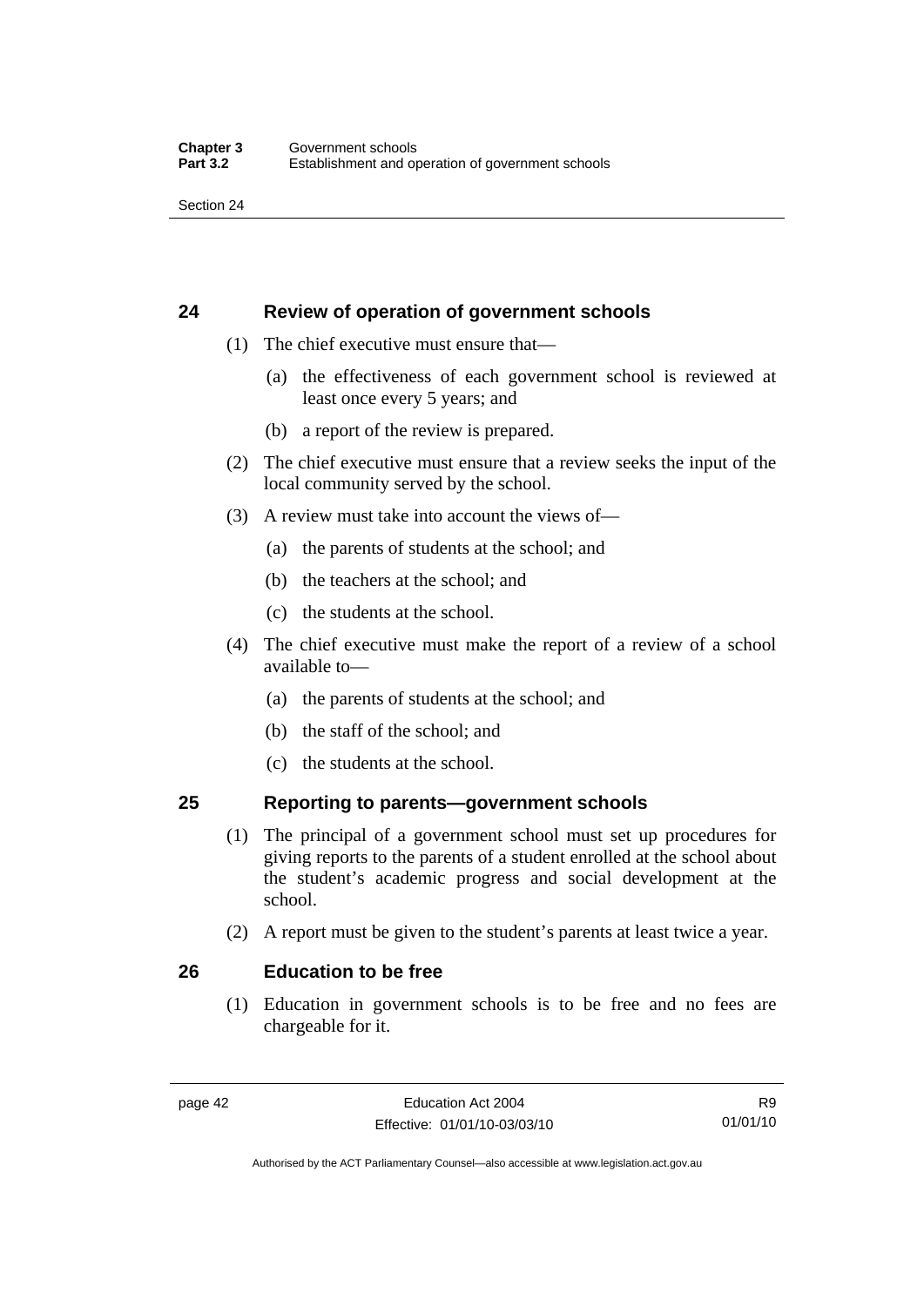## 24 Review of operation of government schools

(1) The chief executive must ensure that—

(a) the effectiveness of each government school is reviewed at least once every 5 years; and

(b) a report of the review is prepared.

(2) The chief executive must ensure that a review seeks the input of the local community served by the school.

(3) A review must take into account the views of—

(a) the parents of students at the school; and

(b) the teachers at the school; and

(c) the students at the school.

(4) The chief executive must make the report of a review of a school available to—

(a) the parents of students at the school; and

(b) the staff of the school; and

(c) the students at the school.

## 25 Reporting to parents—government schools

(1) The principal of a government school must set up procedures for giving reports to the parents of a student enrolled at the school about the student's academic progress and social development at the school.

(2) A report must be given to the student's parents at least twice a year.

## 26 Education to be free

(1) Education in government schools is to be free and no fees are chargeable for it.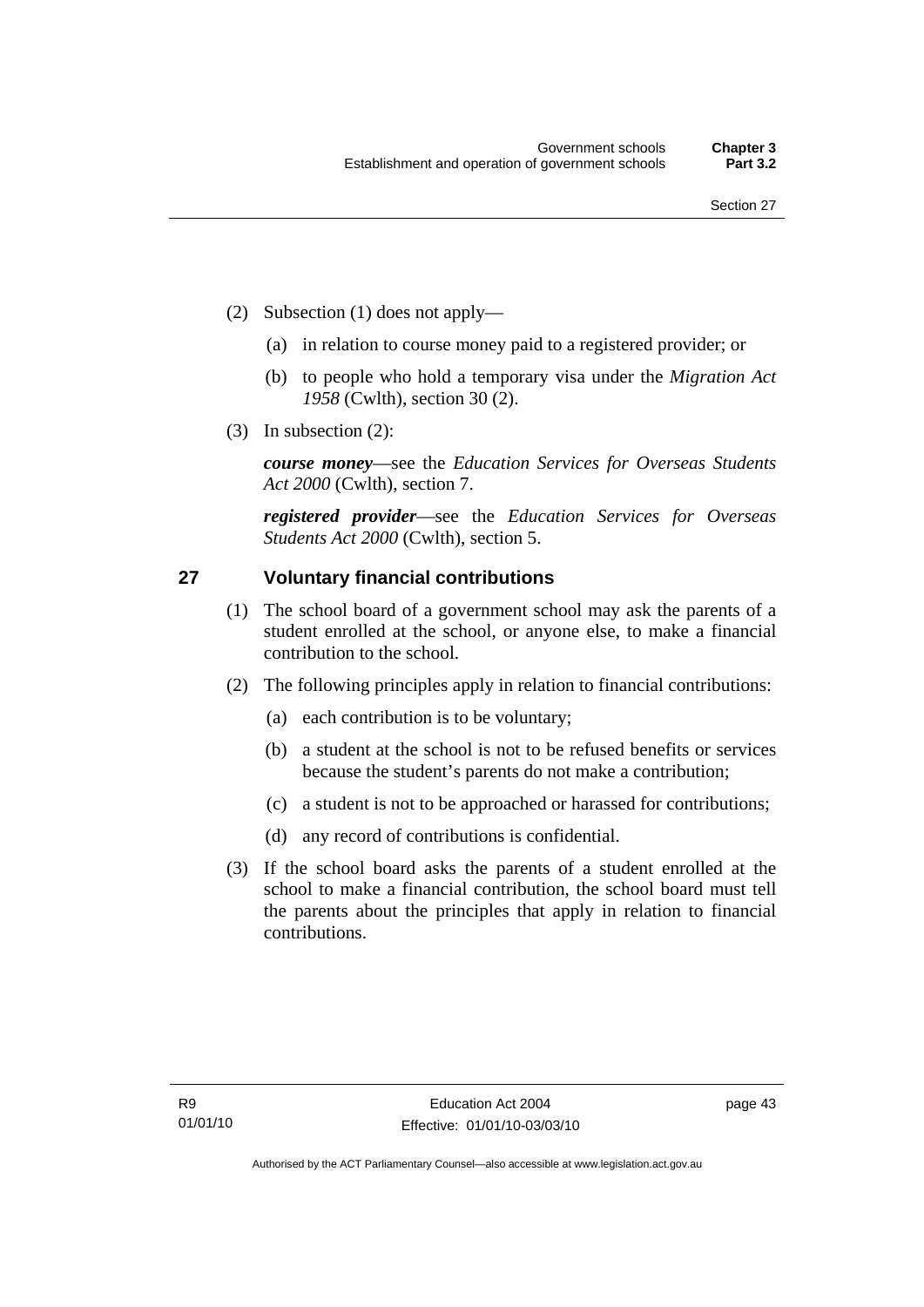(2) Subsection (1) does not apply—

(a) in relation to course money paid to a registered provider; or

(b) to people who hold a temporary visa under the *Migration Act 1958* (Cwlth), section 30 (2).

(3) In subsection (2):

***course money***—see the *Education Services for Overseas Students Act 2000* (Cwlth), section 7.

***registered provider***—see the *Education Services for Overseas Students Act 2000* (Cwlth), section 5.

## 27 Voluntary financial contributions

(1) The school board of a government school may ask the parents of a student enrolled at the school, or anyone else, to make a financial contribution to the school.

(2) The following principles apply in relation to financial contributions:

(a) each contribution is to be voluntary;

(b) a student at the school is not to be refused benefits or services because the student's parents do not make a contribution;

(c) a student is not to be approached or harassed for contributions;

(d) any record of contributions is confidential.

(3) If the school board asks the parents of a student enrolled at the school to make a financial contribution, the school board must tell the parents about the principles that apply in relation to financial contributions.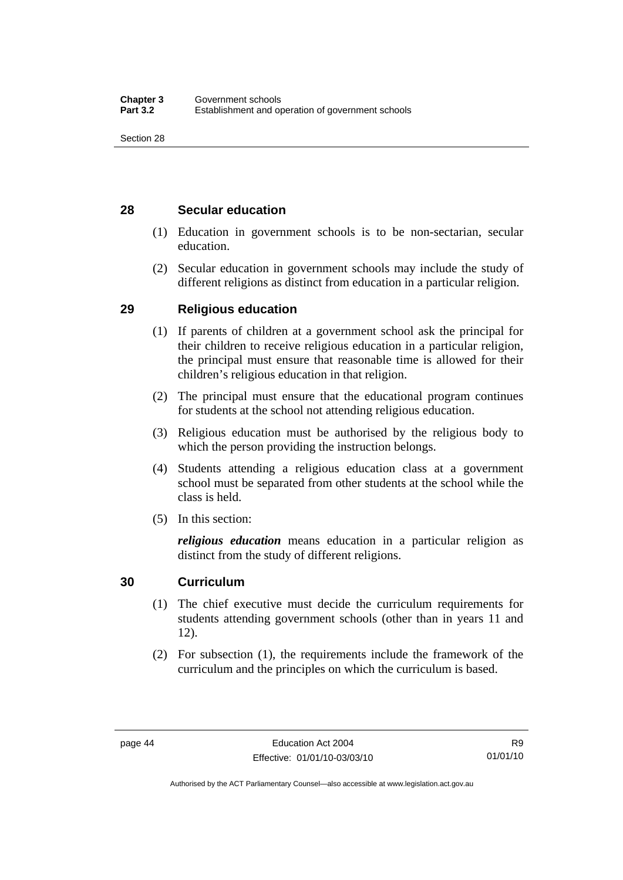## 28 Secular education

(1) Education in government schools is to be non-sectarian, secular education.

(2) Secular education in government schools may include the study of different religions as distinct from education in a particular religion.

## 29 Religious education

(1) If parents of children at a government school ask the principal for their children to receive religious education in a particular religion, the principal must ensure that reasonable time is allowed for their children's religious education in that religion.

(2) The principal must ensure that the educational program continues for students at the school not attending religious education.

(3) Religious education must be authorised by the religious body to which the person providing the instruction belongs.

(4) Students attending a religious education class at a government school must be separated from other students at the school while the class is held.

(5) In this section:

***religious education*** means education in a particular religion as distinct from the study of different religions.

## 30 Curriculum

(1) The chief executive must decide the curriculum requirements for students attending government schools (other than in years 11 and 12).

(2) For subsection (1), the requirements include the framework of the curriculum and the principles on which the curriculum is based.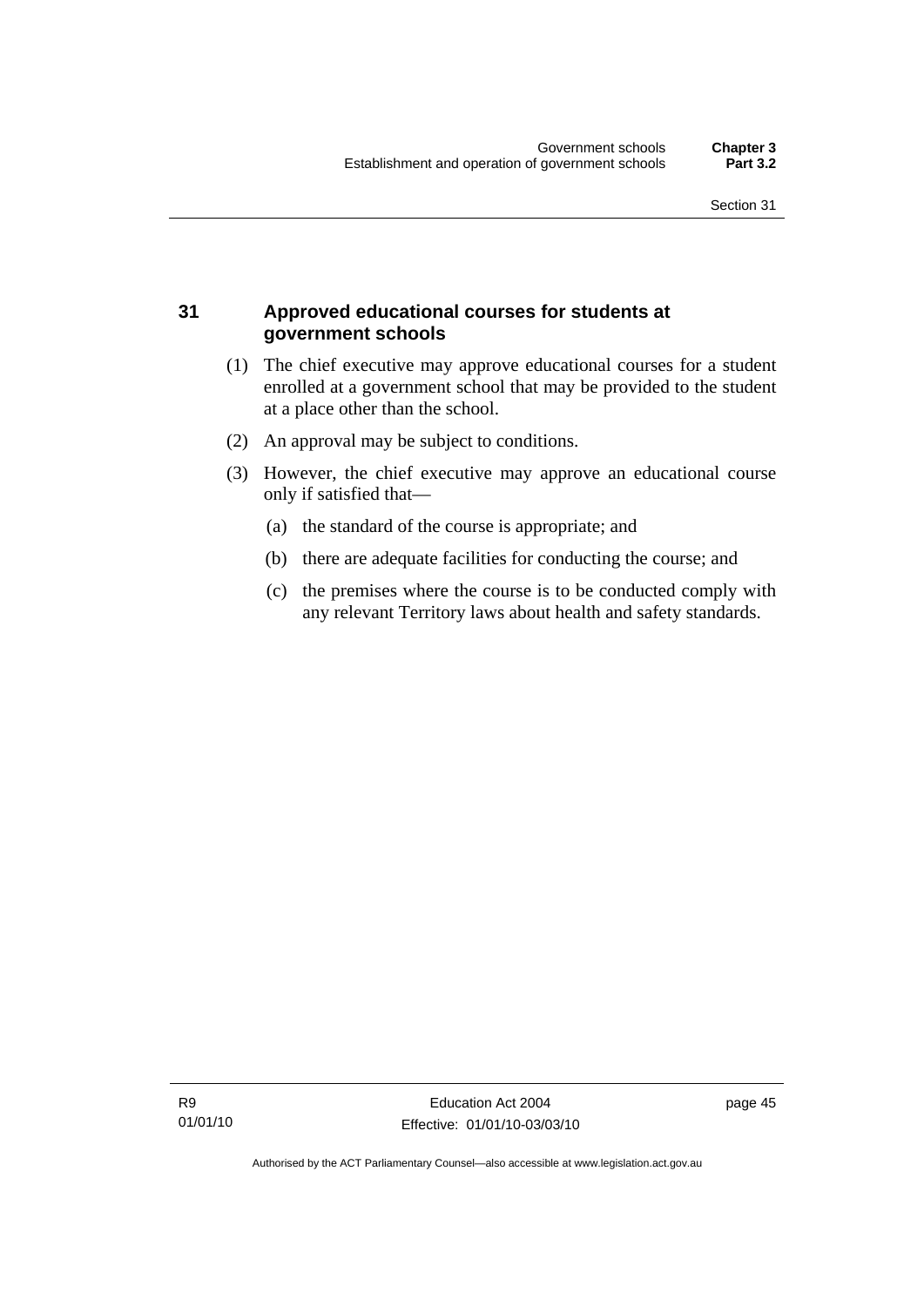## 31 Approved educational courses for students at government schools

(1) The chief executive may approve educational courses for a student enrolled at a government school that may be provided to the student at a place other than the school.

(2) An approval may be subject to conditions.

(3) However, the chief executive may approve an educational course only if satisfied that—

(a) the standard of the course is appropriate; and

(b) there are adequate facilities for conducting the course; and

(c) the premises where the course is to be conducted comply with any relevant Territory laws about health and safety standards.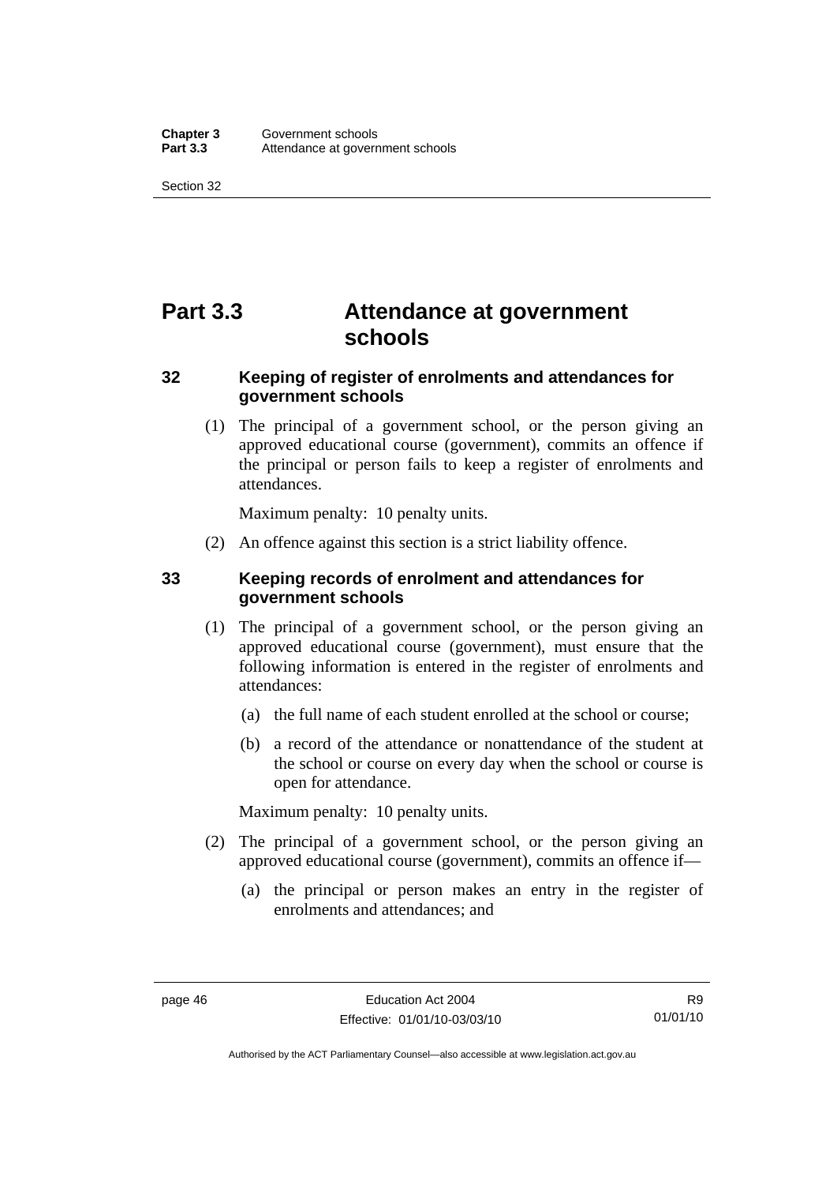# Part 3.3 Attendance at government schools

## 32 Keeping of register of enrolments and attendances for government schools

(1) The principal of a government school, or the person giving an approved educational course (government), commits an offence if the principal or person fails to keep a register of enrolments and attendances.

Maximum penalty: 10 penalty units.

(2) An offence against this section is a strict liability offence.

## 33 Keeping records of enrolment and attendances for government schools

(1) The principal of a government school, or the person giving an approved educational course (government), must ensure that the following information is entered in the register of enrolments and attendances:

(a) the full name of each student enrolled at the school or course;

(b) a record of the attendance or nonattendance of the student at the school or course on every day when the school or course is open for attendance.

Maximum penalty: 10 penalty units.

(2) The principal of a government school, or the person giving an approved educational course (government), commits an offence if—

(a) the principal or person makes an entry in the register of enrolments and attendances; and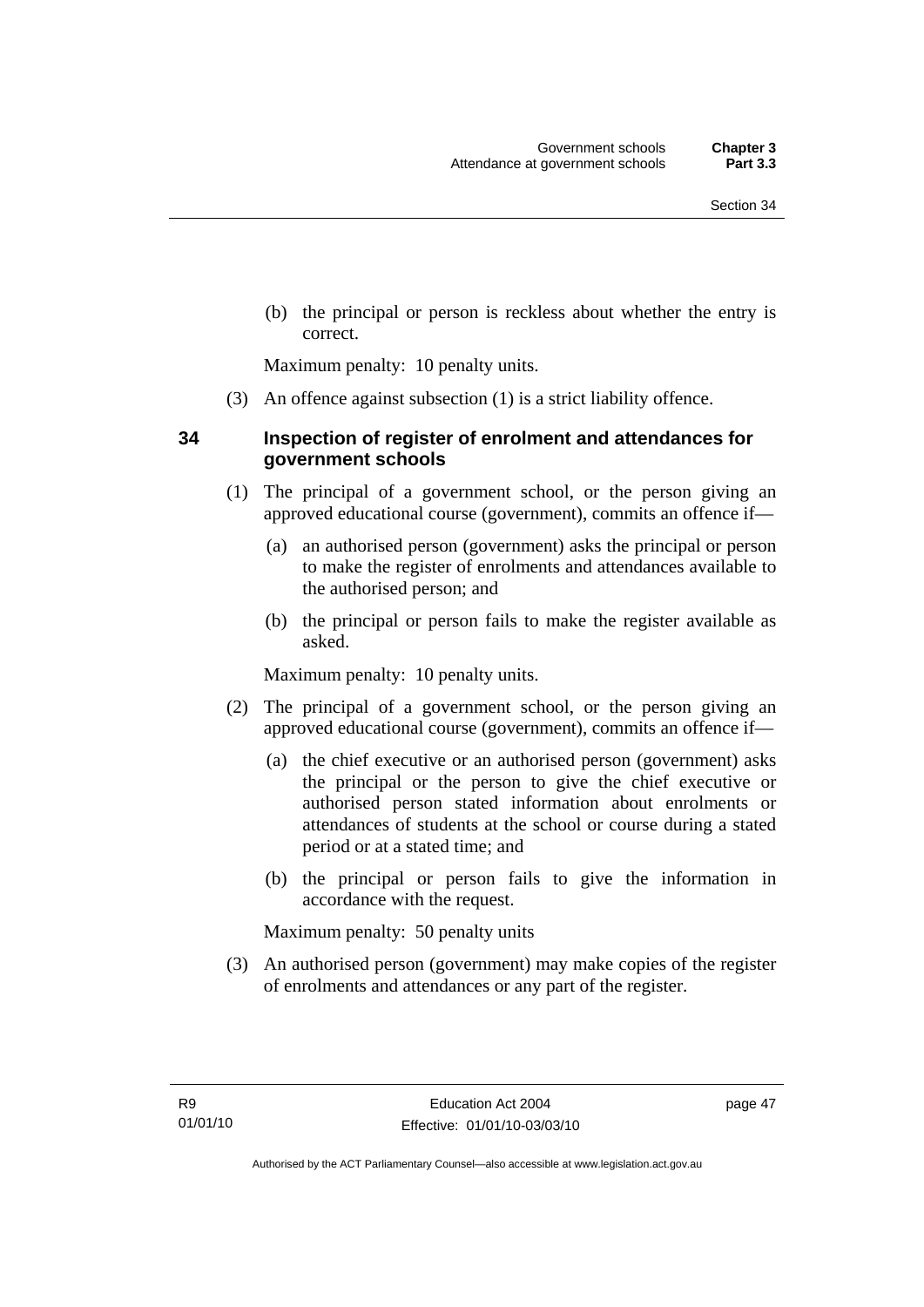(b) the principal or person is reckless about whether the entry is correct.

Maximum penalty: 10 penalty units.

(3) An offence against subsection (1) is a strict liability offence.

### 34 Inspection of register of enrolment and attendances for government schools

(1) The principal of a government school, or the person giving an approved educational course (government), commits an offence if—

(a) an authorised person (government) asks the principal or person to make the register of enrolments and attendances available to the authorised person; and

(b) the principal or person fails to make the register available as asked.

Maximum penalty: 10 penalty units.

(2) The principal of a government school, or the person giving an approved educational course (government), commits an offence if—

(a) the chief executive or an authorised person (government) asks the principal or the person to give the chief executive or authorised person stated information about enrolments or attendances of students at the school or course during a stated period or at a stated time; and

(b) the principal or person fails to give the information in accordance with the request.

Maximum penalty: 50 penalty units

(3) An authorised person (government) may make copies of the register of enrolments and attendances or any part of the register.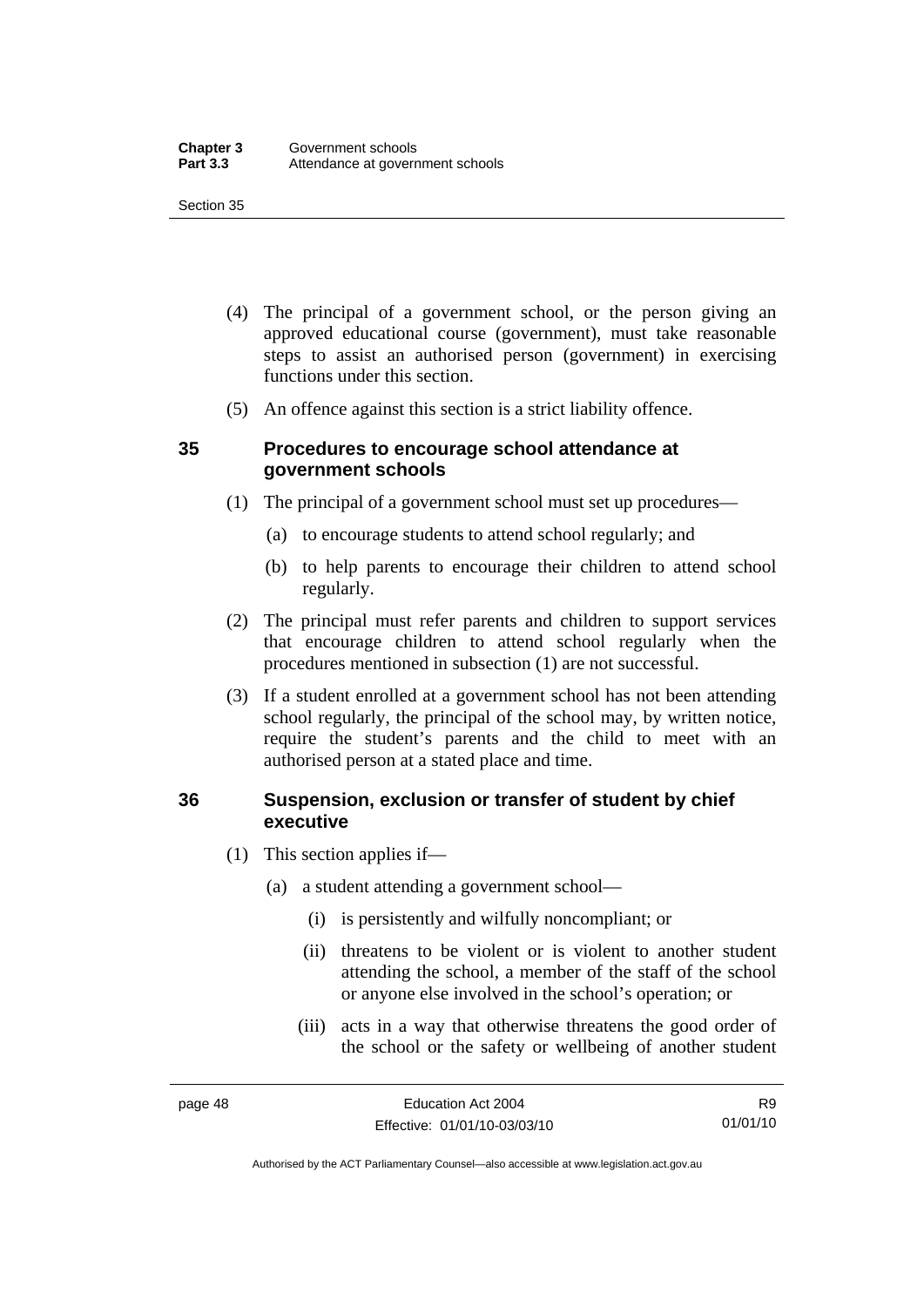(4) The principal of a government school, or the person giving an approved educational course (government), must take reasonable steps to assist an authorised person (government) in exercising functions under this section.

(5) An offence against this section is a strict liability offence.

### 35 Procedures to encourage school attendance at government schools

(1) The principal of a government school must set up procedures—

(a) to encourage students to attend school regularly; and

(b) to help parents to encourage their children to attend school regularly.

(2) The principal must refer parents and children to support services that encourage children to attend school regularly when the procedures mentioned in subsection (1) are not successful.

(3) If a student enrolled at a government school has not been attending school regularly, the principal of the school may, by written notice, require the student's parents and the child to meet with an authorised person at a stated place and time.

### 36 Suspension, exclusion or transfer of student by chief executive

(1) This section applies if—

(a) a student attending a government school—

(i) is persistently and wilfully noncompliant; or

(ii) threatens to be violent or is violent to another student attending the school, a member of the staff of the school or anyone else involved in the school's operation; or

(iii) acts in a way that otherwise threatens the good order of the school or the safety or wellbeing of another student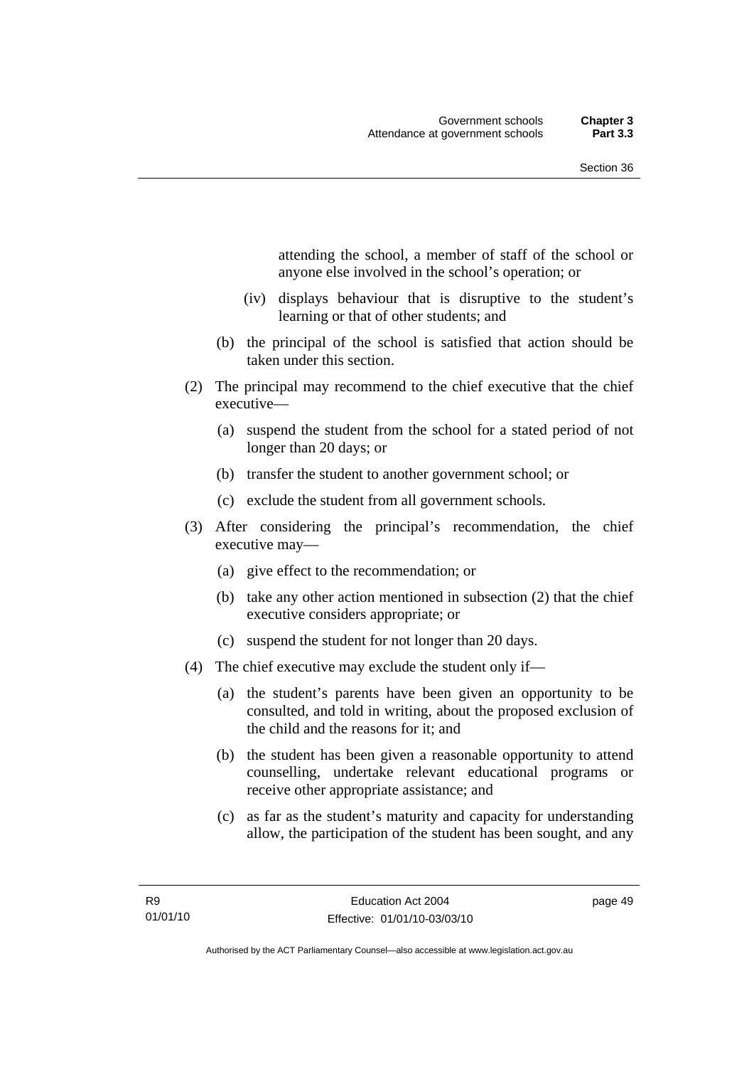attending the school, a member of staff of the school or anyone else involved in the school's operation; or

(iv) displays behaviour that is disruptive to the student's learning or that of other students; and

(b) the principal of the school is satisfied that action should be taken under this section.

(2) The principal may recommend to the chief executive that the chief executive—

(a) suspend the student from the school for a stated period of not longer than 20 days; or

(b) transfer the student to another government school; or

(c) exclude the student from all government schools.

(3) After considering the principal's recommendation, the chief executive may—

(a) give effect to the recommendation; or

(b) take any other action mentioned in subsection (2) that the chief executive considers appropriate; or

(c) suspend the student for not longer than 20 days.

(4) The chief executive may exclude the student only if—

(a) the student's parents have been given an opportunity to be consulted, and told in writing, about the proposed exclusion of the child and the reasons for it; and

(b) the student has been given a reasonable opportunity to attend counselling, undertake relevant educational programs or receive other appropriate assistance; and

(c) as far as the student's maturity and capacity for understanding allow, the participation of the student has been sought, and any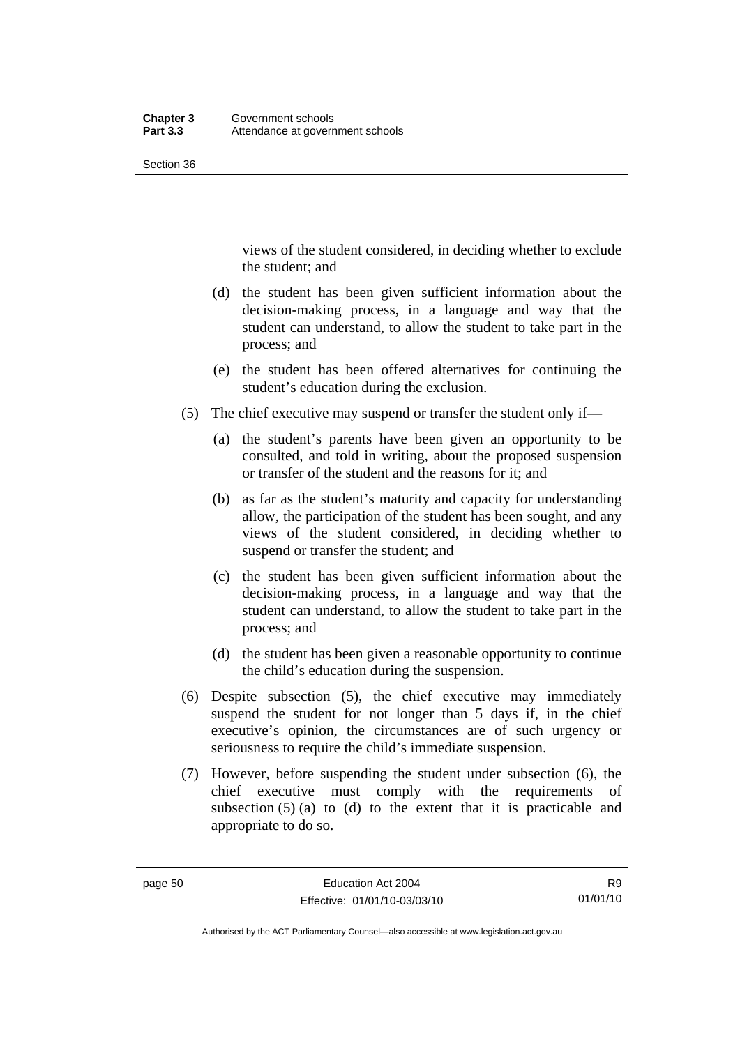views of the student considered, in deciding whether to exclude the student; and

(d) the student has been given sufficient information about the decision-making process, in a language and way that the student can understand, to allow the student to take part in the process; and

(e) the student has been offered alternatives for continuing the student's education during the exclusion.

(5) The chief executive may suspend or transfer the student only if—

(a) the student's parents have been given an opportunity to be consulted, and told in writing, about the proposed suspension or transfer of the student and the reasons for it; and

(b) as far as the student's maturity and capacity for understanding allow, the participation of the student has been sought, and any views of the student considered, in deciding whether to suspend or transfer the student; and

(c) the student has been given sufficient information about the decision-making process, in a language and way that the student can understand, to allow the student to take part in the process; and

(d) the student has been given a reasonable opportunity to continue the child's education during the suspension.

(6) Despite subsection (5), the chief executive may immediately suspend the student for not longer than 5 days if, in the chief executive's opinion, the circumstances are of such urgency or seriousness to require the child's immediate suspension.

(7) However, before suspending the student under subsection (6), the chief executive must comply with the requirements of subsection (5) (a) to (d) to the extent that it is practicable and appropriate to do so.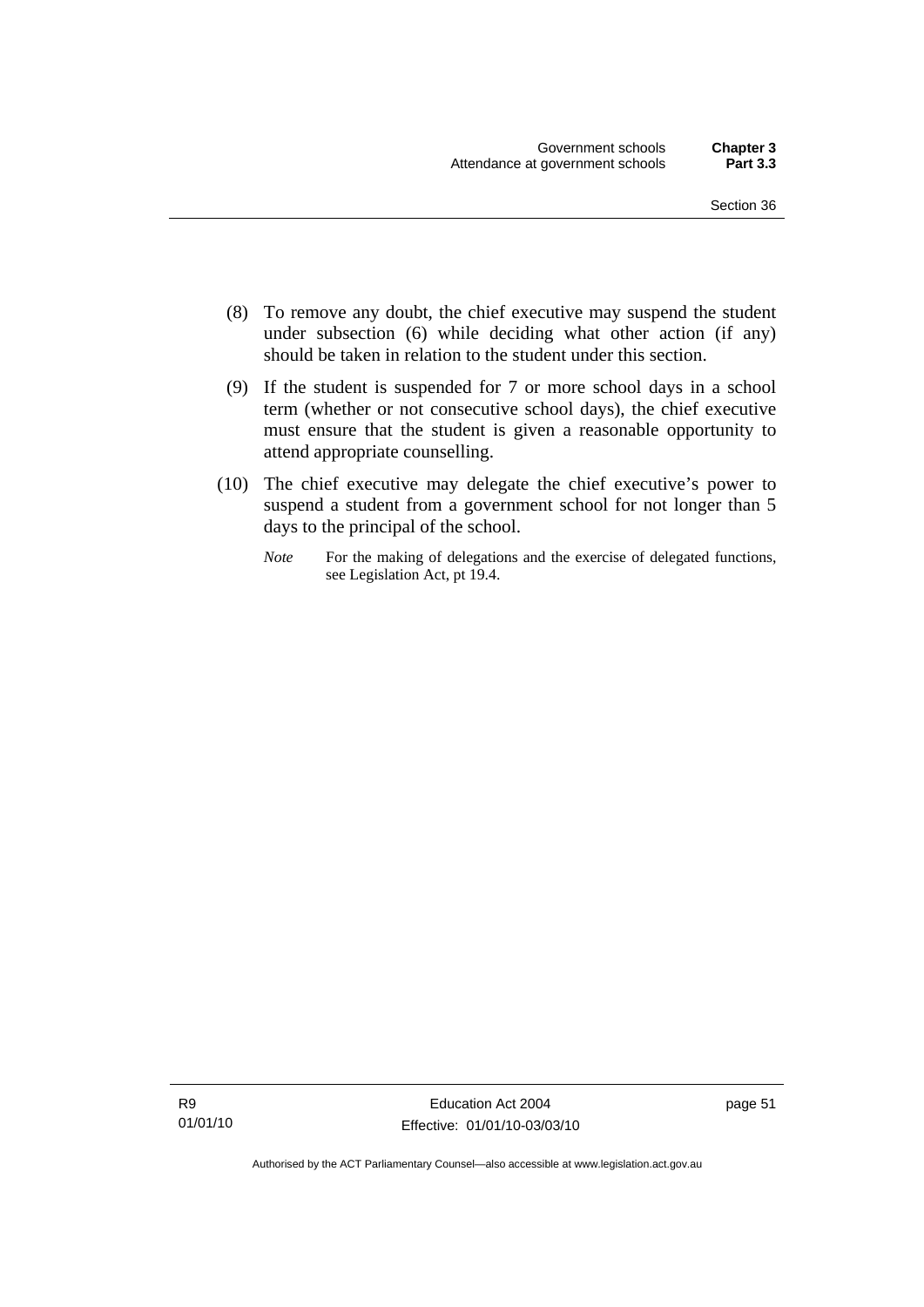(8) To remove any doubt, the chief executive may suspend the student under subsection (6) while deciding what other action (if any) should be taken in relation to the student under this section.

(9) If the student is suspended for 7 or more school days in a school term (whether or not consecutive school days), the chief executive must ensure that the student is given a reasonable opportunity to attend appropriate counselling.

(10) The chief executive may delegate the chief executive's power to suspend a student from a government school for not longer than 5 days to the principal of the school.

*Note* For the making of delegations and the exercise of delegated functions, see Legislation Act, pt 19.4.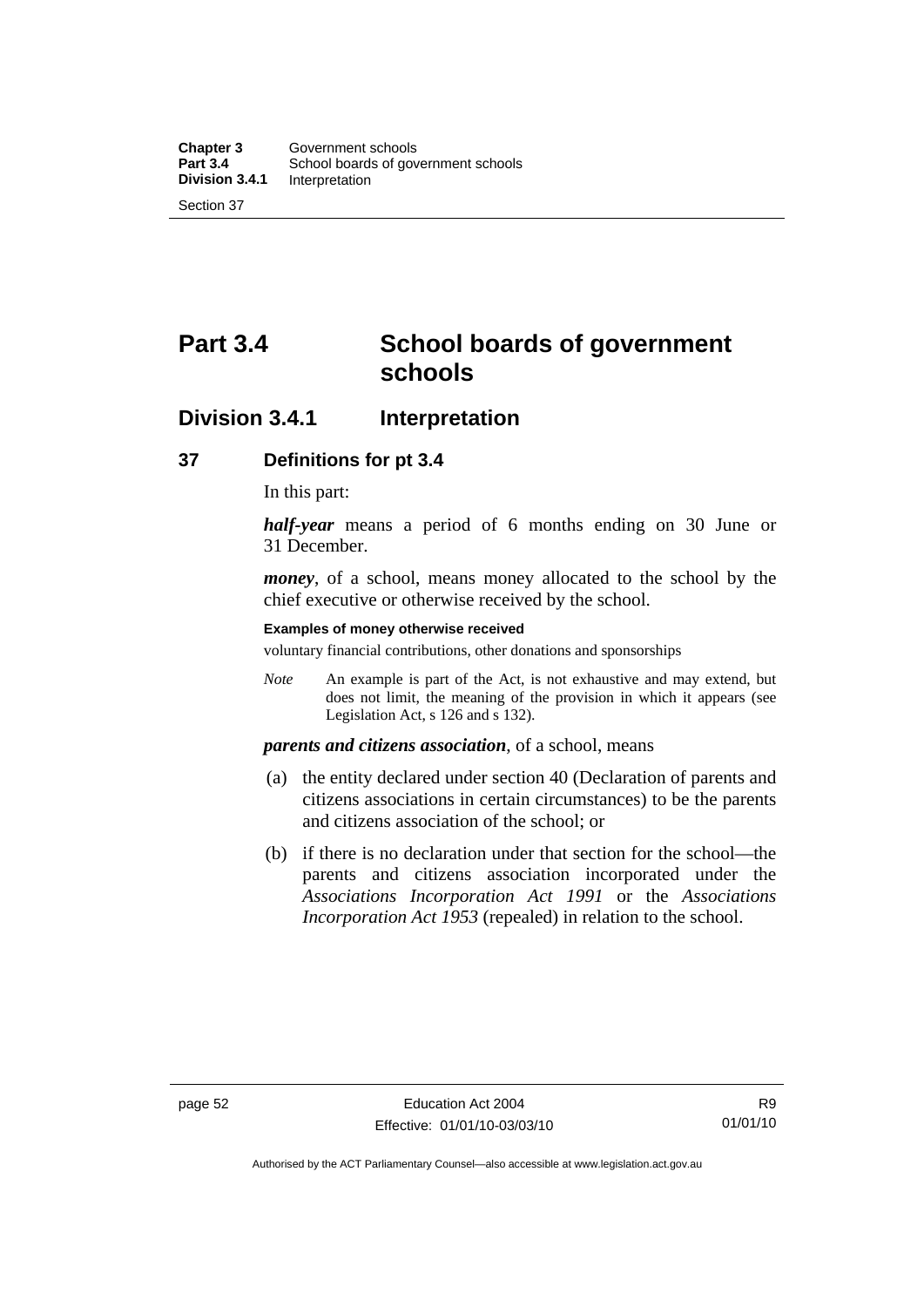# Part 3.4 School boards of government schools

## Division 3.4.1 Interpretation

### 37 Definitions for pt 3.4

In this part:

***half-year*** means a period of 6 months ending on 30 June or 31 December.

***money***, of a school, means money allocated to the school by the chief executive or otherwise received by the school.

**Examples of money otherwise received**

voluntary financial contributions, other donations and sponsorships

*Note* An example is part of the Act, is not exhaustive and may extend, but does not limit, the meaning of the provision in which it appears (see Legislation Act, s 126 and s 132).

***parents and citizens association***, of a school, means

(a) the entity declared under section 40 (Declaration of parents and citizens associations in certain circumstances) to be the parents and citizens association of the school; or

(b) if there is no declaration under that section for the school—the parents and citizens association incorporated under the *Associations Incorporation Act 1991* or the *Associations Incorporation Act 1953* (repealed) in relation to the school.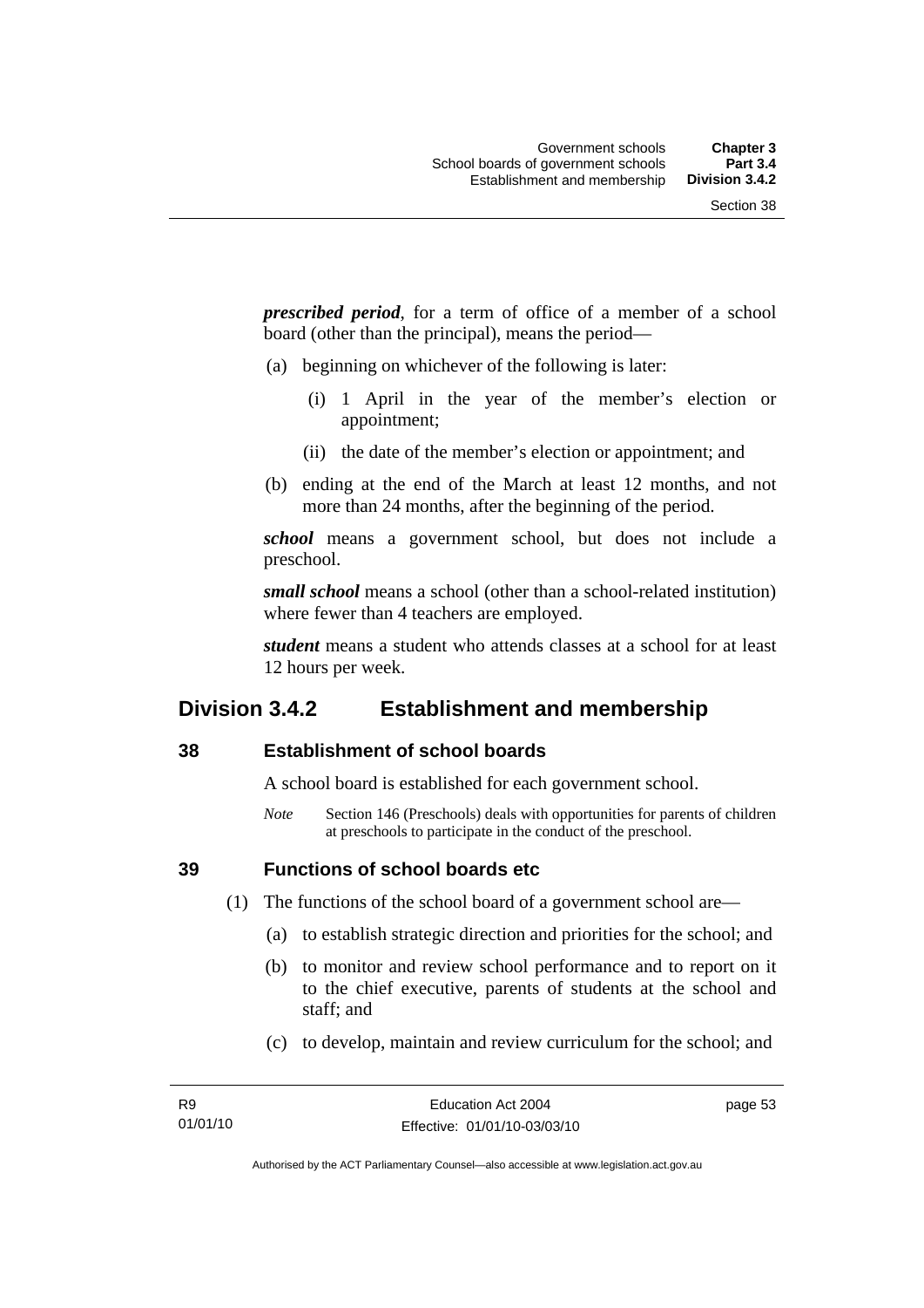***prescribed period***, for a term of office of a member of a school board (other than the principal), means the period—

(a) beginning on whichever of the following is later:

(i) 1 April in the year of the member's election or appointment;

(ii) the date of the member's election or appointment; and

(b) ending at the end of the March at least 12 months, and not more than 24 months, after the beginning of the period.

***school*** means a government school, but does not include a preschool.

***small school*** means a school (other than a school-related institution) where fewer than 4 teachers are employed.

***student*** means a student who attends classes at a school for at least 12 hours per week.

## Division 3.4.2 Establishment and membership

### 38 Establishment of school boards

A school board is established for each government school.

*Note* Section 146 (Preschools) deals with opportunities for parents of children at preschools to participate in the conduct of the preschool.

### 39 Functions of school boards etc

(1) The functions of the school board of a government school are—

(a) to establish strategic direction and priorities for the school; and

(b) to monitor and review school performance and to report on it to the chief executive, parents of students at the school and staff; and

(c) to develop, maintain and review curriculum for the school; and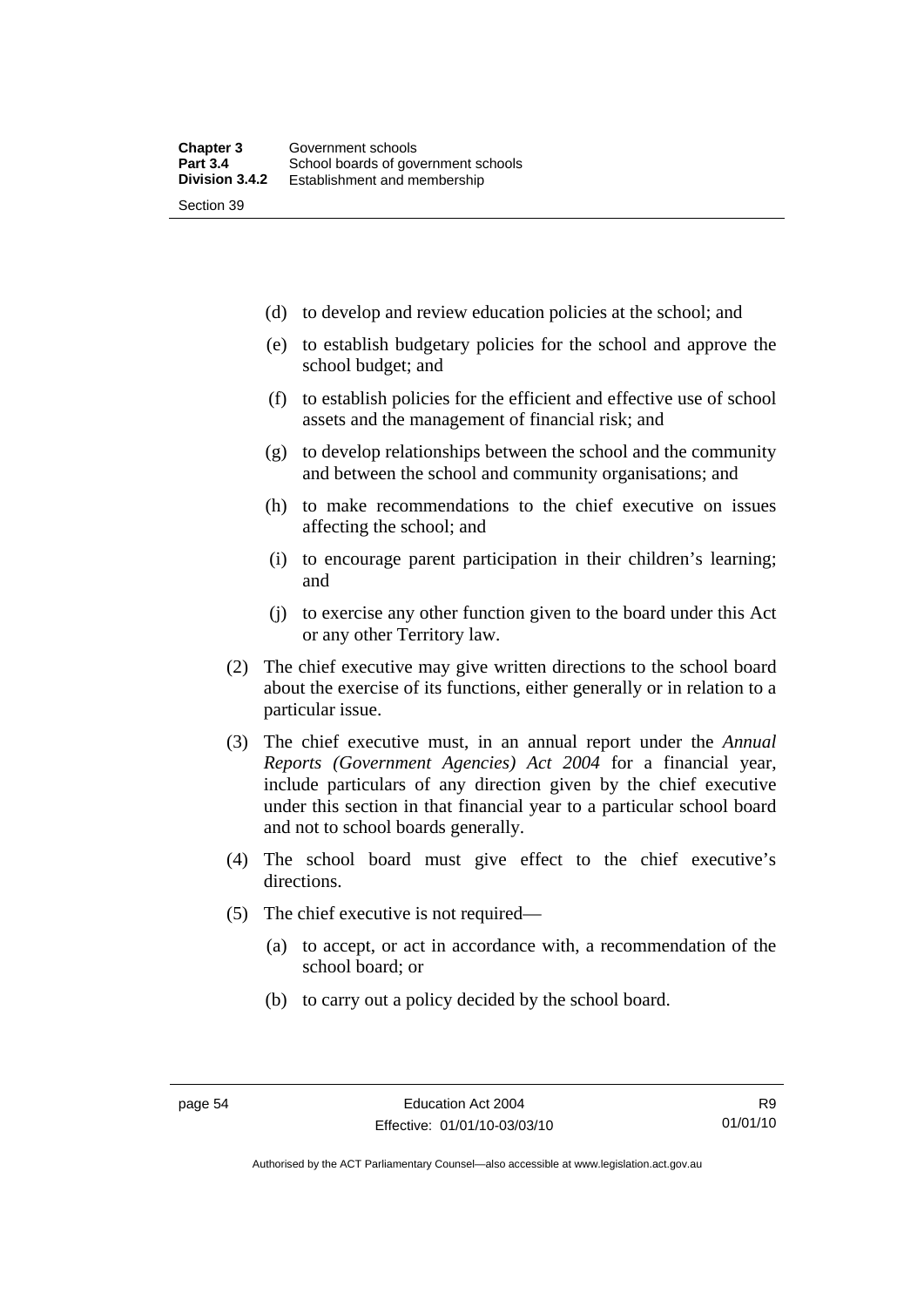(d) to develop and review education policies at the school; and

(e) to establish budgetary policies for the school and approve the school budget; and

(f) to establish policies for the efficient and effective use of school assets and the management of financial risk; and

(g) to develop relationships between the school and the community and between the school and community organisations; and

(h) to make recommendations to the chief executive on issues affecting the school; and

(i) to encourage parent participation in their children's learning; and

(j) to exercise any other function given to the board under this Act or any other Territory law.

(2) The chief executive may give written directions to the school board about the exercise of its functions, either generally or in relation to a particular issue.

(3) The chief executive must, in an annual report under the *Annual Reports (Government Agencies) Act 2004* for a financial year, include particulars of any direction given by the chief executive under this section in that financial year to a particular school board and not to school boards generally.

(4) The school board must give effect to the chief executive's directions.

(5) The chief executive is not required—

(a) to accept, or act in accordance with, a recommendation of the school board; or

(b) to carry out a policy decided by the school board.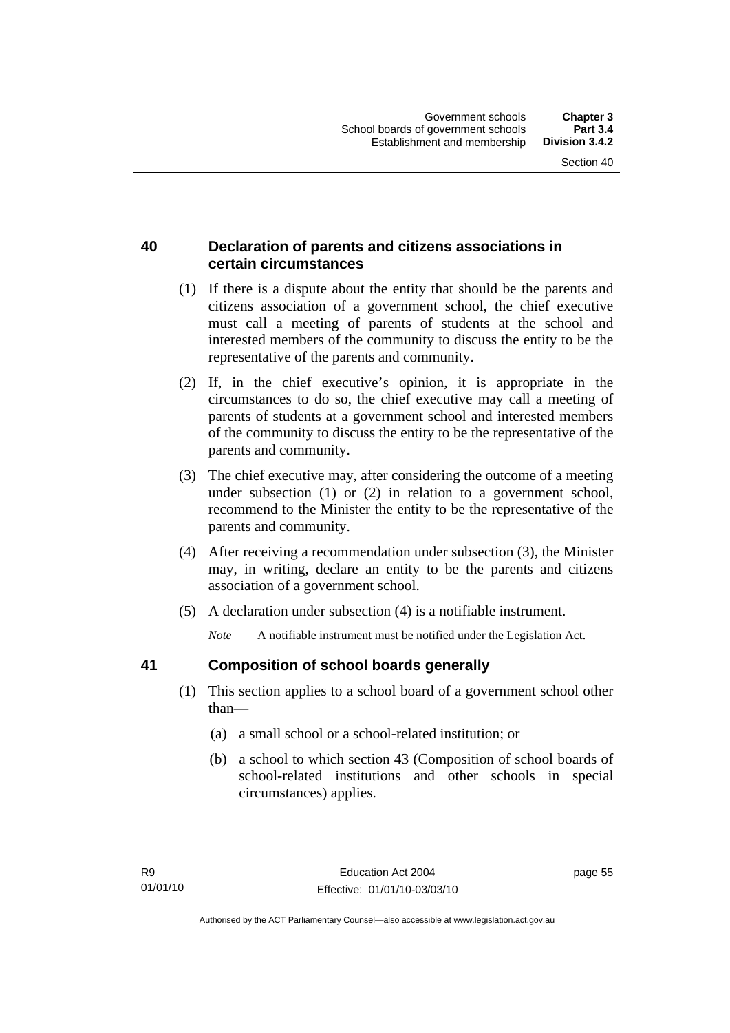## 40 Declaration of parents and citizens associations in certain circumstances

(1) If there is a dispute about the entity that should be the parents and citizens association of a government school, the chief executive must call a meeting of parents of students at the school and interested members of the community to discuss the entity to be the representative of the parents and community.

(2) If, in the chief executive's opinion, it is appropriate in the circumstances to do so, the chief executive may call a meeting of parents of students at a government school and interested members of the community to discuss the entity to be the representative of the parents and community.

(3) The chief executive may, after considering the outcome of a meeting under subsection (1) or (2) in relation to a government school, recommend to the Minister the entity to be the representative of the parents and community.

(4) After receiving a recommendation under subsection (3), the Minister may, in writing, declare an entity to be the parents and citizens association of a government school.

(5) A declaration under subsection (4) is a notifiable instrument.

*Note* A notifiable instrument must be notified under the Legislation Act.

## 41 Composition of school boards generally

(1) This section applies to a school board of a government school other than—

(a) a small school or a school-related institution; or

(b) a school to which section 43 (Composition of school boards of school-related institutions and other schools in special circumstances) applies.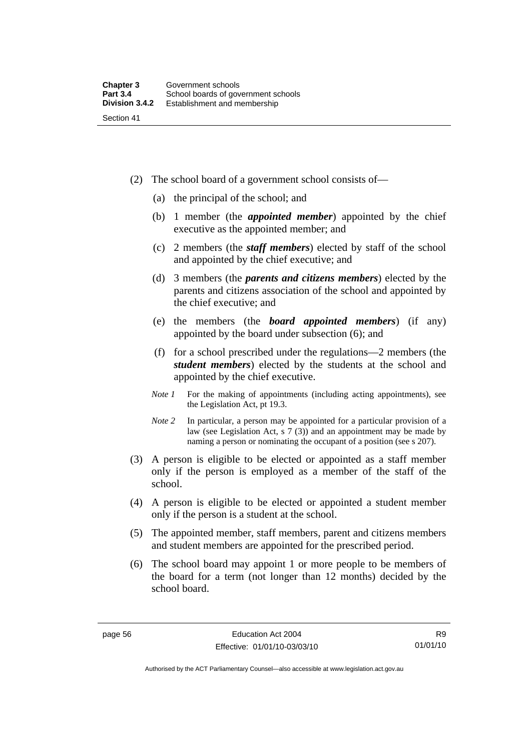(2) The school board of a government school consists of—

(a) the principal of the school; and

(b) 1 member (the ***appointed member***) appointed by the chief executive as the appointed member; and

(c) 2 members (the ***staff members***) elected by staff of the school and appointed by the chief executive; and

(d) 3 members (the ***parents and citizens members***) elected by the parents and citizens association of the school and appointed by the chief executive; and

(e) the members (the ***board appointed members***) (if any) appointed by the board under subsection (6); and

(f) for a school prescribed under the regulations—2 members (the ***student members***) elected by the students at the school and appointed by the chief executive.

*Note 1* For the making of appointments (including acting appointments), see the Legislation Act, pt 19.3.

*Note 2* In particular, a person may be appointed for a particular provision of a law (see Legislation Act, s 7 (3)) and an appointment may be made by naming a person or nominating the occupant of a position (see s 207).

(3) A person is eligible to be elected or appointed as a staff member only if the person is employed as a member of the staff of the school.

(4) A person is eligible to be elected or appointed a student member only if the person is a student at the school.

(5) The appointed member, staff members, parent and citizens members and student members are appointed for the prescribed period.

(6) The school board may appoint 1 or more people to be members of the board for a term (not longer than 12 months) decided by the school board.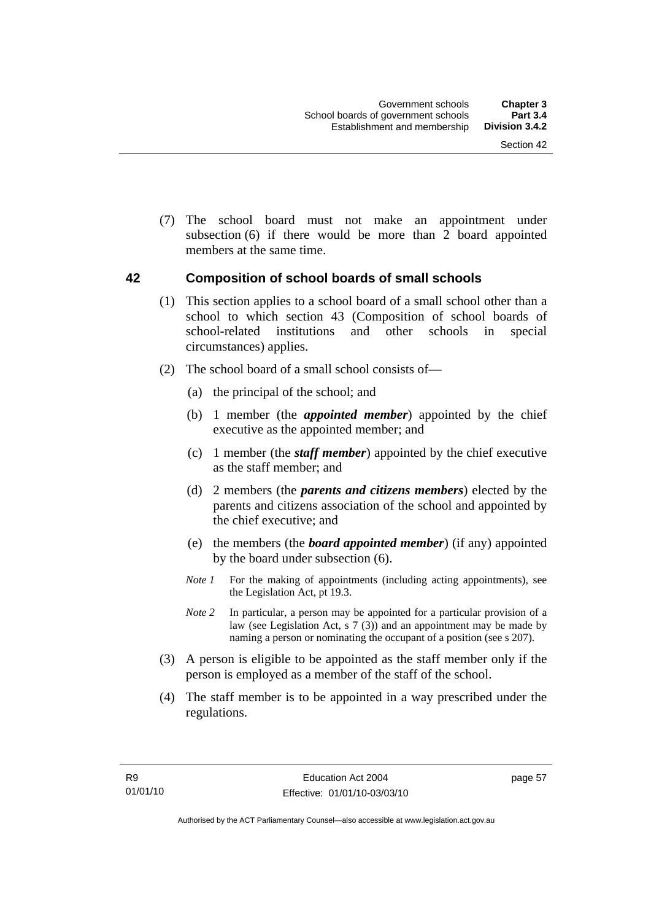(7) The school board must not make an appointment under subsection (6) if there would be more than 2 board appointed members at the same time.

## 42 Composition of school boards of small schools

(1) This section applies to a school board of a small school other than a school to which section 43 (Composition of school boards of school-related institutions and other schools in special circumstances) applies.

(2) The school board of a small school consists of—

(a) the principal of the school; and

(b) 1 member (the ***appointed member***) appointed by the chief executive as the appointed member; and

(c) 1 member (the ***staff member***) appointed by the chief executive as the staff member; and

(d) 2 members (the ***parents and citizens members***) elected by the parents and citizens association of the school and appointed by the chief executive; and

(e) the members (the ***board appointed member***) (if any) appointed by the board under subsection (6).

*Note 1* For the making of appointments (including acting appointments), see the Legislation Act, pt 19.3.

*Note 2* In particular, a person may be appointed for a particular provision of a law (see Legislation Act, s 7 (3)) and an appointment may be made by naming a person or nominating the occupant of a position (see s 207).

(3) A person is eligible to be appointed as the staff member only if the person is employed as a member of the staff of the school.

(4) The staff member is to be appointed in a way prescribed under the regulations.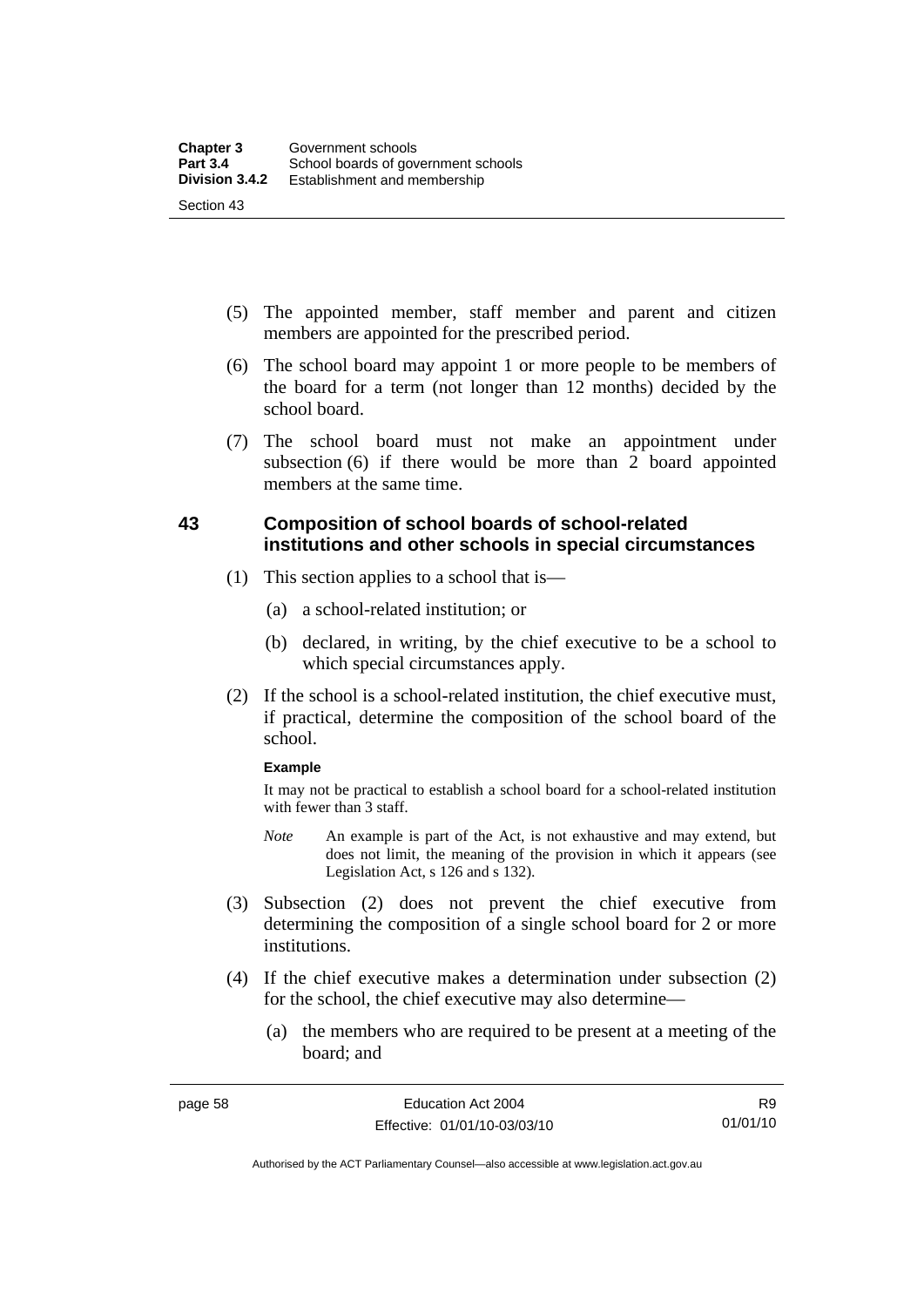(5) The appointed member, staff member and parent and citizen members are appointed for the prescribed period.

(6) The school board may appoint 1 or more people to be members of the board for a term (not longer than 12 months) decided by the school board.

(7) The school board must not make an appointment under subsection (6) if there would be more than 2 board appointed members at the same time.

## 43 Composition of school boards of school-related institutions and other schools in special circumstances

(1) This section applies to a school that is—

(a) a school-related institution; or

(b) declared, in writing, by the chief executive to be a school to which special circumstances apply.

(2) If the school is a school-related institution, the chief executive must, if practical, determine the composition of the school board of the school.

**Example**

It may not be practical to establish a school board for a school-related institution with fewer than 3 staff.

*Note* An example is part of the Act, is not exhaustive and may extend, but does not limit, the meaning of the provision in which it appears (see Legislation Act, s 126 and s 132).

(3) Subsection (2) does not prevent the chief executive from determining the composition of a single school board for 2 or more institutions.

(4) If the chief executive makes a determination under subsection (2) for the school, the chief executive may also determine—

(a) the members who are required to be present at a meeting of the board; and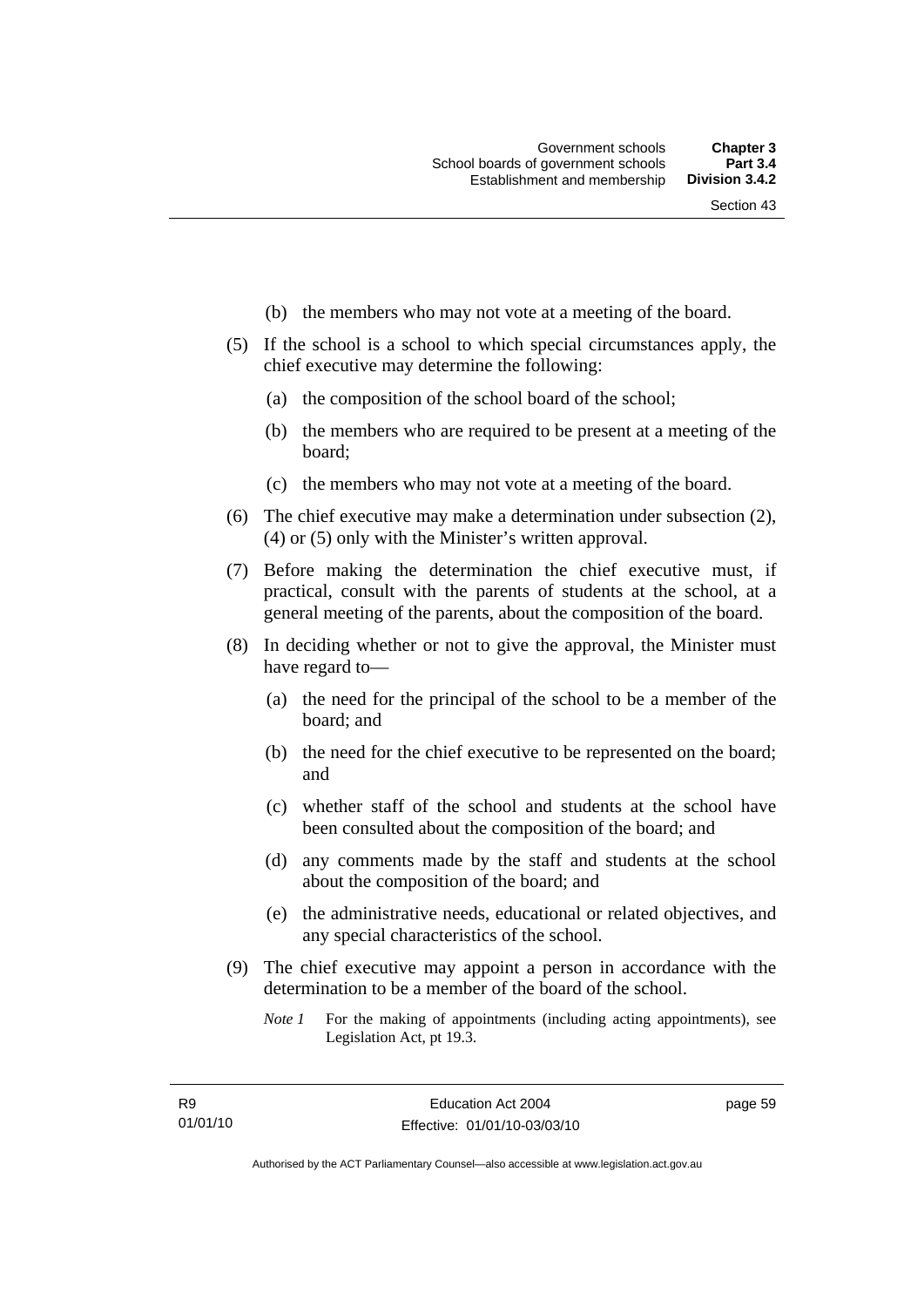(b) the members who may not vote at a meeting of the board.

(5) If the school is a school to which special circumstances apply, the chief executive may determine the following:

(a) the composition of the school board of the school;

(b) the members who are required to be present at a meeting of the board;

(c) the members who may not vote at a meeting of the board.

(6) The chief executive may make a determination under subsection (2), (4) or (5) only with the Minister's written approval.

(7) Before making the determination the chief executive must, if practical, consult with the parents of students at the school, at a general meeting of the parents, about the composition of the board.

(8) In deciding whether or not to give the approval, the Minister must have regard to—

(a) the need for the principal of the school to be a member of the board; and

(b) the need for the chief executive to be represented on the board; and

(c) whether staff of the school and students at the school have been consulted about the composition of the board; and

(d) any comments made by the staff and students at the school about the composition of the board; and

(e) the administrative needs, educational or related objectives, and any special characteristics of the school.

(9) The chief executive may appoint a person in accordance with the determination to be a member of the board of the school.

*Note 1* For the making of appointments (including acting appointments), see Legislation Act, pt 19.3.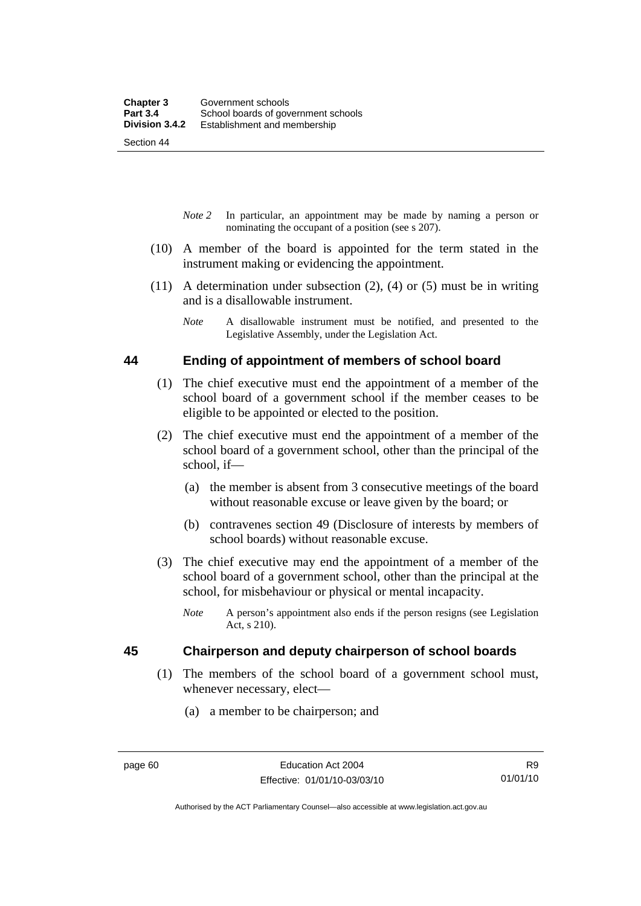*Note 2* In particular, an appointment may be made by naming a person or nominating the occupant of a position (see s 207).

(10) A member of the board is appointed for the term stated in the instrument making or evidencing the appointment.

(11) A determination under subsection (2), (4) or (5) must be in writing and is a disallowable instrument.

*Note* A disallowable instrument must be notified, and presented to the Legislative Assembly, under the Legislation Act.

## 44 Ending of appointment of members of school board

(1) The chief executive must end the appointment of a member of the school board of a government school if the member ceases to be eligible to be appointed or elected to the position.

(2) The chief executive must end the appointment of a member of the school board of a government school, other than the principal of the school, if—

(a) the member is absent from 3 consecutive meetings of the board without reasonable excuse or leave given by the board; or

(b) contravenes section 49 (Disclosure of interests by members of school boards) without reasonable excuse.

(3) The chief executive may end the appointment of a member of the school board of a government school, other than the principal at the school, for misbehaviour or physical or mental incapacity.

*Note* A person's appointment also ends if the person resigns (see Legislation Act, s 210).

## 45 Chairperson and deputy chairperson of school boards

(1) The members of the school board of a government school must, whenever necessary, elect—

(a) a member to be chairperson; and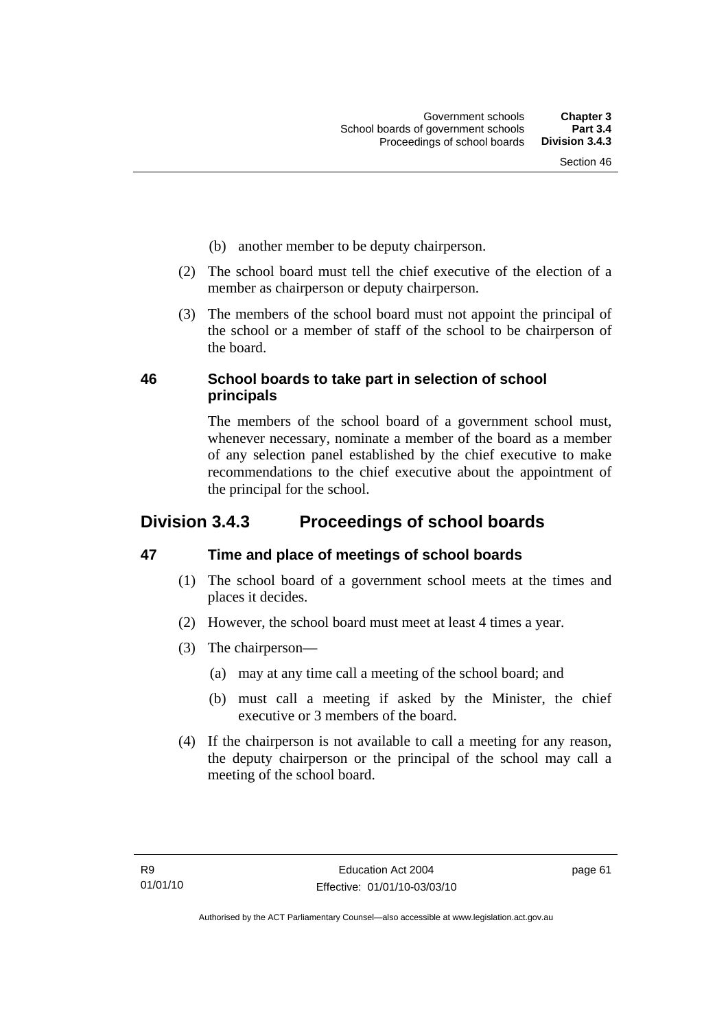(b) another member to be deputy chairperson.

(2) The school board must tell the chief executive of the election of a member as chairperson or deputy chairperson.

(3) The members of the school board must not appoint the principal of the school or a member of staff of the school to be chairperson of the board.

### 46 School boards to take part in selection of school principals

The members of the school board of a government school must, whenever necessary, nominate a member of the board as a member of any selection panel established by the chief executive to make recommendations to the chief executive about the appointment of the principal for the school.

## Division 3.4.3 Proceedings of school boards

### 47 Time and place of meetings of school boards

(1) The school board of a government school meets at the times and places it decides.

(2) However, the school board must meet at least 4 times a year.

(3) The chairperson—

(a) may at any time call a meeting of the school board; and

(b) must call a meeting if asked by the Minister, the chief executive or 3 members of the board.

(4) If the chairperson is not available to call a meeting for any reason, the deputy chairperson or the principal of the school may call a meeting of the school board.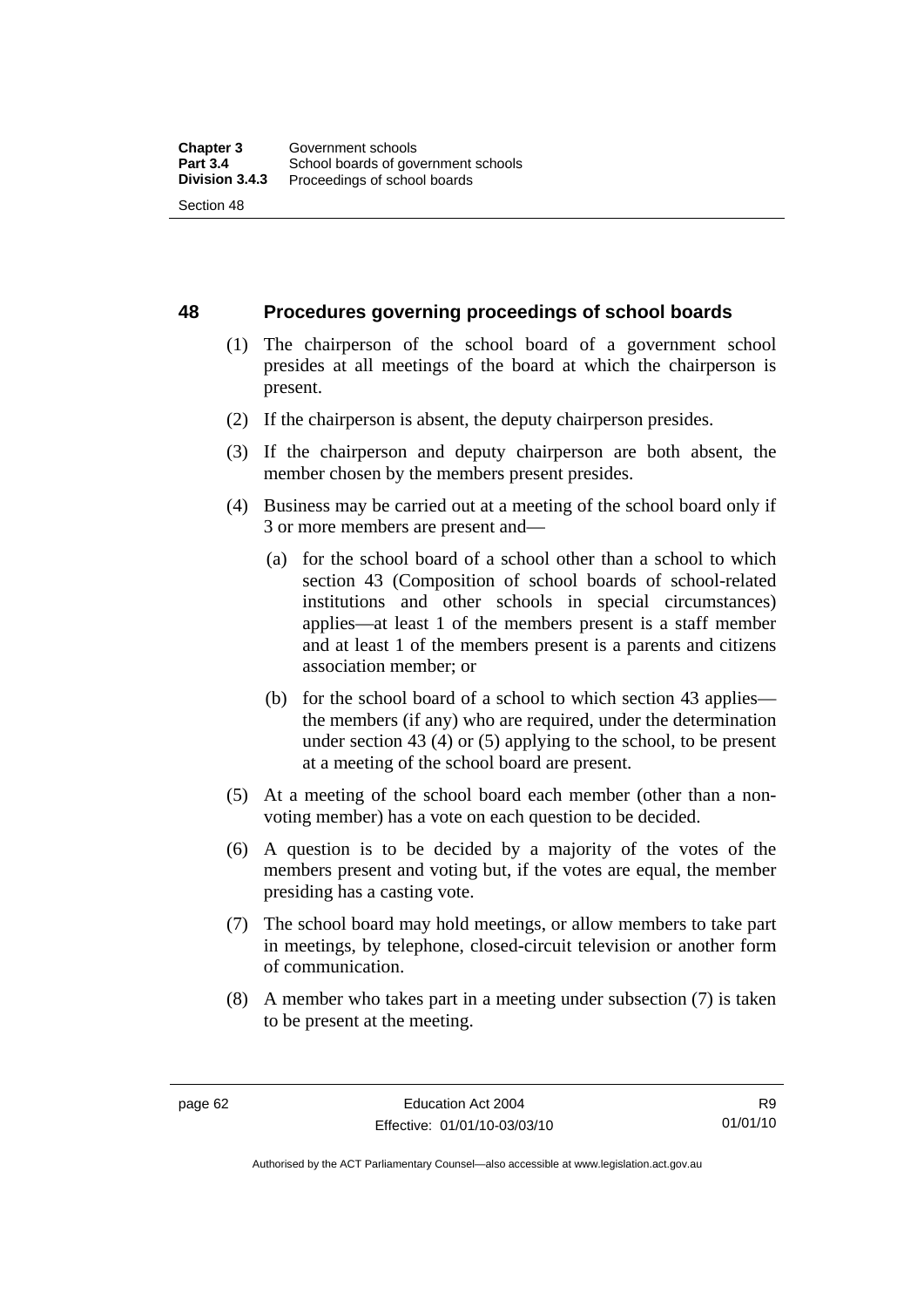## 48 Procedures governing proceedings of school boards

(1) The chairperson of the school board of a government school presides at all meetings of the board at which the chairperson is present.

(2) If the chairperson is absent, the deputy chairperson presides.

(3) If the chairperson and deputy chairperson are both absent, the member chosen by the members present presides.

(4) Business may be carried out at a meeting of the school board only if 3 or more members are present and—

(a) for the school board of a school other than a school to which section 43 (Composition of school boards of school-related institutions and other schools in special circumstances) applies—at least 1 of the members present is a staff member and at least 1 of the members present is a parents and citizens association member; or

(b) for the school board of a school to which section 43 applies—the members (if any) who are required, under the determination under section 43 (4) or (5) applying to the school, to be present at a meeting of the school board are present.

(5) At a meeting of the school board each member (other than a non-voting member) has a vote on each question to be decided.

(6) A question is to be decided by a majority of the votes of the members present and voting but, if the votes are equal, the member presiding has a casting vote.

(7) The school board may hold meetings, or allow members to take part in meetings, by telephone, closed-circuit television or another form of communication.

(8) A member who takes part in a meeting under subsection (7) is taken to be present at the meeting.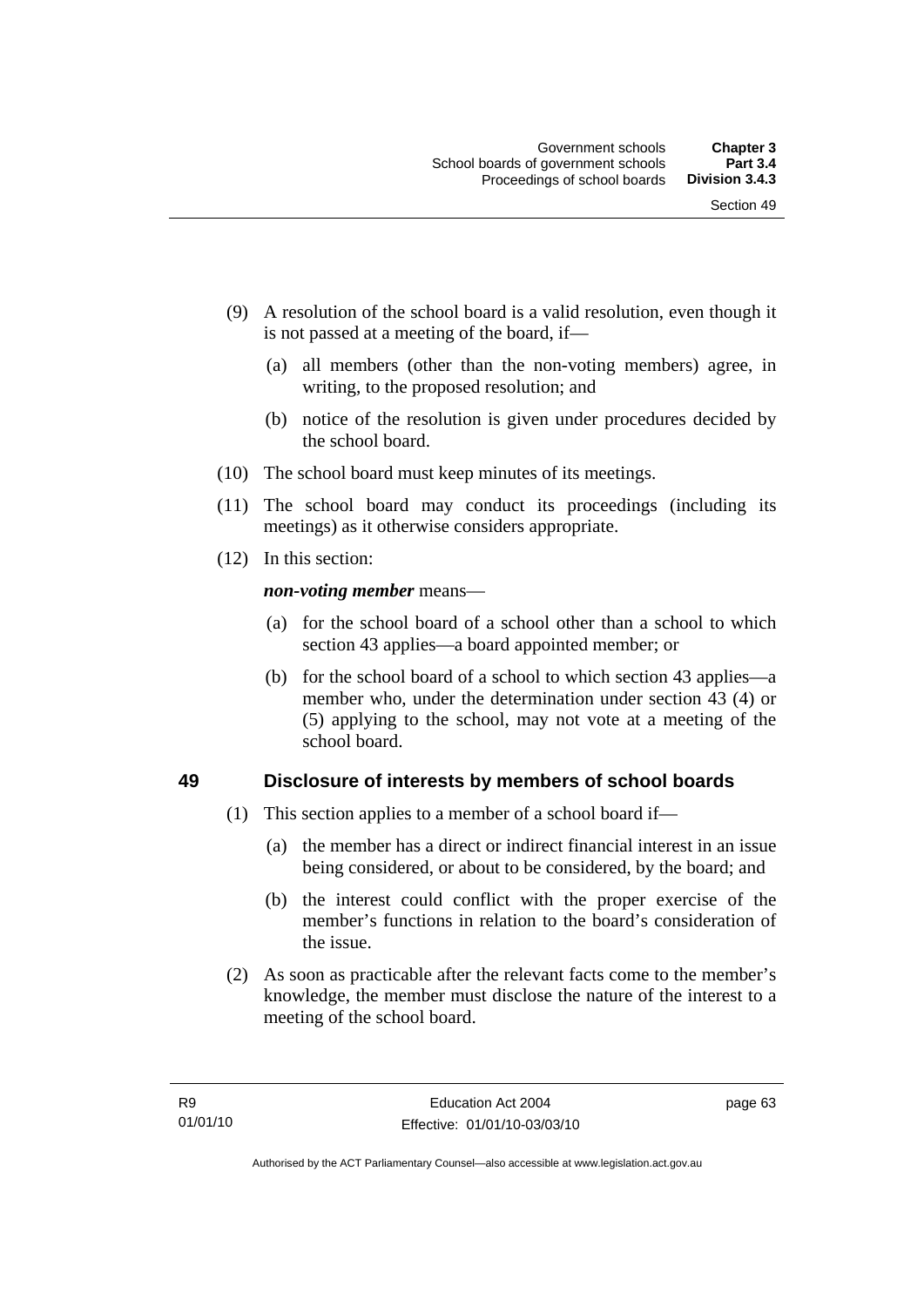(9) A resolution of the school board is a valid resolution, even though it is not passed at a meeting of the board, if—

(a) all members (other than the non-voting members) agree, in writing, to the proposed resolution; and

(b) notice of the resolution is given under procedures decided by the school board.

(10) The school board must keep minutes of its meetings.

(11) The school board may conduct its proceedings (including its meetings) as it otherwise considers appropriate.

(12) In this section:

***non-voting member*** means—

(a) for the school board of a school other than a school to which section 43 applies—a board appointed member; or

(b) for the school board of a school to which section 43 applies—a member who, under the determination under section 43 (4) or (5) applying to the school, may not vote at a meeting of the school board.

### 49 Disclosure of interests by members of school boards

(1) This section applies to a member of a school board if—

(a) the member has a direct or indirect financial interest in an issue being considered, or about to be considered, by the board; and

(b) the interest could conflict with the proper exercise of the member's functions in relation to the board's consideration of the issue.

(2) As soon as practicable after the relevant facts come to the member's knowledge, the member must disclose the nature of the interest to a meeting of the school board.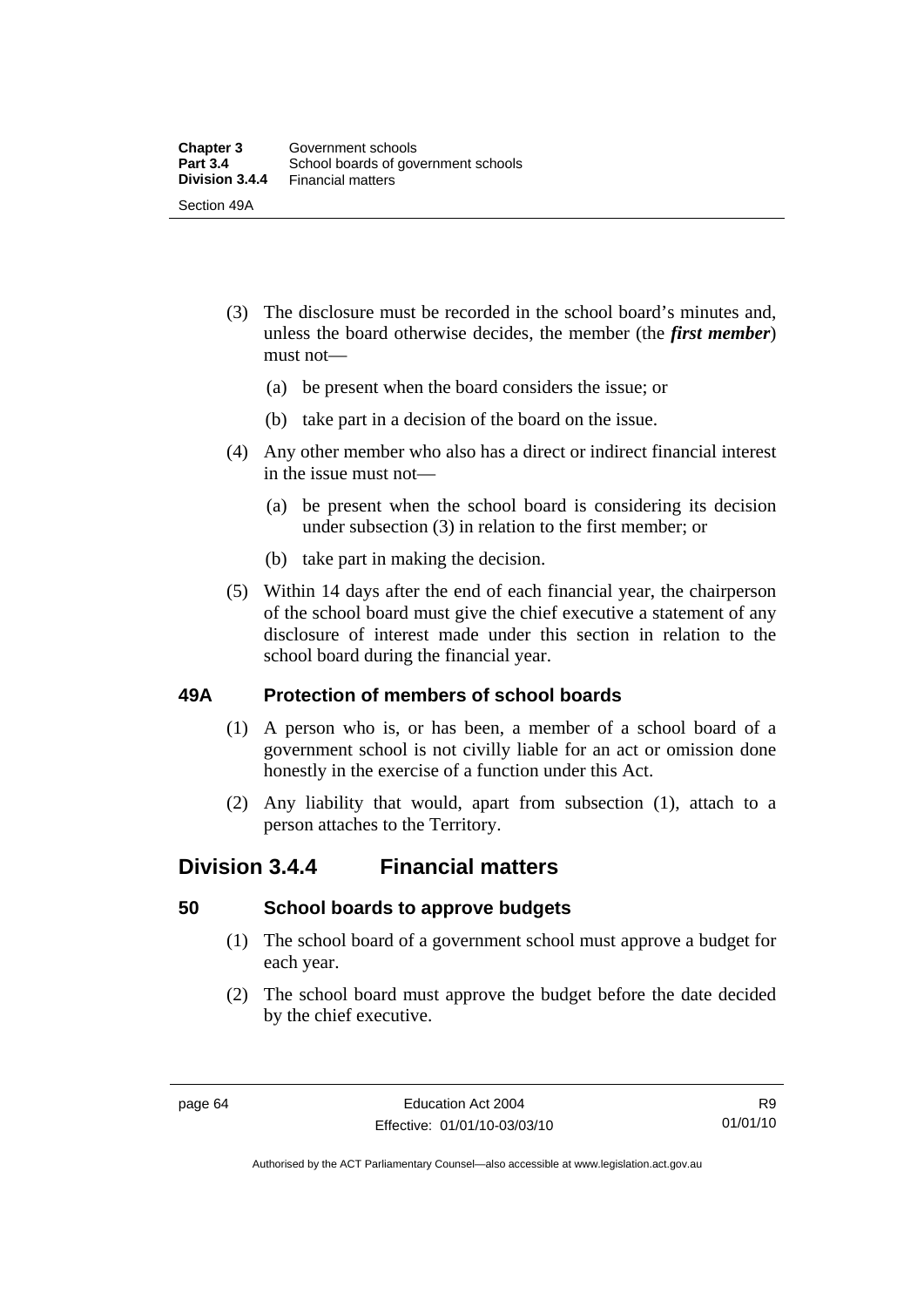(3) The disclosure must be recorded in the school board's minutes and, unless the board otherwise decides, the member (the ***first member***) must not—

(a) be present when the board considers the issue; or

(b) take part in a decision of the board on the issue.

(4) Any other member who also has a direct or indirect financial interest in the issue must not—

(a) be present when the school board is considering its decision under subsection (3) in relation to the first member; or

(b) take part in making the decision.

(5) Within 14 days after the end of each financial year, the chairperson of the school board must give the chief executive a statement of any disclosure of interest made under this section in relation to the school board during the financial year.

### 49A Protection of members of school boards

(1) A person who is, or has been, a member of a school board of a government school is not civilly liable for an act or omission done honestly in the exercise of a function under this Act.

(2) Any liability that would, apart from subsection (1), attach to a person attaches to the Territory.

## Division 3.4.4 Financial matters

### 50 School boards to approve budgets

(1) The school board of a government school must approve a budget for each year.

(2) The school board must approve the budget before the date decided by the chief executive.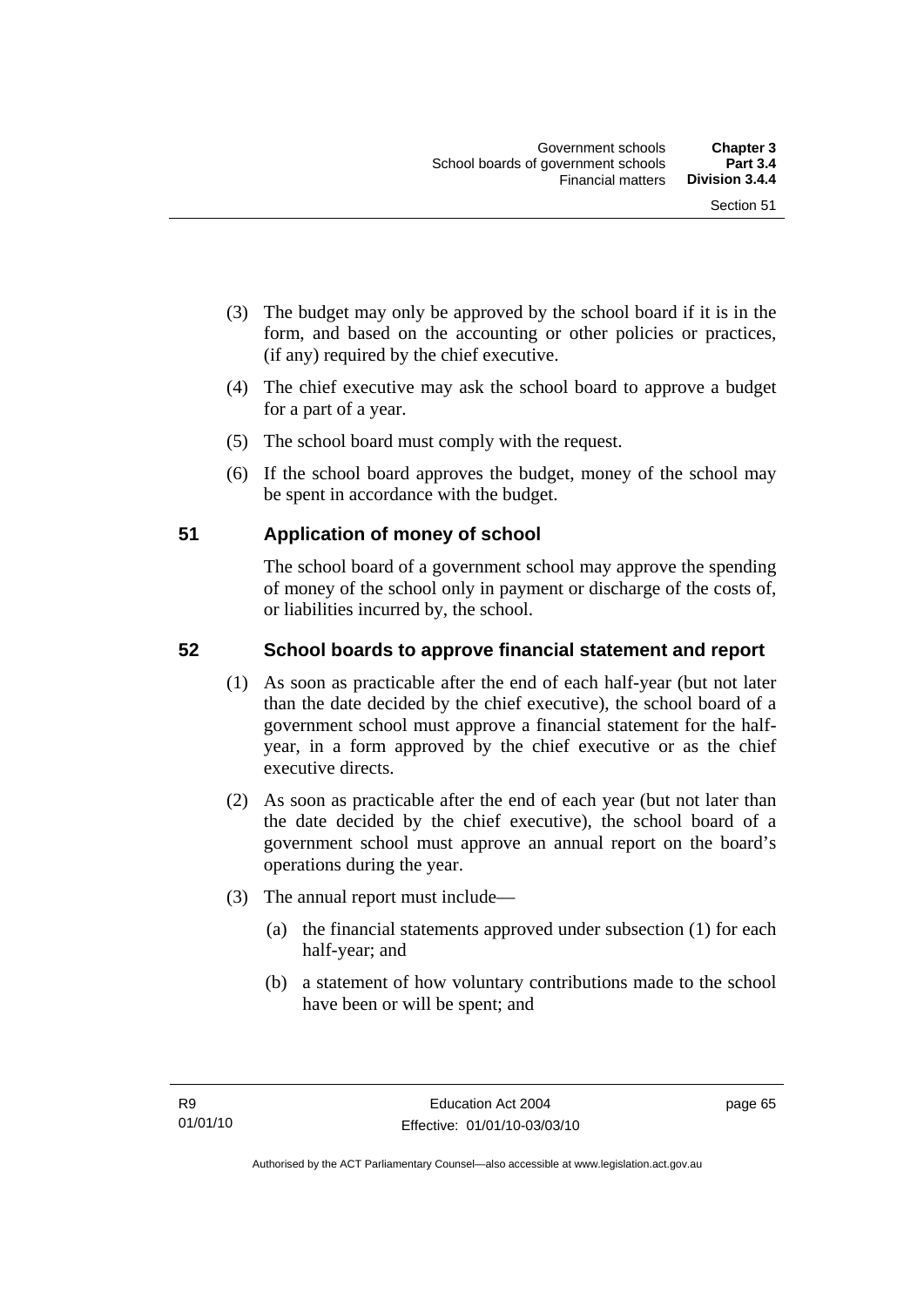(3) The budget may only be approved by the school board if it is in the form, and based on the accounting or other policies or practices, (if any) required by the chief executive.

(4) The chief executive may ask the school board to approve a budget for a part of a year.

(5) The school board must comply with the request.

(6) If the school board approves the budget, money of the school may be spent in accordance with the budget.

## 51 Application of money of school

The school board of a government school may approve the spending of money of the school only in payment or discharge of the costs of, or liabilities incurred by, the school.

## 52 School boards to approve financial statement and report

(1) As soon as practicable after the end of each half-year (but not later than the date decided by the chief executive), the school board of a government school must approve a financial statement for the half-year, in a form approved by the chief executive or as the chief executive directs.

(2) As soon as practicable after the end of each year (but not later than the date decided by the chief executive), the school board of a government school must approve an annual report on the board's operations during the year.

(3) The annual report must include—

(a) the financial statements approved under subsection (1) for each half-year; and

(b) a statement of how voluntary contributions made to the school have been or will be spent; and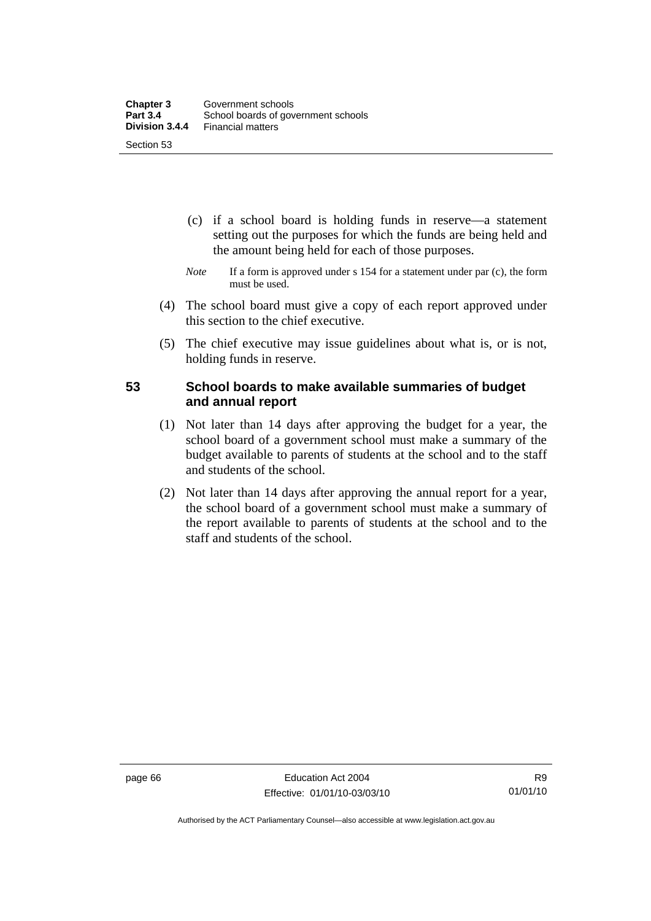(c) if a school board is holding funds in reserve—a statement setting out the purposes for which the funds are being held and the amount being held for each of those purposes.

*Note* If a form is approved under s 154 for a statement under par (c), the form must be used.

(4) The school board must give a copy of each report approved under this section to the chief executive.

(5) The chief executive may issue guidelines about what is, or is not, holding funds in reserve.

### 53 School boards to make available summaries of budget and annual report

(1) Not later than 14 days after approving the budget for a year, the school board of a government school must make a summary of the budget available to parents of students at the school and to the staff and students of the school.

(2) Not later than 14 days after approving the annual report for a year, the school board of a government school must make a summary of the report available to parents of students at the school and to the staff and students of the school.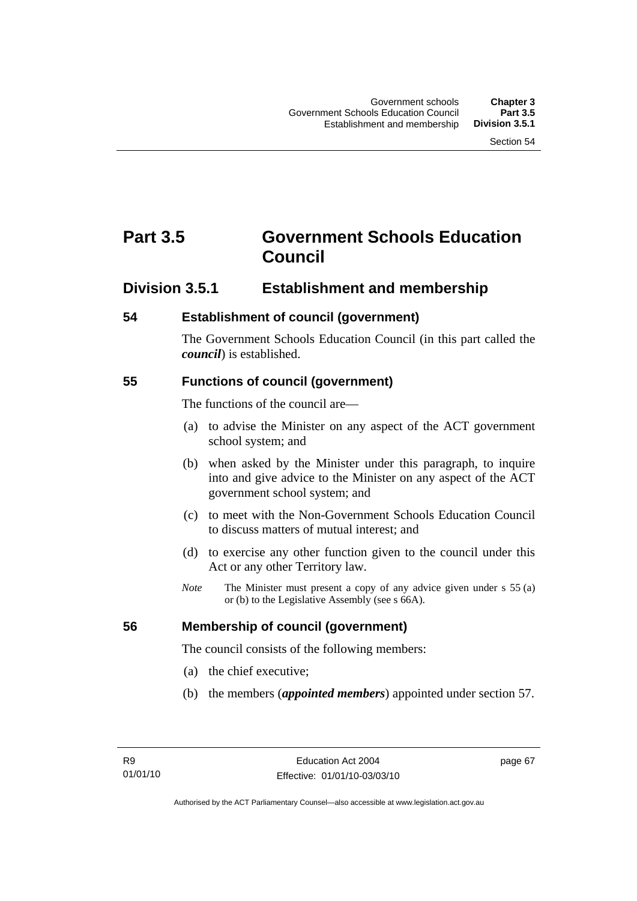# Part 3.5 Government Schools Education Council

## Division 3.5.1 Establishment and membership

### 54 Establishment of council (government)

The Government Schools Education Council (in this part called the ***council***) is established.

### 55 Functions of council (government)

The functions of the council are—

(a) to advise the Minister on any aspect of the ACT government school system; and

(b) when asked by the Minister under this paragraph, to inquire into and give advice to the Minister on any aspect of the ACT government school system; and

(c) to meet with the Non-Government Schools Education Council to discuss matters of mutual interest; and

(d) to exercise any other function given to the council under this Act or any other Territory law.

*Note* The Minister must present a copy of any advice given under s 55 (a) or (b) to the Legislative Assembly (see s 66A).

### 56 Membership of council (government)

The council consists of the following members:

(a) the chief executive;

(b) the members (***appointed members***) appointed under section 57.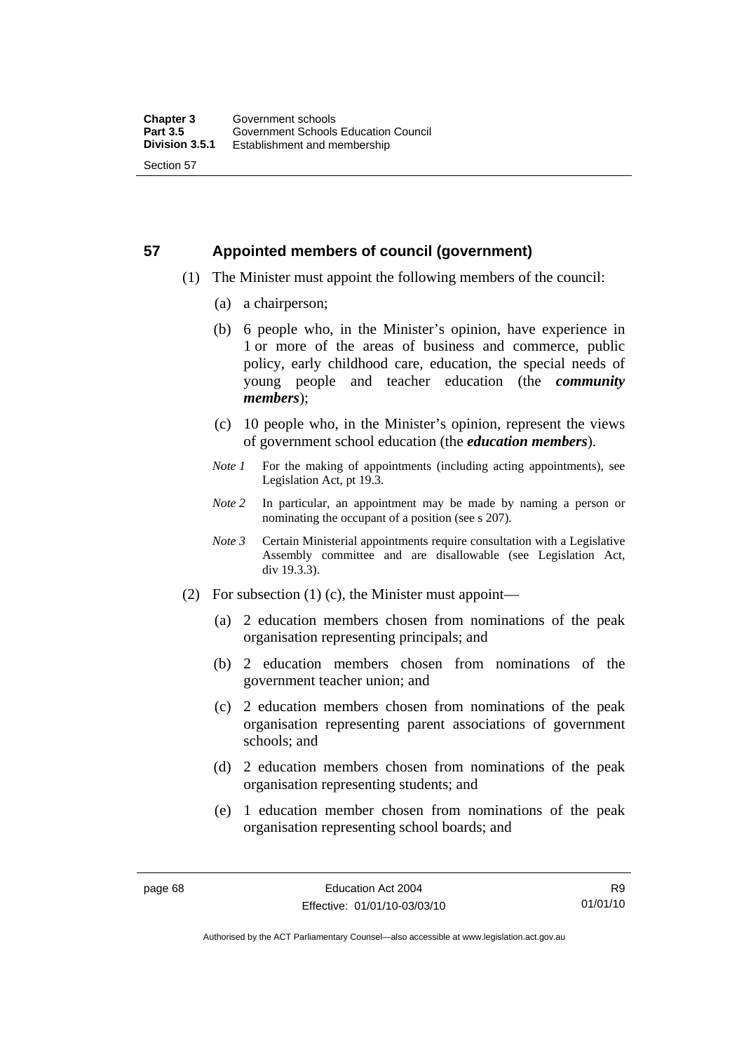## 57 Appointed members of council (government)

(1) The Minister must appoint the following members of the council:

(a) a chairperson;

(b) 6 people who, in the Minister's opinion, have experience in 1 or more of the areas of business and commerce, public policy, early childhood care, education, the special needs of young people and teacher education (the ***community members***);

(c) 10 people who, in the Minister's opinion, represent the views of government school education (the ***education members***).

*Note 1* For the making of appointments (including acting appointments), see Legislation Act, pt 19.3.

*Note 2* In particular, an appointment may be made by naming a person or nominating the occupant of a position (see s 207).

*Note 3* Certain Ministerial appointments require consultation with a Legislative Assembly committee and are disallowable (see Legislation Act, div 19.3.3).

(2) For subsection (1) (c), the Minister must appoint—

(a) 2 education members chosen from nominations of the peak organisation representing principals; and

(b) 2 education members chosen from nominations of the government teacher union; and

(c) 2 education members chosen from nominations of the peak organisation representing parent associations of government schools; and

(d) 2 education members chosen from nominations of the peak organisation representing students; and

(e) 1 education member chosen from nominations of the peak organisation representing school boards; and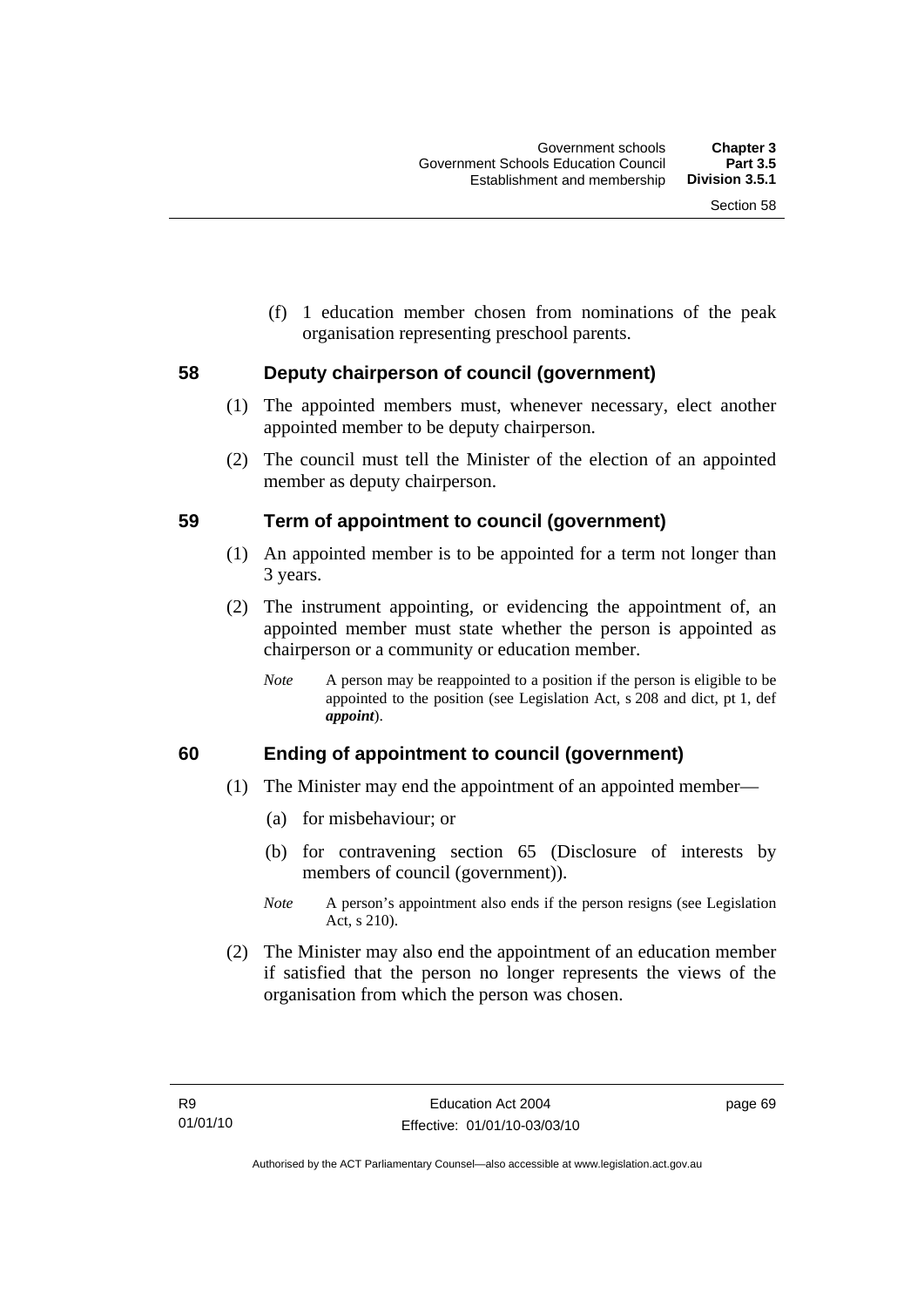(f) 1 education member chosen from nominations of the peak organisation representing preschool parents.

## 58 Deputy chairperson of council (government)

(1) The appointed members must, whenever necessary, elect another appointed member to be deputy chairperson.

(2) The council must tell the Minister of the election of an appointed member as deputy chairperson.

## 59 Term of appointment to council (government)

(1) An appointed member is to be appointed for a term not longer than 3 years.

(2) The instrument appointing, or evidencing the appointment of, an appointed member must state whether the person is appointed as chairperson or a community or education member.

*Note* A person may be reappointed to a position if the person is eligible to be appointed to the position (see Legislation Act, s 208 and dict, pt 1, def ***appoint***).

## 60 Ending of appointment to council (government)

(1) The Minister may end the appointment of an appointed member—

(a) for misbehaviour; or

(b) for contravening section 65 (Disclosure of interests by members of council (government)).

*Note* A person's appointment also ends if the person resigns (see Legislation Act, s 210).

(2) The Minister may also end the appointment of an education member if satisfied that the person no longer represents the views of the organisation from which the person was chosen.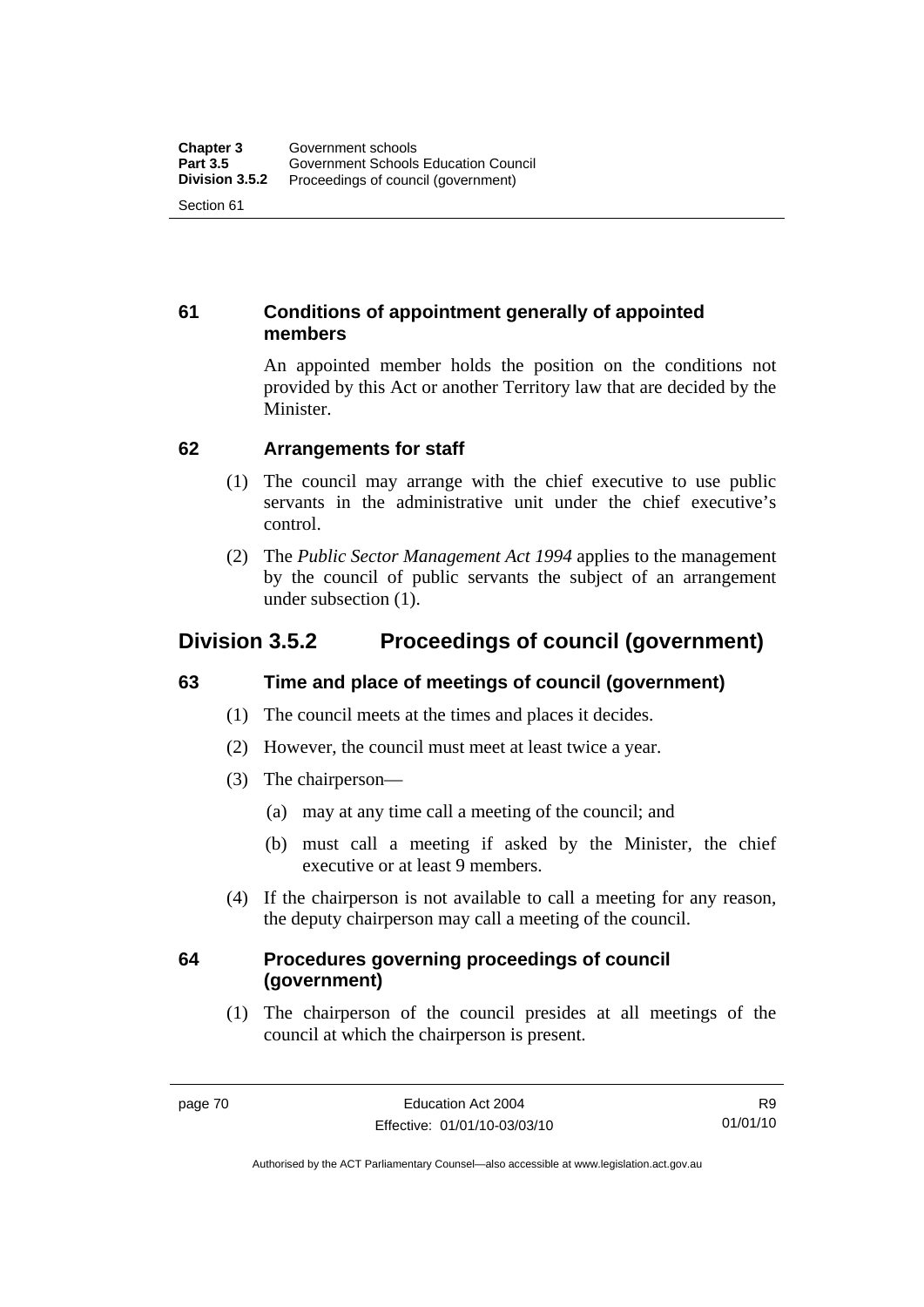### 61 Conditions of appointment generally of appointed members

An appointed member holds the position on the conditions not provided by this Act or another Territory law that are decided by the Minister.

### 62 Arrangements for staff

(1) The council may arrange with the chief executive to use public servants in the administrative unit under the chief executive's control.

(2) The *Public Sector Management Act 1994* applies to the management by the council of public servants the subject of an arrangement under subsection (1).

## Division 3.5.2 Proceedings of council (government)

### 63 Time and place of meetings of council (government)

(1) The council meets at the times and places it decides.

(2) However, the council must meet at least twice a year.

(3) The chairperson—

(a) may at any time call a meeting of the council; and

(b) must call a meeting if asked by the Minister, the chief executive or at least 9 members.

(4) If the chairperson is not available to call a meeting for any reason, the deputy chairperson may call a meeting of the council.

### 64 Procedures governing proceedings of council (government)

(1) The chairperson of the council presides at all meetings of the council at which the chairperson is present.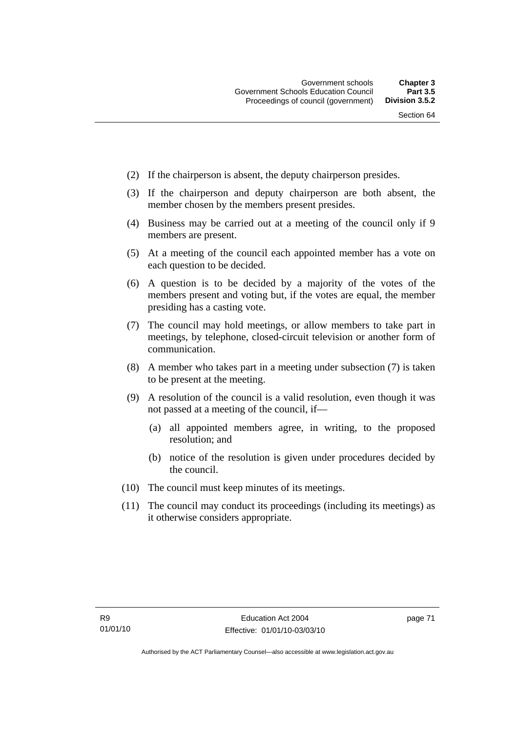(2) If the chairperson is absent, the deputy chairperson presides.

(3) If the chairperson and deputy chairperson are both absent, the member chosen by the members present presides.

(4) Business may be carried out at a meeting of the council only if 9 members are present.

(5) At a meeting of the council each appointed member has a vote on each question to be decided.

(6) A question is to be decided by a majority of the votes of the members present and voting but, if the votes are equal, the member presiding has a casting vote.

(7) The council may hold meetings, or allow members to take part in meetings, by telephone, closed-circuit television or another form of communication.

(8) A member who takes part in a meeting under subsection (7) is taken to be present at the meeting.

(9) A resolution of the council is a valid resolution, even though it was not passed at a meeting of the council, if—

(a) all appointed members agree, in writing, to the proposed resolution; and

(b) notice of the resolution is given under procedures decided by the council.

(10) The council must keep minutes of its meetings.

(11) The council may conduct its proceedings (including its meetings) as it otherwise considers appropriate.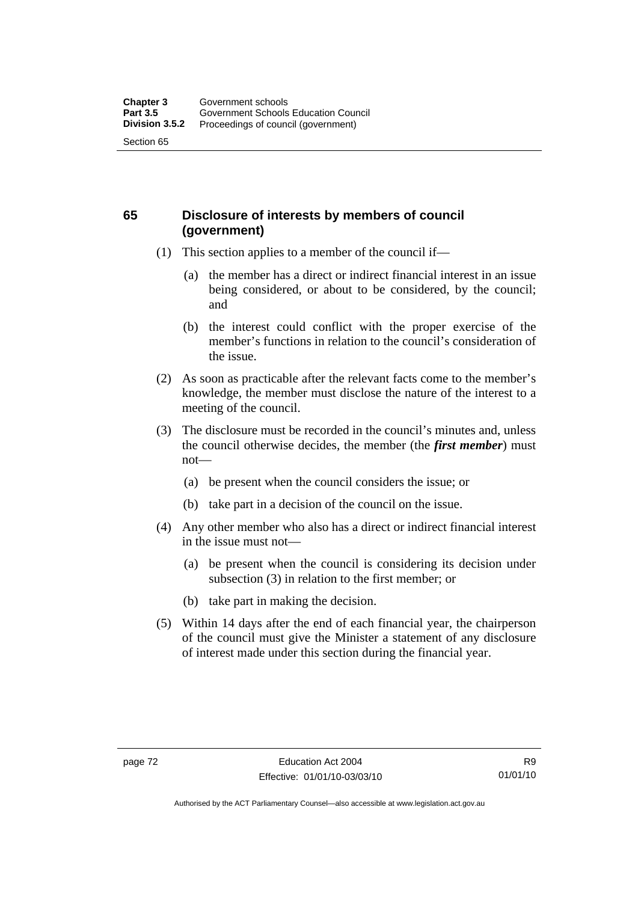## 65 Disclosure of interests by members of council (government)

(1) This section applies to a member of the council if—

(a) the member has a direct or indirect financial interest in an issue being considered, or about to be considered, by the council; and

(b) the interest could conflict with the proper exercise of the member's functions in relation to the council's consideration of the issue.

(2) As soon as practicable after the relevant facts come to the member's knowledge, the member must disclose the nature of the interest to a meeting of the council.

(3) The disclosure must be recorded in the council's minutes and, unless the council otherwise decides, the member (the ***first member***) must not—

(a) be present when the council considers the issue; or

(b) take part in a decision of the council on the issue.

(4) Any other member who also has a direct or indirect financial interest in the issue must not—

(a) be present when the council is considering its decision under subsection (3) in relation to the first member; or

(b) take part in making the decision.

(5) Within 14 days after the end of each financial year, the chairperson of the council must give the Minister a statement of any disclosure of interest made under this section during the financial year.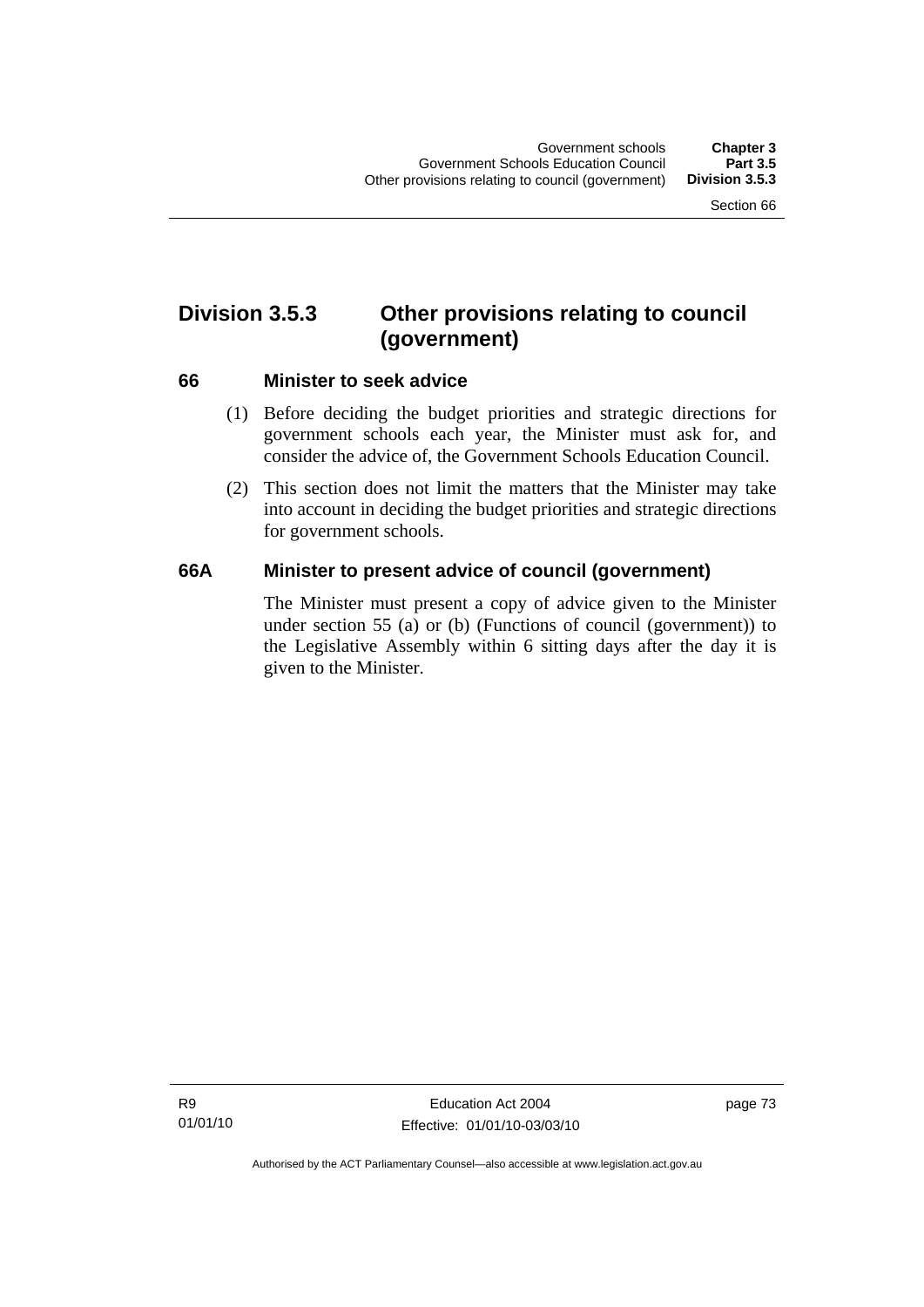## Division 3.5.3 Other provisions relating to council (government)

### 66 Minister to seek advice

(1) Before deciding the budget priorities and strategic directions for government schools each year, the Minister must ask for, and consider the advice of, the Government Schools Education Council.

(2) This section does not limit the matters that the Minister may take into account in deciding the budget priorities and strategic directions for government schools.

### 66A Minister to present advice of council (government)

The Minister must present a copy of advice given to the Minister under section 55 (a) or (b) (Functions of council (government)) to the Legislative Assembly within 6 sitting days after the day it is given to the Minister.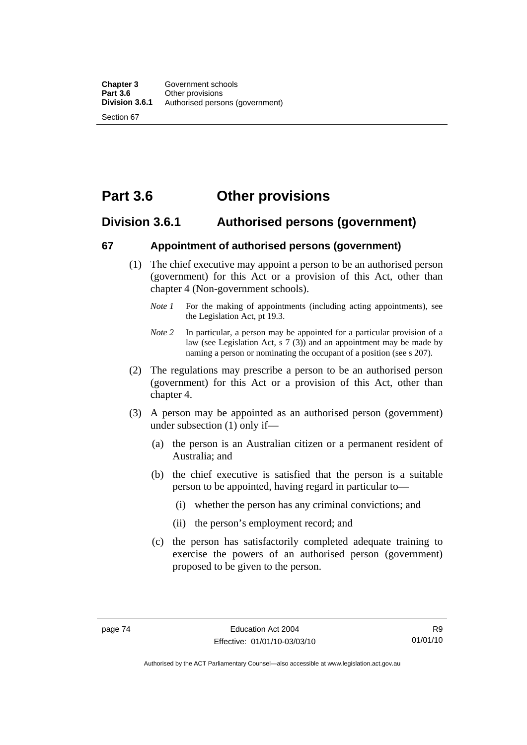# Part 3.6 Other provisions

## Division 3.6.1 Authorised persons (government)

### 67 Appointment of authorised persons (government)

(1) The chief executive may appoint a person to be an authorised person (government) for this Act or a provision of this Act, other than chapter 4 (Non-government schools).

*Note 1* For the making of appointments (including acting appointments), see the Legislation Act, pt 19.3.

*Note 2* In particular, a person may be appointed for a particular provision of a law (see Legislation Act, s 7 (3)) and an appointment may be made by naming a person or nominating the occupant of a position (see s 207).

(2) The regulations may prescribe a person to be an authorised person (government) for this Act or a provision of this Act, other than chapter 4.

(3) A person may be appointed as an authorised person (government) under subsection (1) only if—

(a) the person is an Australian citizen or a permanent resident of Australia; and

(b) the chief executive is satisfied that the person is a suitable person to be appointed, having regard in particular to—

(i) whether the person has any criminal convictions; and

(ii) the person's employment record; and

(c) the person has satisfactorily completed adequate training to exercise the powers of an authorised person (government) proposed to be given to the person.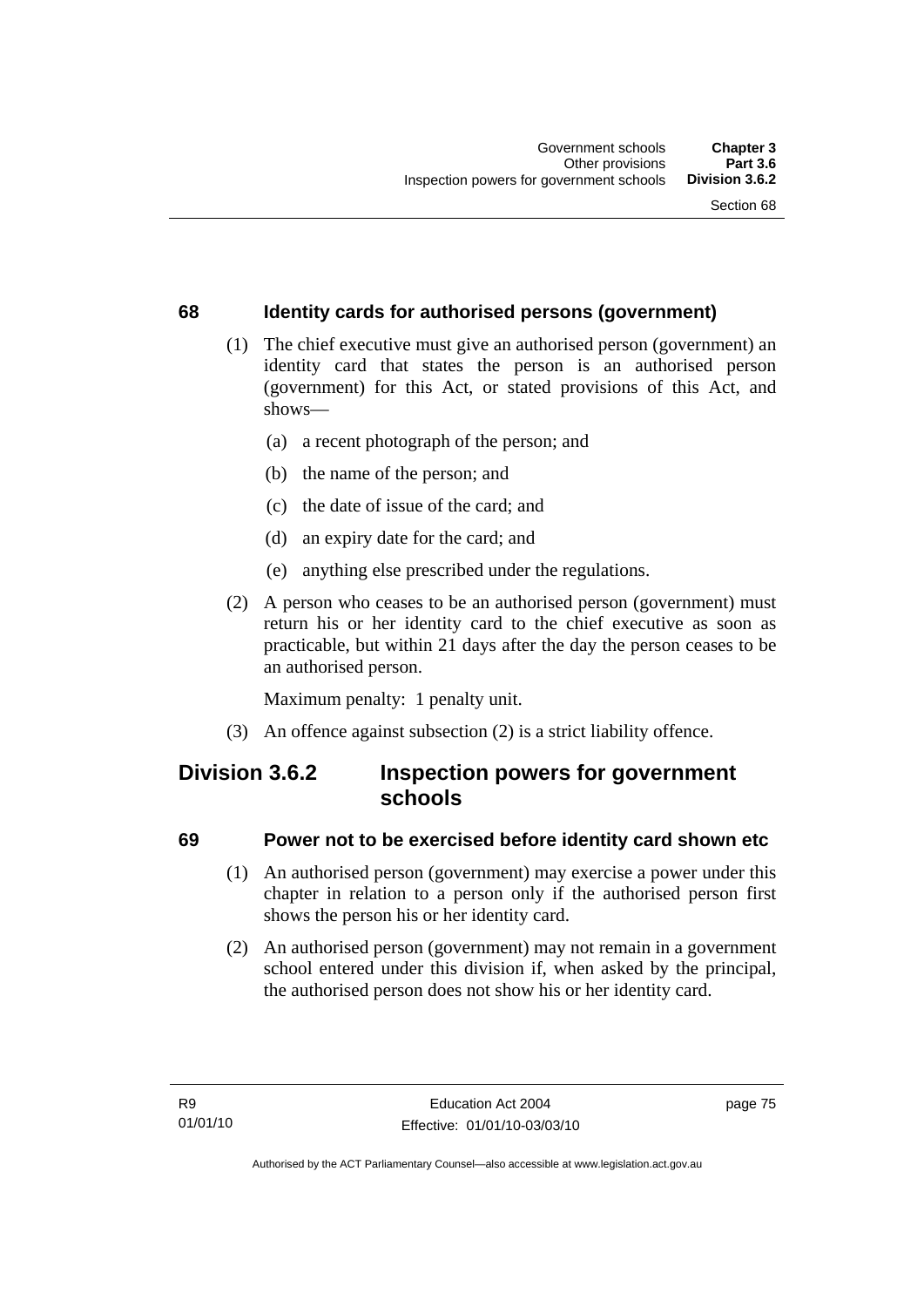### 68 Identity cards for authorised persons (government)

(1) The chief executive must give an authorised person (government) an identity card that states the person is an authorised person (government) for this Act, or stated provisions of this Act, and shows—

(a) a recent photograph of the person; and

(b) the name of the person; and

(c) the date of issue of the card; and

(d) an expiry date for the card; and

(e) anything else prescribed under the regulations.

(2) A person who ceases to be an authorised person (government) must return his or her identity card to the chief executive as soon as practicable, but within 21 days after the day the person ceases to be an authorised person.

Maximum penalty: 1 penalty unit.

(3) An offence against subsection (2) is a strict liability offence.

## Division 3.6.2 Inspection powers for government schools

### 69 Power not to be exercised before identity card shown etc

(1) An authorised person (government) may exercise a power under this chapter in relation to a person only if the authorised person first shows the person his or her identity card.

(2) An authorised person (government) may not remain in a government school entered under this division if, when asked by the principal, the authorised person does not show his or her identity card.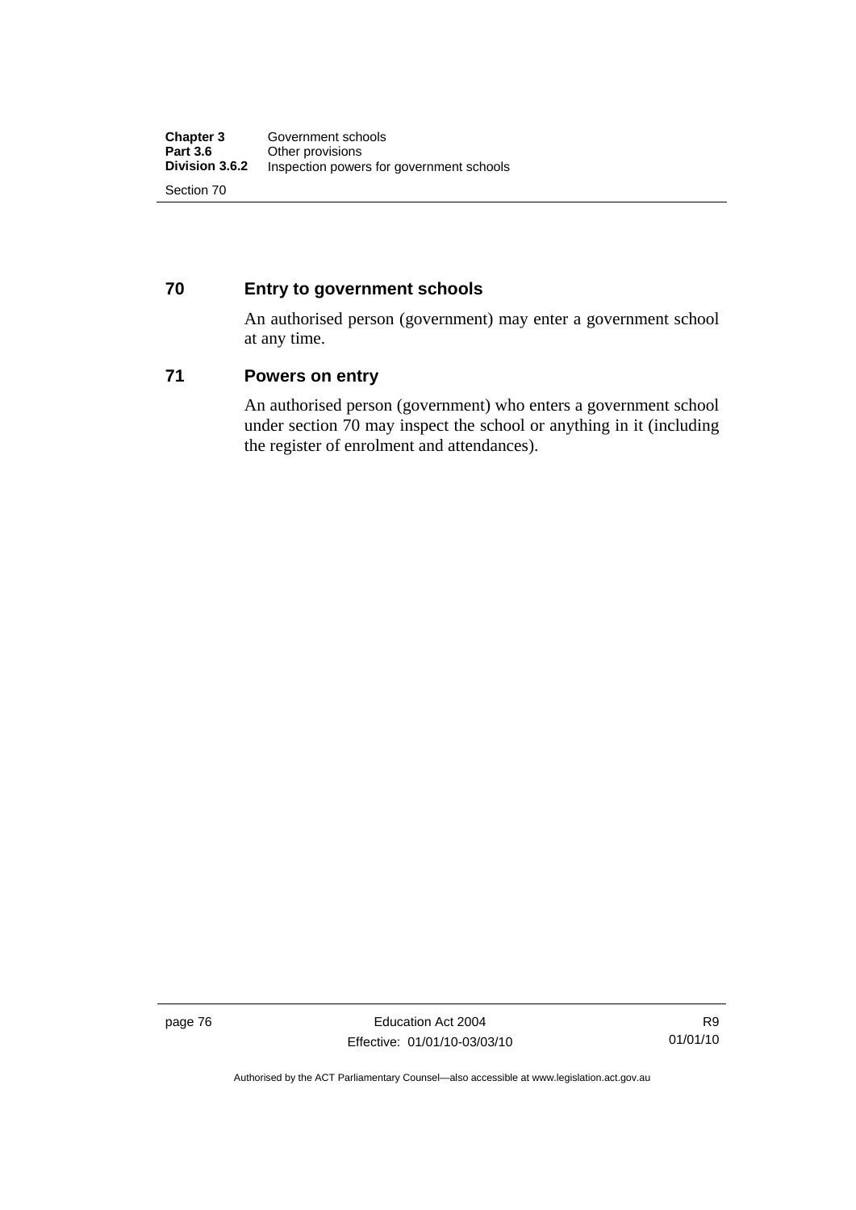## 70 Entry to government schools

An authorised person (government) may enter a government school at any time.

## 71 Powers on entry

An authorised person (government) who enters a government school under section 70 may inspect the school or anything in it (including the register of enrolment and attendances).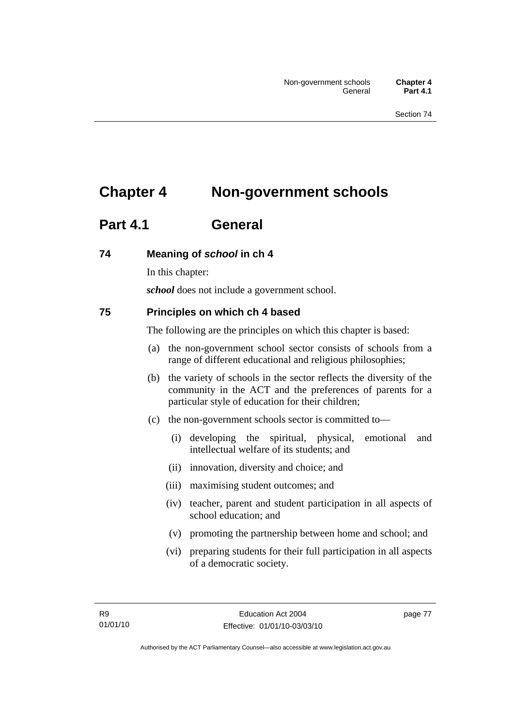# Chapter 4 Non-government schools

## Part 4.1 General

### 74 Meaning of *school* in ch 4

In this chapter:

***school*** does not include a government school.

### 75 Principles on which ch 4 based

The following are the principles on which this chapter is based:

(a) the non-government school sector consists of schools from a range of different educational and religious philosophies;

(b) the variety of schools in the sector reflects the diversity of the community in the ACT and the preferences of parents for a particular style of education for their children;

(c) the non-government schools sector is committed to—

(i) developing the spiritual, physical, emotional and intellectual welfare of its students; and

(ii) innovation, diversity and choice; and

(iii) maximising student outcomes; and

(iv) teacher, parent and student participation in all aspects of school education; and

(v) promoting the partnership between home and school; and

(vi) preparing students for their full participation in all aspects of a democratic society.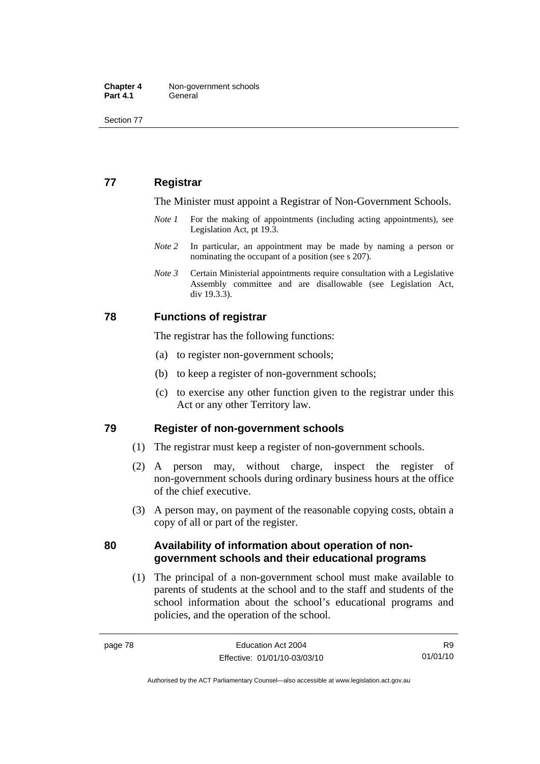## 77 Registrar

The Minister must appoint a Registrar of Non-Government Schools.

*Note 1* For the making of appointments (including acting appointments), see Legislation Act, pt 19.3.

*Note 2* In particular, an appointment may be made by naming a person or nominating the occupant of a position (see s 207).

*Note 3* Certain Ministerial appointments require consultation with a Legislative Assembly committee and are disallowable (see Legislation Act, div 19.3.3).

## 78 Functions of registrar

The registrar has the following functions:

(a) to register non-government schools;

(b) to keep a register of non-government schools;

(c) to exercise any other function given to the registrar under this Act or any other Territory law.

## 79 Register of non-government schools

(1) The registrar must keep a register of non-government schools.

(2) A person may, without charge, inspect the register of non-government schools during ordinary business hours at the office of the chief executive.

(3) A person may, on payment of the reasonable copying costs, obtain a copy of all or part of the register.

## 80 Availability of information about operation of non-government schools and their educational programs

(1) The principal of a non-government school must make available to parents of students at the school and to the staff and students of the school information about the school's educational programs and policies, and the operation of the school.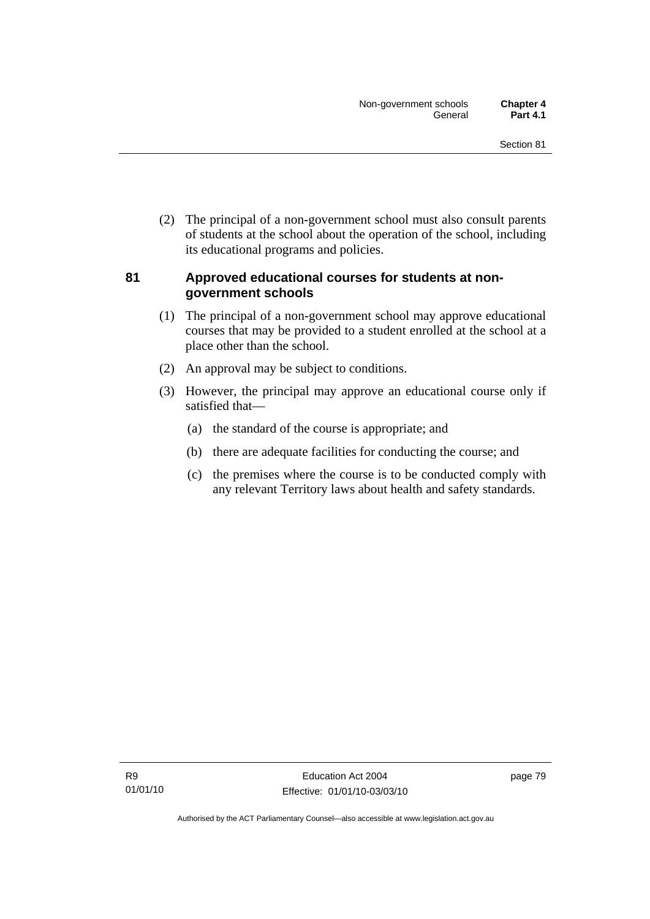(2) The principal of a non-government school must also consult parents of students at the school about the operation of the school, including its educational programs and policies.

### 81 Approved educational courses for students at non-government schools

(1) The principal of a non-government school may approve educational courses that may be provided to a student enrolled at the school at a place other than the school.

(2) An approval may be subject to conditions.

(3) However, the principal may approve an educational course only if satisfied that—

(a) the standard of the course is appropriate; and

(b) there are adequate facilities for conducting the course; and

(c) the premises where the course is to be conducted comply with any relevant Territory laws about health and safety standards.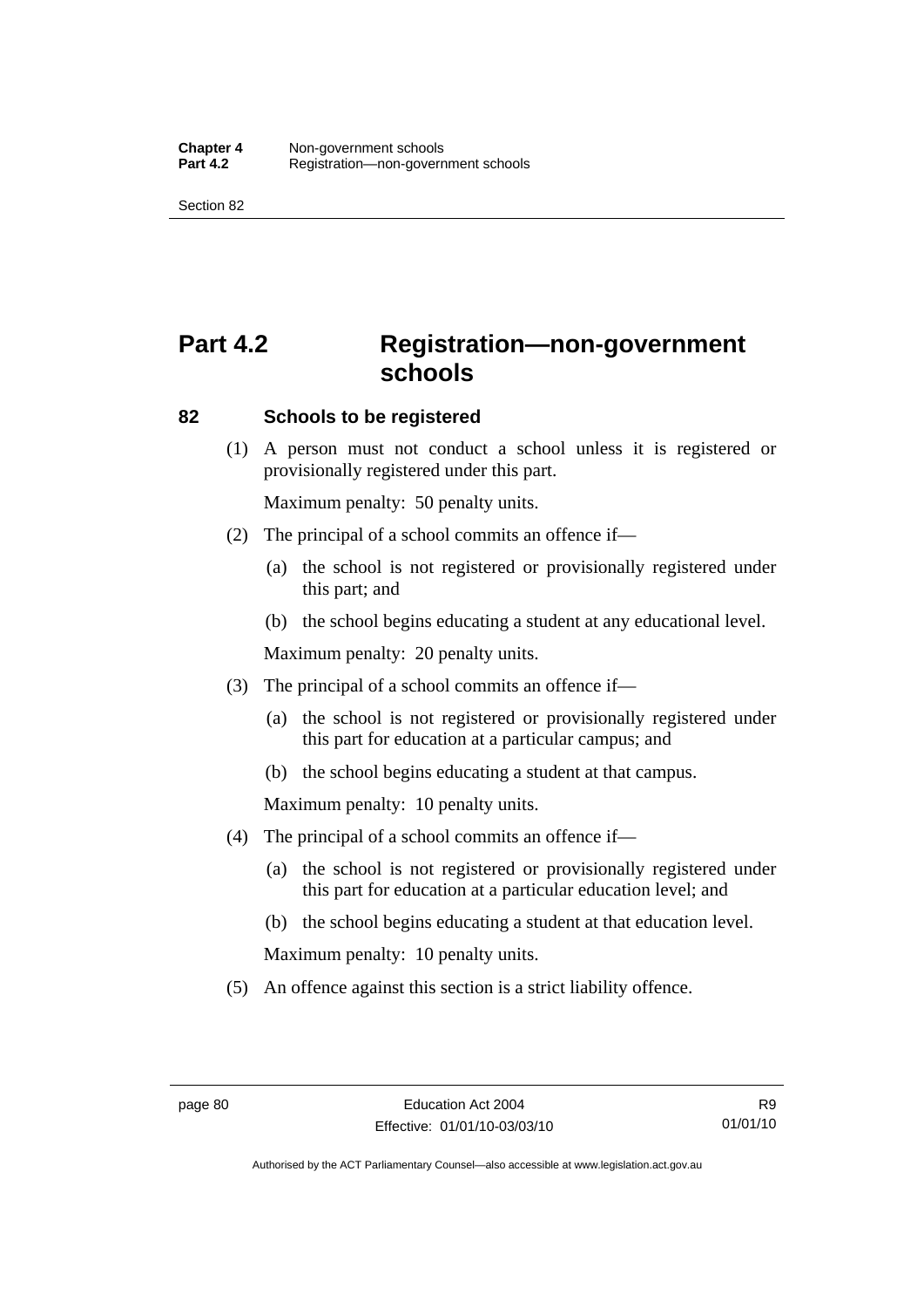# Part 4.2 Registration—non-government schools

### 82 Schools to be registered

(1) A person must not conduct a school unless it is registered or provisionally registered under this part.

Maximum penalty: 50 penalty units.

(2) The principal of a school commits an offence if—

(a) the school is not registered or provisionally registered under this part; and

(b) the school begins educating a student at any educational level.

Maximum penalty: 20 penalty units.

(3) The principal of a school commits an offence if—

(a) the school is not registered or provisionally registered under this part for education at a particular campus; and

(b) the school begins educating a student at that campus.

Maximum penalty: 10 penalty units.

(4) The principal of a school commits an offence if—

(a) the school is not registered or provisionally registered under this part for education at a particular education level; and

(b) the school begins educating a student at that education level.

Maximum penalty: 10 penalty units.

(5) An offence against this section is a strict liability offence.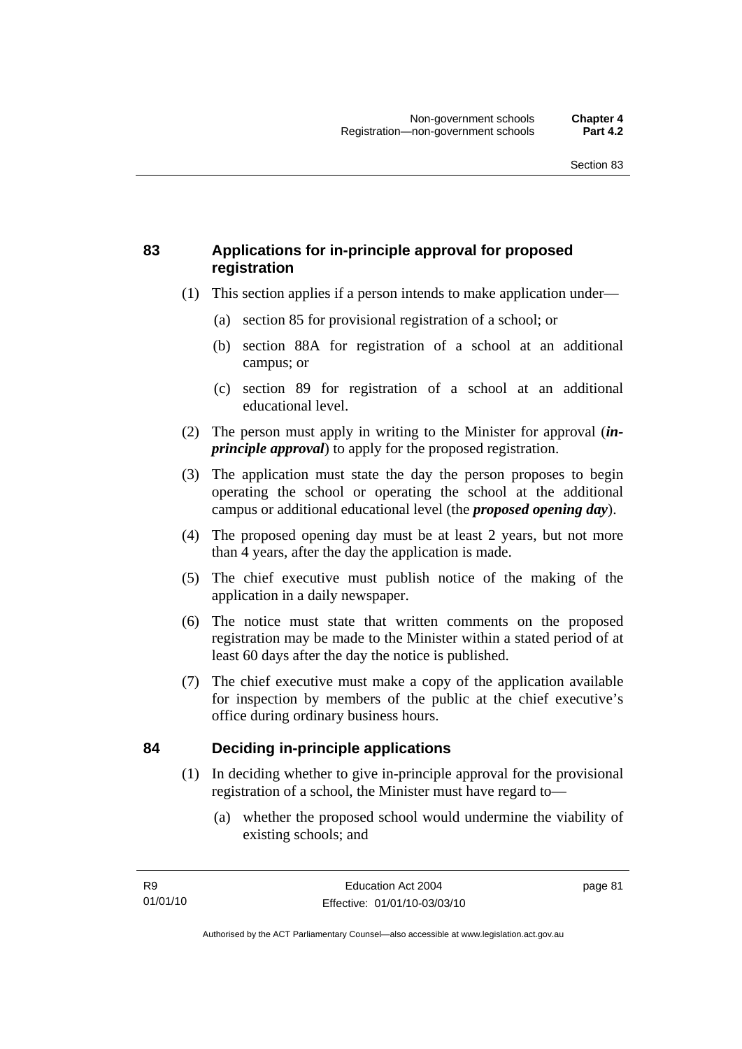## 83 Applications for in-principle approval for proposed registration

(1) This section applies if a person intends to make application under—

(a) section 85 for provisional registration of a school; or

(b) section 88A for registration of a school at an additional campus; or

(c) section 89 for registration of a school at an additional educational level.

(2) The person must apply in writing to the Minister for approval (***in-principle approval***) to apply for the proposed registration.

(3) The application must state the day the person proposes to begin operating the school or operating the school at the additional campus or additional educational level (the ***proposed opening day***).

(4) The proposed opening day must be at least 2 years, but not more than 4 years, after the day the application is made.

(5) The chief executive must publish notice of the making of the application in a daily newspaper.

(6) The notice must state that written comments on the proposed registration may be made to the Minister within a stated period of at least 60 days after the day the notice is published.

(7) The chief executive must make a copy of the application available for inspection by members of the public at the chief executive's office during ordinary business hours.

## 84 Deciding in-principle applications

(1) In deciding whether to give in-principle approval for the provisional registration of a school, the Minister must have regard to—

(a) whether the proposed school would undermine the viability of existing schools; and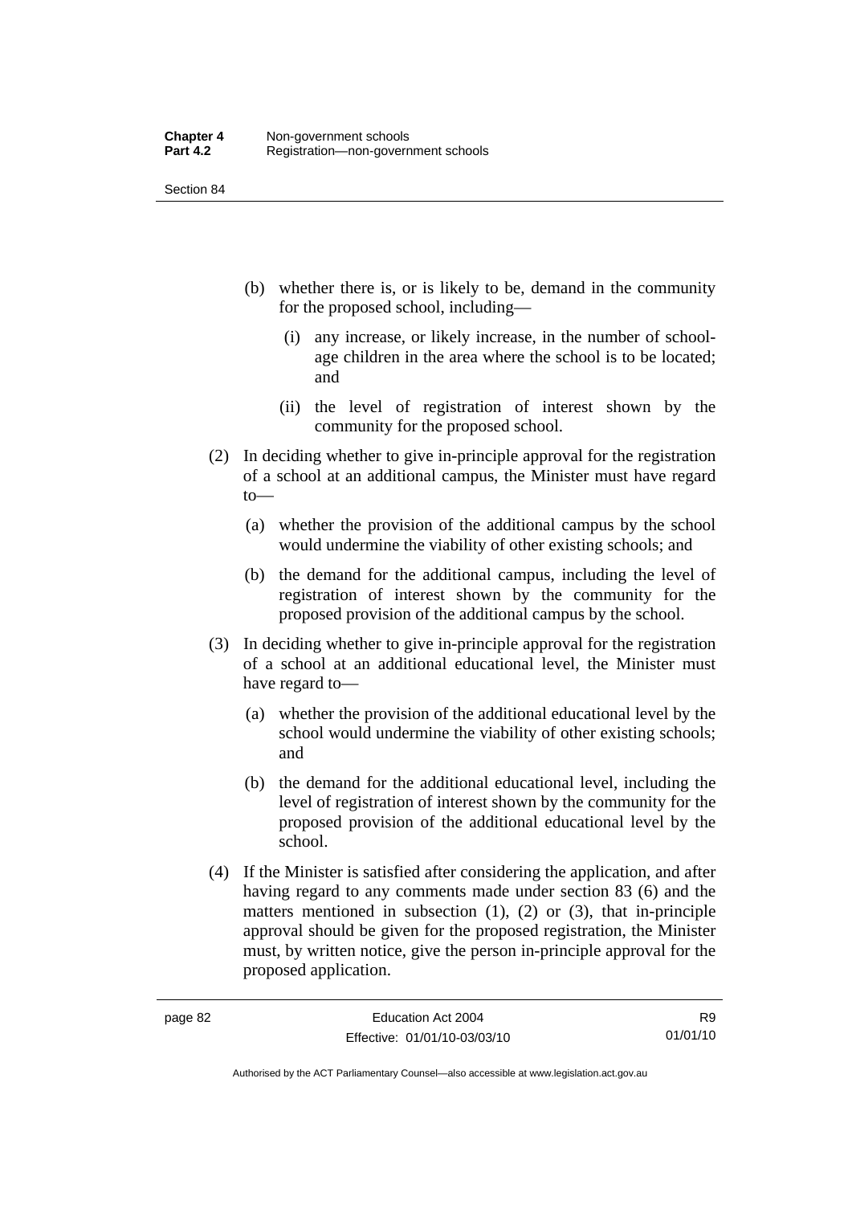(b) whether there is, or is likely to be, demand in the community for the proposed school, including—

  (i) any increase, or likely increase, in the number of school-age children in the area where the school is to be located; and

  (ii) the level of registration of interest shown by the community for the proposed school.

(2) In deciding whether to give in-principle approval for the registration of a school at an additional campus, the Minister must have regard to—

  (a) whether the provision of the additional campus by the school would undermine the viability of other existing schools; and

  (b) the demand for the additional campus, including the level of registration of interest shown by the community for the proposed provision of the additional campus by the school.

(3) In deciding whether to give in-principle approval for the registration of a school at an additional educational level, the Minister must have regard to—

  (a) whether the provision of the additional educational level by the school would undermine the viability of other existing schools; and

  (b) the demand for the additional educational level, including the level of registration of interest shown by the community for the proposed provision of the additional educational level by the school.

(4) If the Minister is satisfied after considering the application, and after having regard to any comments made under section 83 (6) and the matters mentioned in subsection (1), (2) or (3), that in-principle approval should be given for the proposed registration, the Minister must, by written notice, give the person in-principle approval for the proposed application.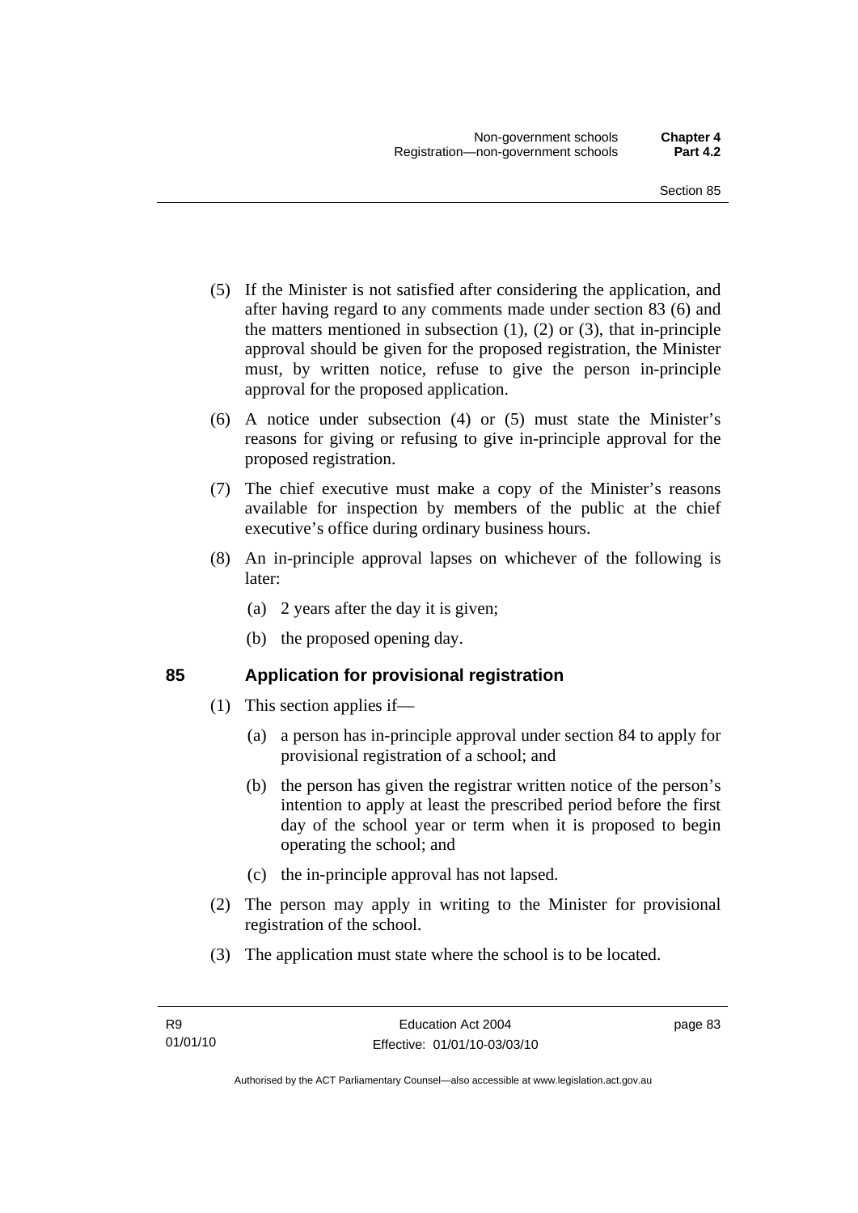(5) If the Minister is not satisfied after considering the application, and after having regard to any comments made under section 83 (6) and the matters mentioned in subsection (1), (2) or (3), that in-principle approval should be given for the proposed registration, the Minister must, by written notice, refuse to give the person in-principle approval for the proposed application.

(6) A notice under subsection (4) or (5) must state the Minister's reasons for giving or refusing to give in-principle approval for the proposed registration.

(7) The chief executive must make a copy of the Minister's reasons available for inspection by members of the public at the chief executive's office during ordinary business hours.

(8) An in-principle approval lapses on whichever of the following is later:

  (a) 2 years after the day it is given;

  (b) the proposed opening day.

## 85 Application for provisional registration

(1) This section applies if—

  (a) a person has in-principle approval under section 84 to apply for provisional registration of a school; and

  (b) the person has given the registrar written notice of the person's intention to apply at least the prescribed period before the first day of the school year or term when it is proposed to begin operating the school; and

  (c) the in-principle approval has not lapsed.

(2) The person may apply in writing to the Minister for provisional registration of the school.

(3) The application must state where the school is to be located.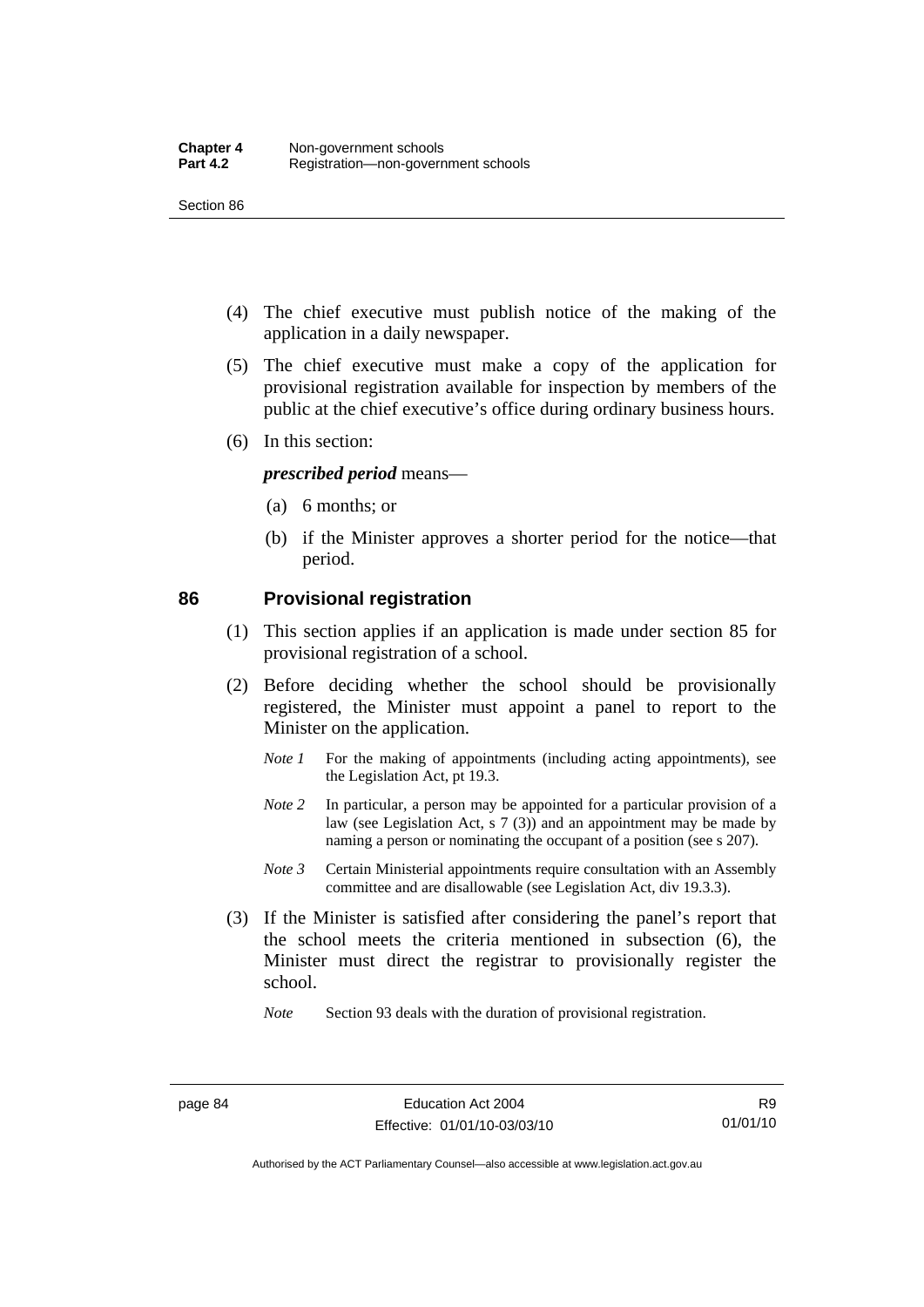(4) The chief executive must publish notice of the making of the application in a daily newspaper.

(5) The chief executive must make a copy of the application for provisional registration available for inspection by members of the public at the chief executive's office during ordinary business hours.

(6) In this section:

***prescribed period*** means—

(a) 6 months; or

(b) if the Minister approves a shorter period for the notice—that period.

## 86 Provisional registration

(1) This section applies if an application is made under section 85 for provisional registration of a school.

(2) Before deciding whether the school should be provisionally registered, the Minister must appoint a panel to report to the Minister on the application.

*Note 1* For the making of appointments (including acting appointments), see the Legislation Act, pt 19.3.

*Note 2* In particular, a person may be appointed for a particular provision of a law (see Legislation Act, s 7 (3)) and an appointment may be made by naming a person or nominating the occupant of a position (see s 207).

*Note 3* Certain Ministerial appointments require consultation with an Assembly committee and are disallowable (see Legislation Act, div 19.3.3).

(3) If the Minister is satisfied after considering the panel's report that the school meets the criteria mentioned in subsection (6), the Minister must direct the registrar to provisionally register the school.

*Note* Section 93 deals with the duration of provisional registration.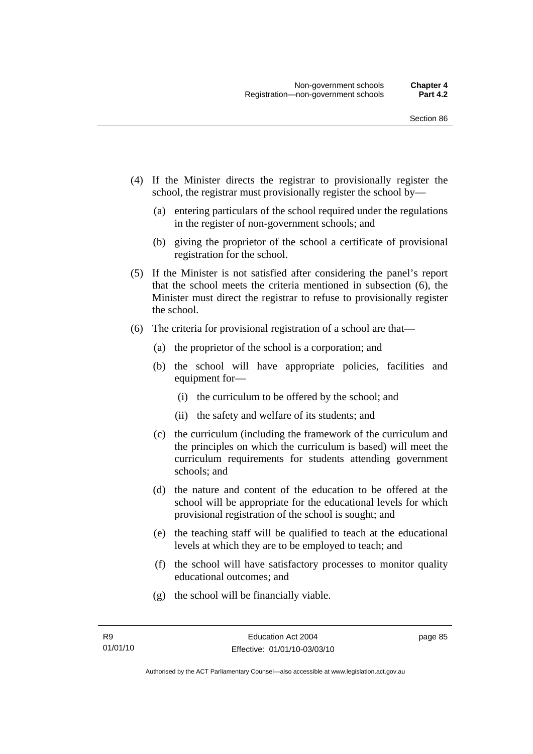(4) If the Minister directs the registrar to provisionally register the school, the registrar must provisionally register the school by—

  (a) entering particulars of the school required under the regulations in the register of non-government schools; and

  (b) giving the proprietor of the school a certificate of provisional registration for the school.

(5) If the Minister is not satisfied after considering the panel's report that the school meets the criteria mentioned in subsection (6), the Minister must direct the registrar to refuse to provisionally register the school.

(6) The criteria for provisional registration of a school are that—

  (a) the proprietor of the school is a corporation; and

  (b) the school will have appropriate policies, facilities and equipment for—

    (i) the curriculum to be offered by the school; and

    (ii) the safety and welfare of its students; and

  (c) the curriculum (including the framework of the curriculum and the principles on which the curriculum is based) will meet the curriculum requirements for students attending government schools; and

  (d) the nature and content of the education to be offered at the school will be appropriate for the educational levels for which provisional registration of the school is sought; and

  (e) the teaching staff will be qualified to teach at the educational levels at which they are to be employed to teach; and

  (f) the school will have satisfactory processes to monitor quality educational outcomes; and

  (g) the school will be financially viable.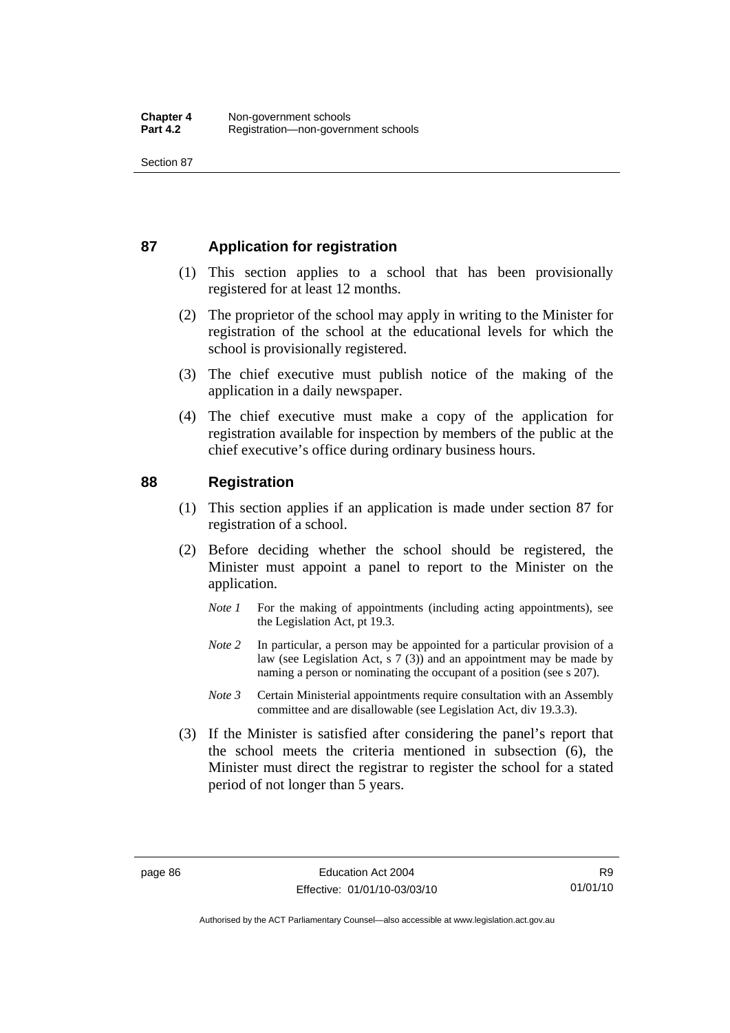## 87 Application for registration

(1) This section applies to a school that has been provisionally registered for at least 12 months.

(2) The proprietor of the school may apply in writing to the Minister for registration of the school at the educational levels for which the school is provisionally registered.

(3) The chief executive must publish notice of the making of the application in a daily newspaper.

(4) The chief executive must make a copy of the application for registration available for inspection by members of the public at the chief executive's office during ordinary business hours.

## 88 Registration

(1) This section applies if an application is made under section 87 for registration of a school.

(2) Before deciding whether the school should be registered, the Minister must appoint a panel to report to the Minister on the application.

*Note 1* For the making of appointments (including acting appointments), see the Legislation Act, pt 19.3.

*Note 2* In particular, a person may be appointed for a particular provision of a law (see Legislation Act, s 7 (3)) and an appointment may be made by naming a person or nominating the occupant of a position (see s 207).

*Note 3* Certain Ministerial appointments require consultation with an Assembly committee and are disallowable (see Legislation Act, div 19.3.3).

(3) If the Minister is satisfied after considering the panel's report that the school meets the criteria mentioned in subsection (6), the Minister must direct the registrar to register the school for a stated period of not longer than 5 years.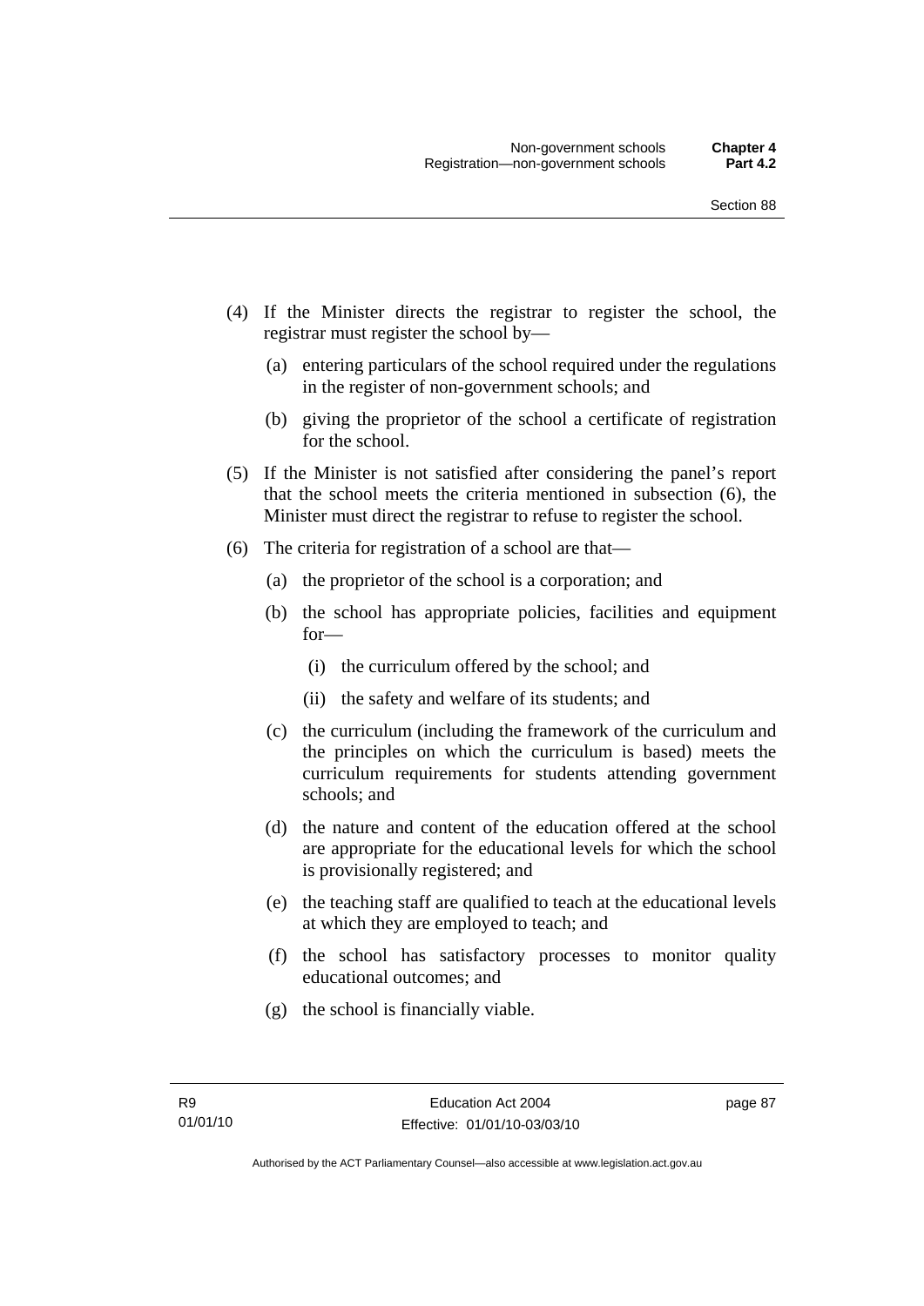(4) If the Minister directs the registrar to register the school, the registrar must register the school by—

  (a) entering particulars of the school required under the regulations in the register of non-government schools; and

  (b) giving the proprietor of the school a certificate of registration for the school.

(5) If the Minister is not satisfied after considering the panel's report that the school meets the criteria mentioned in subsection (6), the Minister must direct the registrar to refuse to register the school.

(6) The criteria for registration of a school are that—

  (a) the proprietor of the school is a corporation; and

  (b) the school has appropriate policies, facilities and equipment for—

    (i) the curriculum offered by the school; and

    (ii) the safety and welfare of its students; and

  (c) the curriculum (including the framework of the curriculum and the principles on which the curriculum is based) meets the curriculum requirements for students attending government schools; and

  (d) the nature and content of the education offered at the school are appropriate for the educational levels for which the school is provisionally registered; and

  (e) the teaching staff are qualified to teach at the educational levels at which they are employed to teach; and

  (f) the school has satisfactory processes to monitor quality educational outcomes; and

  (g) the school is financially viable.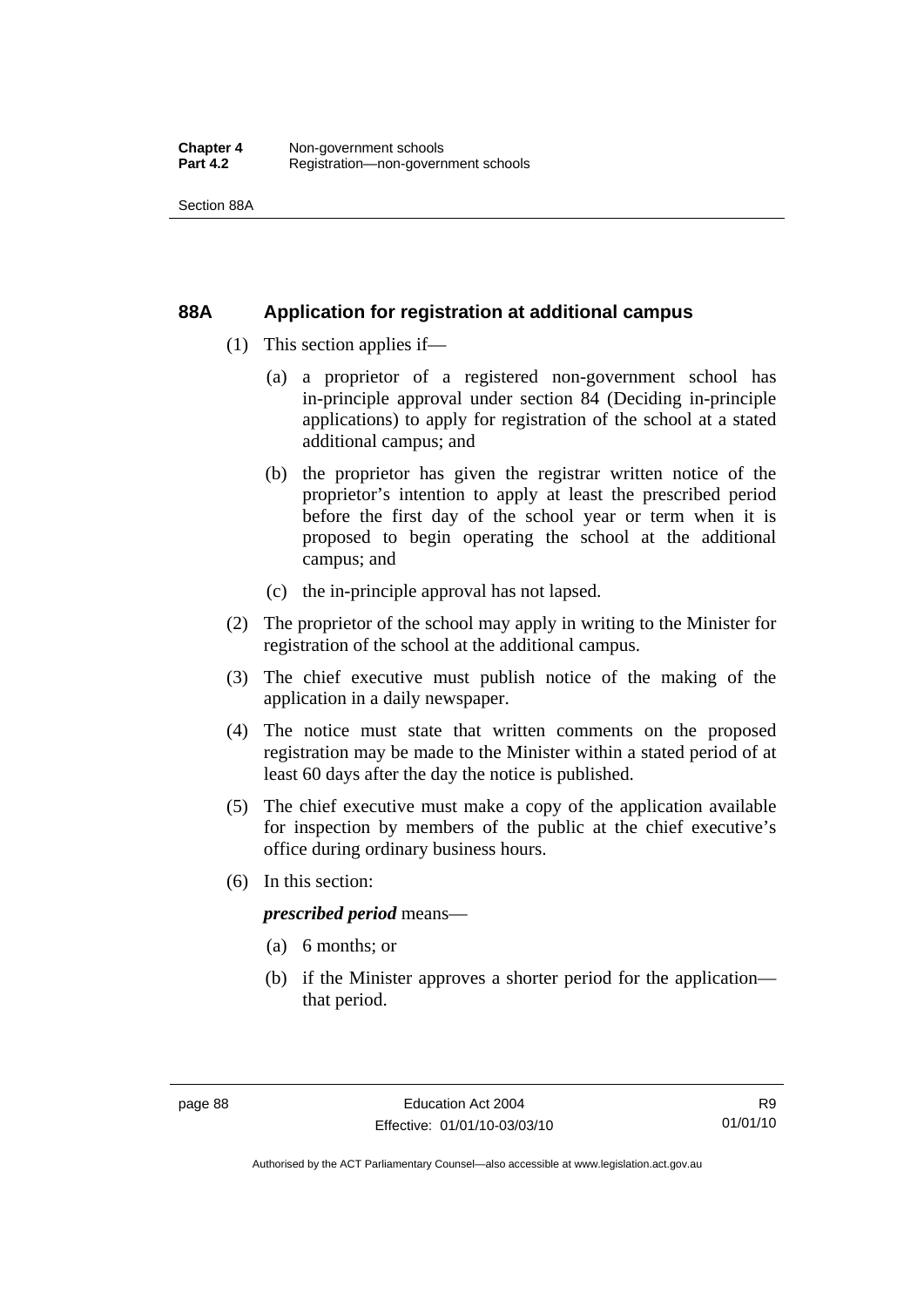## 88A Application for registration at additional campus

(1) This section applies if—

(a) a proprietor of a registered non-government school has in-principle approval under section 84 (Deciding in-principle applications) to apply for registration of the school at a stated additional campus; and

(b) the proprietor has given the registrar written notice of the proprietor's intention to apply at least the prescribed period before the first day of the school year or term when it is proposed to begin operating the school at the additional campus; and

(c) the in-principle approval has not lapsed.

(2) The proprietor of the school may apply in writing to the Minister for registration of the school at the additional campus.

(3) The chief executive must publish notice of the making of the application in a daily newspaper.

(4) The notice must state that written comments on the proposed registration may be made to the Minister within a stated period of at least 60 days after the day the notice is published.

(5) The chief executive must make a copy of the application available for inspection by members of the public at the chief executive's office during ordinary business hours.

(6) In this section:

***prescribed period*** means—

(a) 6 months; or

(b) if the Minister approves a shorter period for the application—that period.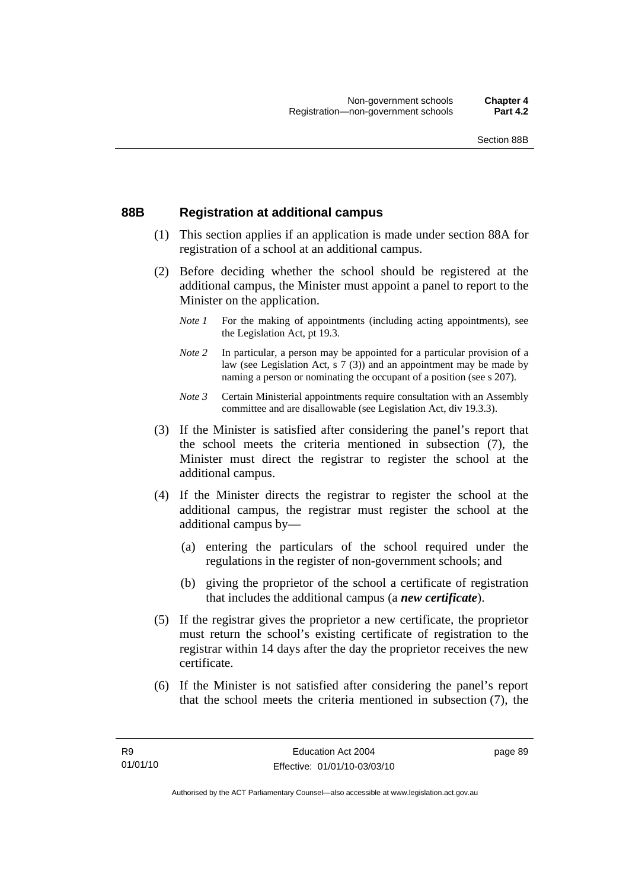## 88B Registration at additional campus

(1) This section applies if an application is made under section 88A for registration of a school at an additional campus.

(2) Before deciding whether the school should be registered at the additional campus, the Minister must appoint a panel to report to the Minister on the application.

*Note 1* For the making of appointments (including acting appointments), see the Legislation Act, pt 19.3.

*Note 2* In particular, a person may be appointed for a particular provision of a law (see Legislation Act, s 7 (3)) and an appointment may be made by naming a person or nominating the occupant of a position (see s 207).

*Note 3* Certain Ministerial appointments require consultation with an Assembly committee and are disallowable (see Legislation Act, div 19.3.3).

(3) If the Minister is satisfied after considering the panel's report that the school meets the criteria mentioned in subsection (7), the Minister must direct the registrar to register the school at the additional campus.

(4) If the Minister directs the registrar to register the school at the additional campus, the registrar must register the school at the additional campus by—

(a) entering the particulars of the school required under the regulations in the register of non-government schools; and

(b) giving the proprietor of the school a certificate of registration that includes the additional campus (a ***new certificate***).

(5) If the registrar gives the proprietor a new certificate, the proprietor must return the school's existing certificate of registration to the registrar within 14 days after the day the proprietor receives the new certificate.

(6) If the Minister is not satisfied after considering the panel's report that the school meets the criteria mentioned in subsection (7), the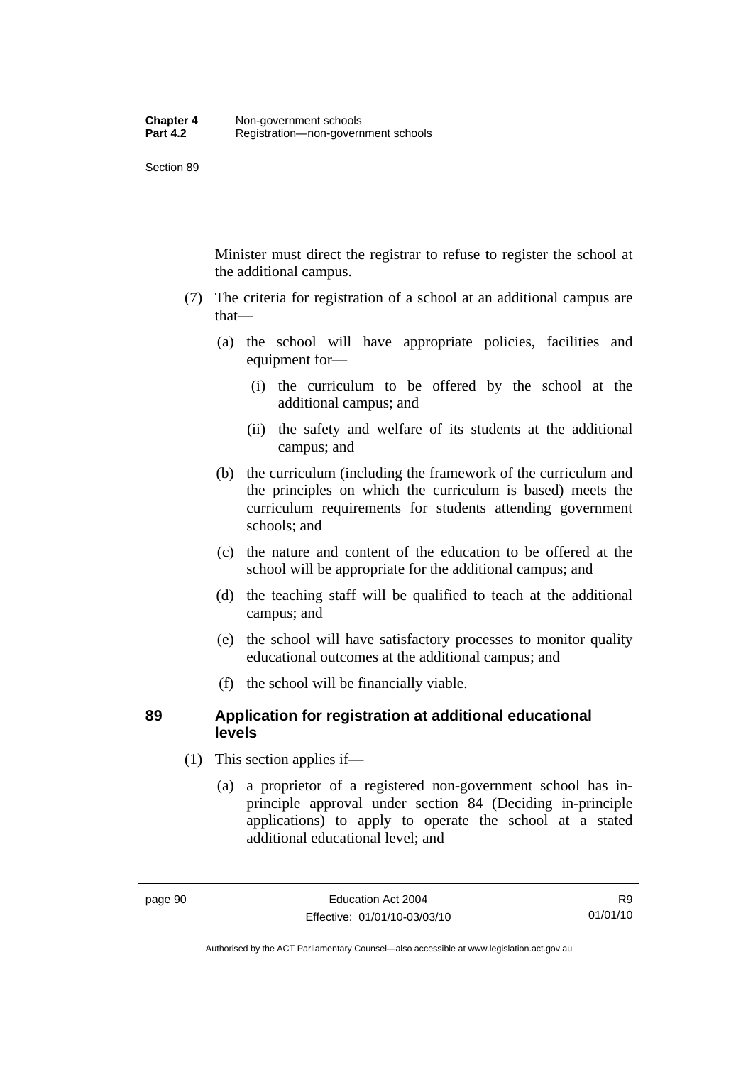Minister must direct the registrar to refuse to register the school at the additional campus.

(7) The criteria for registration of a school at an additional campus are that—

(a) the school will have appropriate policies, facilities and equipment for—

(i) the curriculum to be offered by the school at the additional campus; and

(ii) the safety and welfare of its students at the additional campus; and

(b) the curriculum (including the framework of the curriculum and the principles on which the curriculum is based) meets the curriculum requirements for students attending government schools; and

(c) the nature and content of the education to be offered at the school will be appropriate for the additional campus; and

(d) the teaching staff will be qualified to teach at the additional campus; and

(e) the school will have satisfactory processes to monitor quality educational outcomes at the additional campus; and

(f) the school will be financially viable.

## 89 Application for registration at additional educational levels

(1) This section applies if—

(a) a proprietor of a registered non-government school has in-principle approval under section 84 (Deciding in-principle applications) to apply to operate the school at a stated additional educational level; and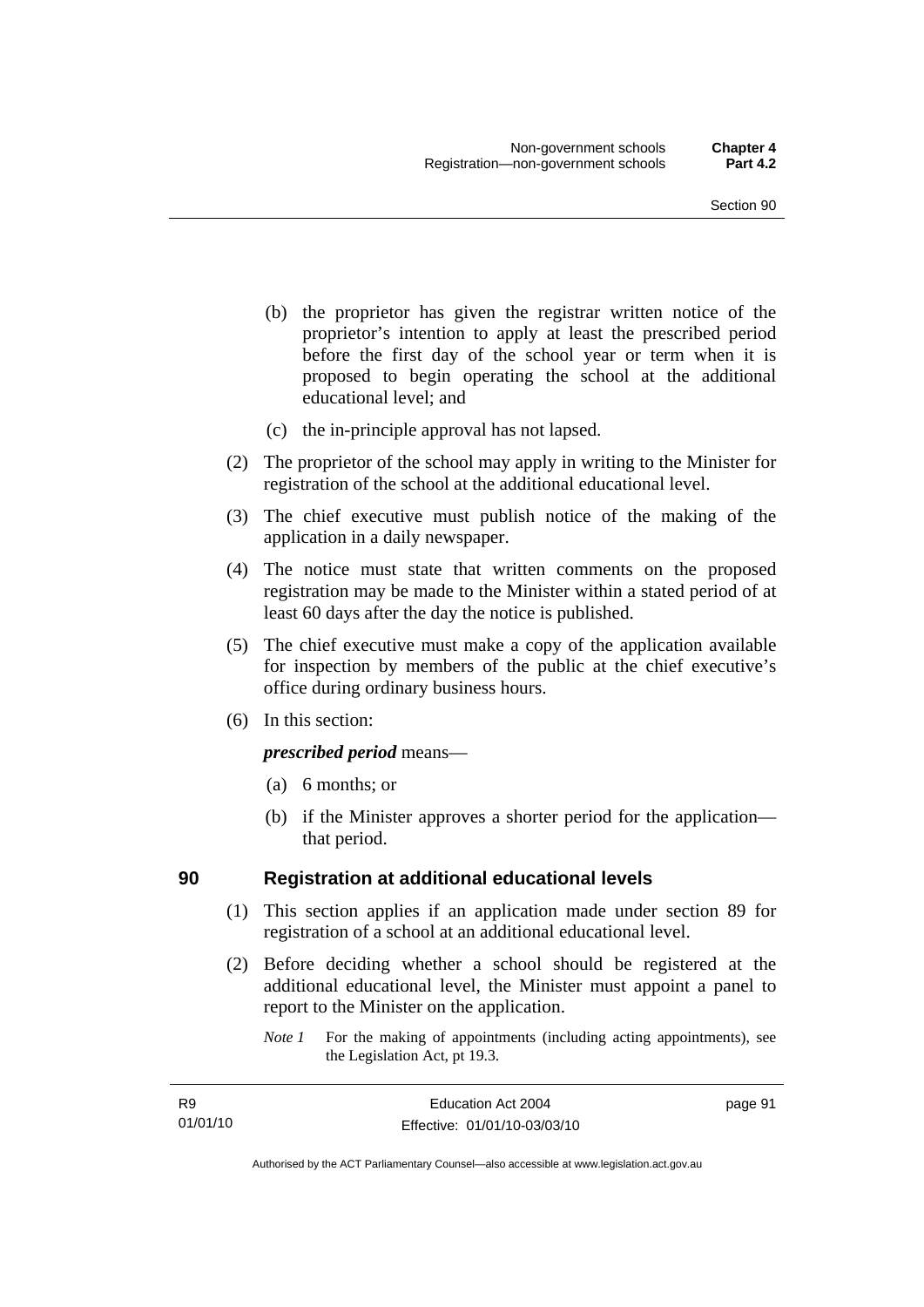(b) the proprietor has given the registrar written notice of the proprietor's intention to apply at least the prescribed period before the first day of the school year or term when it is proposed to begin operating the school at the additional educational level; and

(c) the in-principle approval has not lapsed.

(2) The proprietor of the school may apply in writing to the Minister for registration of the school at the additional educational level.

(3) The chief executive must publish notice of the making of the application in a daily newspaper.

(4) The notice must state that written comments on the proposed registration may be made to the Minister within a stated period of at least 60 days after the day the notice is published.

(5) The chief executive must make a copy of the application available for inspection by members of the public at the chief executive's office during ordinary business hours.

(6) In this section:

***prescribed period*** means—

(a) 6 months; or

(b) if the Minister approves a shorter period for the application—that period.

### 90 Registration at additional educational levels

(1) This section applies if an application made under section 89 for registration of a school at an additional educational level.

(2) Before deciding whether a school should be registered at the additional educational level, the Minister must appoint a panel to report to the Minister on the application.

*Note 1* For the making of appointments (including acting appointments), see the Legislation Act, pt 19.3.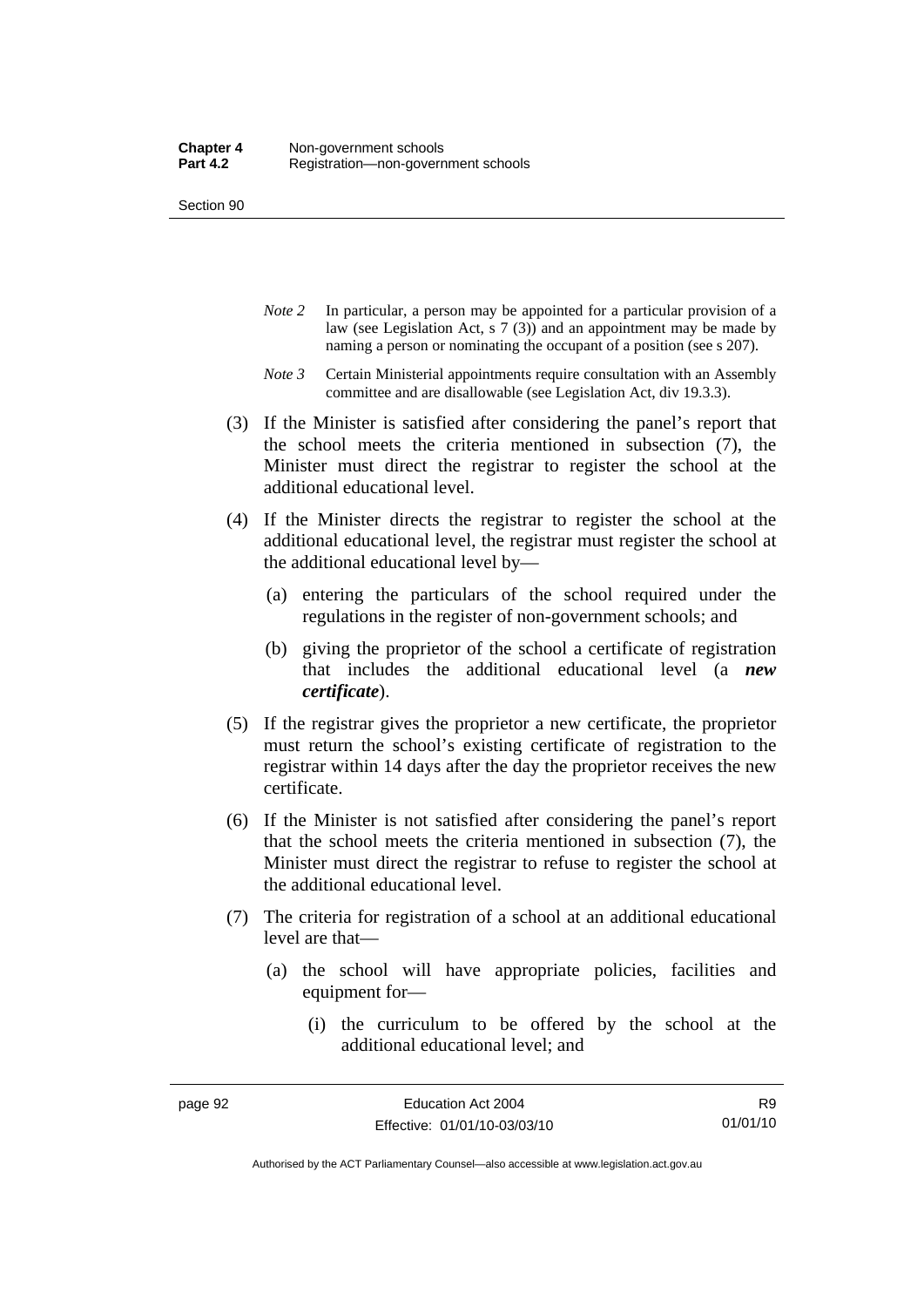*Note 2* In particular, a person may be appointed for a particular provision of a law (see Legislation Act, s 7 (3)) and an appointment may be made by naming a person or nominating the occupant of a position (see s 207).

*Note 3* Certain Ministerial appointments require consultation with an Assembly committee and are disallowable (see Legislation Act, div 19.3.3).

(3) If the Minister is satisfied after considering the panel's report that the school meets the criteria mentioned in subsection (7), the Minister must direct the registrar to register the school at the additional educational level.

(4) If the Minister directs the registrar to register the school at the additional educational level, the registrar must register the school at the additional educational level by—

(a) entering the particulars of the school required under the regulations in the register of non-government schools; and

(b) giving the proprietor of the school a certificate of registration that includes the additional educational level (a ***new certificate***).

(5) If the registrar gives the proprietor a new certificate, the proprietor must return the school's existing certificate of registration to the registrar within 14 days after the day the proprietor receives the new certificate.

(6) If the Minister is not satisfied after considering the panel's report that the school meets the criteria mentioned in subsection (7), the Minister must direct the registrar to refuse to register the school at the additional educational level.

(7) The criteria for registration of a school at an additional educational level are that—

(a) the school will have appropriate policies, facilities and equipment for—

(i) the curriculum to be offered by the school at the additional educational level; and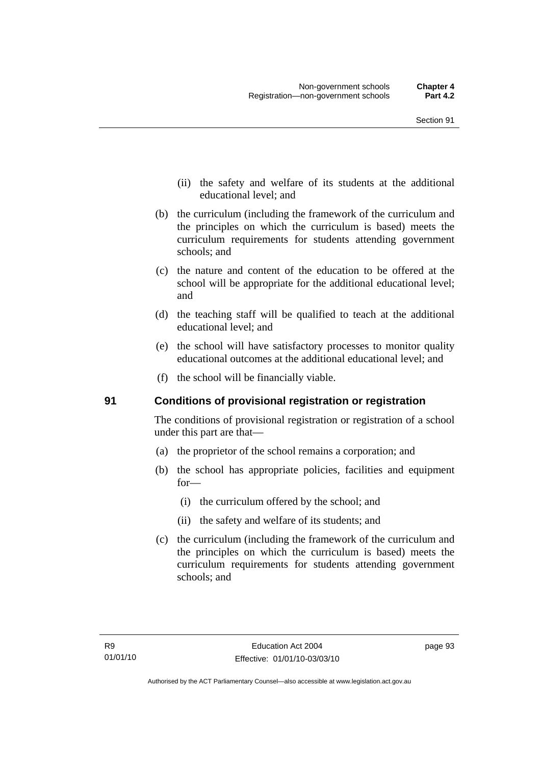(ii) the safety and welfare of its students at the additional educational level; and

(b) the curriculum (including the framework of the curriculum and the principles on which the curriculum is based) meets the curriculum requirements for students attending government schools; and

(c) the nature and content of the education to be offered at the school will be appropriate for the additional educational level; and

(d) the teaching staff will be qualified to teach at the additional educational level; and

(e) the school will have satisfactory processes to monitor quality educational outcomes at the additional educational level; and

(f) the school will be financially viable.

## 91 Conditions of provisional registration or registration

The conditions of provisional registration or registration of a school under this part are that—

(a) the proprietor of the school remains a corporation; and

(b) the school has appropriate policies, facilities and equipment for—

(i) the curriculum offered by the school; and

(ii) the safety and welfare of its students; and

(c) the curriculum (including the framework of the curriculum and the principles on which the curriculum is based) meets the curriculum requirements for students attending government schools; and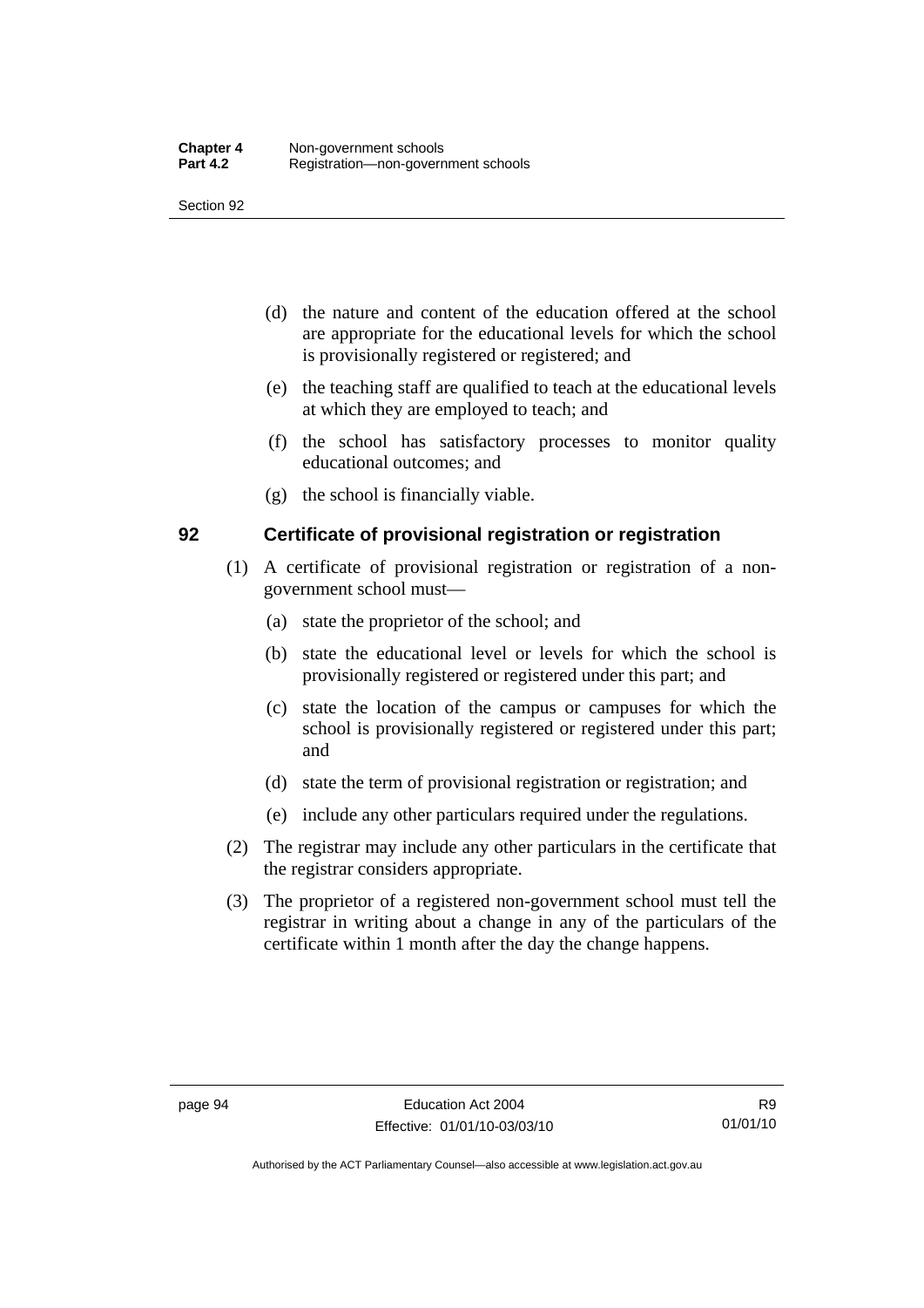(d) the nature and content of the education offered at the school are appropriate for the educational levels for which the school is provisionally registered or registered; and

(e) the teaching staff are qualified to teach at the educational levels at which they are employed to teach; and

(f) the school has satisfactory processes to monitor quality educational outcomes; and

(g) the school is financially viable.

## 92 Certificate of provisional registration or registration

(1) A certificate of provisional registration or registration of a non-government school must—

(a) state the proprietor of the school; and

(b) state the educational level or levels for which the school is provisionally registered or registered under this part; and

(c) state the location of the campus or campuses for which the school is provisionally registered or registered under this part; and

(d) state the term of provisional registration or registration; and

(e) include any other particulars required under the regulations.

(2) The registrar may include any other particulars in the certificate that the registrar considers appropriate.

(3) The proprietor of a registered non-government school must tell the registrar in writing about a change in any of the particulars of the certificate within 1 month after the day the change happens.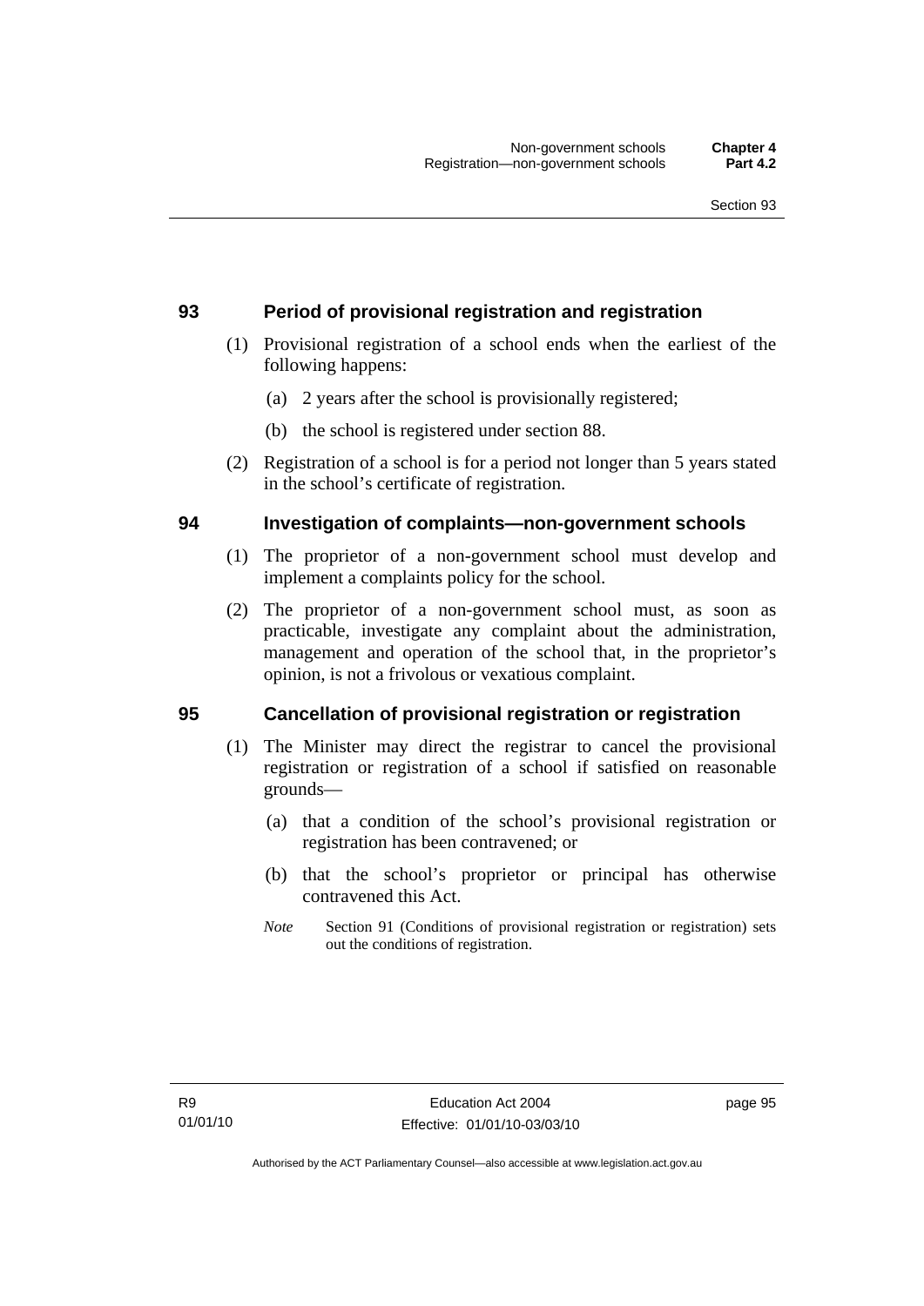## 93 Period of provisional registration and registration

(1) Provisional registration of a school ends when the earliest of the following happens:

(a) 2 years after the school is provisionally registered;

(b) the school is registered under section 88.

(2) Registration of a school is for a period not longer than 5 years stated in the school's certificate of registration.

## 94 Investigation of complaints—non-government schools

(1) The proprietor of a non-government school must develop and implement a complaints policy for the school.

(2) The proprietor of a non-government school must, as soon as practicable, investigate any complaint about the administration, management and operation of the school that, in the proprietor's opinion, is not a frivolous or vexatious complaint.

## 95 Cancellation of provisional registration or registration

(1) The Minister may direct the registrar to cancel the provisional registration or registration of a school if satisfied on reasonable grounds—

(a) that a condition of the school's provisional registration or registration has been contravened; or

(b) that the school's proprietor or principal has otherwise contravened this Act.

*Note* Section 91 (Conditions of provisional registration or registration) sets out the conditions of registration.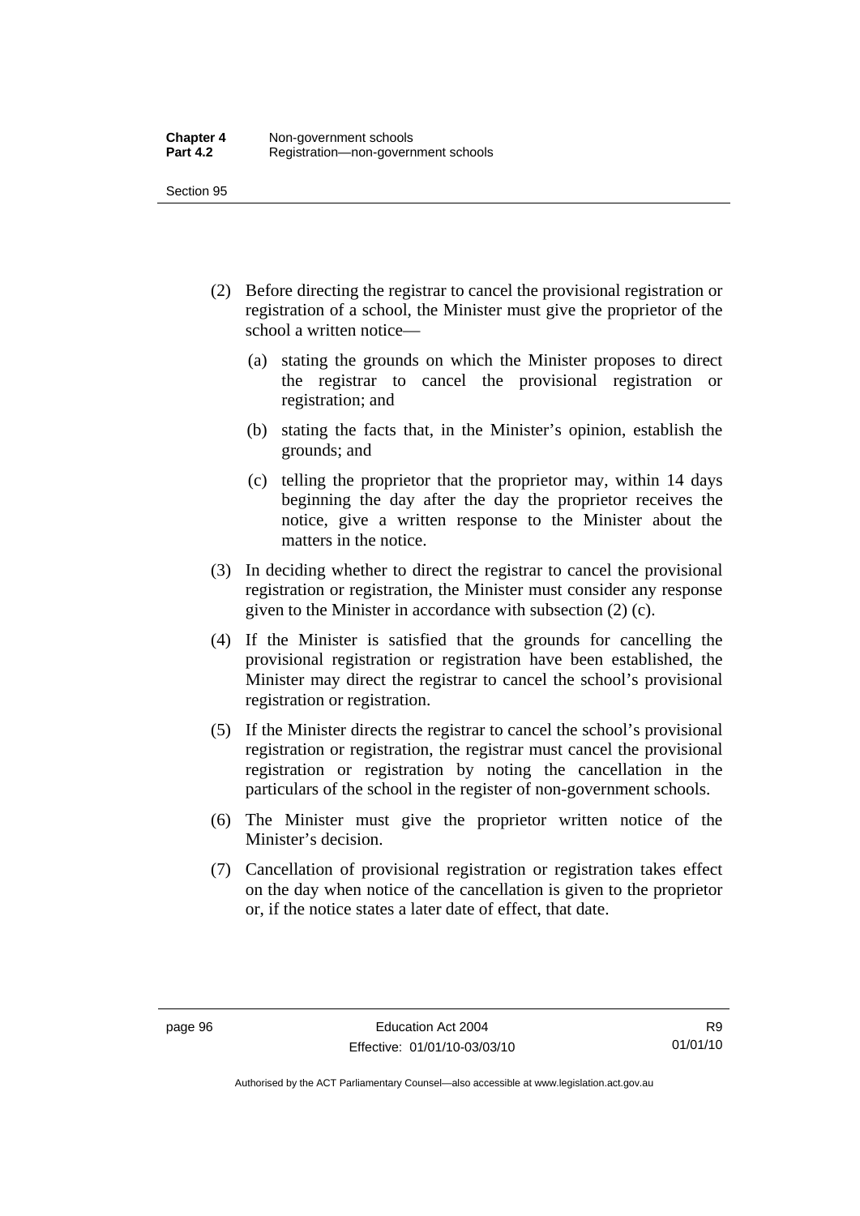(2) Before directing the registrar to cancel the provisional registration or registration of a school, the Minister must give the proprietor of the school a written notice—

(a) stating the grounds on which the Minister proposes to direct the registrar to cancel the provisional registration or registration; and

(b) stating the facts that, in the Minister's opinion, establish the grounds; and

(c) telling the proprietor that the proprietor may, within 14 days beginning the day after the day the proprietor receives the notice, give a written response to the Minister about the matters in the notice.

(3) In deciding whether to direct the registrar to cancel the provisional registration or registration, the Minister must consider any response given to the Minister in accordance with subsection (2) (c).

(4) If the Minister is satisfied that the grounds for cancelling the provisional registration or registration have been established, the Minister may direct the registrar to cancel the school's provisional registration or registration.

(5) If the Minister directs the registrar to cancel the school's provisional registration or registration, the registrar must cancel the provisional registration or registration by noting the cancellation in the particulars of the school in the register of non-government schools.

(6) The Minister must give the proprietor written notice of the Minister's decision.

(7) Cancellation of provisional registration or registration takes effect on the day when notice of the cancellation is given to the proprietor or, if the notice states a later date of effect, that date.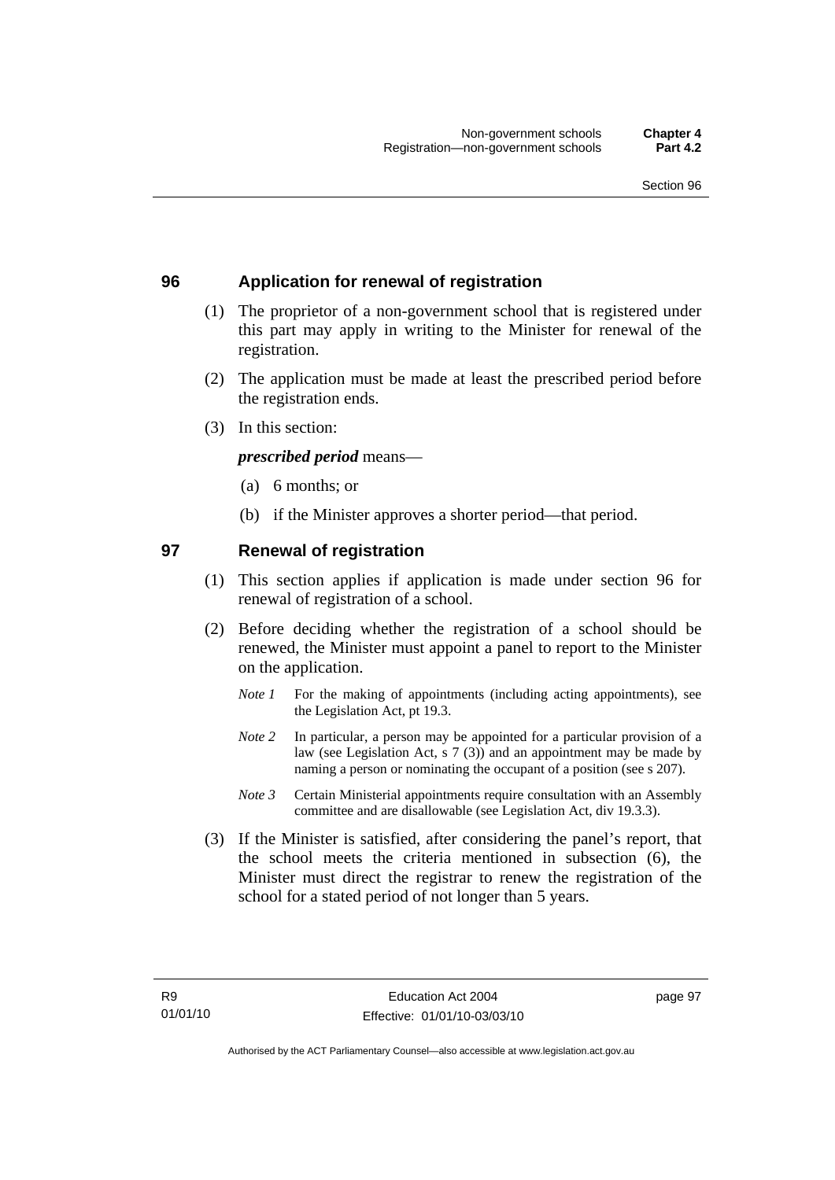## 96 Application for renewal of registration

(1) The proprietor of a non-government school that is registered under this part may apply in writing to the Minister for renewal of the registration.

(2) The application must be made at least the prescribed period before the registration ends.

(3) In this section:

***prescribed period*** means—

(a) 6 months; or

(b) if the Minister approves a shorter period—that period.

## 97 Renewal of registration

(1) This section applies if application is made under section 96 for renewal of registration of a school.

(2) Before deciding whether the registration of a school should be renewed, the Minister must appoint a panel to report to the Minister on the application.

*Note 1* For the making of appointments (including acting appointments), see the Legislation Act, pt 19.3.

*Note 2* In particular, a person may be appointed for a particular provision of a law (see Legislation Act, s 7 (3)) and an appointment may be made by naming a person or nominating the occupant of a position (see s 207).

*Note 3* Certain Ministerial appointments require consultation with an Assembly committee and are disallowable (see Legislation Act, div 19.3.3).

(3) If the Minister is satisfied, after considering the panel's report, that the school meets the criteria mentioned in subsection (6), the Minister must direct the registrar to renew the registration of the school for a stated period of not longer than 5 years.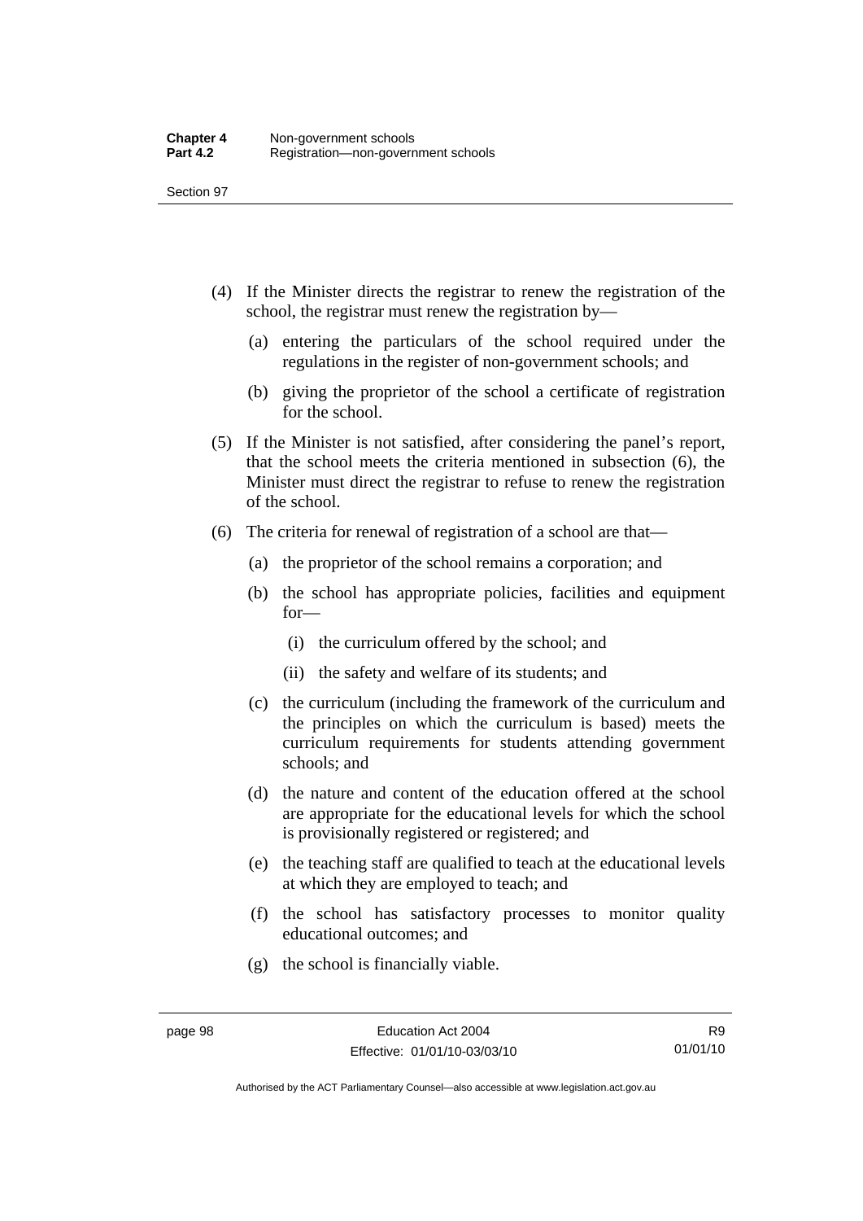(4) If the Minister directs the registrar to renew the registration of the school, the registrar must renew the registration by—

(a) entering the particulars of the school required under the regulations in the register of non-government schools; and

(b) giving the proprietor of the school a certificate of registration for the school.

(5) If the Minister is not satisfied, after considering the panel's report, that the school meets the criteria mentioned in subsection (6), the Minister must direct the registrar to refuse to renew the registration of the school.

(6) The criteria for renewal of registration of a school are that—

(a) the proprietor of the school remains a corporation; and

(b) the school has appropriate policies, facilities and equipment for—

(i) the curriculum offered by the school; and

(ii) the safety and welfare of its students; and

(c) the curriculum (including the framework of the curriculum and the principles on which the curriculum is based) meets the curriculum requirements for students attending government schools; and

(d) the nature and content of the education offered at the school are appropriate for the educational levels for which the school is provisionally registered or registered; and

(e) the teaching staff are qualified to teach at the educational levels at which they are employed to teach; and

(f) the school has satisfactory processes to monitor quality educational outcomes; and

(g) the school is financially viable.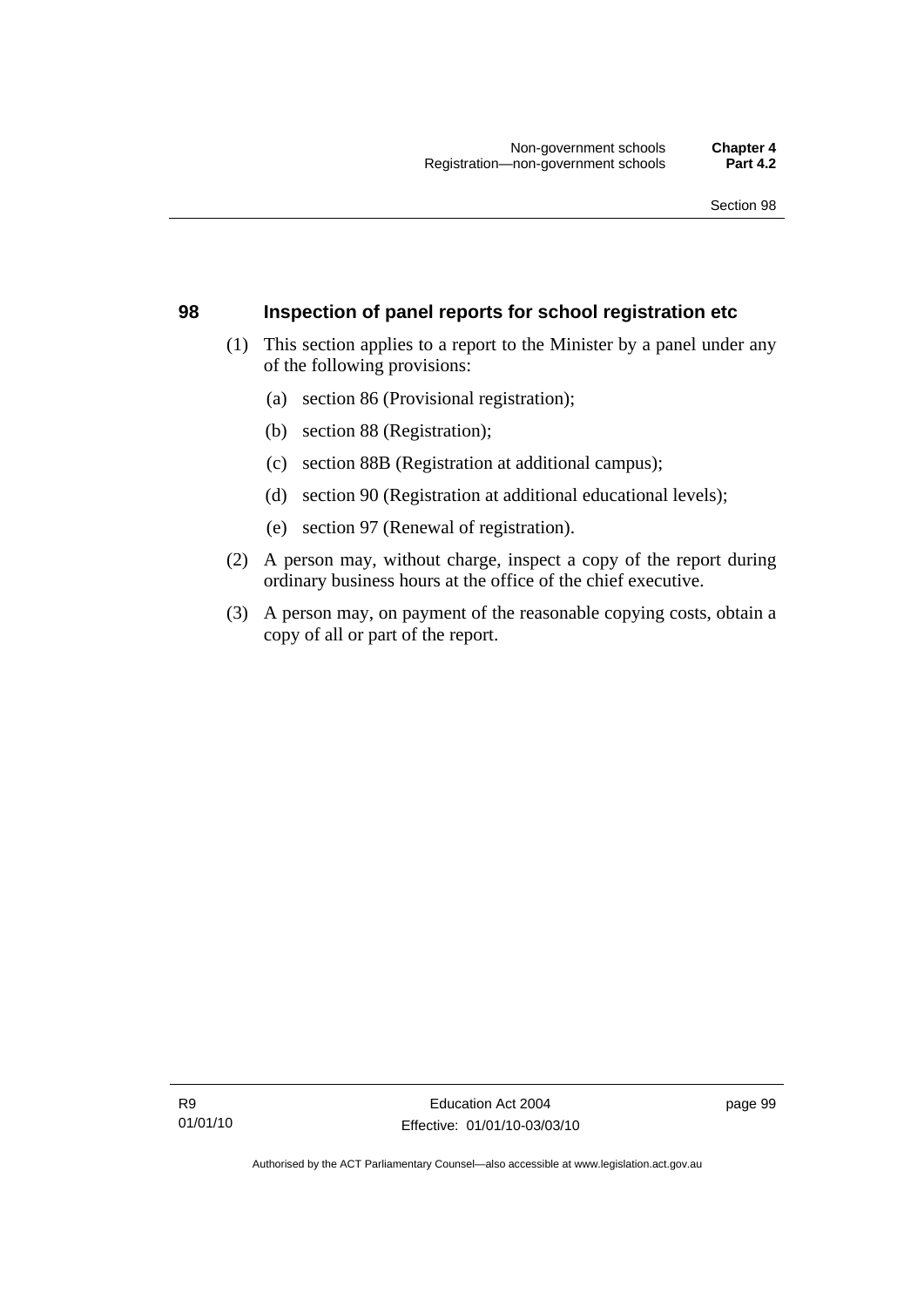## 98 Inspection of panel reports for school registration etc

(1) This section applies to a report to the Minister by a panel under any of the following provisions:

(a) section 86 (Provisional registration);

(b) section 88 (Registration);

(c) section 88B (Registration at additional campus);

(d) section 90 (Registration at additional educational levels);

(e) section 97 (Renewal of registration).

(2) A person may, without charge, inspect a copy of the report during ordinary business hours at the office of the chief executive.

(3) A person may, on payment of the reasonable copying costs, obtain a copy of all or part of the report.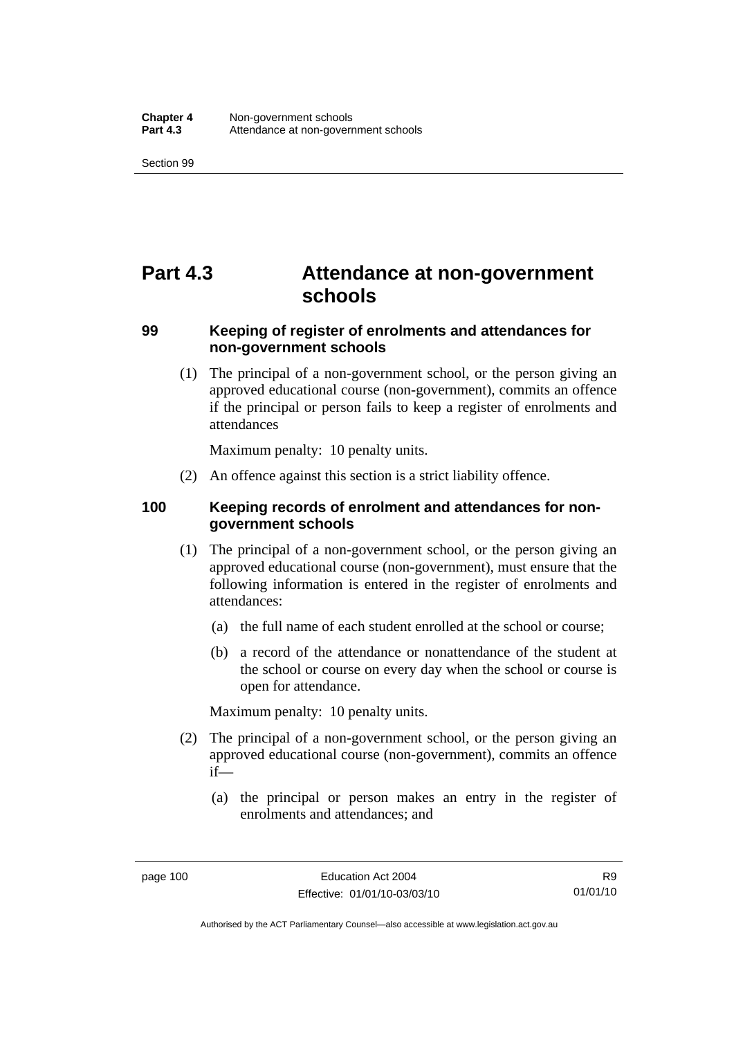# Part 4.3 Attendance at non-government schools

### 99 Keeping of register of enrolments and attendances for non-government schools

(1) The principal of a non-government school, or the person giving an approved educational course (non-government), commits an offence if the principal or person fails to keep a register of enrolments and attendances

Maximum penalty: 10 penalty units.

(2) An offence against this section is a strict liability offence.

### 100 Keeping records of enrolment and attendances for non-government schools

(1) The principal of a non-government school, or the person giving an approved educational course (non-government), must ensure that the following information is entered in the register of enrolments and attendances:

(a) the full name of each student enrolled at the school or course;

(b) a record of the attendance or nonattendance of the student at the school or course on every day when the school or course is open for attendance.

Maximum penalty: 10 penalty units.

(2) The principal of a non-government school, or the person giving an approved educational course (non-government), commits an offence if—

(a) the principal or person makes an entry in the register of enrolments and attendances; and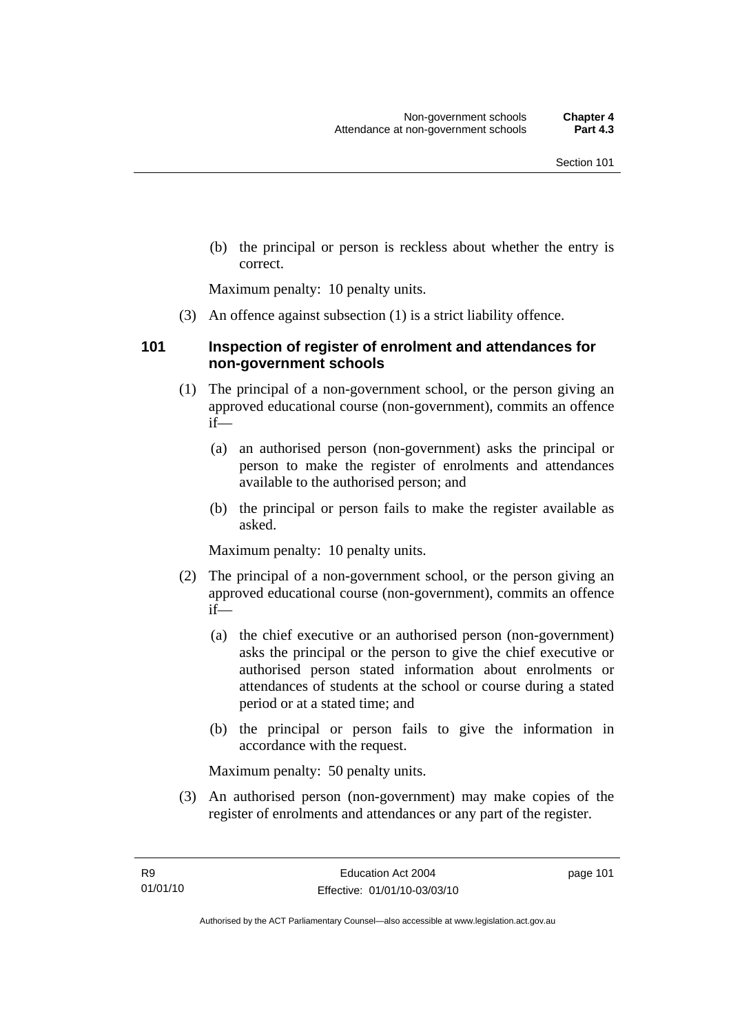(b) the principal or person is reckless about whether the entry is correct.

Maximum penalty: 10 penalty units.

(3) An offence against subsection (1) is a strict liability offence.

### 101 Inspection of register of enrolment and attendances for non-government schools

(1) The principal of a non-government school, or the person giving an approved educational course (non-government), commits an offence if—

(a) an authorised person (non-government) asks the principal or person to make the register of enrolments and attendances available to the authorised person; and

(b) the principal or person fails to make the register available as asked.

Maximum penalty: 10 penalty units.

(2) The principal of a non-government school, or the person giving an approved educational course (non-government), commits an offence if—

(a) the chief executive or an authorised person (non-government) asks the principal or the person to give the chief executive or authorised person stated information about enrolments or attendances of students at the school or course during a stated period or at a stated time; and

(b) the principal or person fails to give the information in accordance with the request.

Maximum penalty: 50 penalty units.

(3) An authorised person (non-government) may make copies of the register of enrolments and attendances or any part of the register.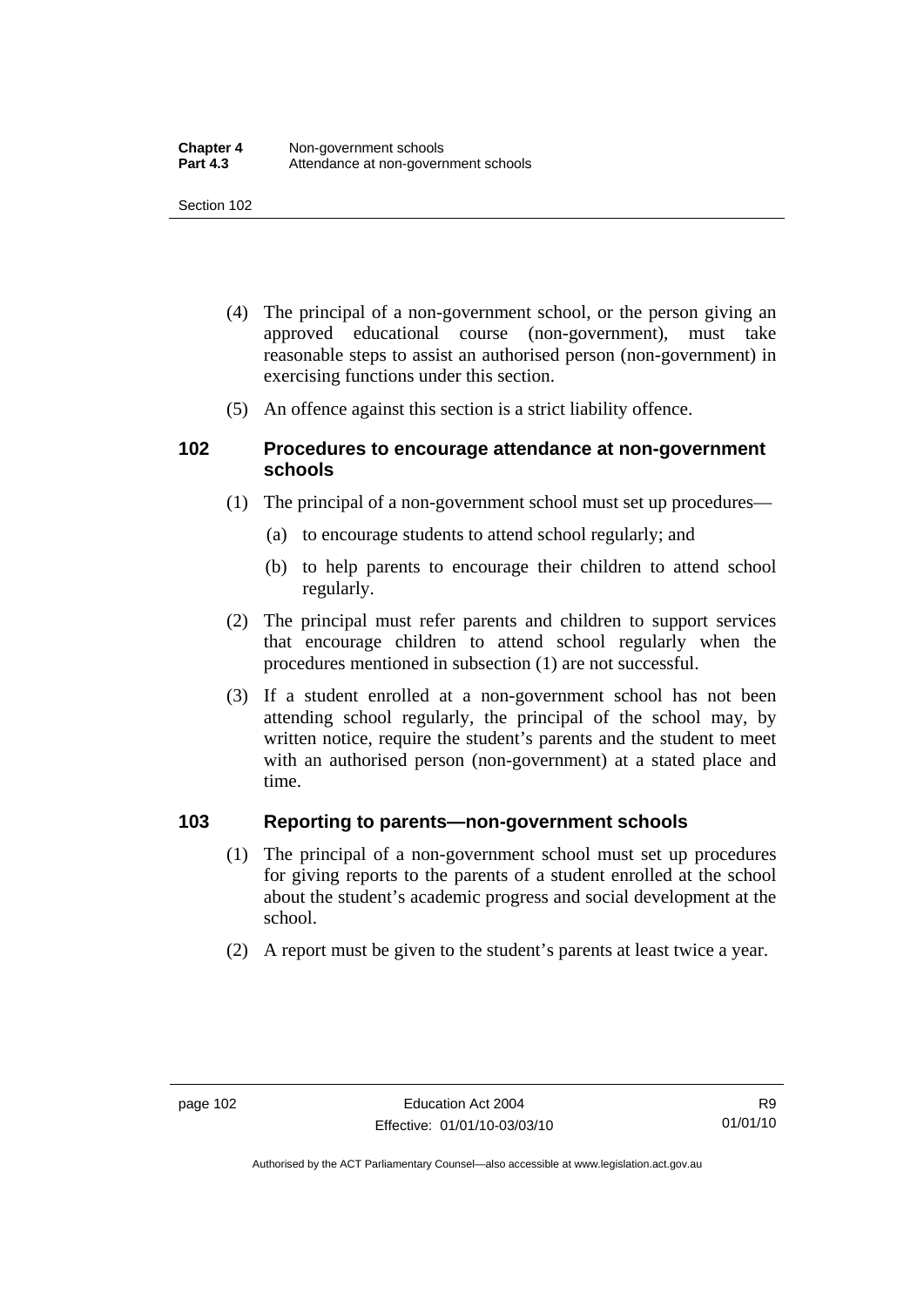(4) The principal of a non-government school, or the person giving an approved educational course (non-government), must take reasonable steps to assist an authorised person (non-government) in exercising functions under this section.

(5) An offence against this section is a strict liability offence.

### 102 Procedures to encourage attendance at non-government schools

(1) The principal of a non-government school must set up procedures—

(a) to encourage students to attend school regularly; and

(b) to help parents to encourage their children to attend school regularly.

(2) The principal must refer parents and children to support services that encourage children to attend school regularly when the procedures mentioned in subsection (1) are not successful.

(3) If a student enrolled at a non-government school has not been attending school regularly, the principal of the school may, by written notice, require the student's parents and the student to meet with an authorised person (non-government) at a stated place and time.

### 103 Reporting to parents—non-government schools

(1) The principal of a non-government school must set up procedures for giving reports to the parents of a student enrolled at the school about the student's academic progress and social development at the school.

(2) A report must be given to the student's parents at least twice a year.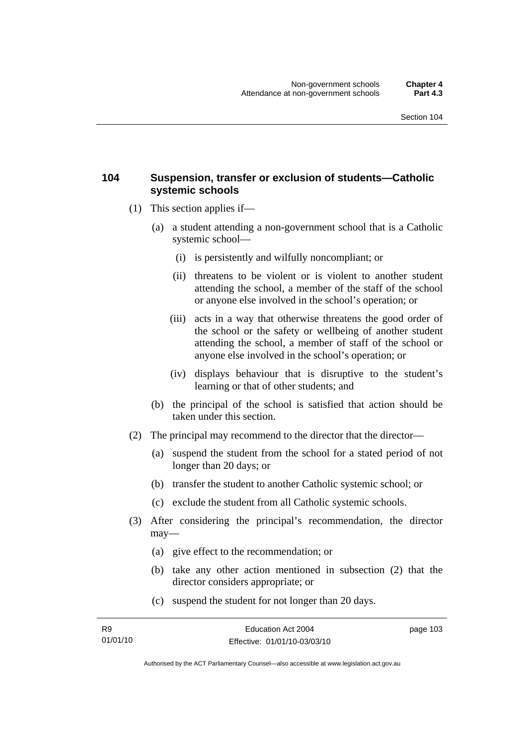## 104 Suspension, transfer or exclusion of students—Catholic systemic schools

(1) This section applies if—

(a) a student attending a non-government school that is a Catholic systemic school—

(i) is persistently and wilfully noncompliant; or

(ii) threatens to be violent or is violent to another student attending the school, a member of the staff of the school or anyone else involved in the school's operation; or

(iii) acts in a way that otherwise threatens the good order of the school or the safety or wellbeing of another student attending the school, a member of staff of the school or anyone else involved in the school's operation; or

(iv) displays behaviour that is disruptive to the student's learning or that of other students; and

(b) the principal of the school is satisfied that action should be taken under this section.

(2) The principal may recommend to the director that the director—

(a) suspend the student from the school for a stated period of not longer than 20 days; or

(b) transfer the student to another Catholic systemic school; or

(c) exclude the student from all Catholic systemic schools.

(3) After considering the principal's recommendation, the director may—

(a) give effect to the recommendation; or

(b) take any other action mentioned in subsection (2) that the director considers appropriate; or

(c) suspend the student for not longer than 20 days.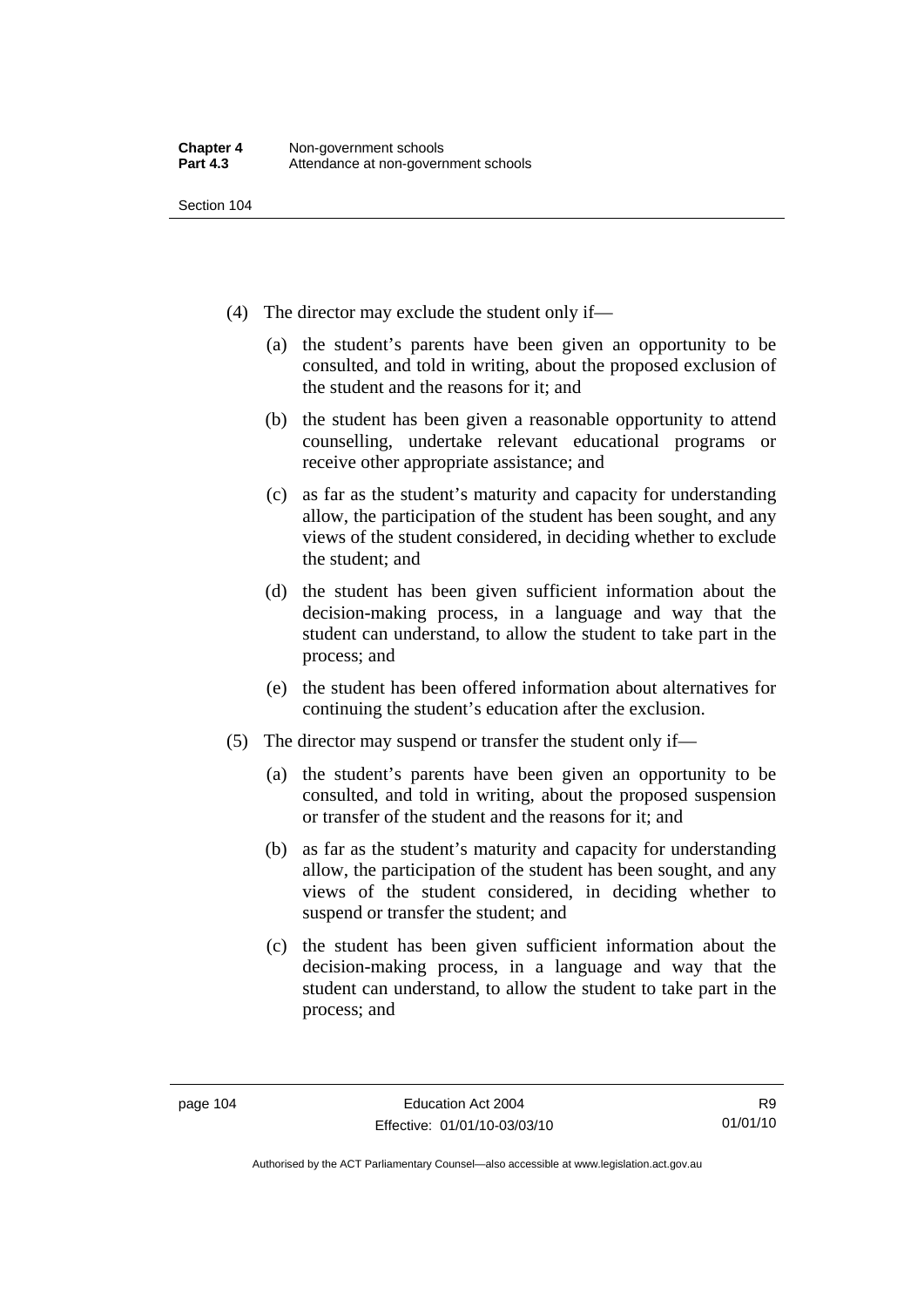(4) The director may exclude the student only if—

(a) the student's parents have been given an opportunity to be consulted, and told in writing, about the proposed exclusion of the student and the reasons for it; and

(b) the student has been given a reasonable opportunity to attend counselling, undertake relevant educational programs or receive other appropriate assistance; and

(c) as far as the student's maturity and capacity for understanding allow, the participation of the student has been sought, and any views of the student considered, in deciding whether to exclude the student; and

(d) the student has been given sufficient information about the decision-making process, in a language and way that the student can understand, to allow the student to take part in the process; and

(e) the student has been offered information about alternatives for continuing the student's education after the exclusion.

(5) The director may suspend or transfer the student only if—

(a) the student's parents have been given an opportunity to be consulted, and told in writing, about the proposed suspension or transfer of the student and the reasons for it; and

(b) as far as the student's maturity and capacity for understanding allow, the participation of the student has been sought, and any views of the student considered, in deciding whether to suspend or transfer the student; and

(c) the student has been given sufficient information about the decision-making process, in a language and way that the student can understand, to allow the student to take part in the process; and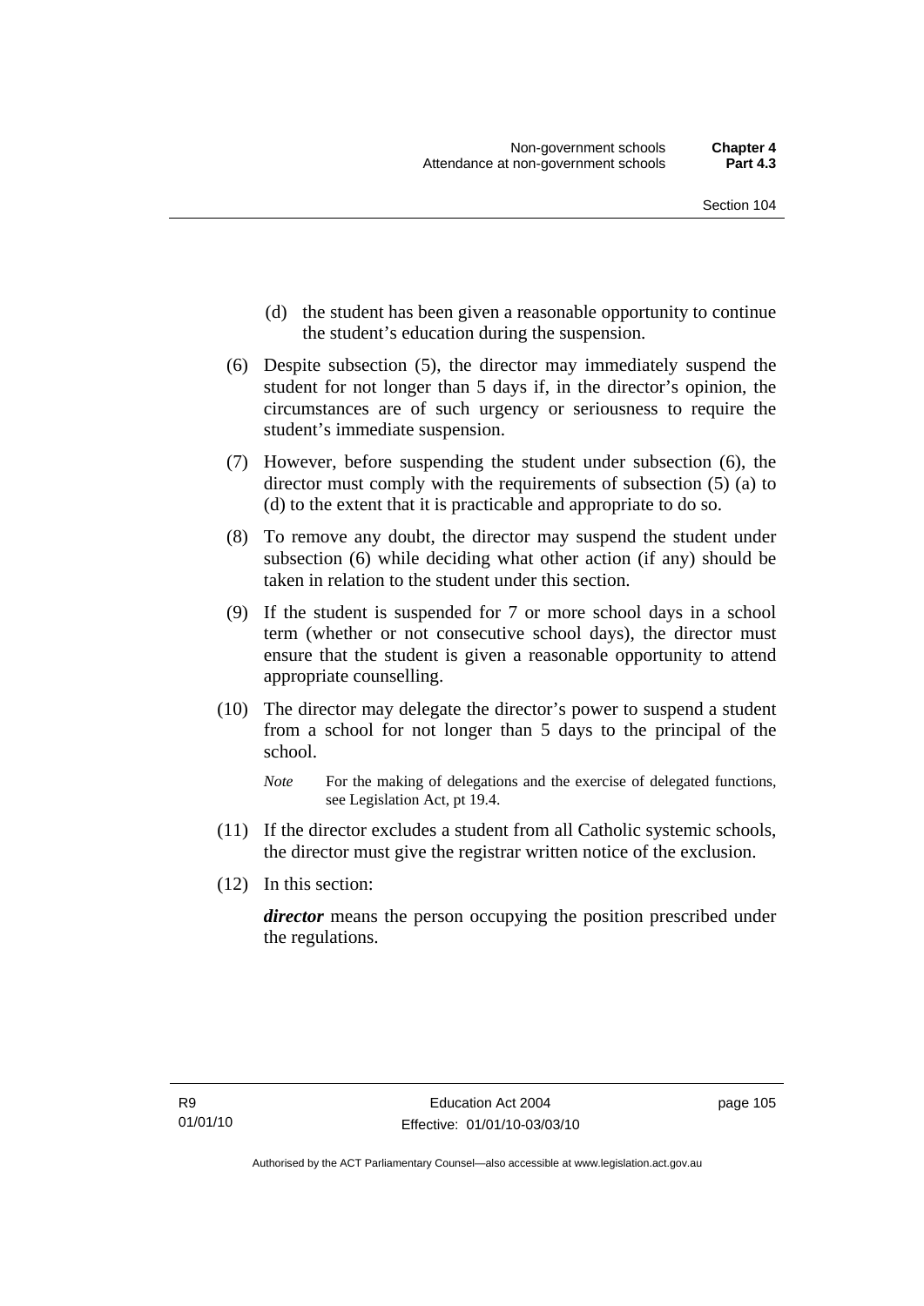(d) the student has been given a reasonable opportunity to continue the student's education during the suspension.

(6) Despite subsection (5), the director may immediately suspend the student for not longer than 5 days if, in the director's opinion, the circumstances are of such urgency or seriousness to require the student's immediate suspension.

(7) However, before suspending the student under subsection (6), the director must comply with the requirements of subsection (5) (a) to (d) to the extent that it is practicable and appropriate to do so.

(8) To remove any doubt, the director may suspend the student under subsection (6) while deciding what other action (if any) should be taken in relation to the student under this section.

(9) If the student is suspended for 7 or more school days in a school term (whether or not consecutive school days), the director must ensure that the student is given a reasonable opportunity to attend appropriate counselling.

(10) The director may delegate the director's power to suspend a student from a school for not longer than 5 days to the principal of the school.

*Note* For the making of delegations and the exercise of delegated functions, see Legislation Act, pt 19.4.

(11) If the director excludes a student from all Catholic systemic schools, the director must give the registrar written notice of the exclusion.

(12) In this section:

***director*** means the person occupying the position prescribed under the regulations.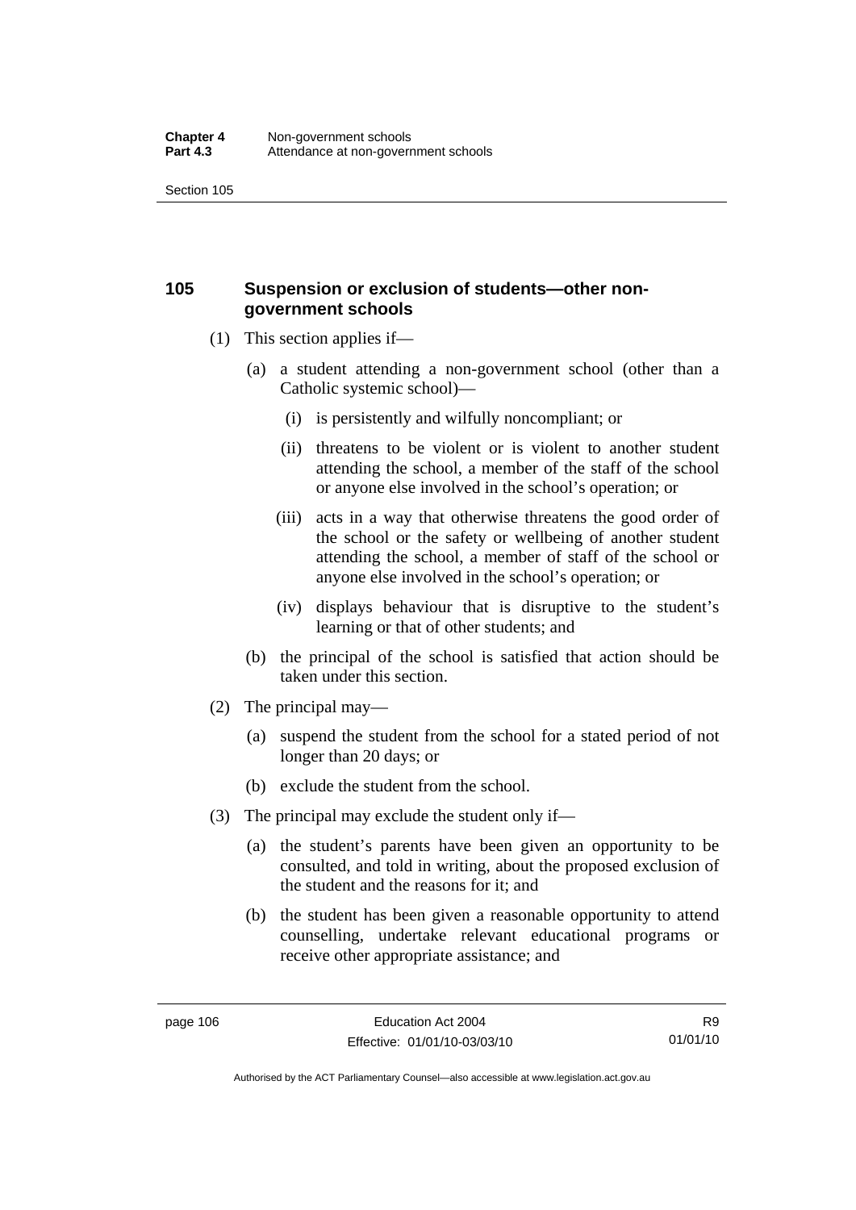## 105 Suspension or exclusion of students—other non-government schools

(1) This section applies if—

(a) a student attending a non-government school (other than a Catholic systemic school)—

(i) is persistently and wilfully noncompliant; or

(ii) threatens to be violent or is violent to another student attending the school, a member of the staff of the school or anyone else involved in the school's operation; or

(iii) acts in a way that otherwise threatens the good order of the school or the safety or wellbeing of another student attending the school, a member of staff of the school or anyone else involved in the school's operation; or

(iv) displays behaviour that is disruptive to the student's learning or that of other students; and

(b) the principal of the school is satisfied that action should be taken under this section.

(2) The principal may—

(a) suspend the student from the school for a stated period of not longer than 20 days; or

(b) exclude the student from the school.

(3) The principal may exclude the student only if—

(a) the student's parents have been given an opportunity to be consulted, and told in writing, about the proposed exclusion of the student and the reasons for it; and

(b) the student has been given a reasonable opportunity to attend counselling, undertake relevant educational programs or receive other appropriate assistance; and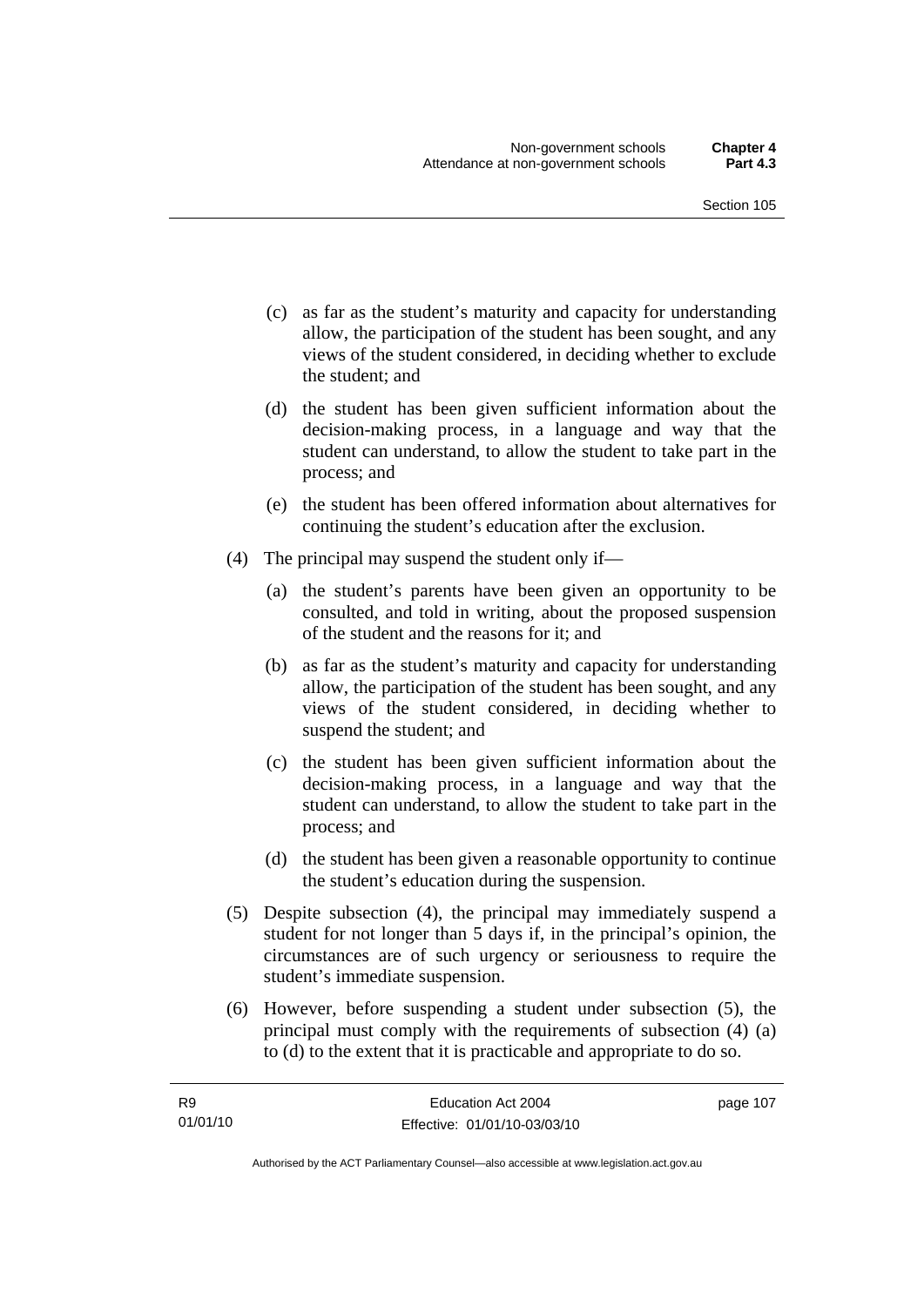(c) as far as the student's maturity and capacity for understanding allow, the participation of the student has been sought, and any views of the student considered, in deciding whether to exclude the student; and

(d) the student has been given sufficient information about the decision-making process, in a language and way that the student can understand, to allow the student to take part in the process; and

(e) the student has been offered information about alternatives for continuing the student's education after the exclusion.

(4) The principal may suspend the student only if—

(a) the student's parents have been given an opportunity to be consulted, and told in writing, about the proposed suspension of the student and the reasons for it; and

(b) as far as the student's maturity and capacity for understanding allow, the participation of the student has been sought, and any views of the student considered, in deciding whether to suspend the student; and

(c) the student has been given sufficient information about the decision-making process, in a language and way that the student can understand, to allow the student to take part in the process; and

(d) the student has been given a reasonable opportunity to continue the student's education during the suspension.

(5) Despite subsection (4), the principal may immediately suspend a student for not longer than 5 days if, in the principal's opinion, the circumstances are of such urgency or seriousness to require the student's immediate suspension.

(6) However, before suspending a student under subsection (5), the principal must comply with the requirements of subsection (4) (a) to (d) to the extent that it is practicable and appropriate to do so.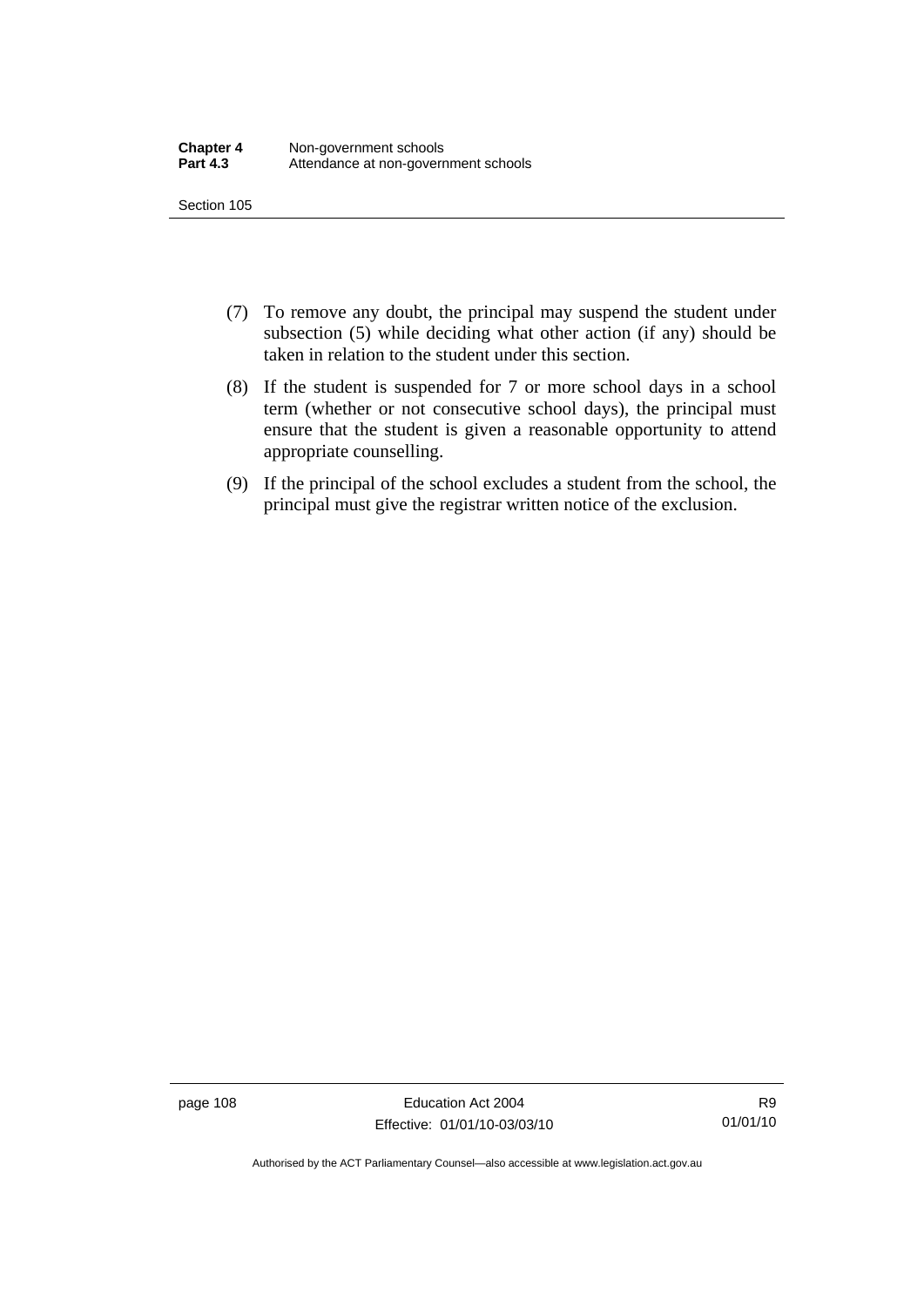(7) To remove any doubt, the principal may suspend the student under subsection (5) while deciding what other action (if any) should be taken in relation to the student under this section.

(8) If the student is suspended for 7 or more school days in a school term (whether or not consecutive school days), the principal must ensure that the student is given a reasonable opportunity to attend appropriate counselling.

(9) If the principal of the school excludes a student from the school, the principal must give the registrar written notice of the exclusion.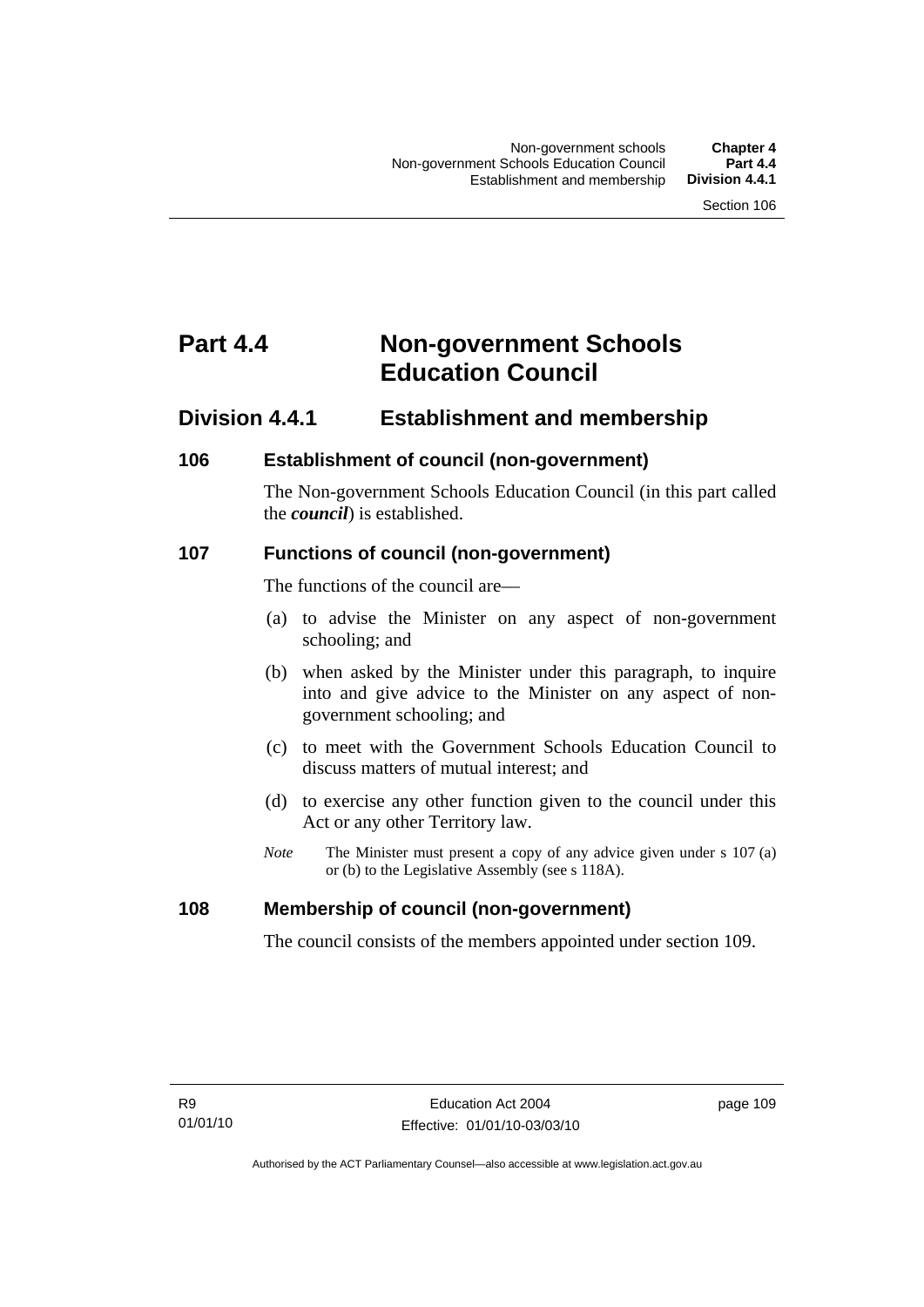# Part 4.4 Non-government Schools Education Council

## Division 4.4.1 Establishment and membership

### 106 Establishment of council (non-government)

The Non-government Schools Education Council (in this part called the ***council***) is established.

### 107 Functions of council (non-government)

The functions of the council are—

(a) to advise the Minister on any aspect of non-government schooling; and

(b) when asked by the Minister under this paragraph, to inquire into and give advice to the Minister on any aspect of non-government schooling; and

(c) to meet with the Government Schools Education Council to discuss matters of mutual interest; and

(d) to exercise any other function given to the council under this Act or any other Territory law.

*Note* The Minister must present a copy of any advice given under s 107 (a) or (b) to the Legislative Assembly (see s 118A).

### 108 Membership of council (non-government)

The council consists of the members appointed under section 109.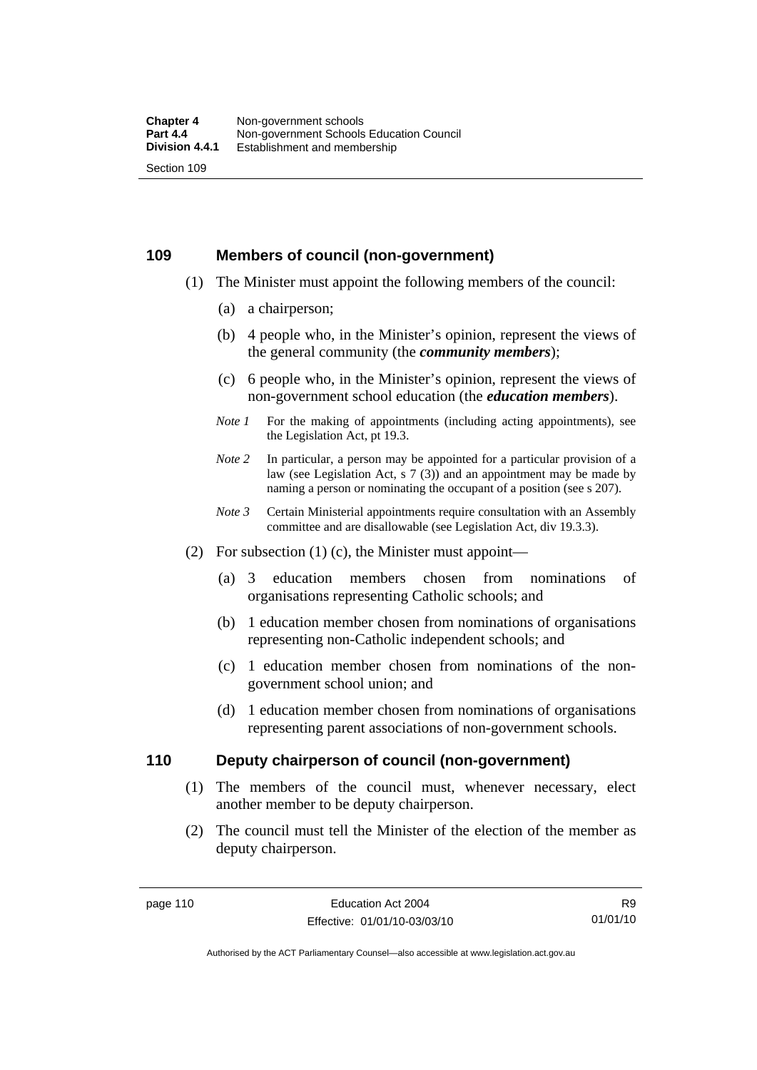## 109 Members of council (non-government)

(1) The Minister must appoint the following members of the council:

(a) a chairperson;

(b) 4 people who, in the Minister's opinion, represent the views of the general community (the ***community members***);

(c) 6 people who, in the Minister's opinion, represent the views of non-government school education (the ***education members***).

*Note 1* For the making of appointments (including acting appointments), see the Legislation Act, pt 19.3.

*Note 2* In particular, a person may be appointed for a particular provision of a law (see Legislation Act, s 7 (3)) and an appointment may be made by naming a person or nominating the occupant of a position (see s 207).

*Note 3* Certain Ministerial appointments require consultation with an Assembly committee and are disallowable (see Legislation Act, div 19.3.3).

(2) For subsection (1) (c), the Minister must appoint—

(a) 3 education members chosen from nominations of organisations representing Catholic schools; and

(b) 1 education member chosen from nominations of organisations representing non-Catholic independent schools; and

(c) 1 education member chosen from nominations of the non-government school union; and

(d) 1 education member chosen from nominations of organisations representing parent associations of non-government schools.

## 110 Deputy chairperson of council (non-government)

(1) The members of the council must, whenever necessary, elect another member to be deputy chairperson.

(2) The council must tell the Minister of the election of the member as deputy chairperson.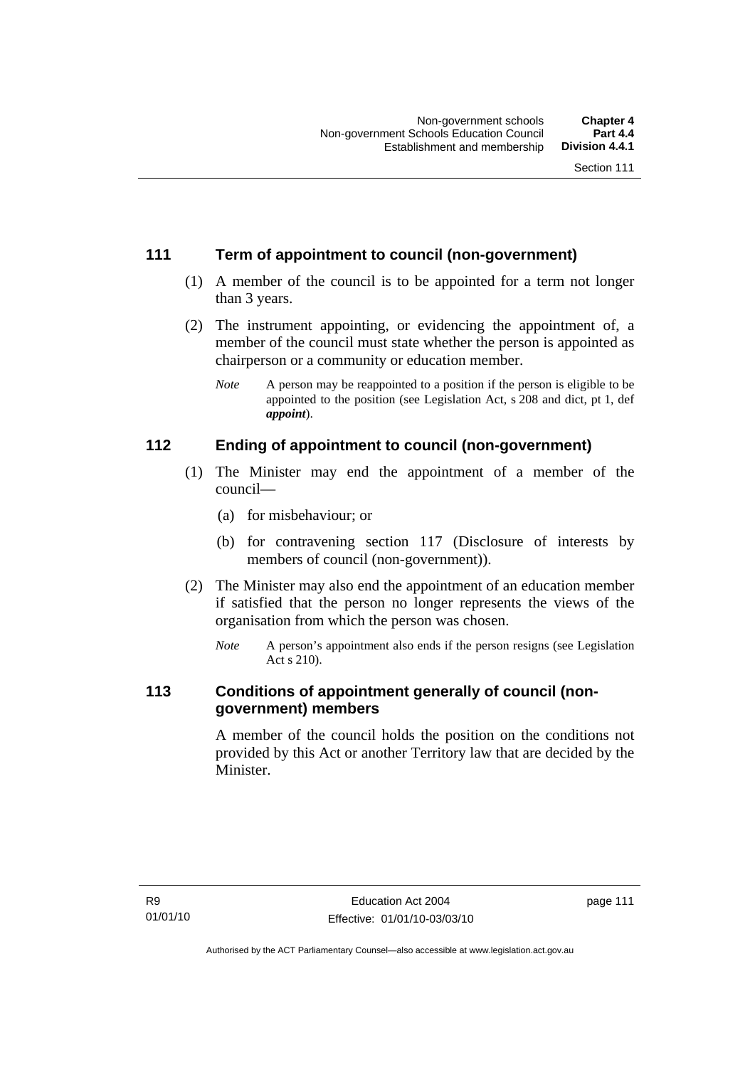## 111 Term of appointment to council (non-government)

(1) A member of the council is to be appointed for a term not longer than 3 years.

(2) The instrument appointing, or evidencing the appointment of, a member of the council must state whether the person is appointed as chairperson or a community or education member.

*Note* A person may be reappointed to a position if the person is eligible to be appointed to the position (see Legislation Act, s 208 and dict, pt 1, def ***appoint***).

## 112 Ending of appointment to council (non-government)

(1) The Minister may end the appointment of a member of the council—

(a) for misbehaviour; or

(b) for contravening section 117 (Disclosure of interests by members of council (non-government)).

(2) The Minister may also end the appointment of an education member if satisfied that the person no longer represents the views of the organisation from which the person was chosen.

*Note* A person's appointment also ends if the person resigns (see Legislation Act s 210).

## 113 Conditions of appointment generally of council (non-government) members

A member of the council holds the position on the conditions not provided by this Act or another Territory law that are decided by the Minister.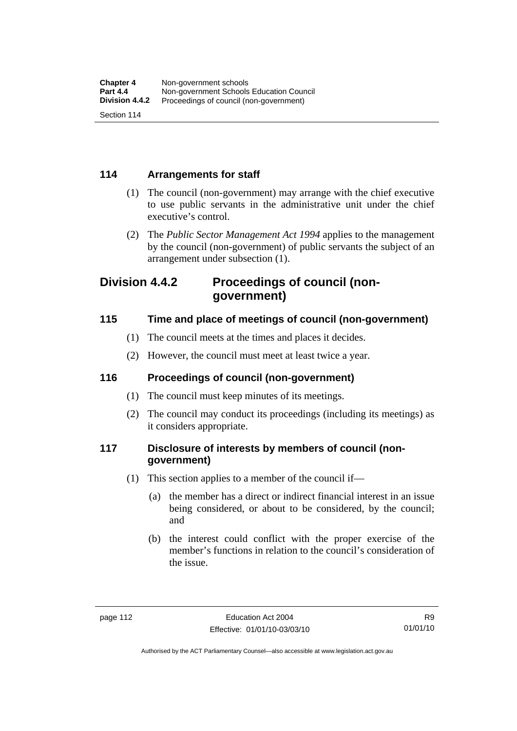### 114 Arrangements for staff

(1) The council (non-government) may arrange with the chief executive to use public servants in the administrative unit under the chief executive's control.

(2) The *Public Sector Management Act 1994* applies to the management by the council (non-government) of public servants the subject of an arrangement under subsection (1).

## Division 4.4.2 Proceedings of council (non-government)

### 115 Time and place of meetings of council (non-government)

(1) The council meets at the times and places it decides.

(2) However, the council must meet at least twice a year.

### 116 Proceedings of council (non-government)

(1) The council must keep minutes of its meetings.

(2) The council may conduct its proceedings (including its meetings) as it considers appropriate.

### 117 Disclosure of interests by members of council (non-government)

(1) This section applies to a member of the council if—

(a) the member has a direct or indirect financial interest in an issue being considered, or about to be considered, by the council; and

(b) the interest could conflict with the proper exercise of the member's functions in relation to the council's consideration of the issue.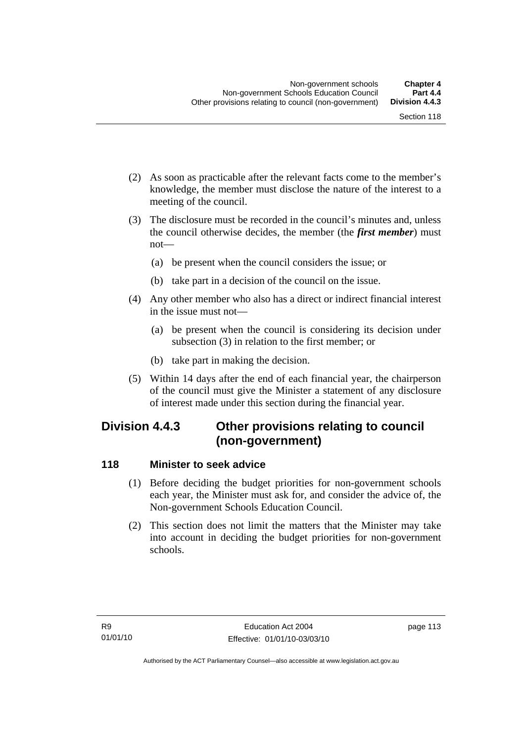(2) As soon as practicable after the relevant facts come to the member's knowledge, the member must disclose the nature of the interest to a meeting of the council.

(3) The disclosure must be recorded in the council's minutes and, unless the council otherwise decides, the member (the ***first member***) must not—

  (a) be present when the council considers the issue; or

  (b) take part in a decision of the council on the issue.

(4) Any other member who also has a direct or indirect financial interest in the issue must not—

  (a) be present when the council is considering its decision under subsection (3) in relation to the first member; or

  (b) take part in making the decision.

(5) Within 14 days after the end of each financial year, the chairperson of the council must give the Minister a statement of any disclosure of interest made under this section during the financial year.

## Division 4.4.3 Other provisions relating to council (non-government)

### 118 Minister to seek advice

(1) Before deciding the budget priorities for non-government schools each year, the Minister must ask for, and consider the advice of, the Non-government Schools Education Council.

(2) This section does not limit the matters that the Minister may take into account in deciding the budget priorities for non-government schools.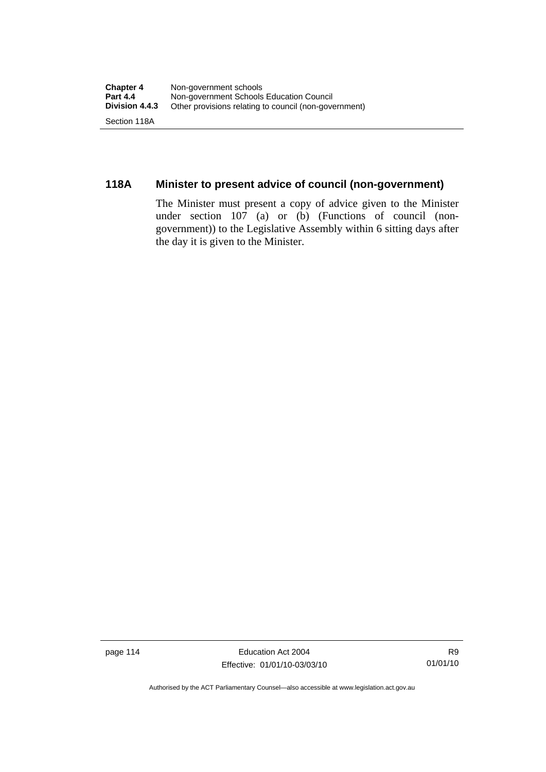## 118A Minister to present advice of council (non-government)

The Minister must present a copy of advice given to the Minister under section 107 (a) or (b) (Functions of council (non-government)) to the Legislative Assembly within 6 sitting days after the day it is given to the Minister.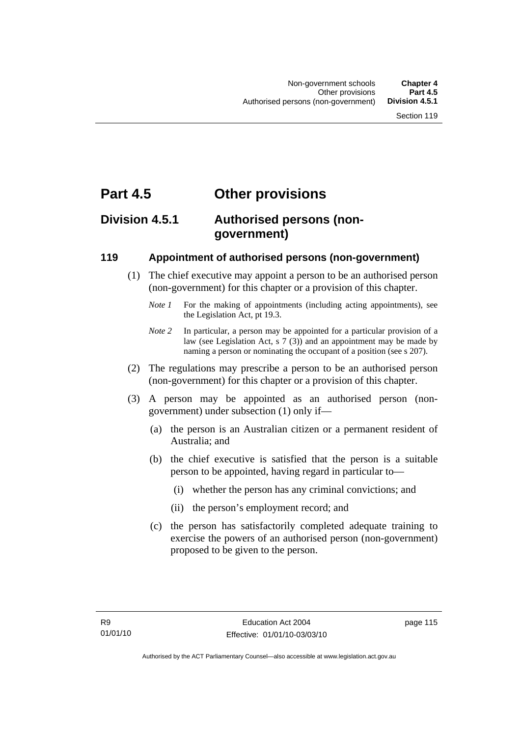# Part 4.5 Other provisions

## Division 4.5.1 Authorised persons (non-government)

### 119 Appointment of authorised persons (non-government)

(1) The chief executive may appoint a person to be an authorised person (non-government) for this chapter or a provision of this chapter.

*Note 1* For the making of appointments (including acting appointments), see the Legislation Act, pt 19.3.

*Note 2* In particular, a person may be appointed for a particular provision of a law (see Legislation Act, s 7 (3)) and an appointment may be made by naming a person or nominating the occupant of a position (see s 207).

(2) The regulations may prescribe a person to be an authorised person (non-government) for this chapter or a provision of this chapter.

(3) A person may be appointed as an authorised person (non-government) under subsection (1) only if—

(a) the person is an Australian citizen or a permanent resident of Australia; and

(b) the chief executive is satisfied that the person is a suitable person to be appointed, having regard in particular to—

(i) whether the person has any criminal convictions; and

(ii) the person's employment record; and

(c) the person has satisfactorily completed adequate training to exercise the powers of an authorised person (non-government) proposed to be given to the person.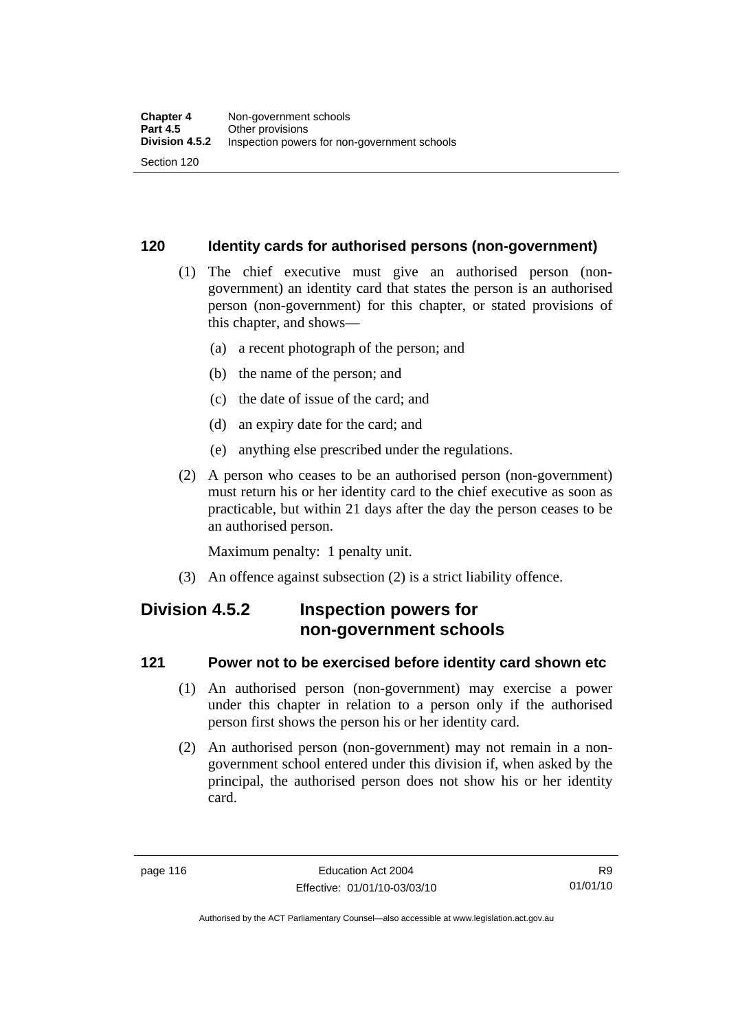### 120 Identity cards for authorised persons (non-government)

(1) The chief executive must give an authorised person (non-government) an identity card that states the person is an authorised person (non-government) for this chapter, or stated provisions of this chapter, and shows—

(a) a recent photograph of the person; and

(b) the name of the person; and

(c) the date of issue of the card; and

(d) an expiry date for the card; and

(e) anything else prescribed under the regulations.

(2) A person who ceases to be an authorised person (non-government) must return his or her identity card to the chief executive as soon as practicable, but within 21 days after the day the person ceases to be an authorised person.

Maximum penalty: 1 penalty unit.

(3) An offence against subsection (2) is a strict liability offence.

## Division 4.5.2 Inspection powers for non-government schools

### 121 Power not to be exercised before identity card shown etc

(1) An authorised person (non-government) may exercise a power under this chapter in relation to a person only if the authorised person first shows the person his or her identity card.

(2) An authorised person (non-government) may not remain in a non-government school entered under this division if, when asked by the principal, the authorised person does not show his or her identity card.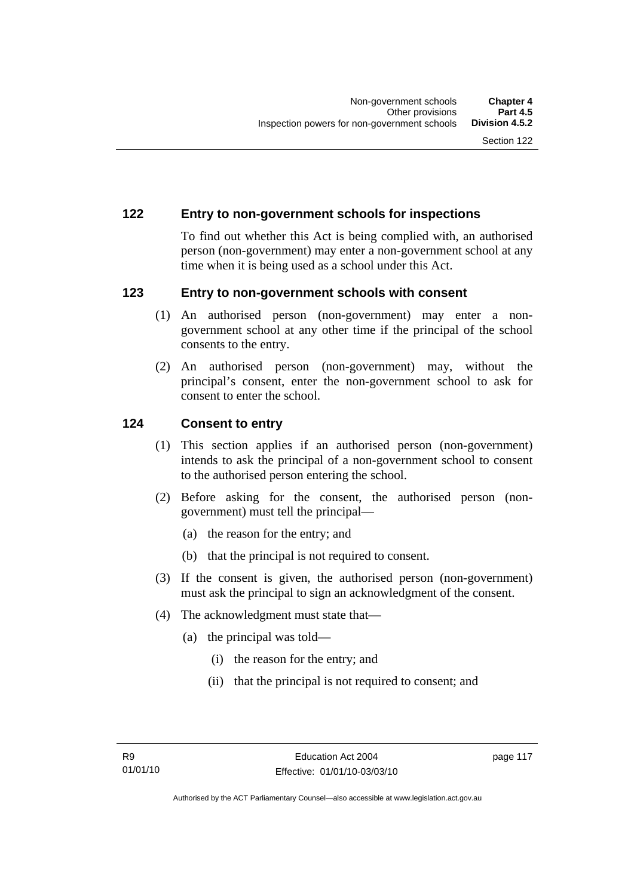## 122 Entry to non-government schools for inspections

To find out whether this Act is being complied with, an authorised person (non-government) may enter a non-government school at any time when it is being used as a school under this Act.

## 123 Entry to non-government schools with consent

(1) An authorised person (non-government) may enter a non-government school at any other time if the principal of the school consents to the entry.

(2) An authorised person (non-government) may, without the principal's consent, enter the non-government school to ask for consent to enter the school.

## 124 Consent to entry

(1) This section applies if an authorised person (non-government) intends to ask the principal of a non-government school to consent to the authorised person entering the school.

(2) Before asking for the consent, the authorised person (non-government) must tell the principal—

- (a) the reason for the entry; and
- (b) that the principal is not required to consent.

(3) If the consent is given, the authorised person (non-government) must ask the principal to sign an acknowledgment of the consent.

(4) The acknowledgment must state that—

- (a) the principal was told—
  - (i) the reason for the entry; and
  - (ii) that the principal is not required to consent; and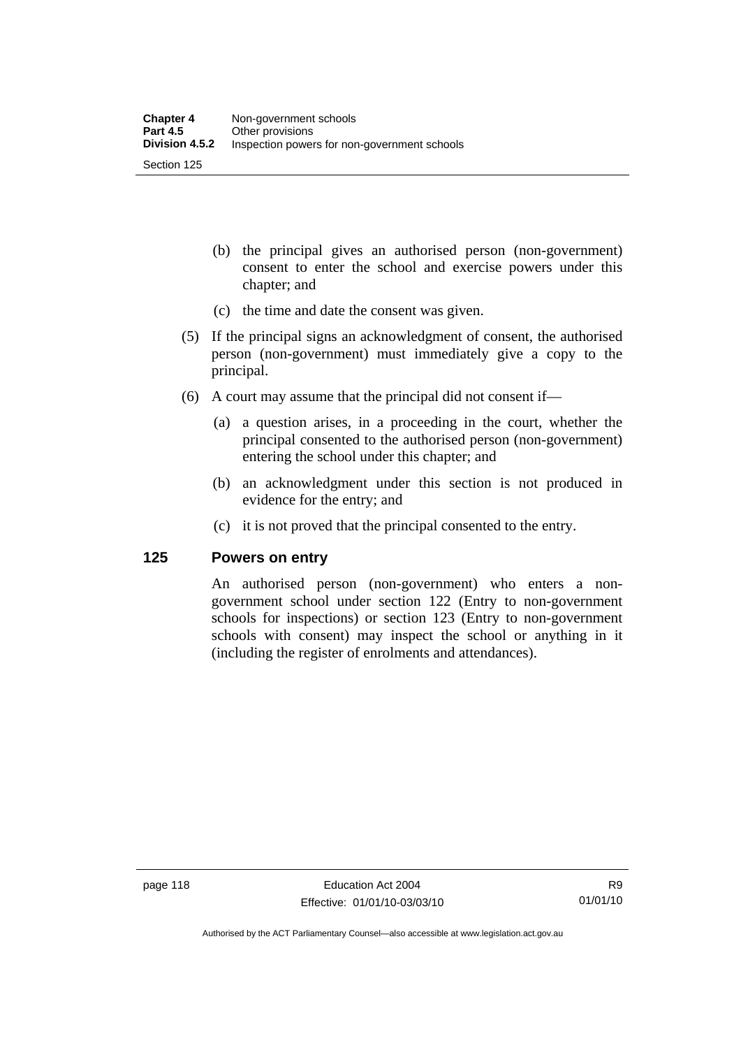(b) the principal gives an authorised person (non-government) consent to enter the school and exercise powers under this chapter; and

(c) the time and date the consent was given.

(5) If the principal signs an acknowledgment of consent, the authorised person (non-government) must immediately give a copy to the principal.

(6) A court may assume that the principal did not consent if—

(a) a question arises, in a proceeding in the court, whether the principal consented to the authorised person (non-government) entering the school under this chapter; and

(b) an acknowledgment under this section is not produced in evidence for the entry; and

(c) it is not proved that the principal consented to the entry.

## 125 Powers on entry

An authorised person (non-government) who enters a non-government school under section 122 (Entry to non-government schools for inspections) or section 123 (Entry to non-government schools with consent) may inspect the school or anything in it (including the register of enrolments and attendances).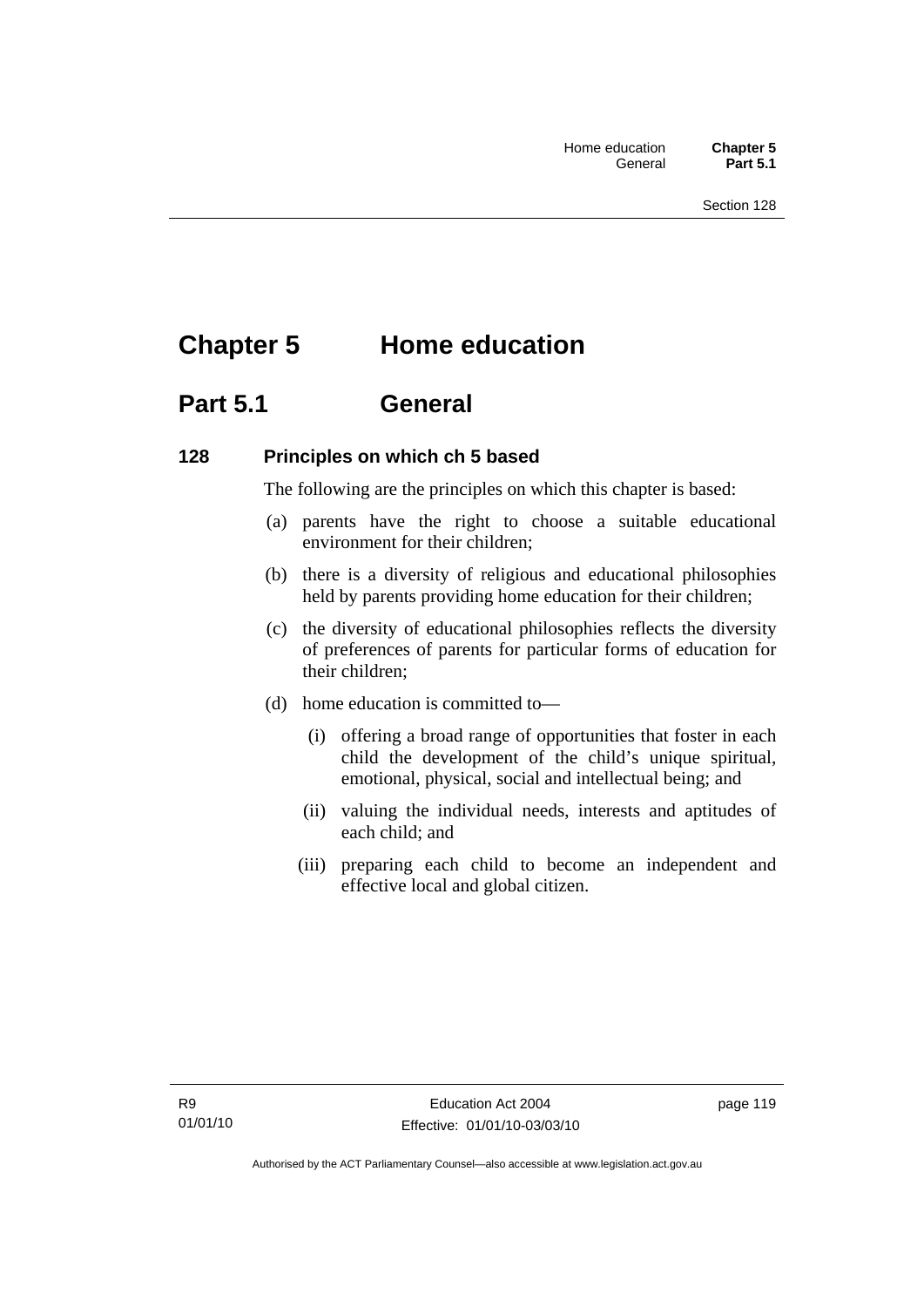# Chapter 5 Home education

## Part 5.1 General

### 128 Principles on which ch 5 based

The following are the principles on which this chapter is based:

(a) parents have the right to choose a suitable educational environment for their children;

(b) there is a diversity of religious and educational philosophies held by parents providing home education for their children;

(c) the diversity of educational philosophies reflects the diversity of preferences of parents for particular forms of education for their children;

(d) home education is committed to—

(i) offering a broad range of opportunities that foster in each child the development of the child's unique spiritual, emotional, physical, social and intellectual being; and

(ii) valuing the individual needs, interests and aptitudes of each child; and

(iii) preparing each child to become an independent and effective local and global citizen.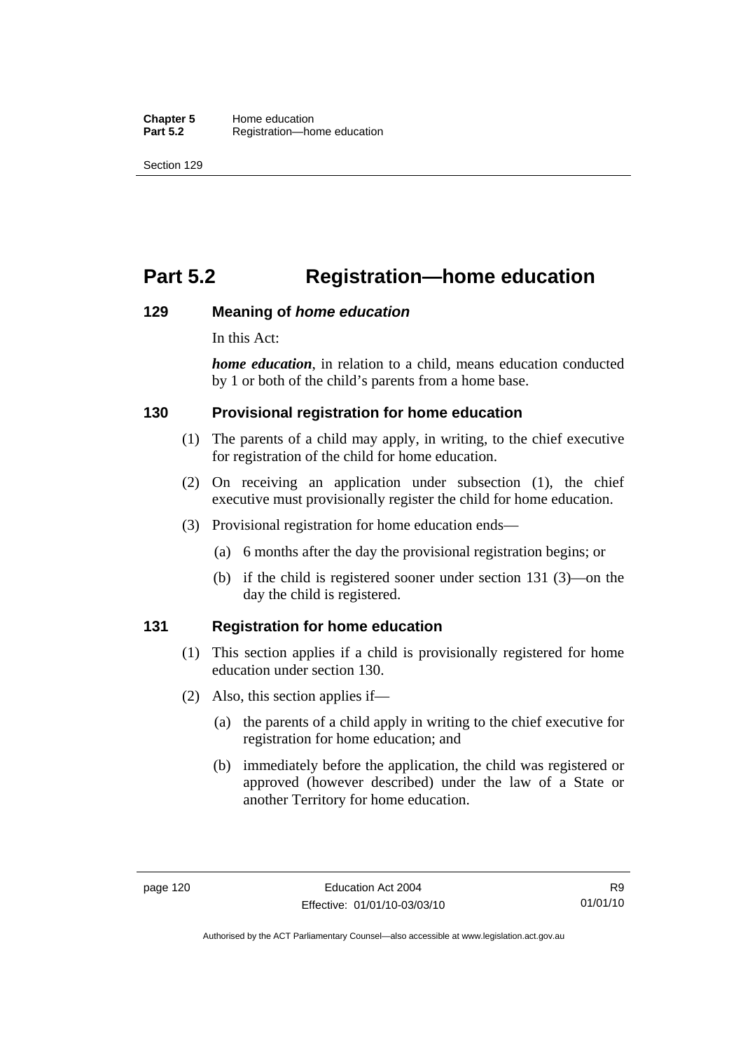# Part 5.2 Registration—home education

## 129 Meaning of *home education*

In this Act:

***home education***, in relation to a child, means education conducted by 1 or both of the child's parents from a home base.

## 130 Provisional registration for home education

(1) The parents of a child may apply, in writing, to the chief executive for registration of the child for home education.

(2) On receiving an application under subsection (1), the chief executive must provisionally register the child for home education.

(3) Provisional registration for home education ends—

(a) 6 months after the day the provisional registration begins; or

(b) if the child is registered sooner under section 131 (3)—on the day the child is registered.

## 131 Registration for home education

(1) This section applies if a child is provisionally registered for home education under section 130.

(2) Also, this section applies if—

(a) the parents of a child apply in writing to the chief executive for registration for home education; and

(b) immediately before the application, the child was registered or approved (however described) under the law of a State or another Territory for home education.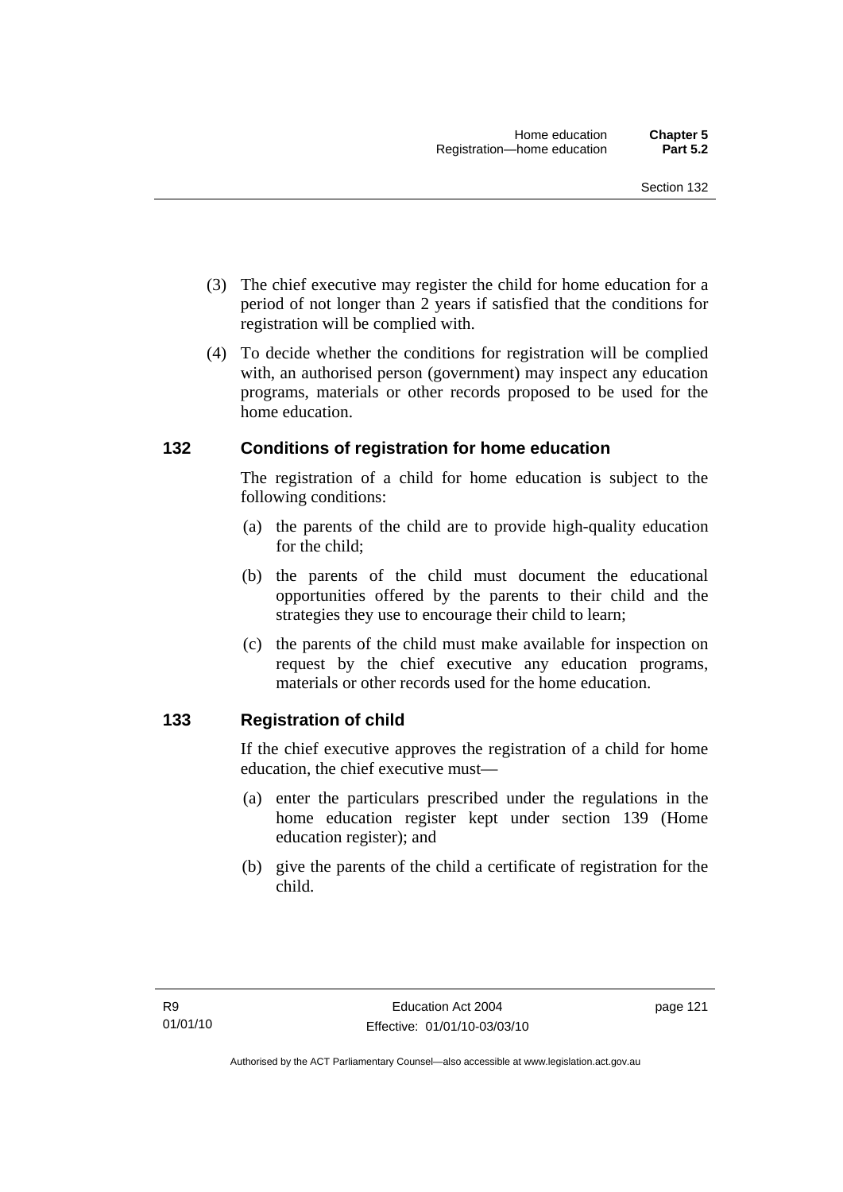(3) The chief executive may register the child for home education for a period of not longer than 2 years if satisfied that the conditions for registration will be complied with.

(4) To decide whether the conditions for registration will be complied with, an authorised person (government) may inspect any education programs, materials or other records proposed to be used for the home education.

## 132 Conditions of registration for home education

The registration of a child for home education is subject to the following conditions:

(a) the parents of the child are to provide high-quality education for the child;

(b) the parents of the child must document the educational opportunities offered by the parents to their child and the strategies they use to encourage their child to learn;

(c) the parents of the child must make available for inspection on request by the chief executive any education programs, materials or other records used for the home education.

## 133 Registration of child

If the chief executive approves the registration of a child for home education, the chief executive must—

(a) enter the particulars prescribed under the regulations in the home education register kept under section 139 (Home education register); and

(b) give the parents of the child a certificate of registration for the child.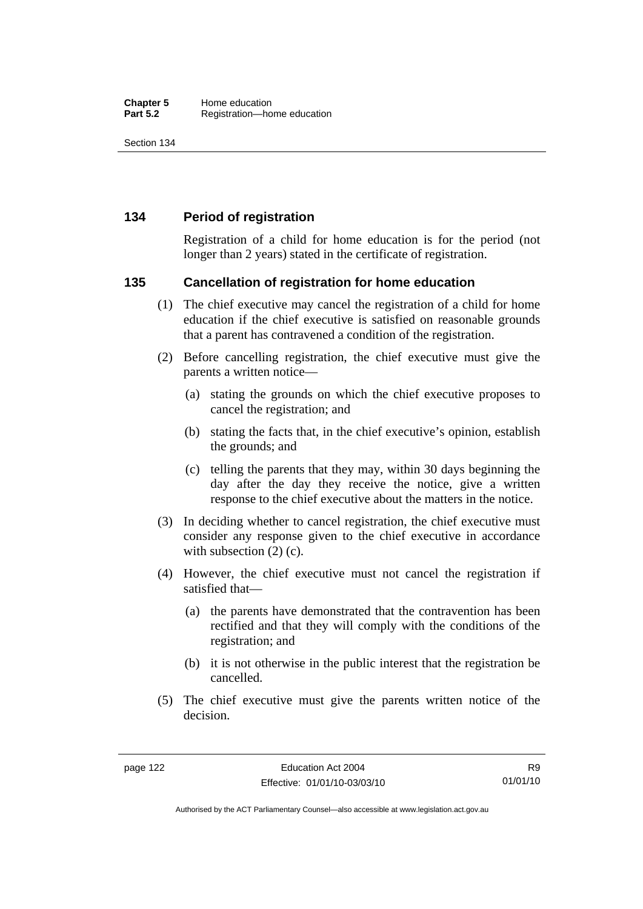### 134 Period of registration

Registration of a child for home education is for the period (not longer than 2 years) stated in the certificate of registration.

### 135 Cancellation of registration for home education

(1) The chief executive may cancel the registration of a child for home education if the chief executive is satisfied on reasonable grounds that a parent has contravened a condition of the registration.

(2) Before cancelling registration, the chief executive must give the parents a written notice—

(a) stating the grounds on which the chief executive proposes to cancel the registration; and

(b) stating the facts that, in the chief executive's opinion, establish the grounds; and

(c) telling the parents that they may, within 30 days beginning the day after the day they receive the notice, give a written response to the chief executive about the matters in the notice.

(3) In deciding whether to cancel registration, the chief executive must consider any response given to the chief executive in accordance with subsection (2) (c).

(4) However, the chief executive must not cancel the registration if satisfied that—

(a) the parents have demonstrated that the contravention has been rectified and that they will comply with the conditions of the registration; and

(b) it is not otherwise in the public interest that the registration be cancelled.

(5) The chief executive must give the parents written notice of the decision.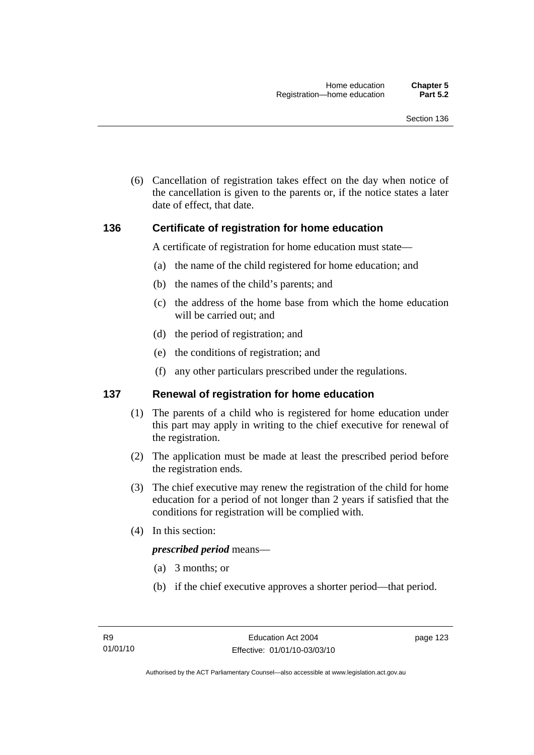(6) Cancellation of registration takes effect on the day when notice of the cancellation is given to the parents or, if the notice states a later date of effect, that date.

## 136 Certificate of registration for home education

A certificate of registration for home education must state—

(a) the name of the child registered for home education; and

(b) the names of the child's parents; and

(c) the address of the home base from which the home education will be carried out; and

(d) the period of registration; and

(e) the conditions of registration; and

(f) any other particulars prescribed under the regulations.

## 137 Renewal of registration for home education

(1) The parents of a child who is registered for home education under this part may apply in writing to the chief executive for renewal of the registration.

(2) The application must be made at least the prescribed period before the registration ends.

(3) The chief executive may renew the registration of the child for home education for a period of not longer than 2 years if satisfied that the conditions for registration will be complied with.

(4) In this section:

***prescribed period*** means—

(a) 3 months; or

(b) if the chief executive approves a shorter period—that period.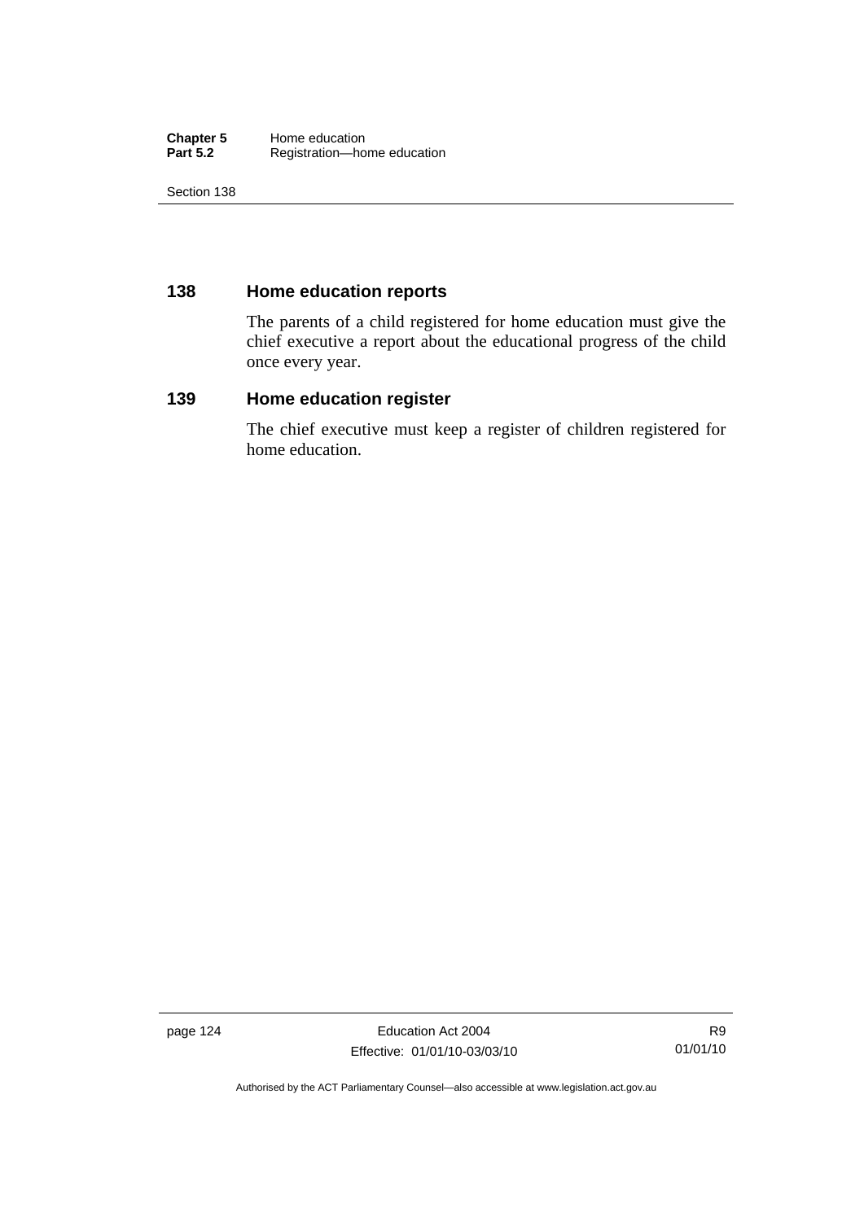## 138 Home education reports

The parents of a child registered for home education must give the chief executive a report about the educational progress of the child once every year.

## 139 Home education register

The chief executive must keep a register of children registered for home education.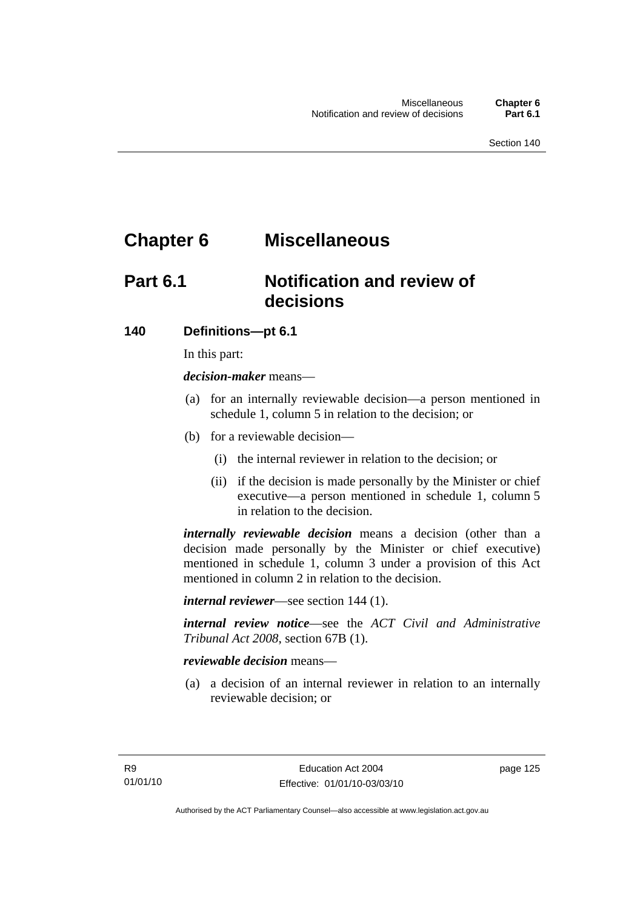# Chapter 6 Miscellaneous

## Part 6.1 Notification and review of decisions

### 140 Definitions—pt 6.1

In this part:

***decision-maker*** means—

(a) for an internally reviewable decision—a person mentioned in schedule 1, column 5 in relation to the decision; or

(b) for a reviewable decision—

(i) the internal reviewer in relation to the decision; or

(ii) if the decision is made personally by the Minister or chief executive—a person mentioned in schedule 1, column 5 in relation to the decision.

***internally reviewable decision*** means a decision (other than a decision made personally by the Minister or chief executive) mentioned in schedule 1, column 3 under a provision of this Act mentioned in column 2 in relation to the decision.

***internal reviewer***—see section 144 (1).

***internal review notice***—see the *ACT Civil and Administrative Tribunal Act 2008*, section 67B (1).

***reviewable decision*** means—

(a) a decision of an internal reviewer in relation to an internally reviewable decision; or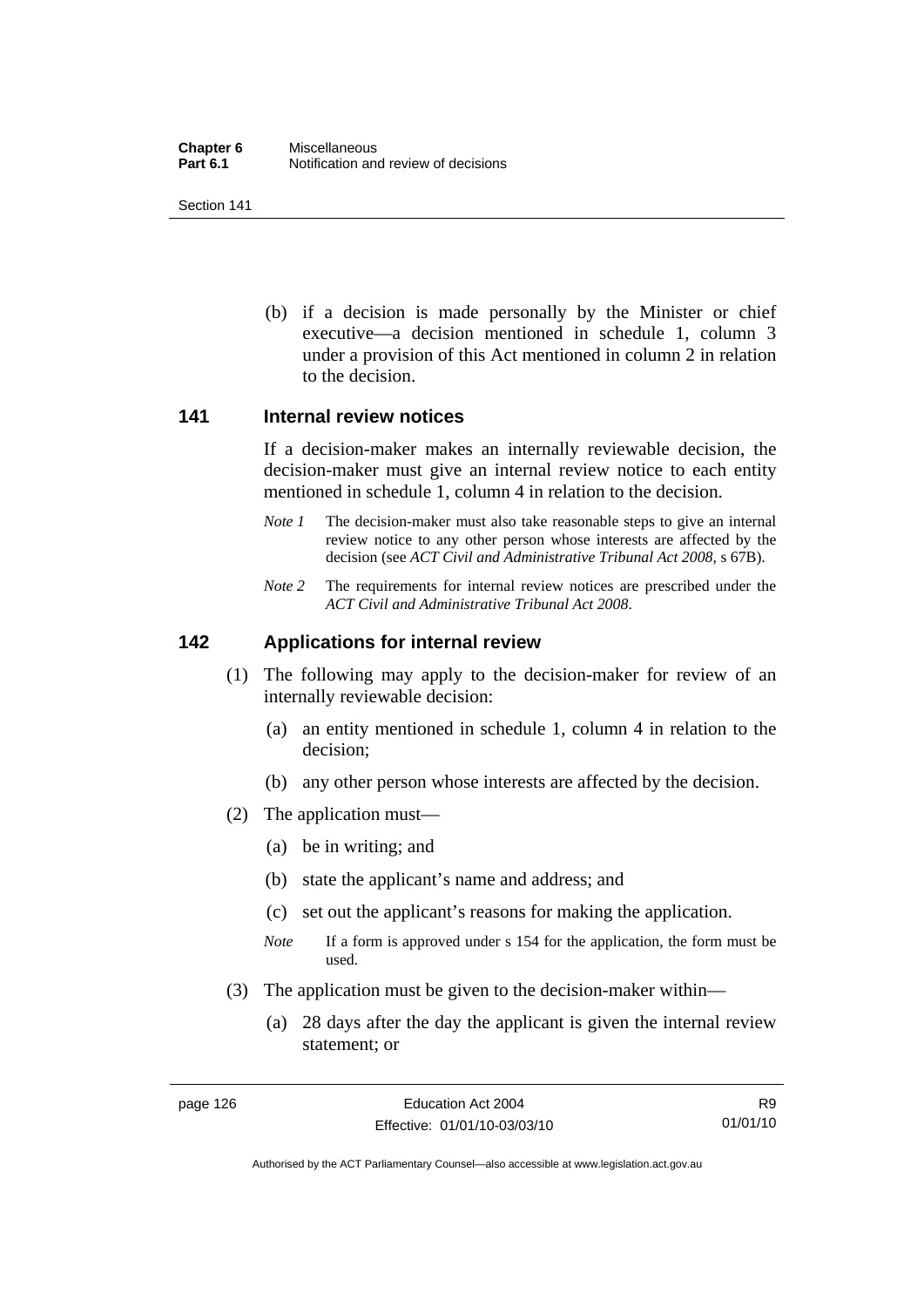(b) if a decision is made personally by the Minister or chief executive—a decision mentioned in schedule 1, column 3 under a provision of this Act mentioned in column 2 in relation to the decision.

## 141 Internal review notices

If a decision-maker makes an internally reviewable decision, the decision-maker must give an internal review notice to each entity mentioned in schedule 1, column 4 in relation to the decision.

*Note 1* The decision-maker must also take reasonable steps to give an internal review notice to any other person whose interests are affected by the decision (see *ACT Civil and Administrative Tribunal Act 2008*, s 67B).

*Note 2* The requirements for internal review notices are prescribed under the *ACT Civil and Administrative Tribunal Act 2008*.

## 142 Applications for internal review

(1) The following may apply to the decision-maker for review of an internally reviewable decision:

(a) an entity mentioned in schedule 1, column 4 in relation to the decision;

(b) any other person whose interests are affected by the decision.

(2) The application must—

(a) be in writing; and

(b) state the applicant's name and address; and

(c) set out the applicant's reasons for making the application.

*Note* If a form is approved under s 154 for the application, the form must be used.

(3) The application must be given to the decision-maker within—

(a) 28 days after the day the applicant is given the internal review statement; or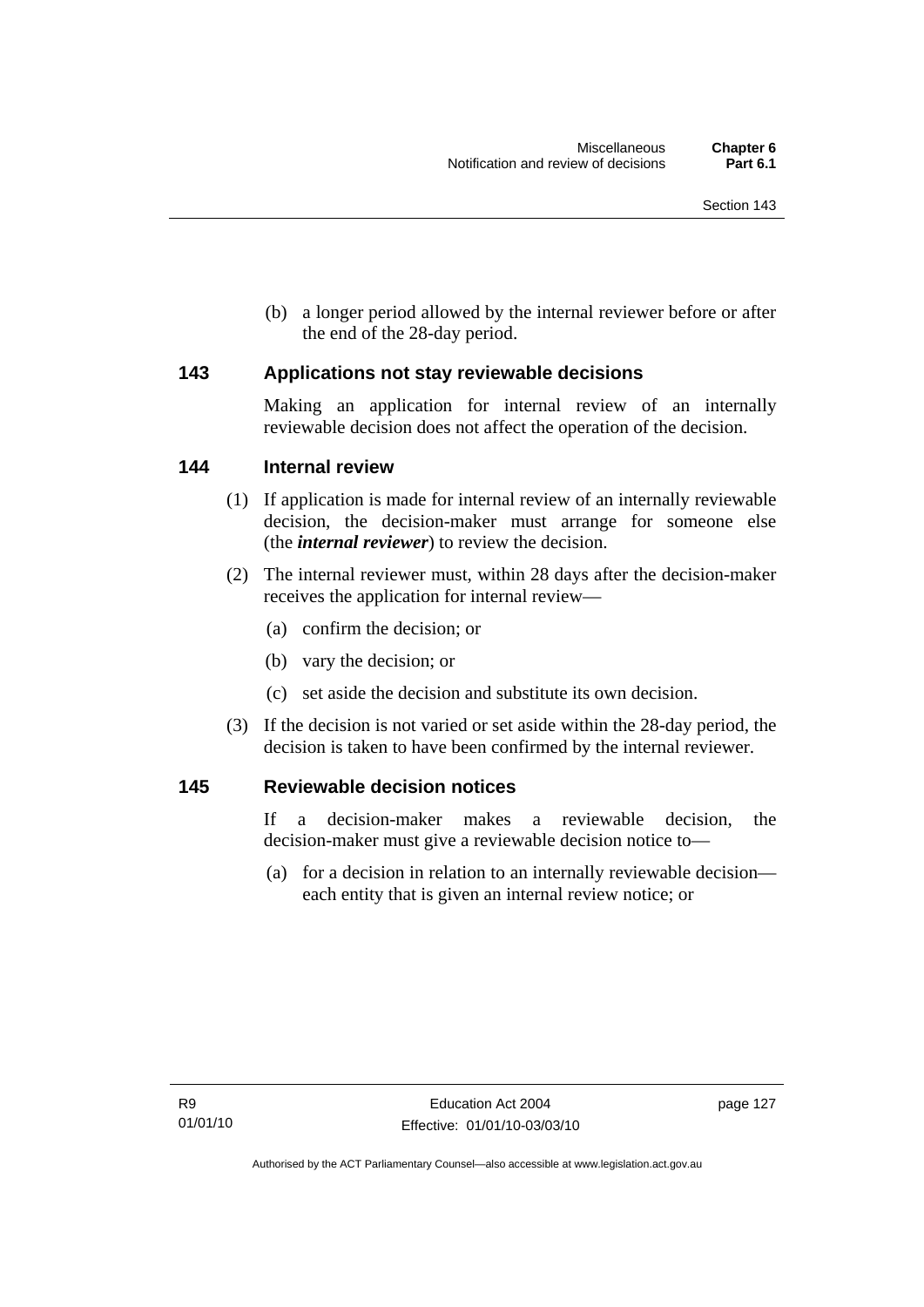(b) a longer period allowed by the internal reviewer before or after the end of the 28-day period.

### 143 Applications not stay reviewable decisions

Making an application for internal review of an internally reviewable decision does not affect the operation of the decision.

### 144 Internal review

(1) If application is made for internal review of an internally reviewable decision, the decision-maker must arrange for someone else (the ***internal reviewer***) to review the decision.

(2) The internal reviewer must, within 28 days after the decision-maker receives the application for internal review—

(a) confirm the decision; or

(b) vary the decision; or

(c) set aside the decision and substitute its own decision.

(3) If the decision is not varied or set aside within the 28-day period, the decision is taken to have been confirmed by the internal reviewer.

### 145 Reviewable decision notices

If a decision-maker makes a reviewable decision, the decision-maker must give a reviewable decision notice to—

(a) for a decision in relation to an internally reviewable decision—each entity that is given an internal review notice; or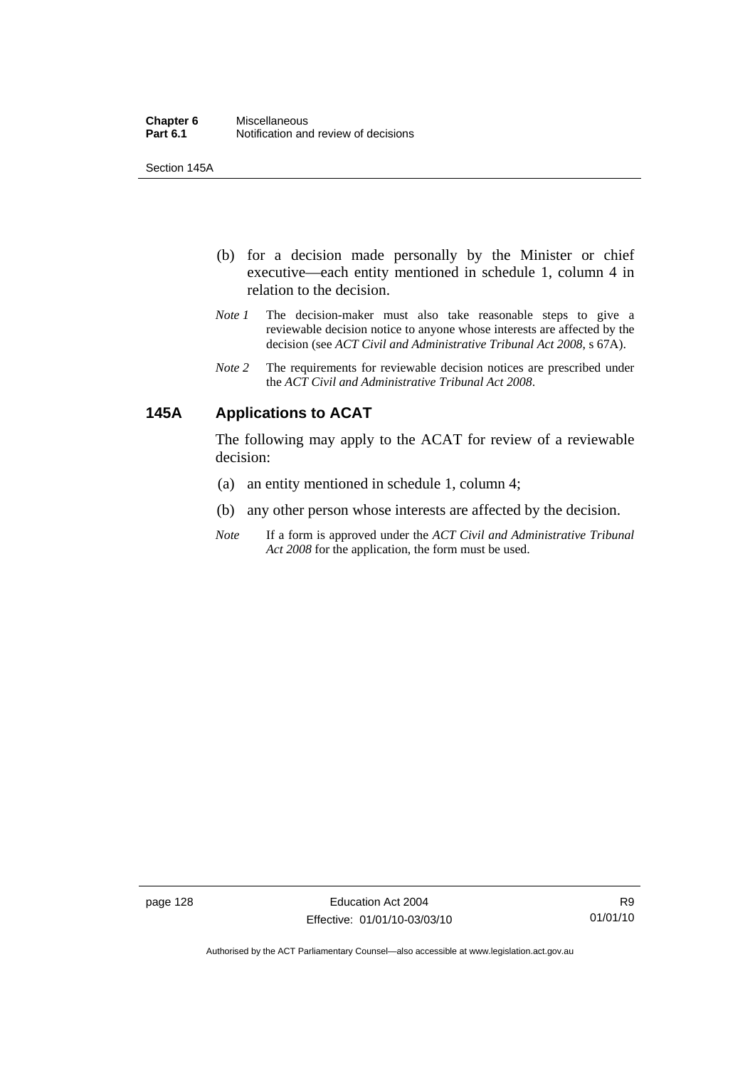(b) for a decision made personally by the Minister or chief executive—each entity mentioned in schedule 1, column 4 in relation to the decision.

*Note 1* The decision-maker must also take reasonable steps to give a reviewable decision notice to anyone whose interests are affected by the decision (see *ACT Civil and Administrative Tribunal Act 2008*, s 67A).

*Note 2* The requirements for reviewable decision notices are prescribed under the *ACT Civil and Administrative Tribunal Act 2008*.

## 145A Applications to ACAT

The following may apply to the ACAT for review of a reviewable decision:

(a) an entity mentioned in schedule 1, column 4;

(b) any other person whose interests are affected by the decision.

*Note* If a form is approved under the *ACT Civil and Administrative Tribunal Act 2008* for the application, the form must be used.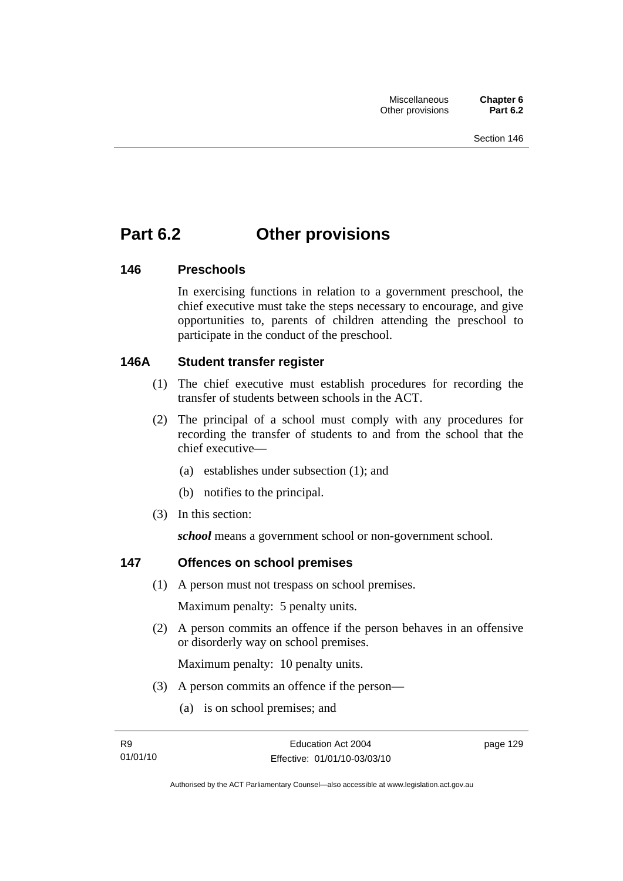# Part 6.2 Other provisions

### 146 Preschools

In exercising functions in relation to a government preschool, the chief executive must take the steps necessary to encourage, and give opportunities to, parents of children attending the preschool to participate in the conduct of the preschool.

### 146A Student transfer register

(1) The chief executive must establish procedures for recording the transfer of students between schools in the ACT.

(2) The principal of a school must comply with any procedures for recording the transfer of students to and from the school that the chief executive—

  (a) establishes under subsection (1); and

  (b) notifies to the principal.

(3) In this section:

***school*** means a government school or non-government school.

### 147 Offences on school premises

(1) A person must not trespass on school premises.

Maximum penalty: 5 penalty units.

(2) A person commits an offence if the person behaves in an offensive or disorderly way on school premises.

Maximum penalty: 10 penalty units.

(3) A person commits an offence if the person—

  (a) is on school premises; and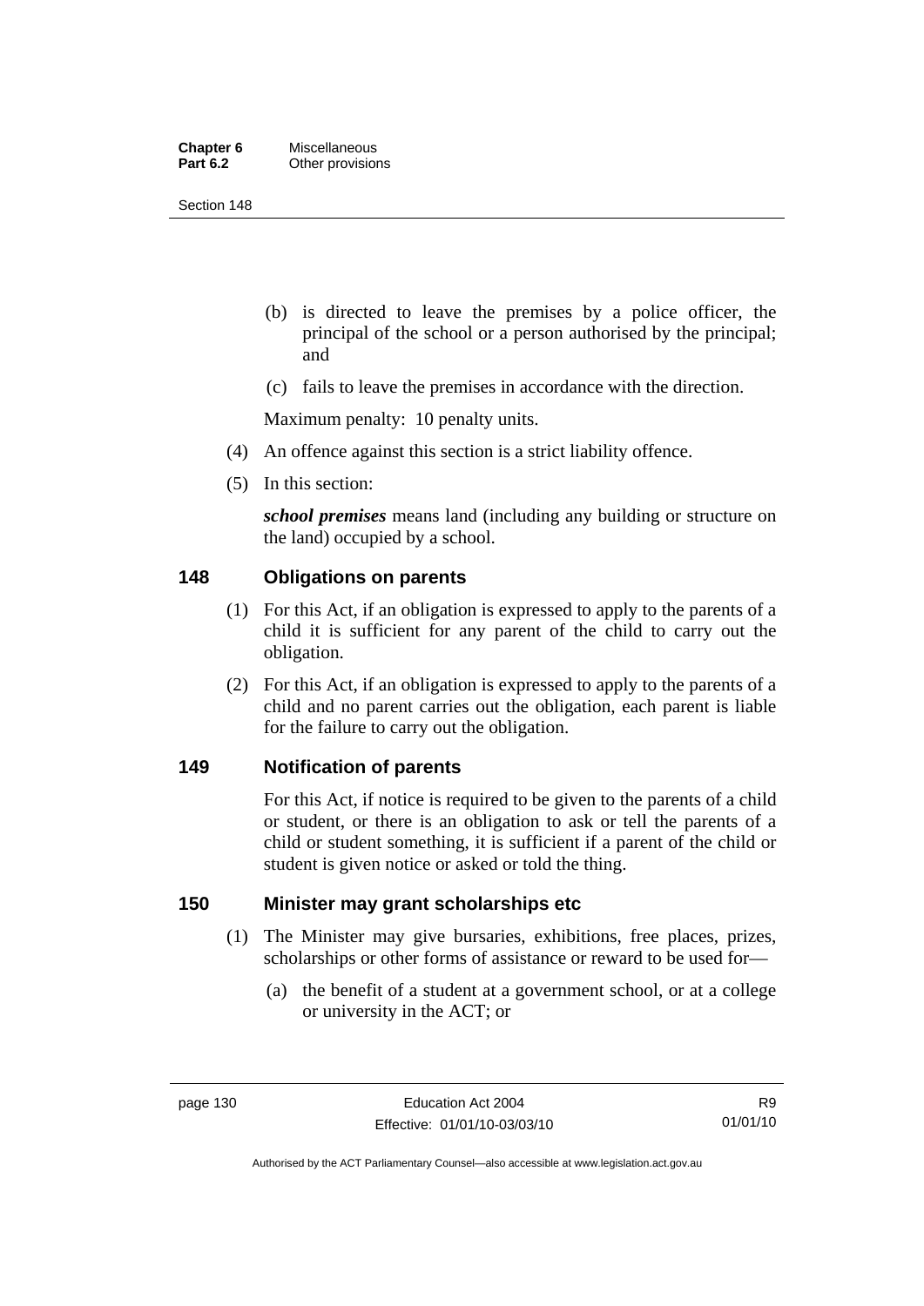(b) is directed to leave the premises by a police officer, the principal of the school or a person authorised by the principal; and

(c) fails to leave the premises in accordance with the direction.

Maximum penalty: 10 penalty units.

(4) An offence against this section is a strict liability offence.

(5) In this section:

***school premises*** means land (including any building or structure on the land) occupied by a school.

## 148 Obligations on parents

(1) For this Act, if an obligation is expressed to apply to the parents of a child it is sufficient for any parent of the child to carry out the obligation.

(2) For this Act, if an obligation is expressed to apply to the parents of a child and no parent carries out the obligation, each parent is liable for the failure to carry out the obligation.

## 149 Notification of parents

For this Act, if notice is required to be given to the parents of a child or student, or there is an obligation to ask or tell the parents of a child or student something, it is sufficient if a parent of the child or student is given notice or asked or told the thing.

## 150 Minister may grant scholarships etc

(1) The Minister may give bursaries, exhibitions, free places, prizes, scholarships or other forms of assistance or reward to be used for—

(a) the benefit of a student at a government school, or at a college or university in the ACT; or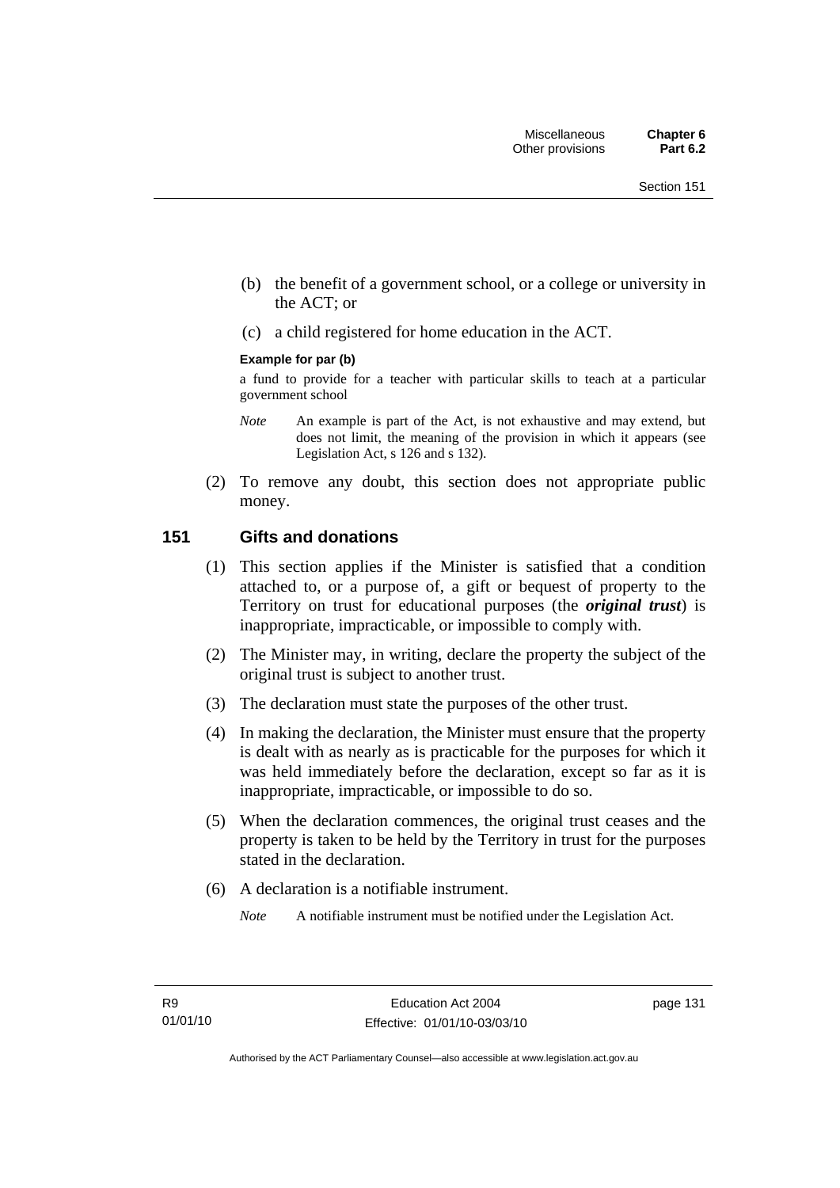(b) the benefit of a government school, or a college or university in the ACT; or

(c) a child registered for home education in the ACT.

**Example for par (b)**

a fund to provide for a teacher with particular skills to teach at a particular government school

*Note* An example is part of the Act, is not exhaustive and may extend, but does not limit, the meaning of the provision in which it appears (see Legislation Act, s 126 and s 132).

(2) To remove any doubt, this section does not appropriate public money.

## 151 Gifts and donations

(1) This section applies if the Minister is satisfied that a condition attached to, or a purpose of, a gift or bequest of property to the Territory on trust for educational purposes (the ***original trust***) is inappropriate, impracticable, or impossible to comply with.

(2) The Minister may, in writing, declare the property the subject of the original trust is subject to another trust.

(3) The declaration must state the purposes of the other trust.

(4) In making the declaration, the Minister must ensure that the property is dealt with as nearly as is practicable for the purposes for which it was held immediately before the declaration, except so far as it is inappropriate, impracticable, or impossible to do so.

(5) When the declaration commences, the original trust ceases and the property is taken to be held by the Territory in trust for the purposes stated in the declaration.

(6) A declaration is a notifiable instrument.

*Note* A notifiable instrument must be notified under the Legislation Act.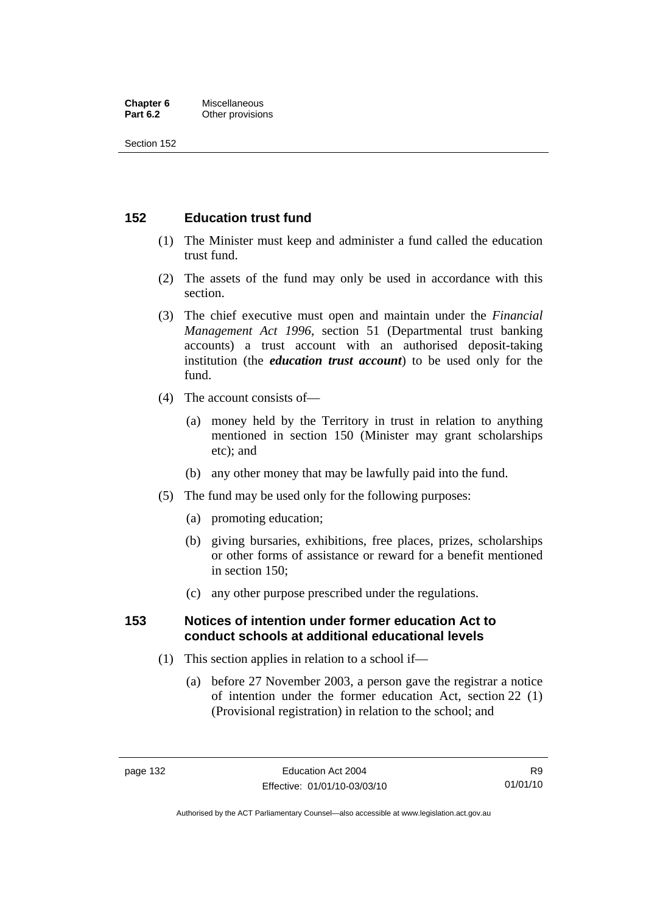## 152 Education trust fund

(1) The Minister must keep and administer a fund called the education trust fund.

(2) The assets of the fund may only be used in accordance with this section.

(3) The chief executive must open and maintain under the *Financial Management Act 1996*, section 51 (Departmental trust banking accounts) a trust account with an authorised deposit-taking institution (the ***education trust account***) to be used only for the fund.

(4) The account consists of—

(a) money held by the Territory in trust in relation to anything mentioned in section 150 (Minister may grant scholarships etc); and

(b) any other money that may be lawfully paid into the fund.

(5) The fund may be used only for the following purposes:

(a) promoting education;

(b) giving bursaries, exhibitions, free places, prizes, scholarships or other forms of assistance or reward for a benefit mentioned in section 150;

(c) any other purpose prescribed under the regulations.

## 153 Notices of intention under former education Act to conduct schools at additional educational levels

(1) This section applies in relation to a school if—

(a) before 27 November 2003, a person gave the registrar a notice of intention under the former education Act, section 22 (1) (Provisional registration) in relation to the school; and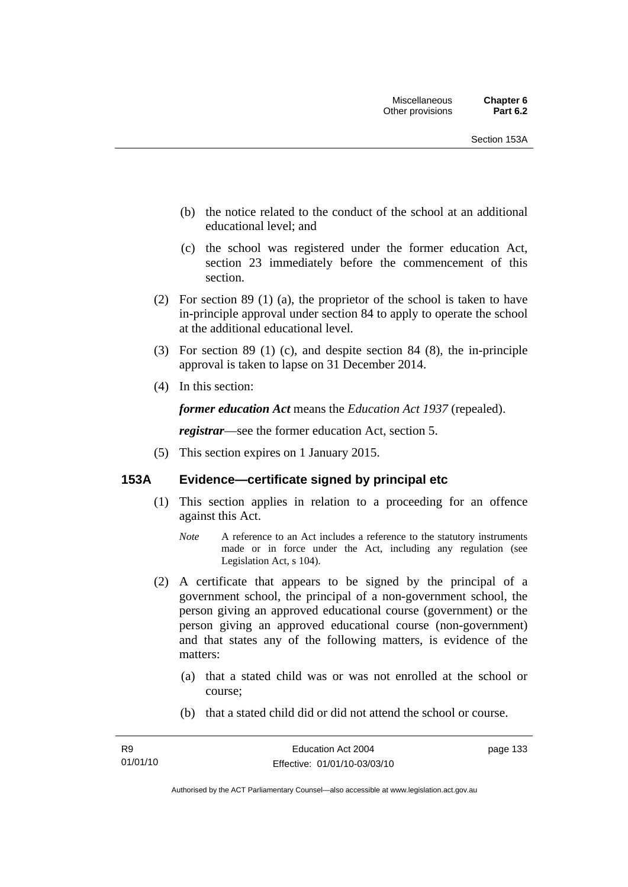(b) the notice related to the conduct of the school at an additional educational level; and

(c) the school was registered under the former education Act, section 23 immediately before the commencement of this section.

(2) For section 89 (1) (a), the proprietor of the school is taken to have in-principle approval under section 84 to apply to operate the school at the additional educational level.

(3) For section 89 (1) (c), and despite section 84 (8), the in-principle approval is taken to lapse on 31 December 2014.

(4) In this section:

***former education Act*** means the *Education Act 1937* (repealed).

***registrar***—see the former education Act, section 5.

(5) This section expires on 1 January 2015.

### 153A Evidence—certificate signed by principal etc

(1) This section applies in relation to a proceeding for an offence against this Act.

*Note* A reference to an Act includes a reference to the statutory instruments made or in force under the Act, including any regulation (see Legislation Act, s 104).

(2) A certificate that appears to be signed by the principal of a government school, the principal of a non-government school, the person giving an approved educational course (government) or the person giving an approved educational course (non-government) and that states any of the following matters, is evidence of the matters:

(a) that a stated child was or was not enrolled at the school or course;

(b) that a stated child did or did not attend the school or course.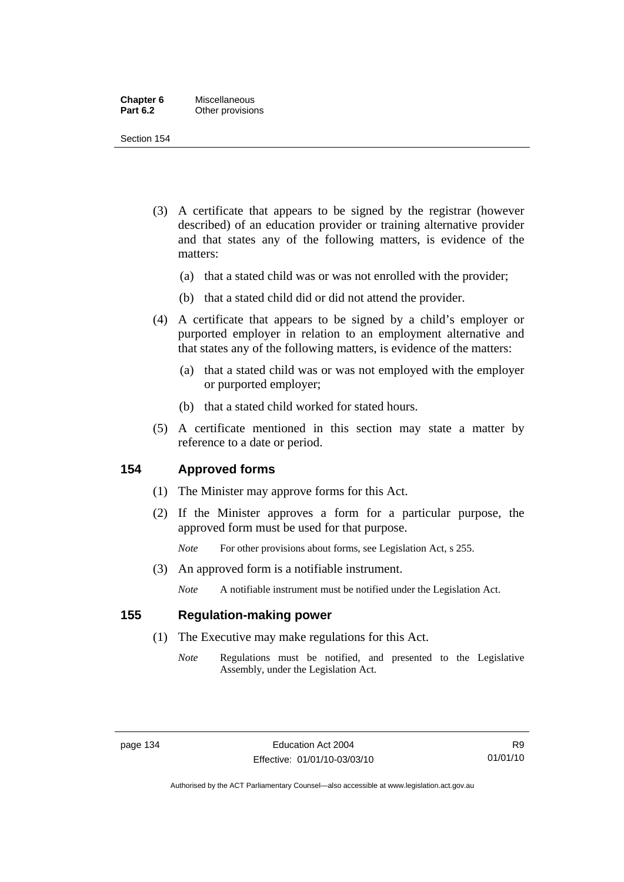(3) A certificate that appears to be signed by the registrar (however described) of an education provider or training alternative provider and that states any of the following matters, is evidence of the matters:

(a) that a stated child was or was not enrolled with the provider;

(b) that a stated child did or did not attend the provider.

(4) A certificate that appears to be signed by a child's employer or purported employer in relation to an employment alternative and that states any of the following matters, is evidence of the matters:

(a) that a stated child was or was not employed with the employer or purported employer;

(b) that a stated child worked for stated hours.

(5) A certificate mentioned in this section may state a matter by reference to a date or period.

## 154 Approved forms

(1) The Minister may approve forms for this Act.

(2) If the Minister approves a form for a particular purpose, the approved form must be used for that purpose.

*Note* For other provisions about forms, see Legislation Act, s 255.

(3) An approved form is a notifiable instrument.

*Note* A notifiable instrument must be notified under the Legislation Act.

## 155 Regulation-making power

(1) The Executive may make regulations for this Act.

*Note* Regulations must be notified, and presented to the Legislative Assembly, under the Legislation Act.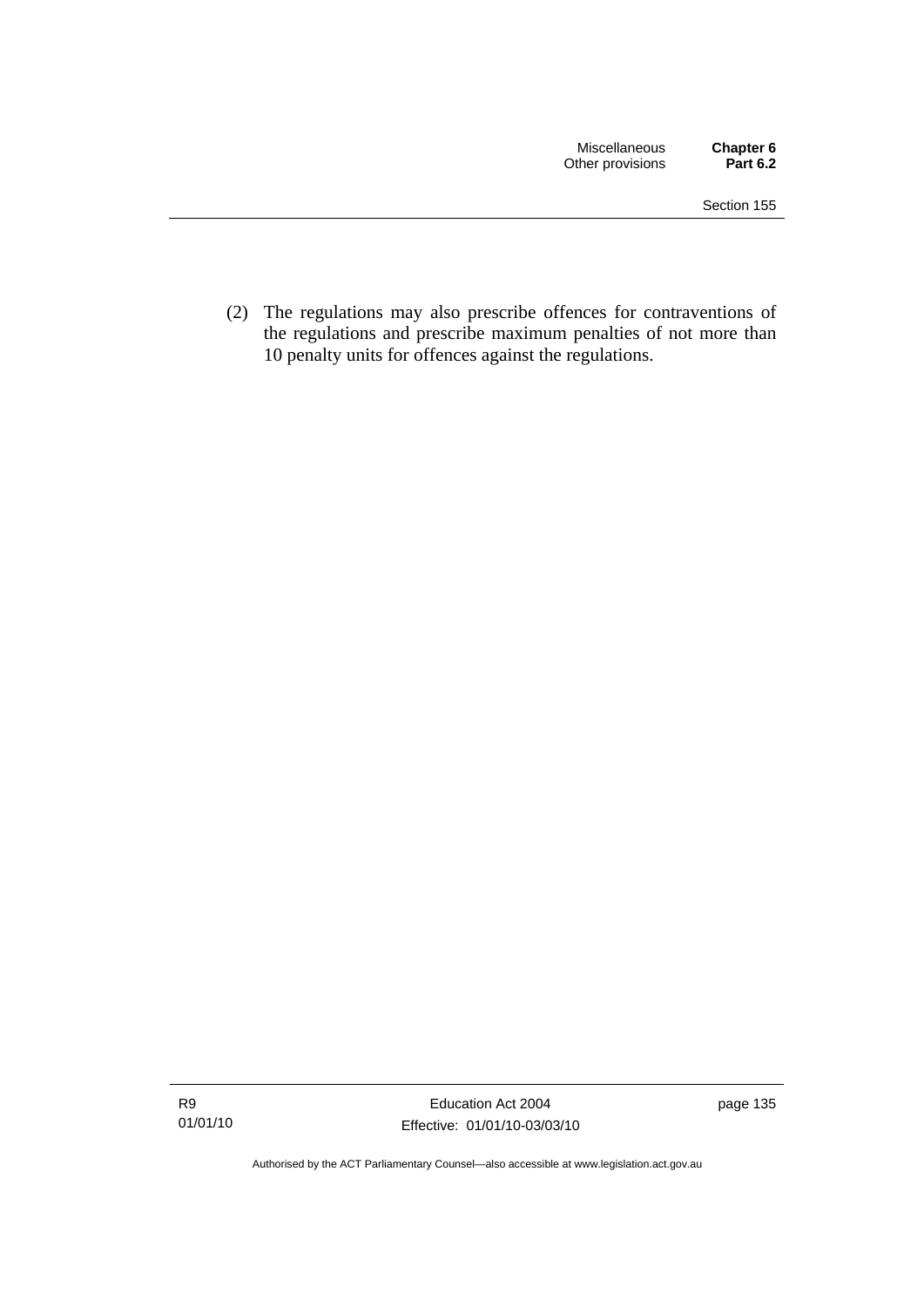(2) The regulations may also prescribe offences for contraventions of the regulations and prescribe maximum penalties of not more than 10 penalty units for offences against the regulations.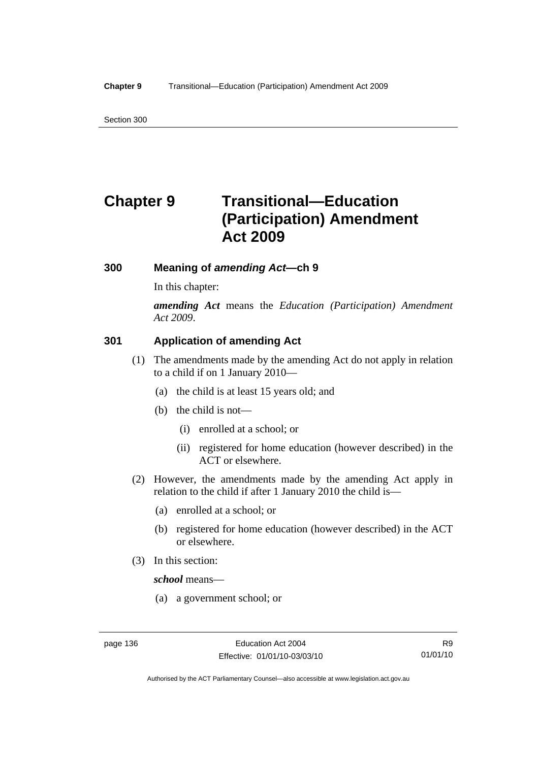# Chapter 9 Transitional—Education (Participation) Amendment Act 2009

### 300 Meaning of *amending Act*—ch 9

In this chapter:

***amending Act*** means the *Education (Participation) Amendment Act 2009*.

### 301 Application of amending Act

(1) The amendments made by the amending Act do not apply in relation to a child if on 1 January 2010—

(a) the child is at least 15 years old; and

(b) the child is not—

(i) enrolled at a school; or

(ii) registered for home education (however described) in the ACT or elsewhere.

(2) However, the amendments made by the amending Act apply in relation to the child if after 1 January 2010 the child is—

(a) enrolled at a school; or

(b) registered for home education (however described) in the ACT or elsewhere.

(3) In this section:

***school*** means—

(a) a government school; or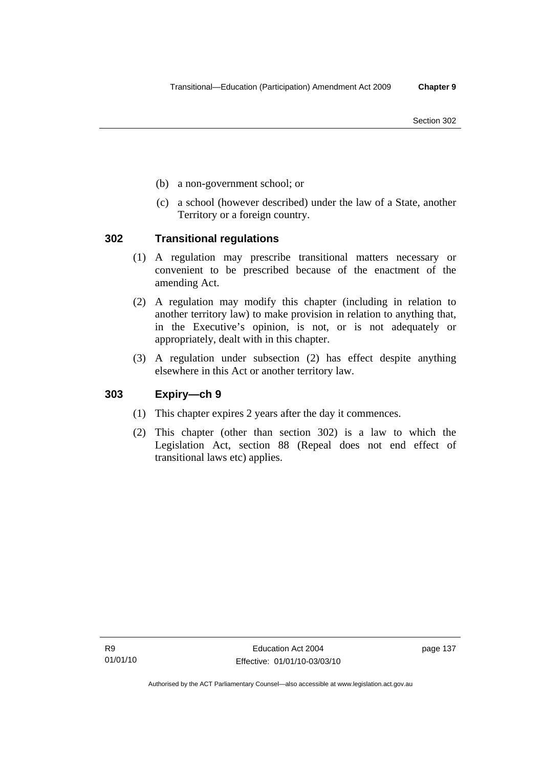(b) a non-government school; or

(c) a school (however described) under the law of a State, another Territory or a foreign country.

## 302 Transitional regulations

(1) A regulation may prescribe transitional matters necessary or convenient to be prescribed because of the enactment of the amending Act.

(2) A regulation may modify this chapter (including in relation to another territory law) to make provision in relation to anything that, in the Executive's opinion, is not, or is not adequately or appropriately, dealt with in this chapter.

(3) A regulation under subsection (2) has effect despite anything elsewhere in this Act or another territory law.

## 303 Expiry—ch 9

(1) This chapter expires 2 years after the day it commences.

(2) This chapter (other than section 302) is a law to which the Legislation Act, section 88 (Repeal does not end effect of transitional laws etc) applies.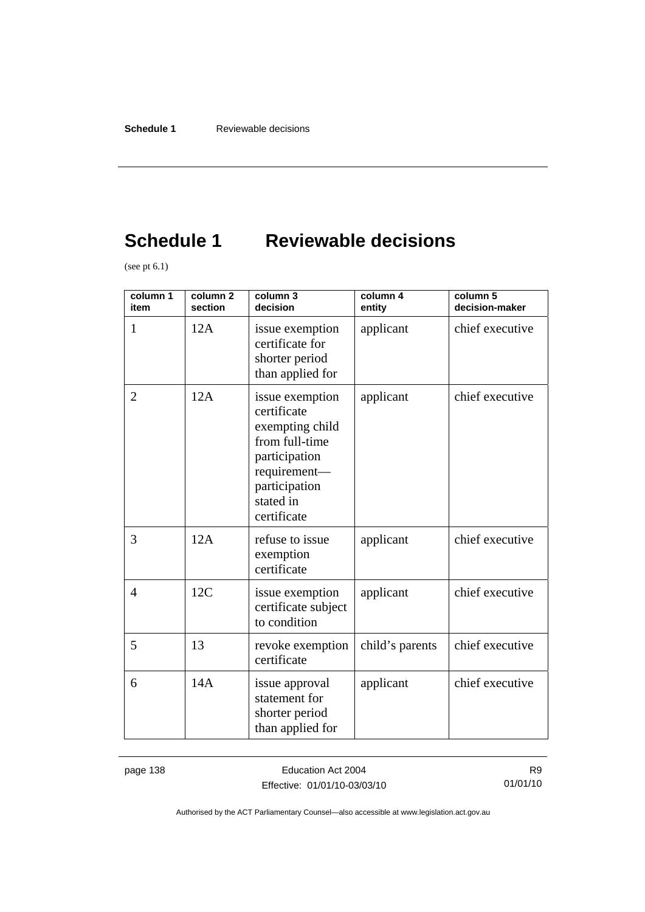# Schedule 1 Reviewable decisions

(see pt 6.1)

| column 1 item | column 2 section | column 3 decision | column 4 entity | column 5 decision-maker |
| --- | --- | --- | --- | --- |
| 1 | 12A | issue exemption certificate for shorter period than applied for | applicant | chief executive |
| 2 | 12A | issue exemption certificate exempting child from full-time participation requirement—participation stated in certificate | applicant | chief executive |
| 3 | 12A | refuse to issue exemption certificate | applicant | chief executive |
| 4 | 12C | issue exemption certificate subject to condition | applicant | chief executive |
| 5 | 13 | revoke exemption certificate | child's parents | chief executive |
| 6 | 14A | issue approval statement for shorter period than applied for | applicant | chief executive |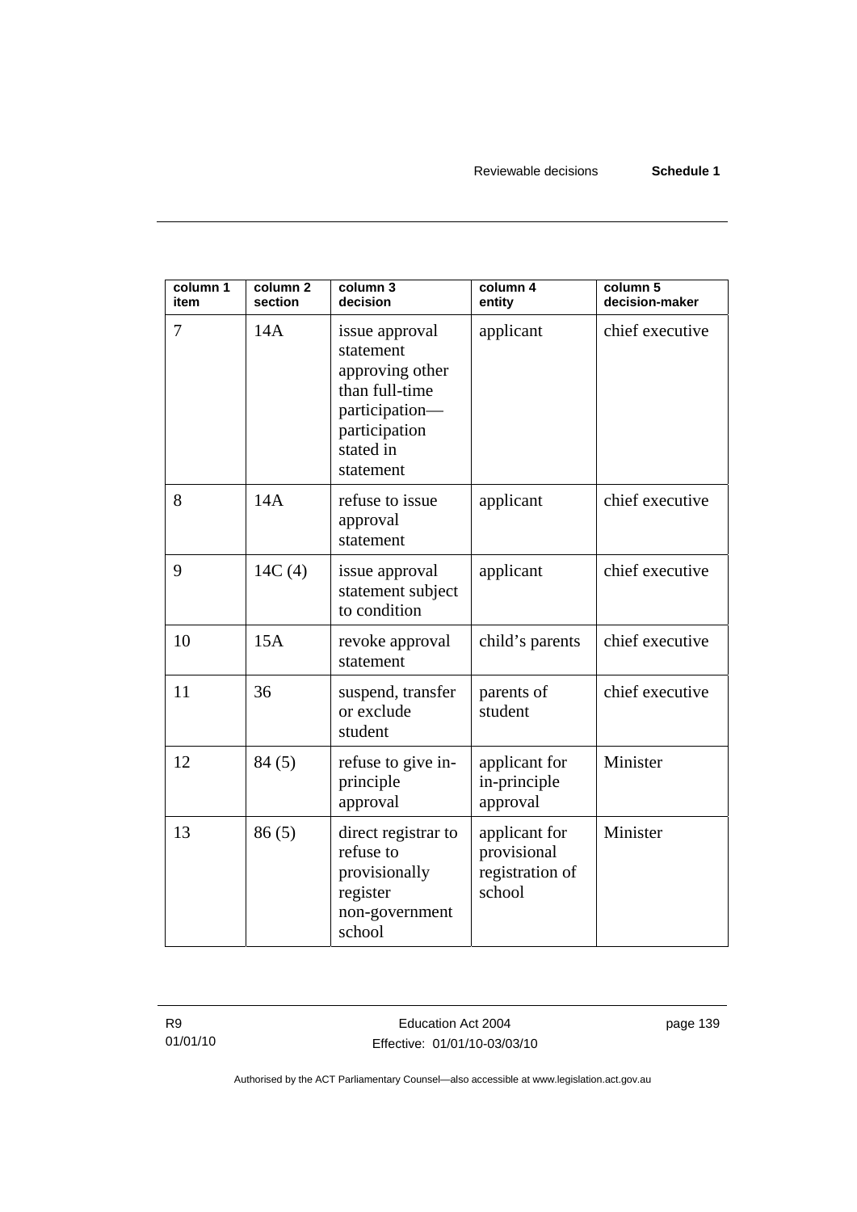| column 1 item | column 2 section | column 3 decision | column 4 entity | column 5 decision-maker |
|---|---|---|---|---|
| 7 | 14A | issue approval statement approving other than full-time participation—participation stated in statement | applicant | chief executive |
| 8 | 14A | refuse to issue approval statement | applicant | chief executive |
| 9 | 14C (4) | issue approval statement subject to condition | applicant | chief executive |
| 10 | 15A | revoke approval statement | child's parents | chief executive |
| 11 | 36 | suspend, transfer or exclude student | parents of student | chief executive |
| 12 | 84 (5) | refuse to give in-principle approval | applicant for in-principle approval | Minister |
| 13 | 86 (5) | direct registrar to refuse to provisionally register non-government school | applicant for provisional registration of school | Minister |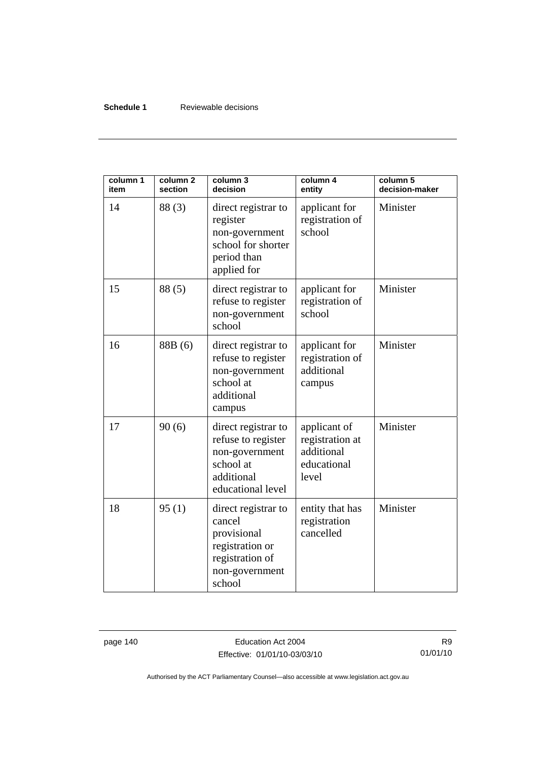| column 1 item | column 2 section | column 3 decision | column 4 entity | column 5 decision-maker |
|---|---|---|---|---|
| 14 | 88 (3) | direct registrar to register non-government school for shorter period than applied for | applicant for registration of school | Minister |
| 15 | 88 (5) | direct registrar to refuse to register non-government school | applicant for registration of school | Minister |
| 16 | 88B (6) | direct registrar to refuse to register non-government school at additional campus | applicant for registration of additional campus | Minister |
| 17 | 90 (6) | direct registrar to refuse to register non-government school at additional educational level | applicant of registration at additional educational level | Minister |
| 18 | 95 (1) | direct registrar to cancel provisional registration or registration of non-government school | entity that has registration cancelled | Minister |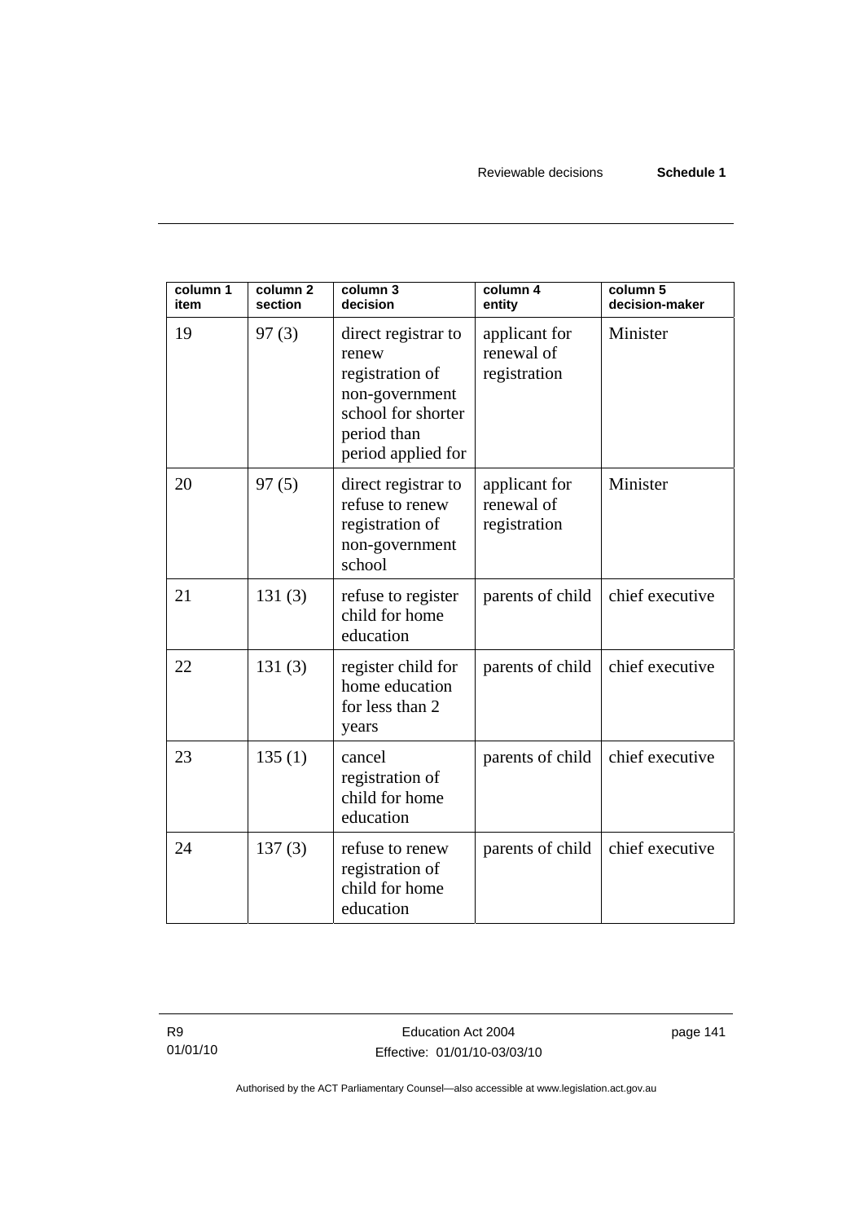| column 1 item | column 2 section | column 3 decision | column 4 entity | column 5 decision-maker |
|---|---|---|---|---|
| 19 | 97 (3) | direct registrar to renew registration of non-government school for shorter period than period applied for | applicant for renewal of registration | Minister |
| 20 | 97 (5) | direct registrar to refuse to renew registration of non-government school | applicant for renewal of registration | Minister |
| 21 | 131 (3) | refuse to register child for home education | parents of child | chief executive |
| 22 | 131 (3) | register child for home education for less than 2 years | parents of child | chief executive |
| 23 | 135 (1) | cancel registration of child for home education | parents of child | chief executive |
| 24 | 137 (3) | refuse to renew registration of child for home education | parents of child | chief executive |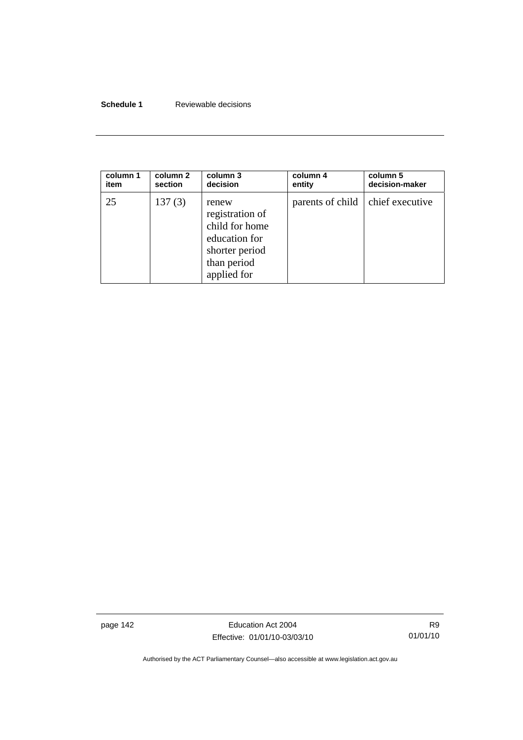| column 1 item | column 2 section | column 3 decision | column 4 entity | column 5 decision-maker |
|---|---|---|---|---|
| 25 | 137 (3) | renew registration of child for home education for shorter period than period applied for | parents of child | chief executive |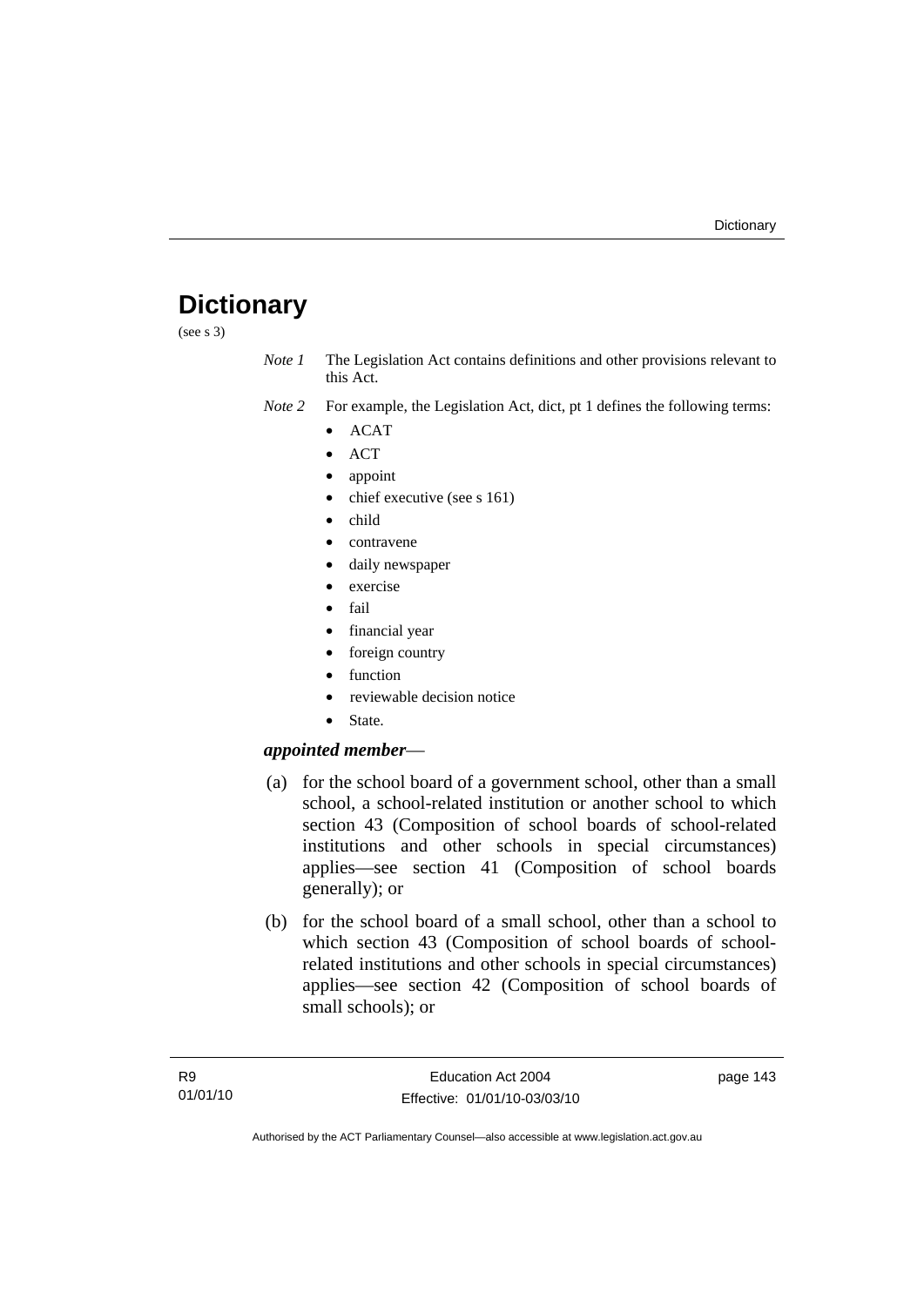# Dictionary

(see s 3)

*Note 1* The Legislation Act contains definitions and other provisions relevant to this Act.

*Note 2* For example, the Legislation Act, dict, pt 1 defines the following terms:

- ACAT
- ACT
- appoint
- chief executive (see s 161)
- child
- contravene
- daily newspaper
- exercise
- fail
- financial year
- foreign country
- function
- reviewable decision notice
- State.

***appointed member***—

(a) for the school board of a government school, other than a small school, a school-related institution or another school to which section 43 (Composition of school boards of school-related institutions and other schools in special circumstances) applies—see section 41 (Composition of school boards generally); or

(b) for the school board of a small school, other than a school to which section 43 (Composition of school boards of school-related institutions and other schools in special circumstances) applies—see section 42 (Composition of school boards of small schools); or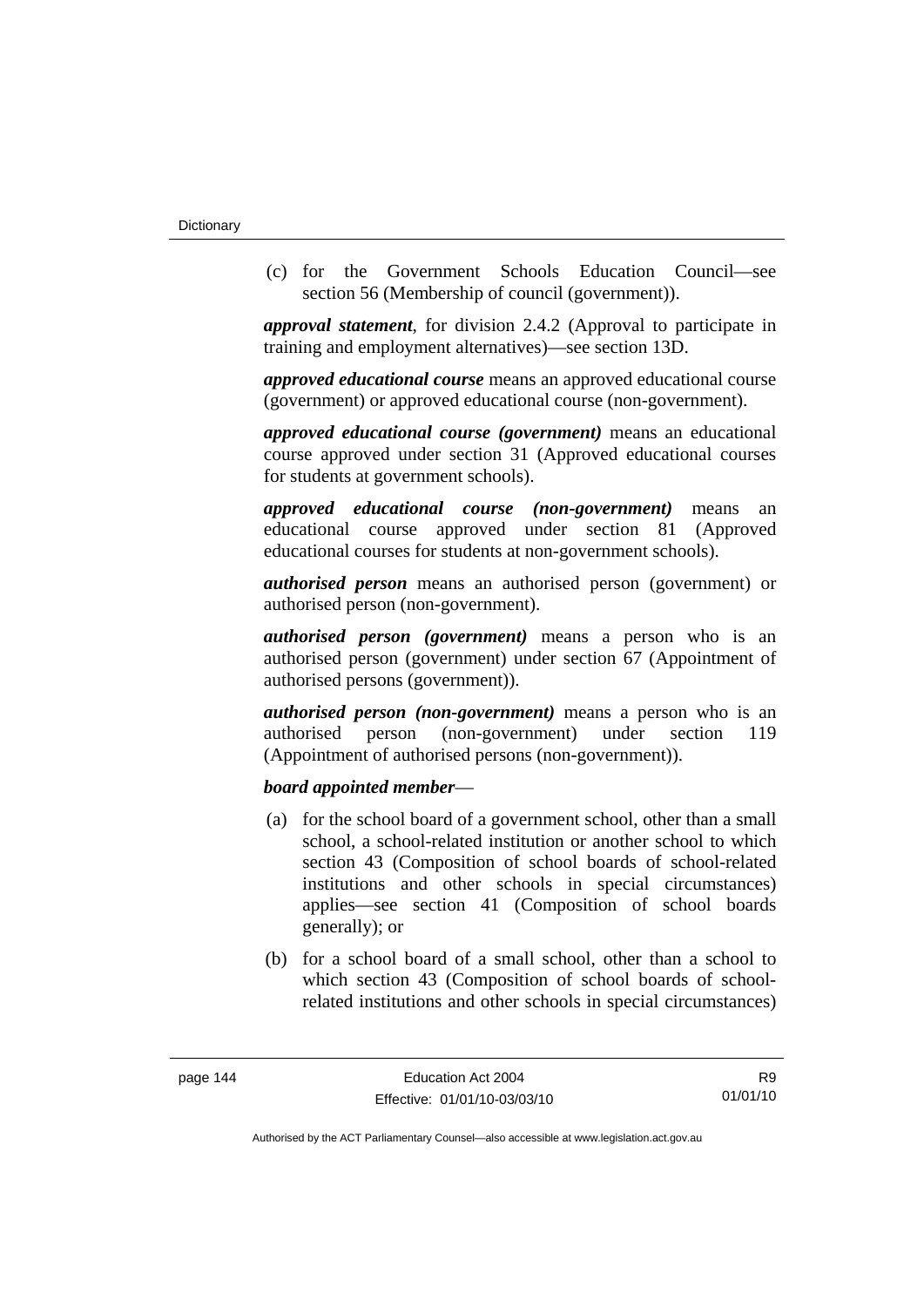(c) for the Government Schools Education Council—see section 56 (Membership of council (government)).

***approval statement***, for division 2.4.2 (Approval to participate in training and employment alternatives)—see section 13D.

***approved educational course*** means an approved educational course (government) or approved educational course (non-government).

***approved educational course (government)*** means an educational course approved under section 31 (Approved educational courses for students at government schools).

***approved educational course (non-government)*** means an educational course approved under section 81 (Approved educational courses for students at non-government schools).

***authorised person*** means an authorised person (government) or authorised person (non-government).

***authorised person (government)*** means a person who is an authorised person (government) under section 67 (Appointment of authorised persons (government)).

***authorised person (non-government)*** means a person who is an authorised person (non-government) under section 119 (Appointment of authorised persons (non-government)).

***board appointed member***—

(a) for the school board of a government school, other than a small school, a school-related institution or another school to which section 43 (Composition of school boards of school-related institutions and other schools in special circumstances) applies—see section 41 (Composition of school boards generally); or

(b) for a school board of a small school, other than a school to which section 43 (Composition of school boards of school-related institutions and other schools in special circumstances)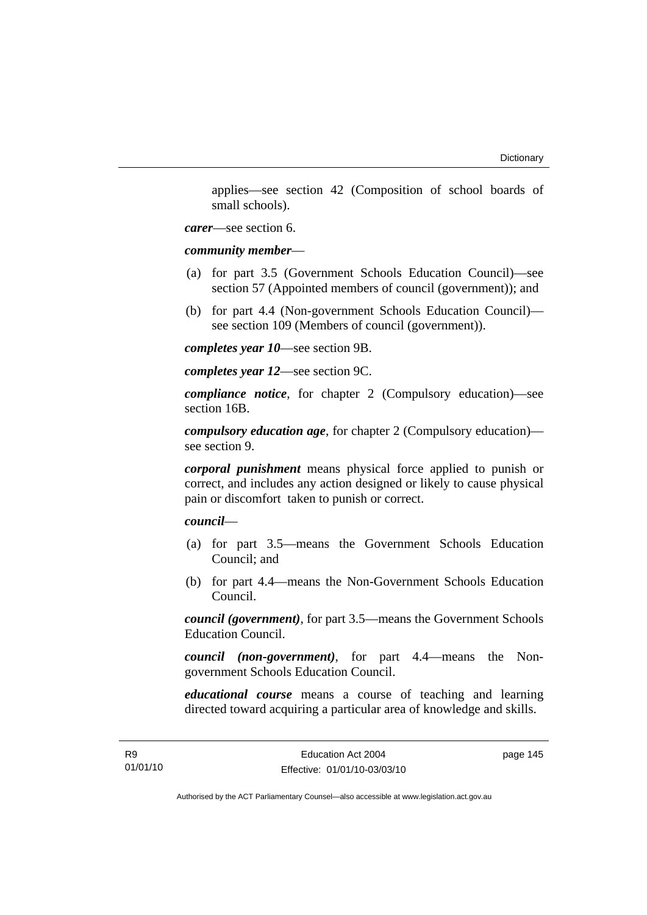applies—see section 42 (Composition of school boards of small schools).

***carer***—see section 6.

***community member***—

(a) for part 3.5 (Government Schools Education Council)—see section 57 (Appointed members of council (government)); and

(b) for part 4.4 (Non-government Schools Education Council)—see section 109 (Members of council (government)).

***completes year 10***—see section 9B.

***completes year 12***—see section 9C.

***compliance notice***, for chapter 2 (Compulsory education)—see section 16B.

***compulsory education age***, for chapter 2 (Compulsory education)—see section 9.

***corporal punishment*** means physical force applied to punish or correct, and includes any action designed or likely to cause physical pain or discomfort taken to punish or correct.

***council***—

(a) for part 3.5—means the Government Schools Education Council; and

(b) for part 4.4—means the Non-Government Schools Education Council.

***council (government)***, for part 3.5—means the Government Schools Education Council.

***council (non-government)***, for part 4.4—means the Non-government Schools Education Council.

***educational course*** means a course of teaching and learning directed toward acquiring a particular area of knowledge and skills.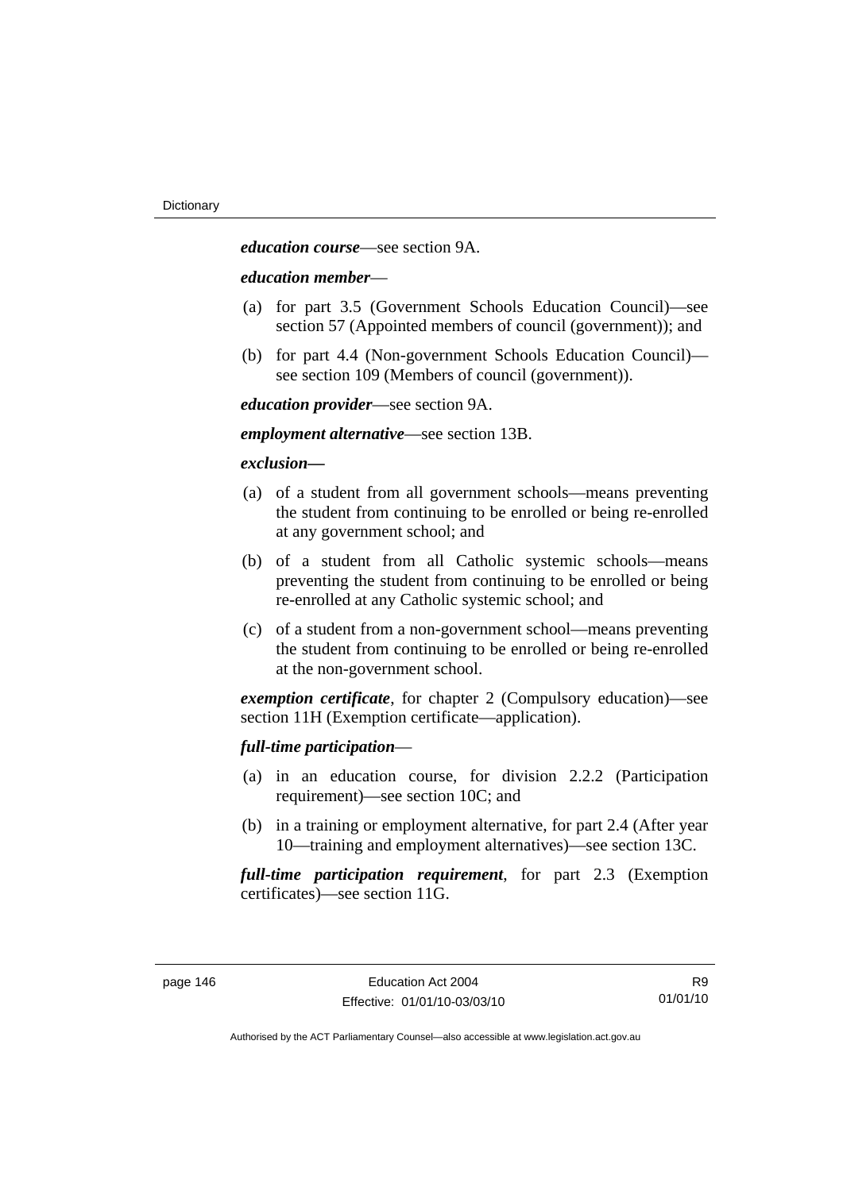***education course***—see section 9A.

***education member***—

(a) for part 3.5 (Government Schools Education Council)—see section 57 (Appointed members of council (government)); and

(b) for part 4.4 (Non-government Schools Education Council)—see section 109 (Members of council (government)).

***education provider***—see section 9A.

***employment alternative***—see section 13B.

***exclusion—***

(a) of a student from all government schools—means preventing the student from continuing to be enrolled or being re-enrolled at any government school; and

(b) of a student from all Catholic systemic schools—means preventing the student from continuing to be enrolled or being re-enrolled at any Catholic systemic school; and

(c) of a student from a non-government school—means preventing the student from continuing to be enrolled or being re-enrolled at the non-government school.

***exemption certificate***, for chapter 2 (Compulsory education)—see section 11H (Exemption certificate—application).

***full-time participation***—

(a) in an education course, for division 2.2.2 (Participation requirement)—see section 10C; and

(b) in a training or employment alternative, for part 2.4 (After year 10—training and employment alternatives)—see section 13C.

***full-time participation requirement***, for part 2.3 (Exemption certificates)—see section 11G.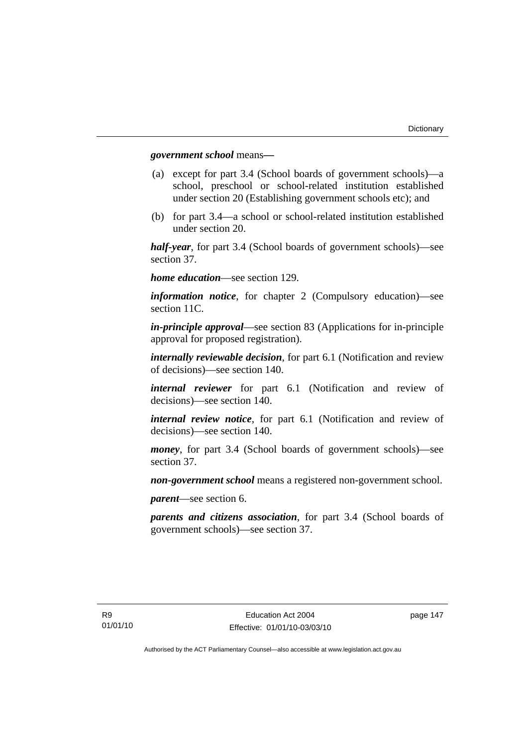***government school*** means**—**

(a) except for part 3.4 (School boards of government schools)—a school, preschool or school-related institution established under section 20 (Establishing government schools etc); and

(b) for part 3.4—a school or school-related institution established under section 20.

***half-year***, for part 3.4 (School boards of government schools)—see section 37.

***home education***—see section 129.

***information notice***, for chapter 2 (Compulsory education)—see section 11C.

***in-principle approval***—see section 83 (Applications for in-principle approval for proposed registration).

***internally reviewable decision***, for part 6.1 (Notification and review of decisions)—see section 140.

***internal reviewer*** for part 6.1 (Notification and review of decisions)—see section 140.

***internal review notice***, for part 6.1 (Notification and review of decisions)—see section 140.

***money***, for part 3.4 (School boards of government schools)—see section 37.

***non-government school*** means a registered non-government school.

***parent***—see section 6.

***parents and citizens association***, for part 3.4 (School boards of government schools)—see section 37.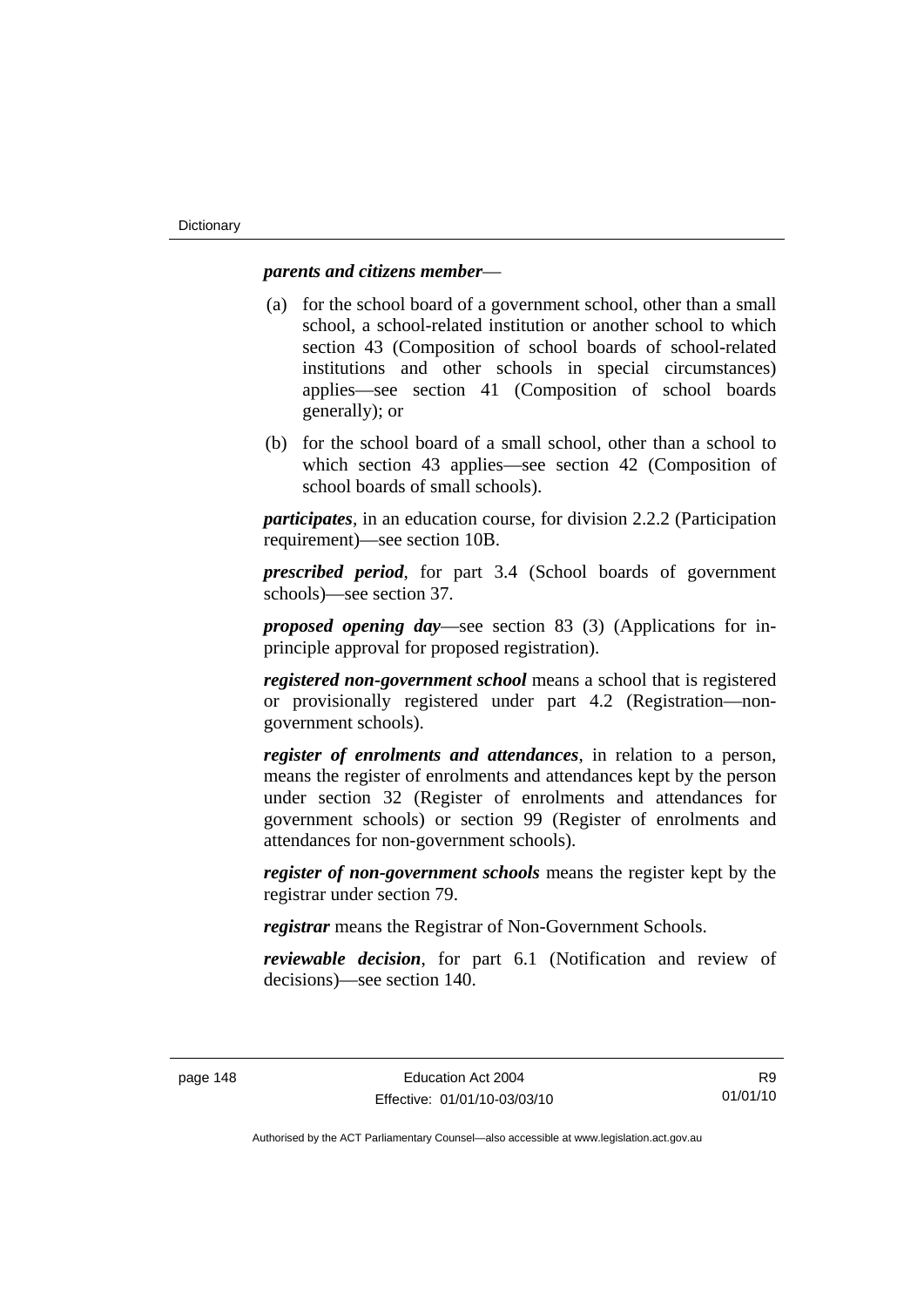***parents and citizens member***—

(a) for the school board of a government school, other than a small school, a school-related institution or another school to which section 43 (Composition of school boards of school-related institutions and other schools in special circumstances) applies—see section 41 (Composition of school boards generally); or

(b) for the school board of a small school, other than a school to which section 43 applies—see section 42 (Composition of school boards of small schools).

***participates***, in an education course, for division 2.2.2 (Participation requirement)—see section 10B.

***prescribed period***, for part 3.4 (School boards of government schools)—see section 37.

***proposed opening day***—see section 83 (3) (Applications for in-principle approval for proposed registration).

***registered non-government school*** means a school that is registered or provisionally registered under part 4.2 (Registration—non-government schools).

***register of enrolments and attendances***, in relation to a person, means the register of enrolments and attendances kept by the person under section 32 (Register of enrolments and attendances for government schools) or section 99 (Register of enrolments and attendances for non-government schools).

***register of non-government schools*** means the register kept by the registrar under section 79.

***registrar*** means the Registrar of Non-Government Schools.

***reviewable decision***, for part 6.1 (Notification and review of decisions)—see section 140.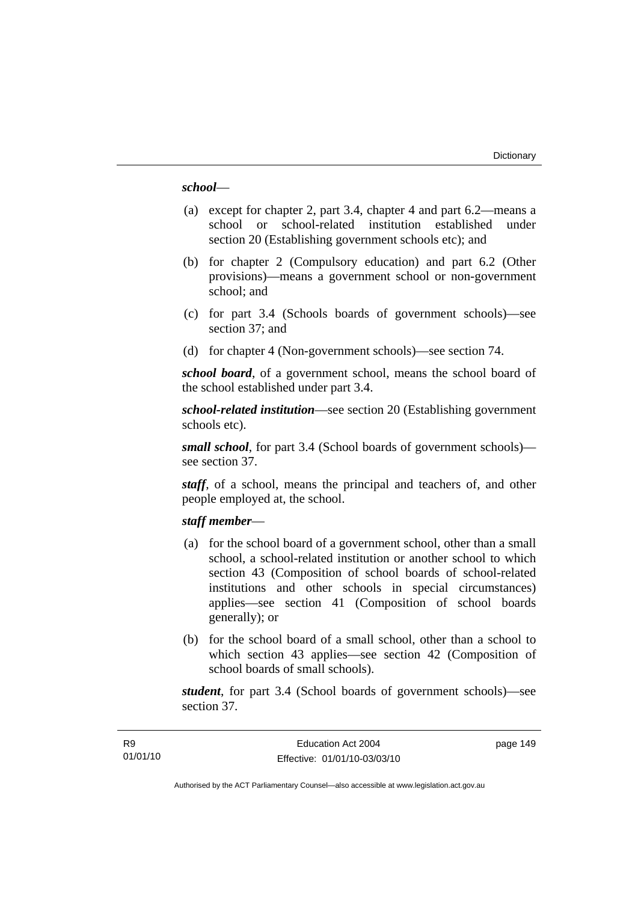***school***—

(a) except for chapter 2, part 3.4, chapter 4 and part 6.2—means a school or school-related institution established under section 20 (Establishing government schools etc); and

(b) for chapter 2 (Compulsory education) and part 6.2 (Other provisions)—means a government school or non-government school; and

(c) for part 3.4 (Schools boards of government schools)—see section 37; and

(d) for chapter 4 (Non-government schools)—see section 74.

***school board***, of a government school, means the school board of the school established under part 3.4.

***school-related institution***—see section 20 (Establishing government schools etc).

***small school***, for part 3.4 (School boards of government schools)—see section 37.

***staff***, of a school, means the principal and teachers of, and other people employed at, the school.

***staff member***—

(a) for the school board of a government school, other than a small school, a school-related institution or another school to which section 43 (Composition of school boards of school-related institutions and other schools in special circumstances) applies—see section 41 (Composition of school boards generally); or

(b) for the school board of a small school, other than a school to which section 43 applies—see section 42 (Composition of school boards of small schools).

***student***, for part 3.4 (School boards of government schools)—see section 37.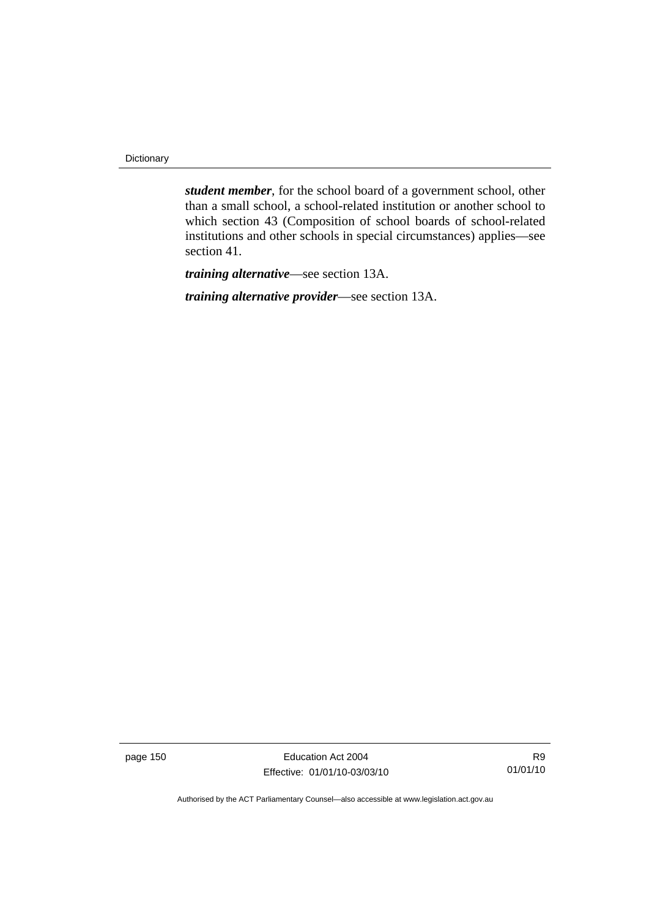***student member***, for the school board of a government school, other than a small school, a school-related institution or another school to which section 43 (Composition of school boards of school-related institutions and other schools in special circumstances) applies—see section 41.

***training alternative***—see section 13A.

***training alternative provider***—see section 13A.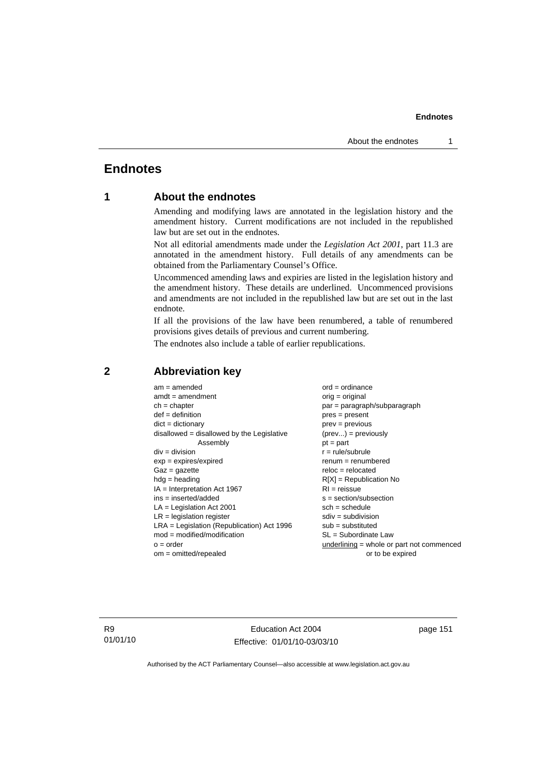# Endnotes

## 1 About the endnotes

Amending and modifying laws are annotated in the legislation history and the amendment history. Current modifications are not included in the republished law but are set out in the endnotes.

Not all editorial amendments made under the *Legislation Act 2001*, part 11.3 are annotated in the amendment history. Full details of any amendments can be obtained from the Parliamentary Counsel's Office.

Uncommenced amending laws and expiries are listed in the legislation history and the amendment history. These details are underlined. Uncommenced provisions and amendments are not included in the republished law but are set out in the last endnote.

If all the provisions of the law have been renumbered, a table of renumbered provisions gives details of previous and current numbering.

The endnotes also include a table of earlier republications.

## 2 Abbreviation key

am = amended
amdt = amendment
ch = chapter
def = definition
dict = dictionary
disallowed = disallowed by the Legislative Assembly
div = division
exp = expires/expired
Gaz = gazette
hdg = heading
IA = Interpretation Act 1967
ins = inserted/added
LA = Legislation Act 2001
LR = legislation register
LRA = Legislation (Republication) Act 1996
mod = modified/modification
o = order
om = omitted/repealed
ord = ordinance
orig = original
par = paragraph/subparagraph
pres = present
prev = previous
(prev...) = previously
pt = part
r = rule/subrule
renum = renumbered
reloc = relocated
R[X] = Republication No
RI = reissue
s = section/subsection
sch = schedule
sdiv = subdivision
sub = substituted
SL = Subordinate Law
underlining = whole or part not commenced or to be expired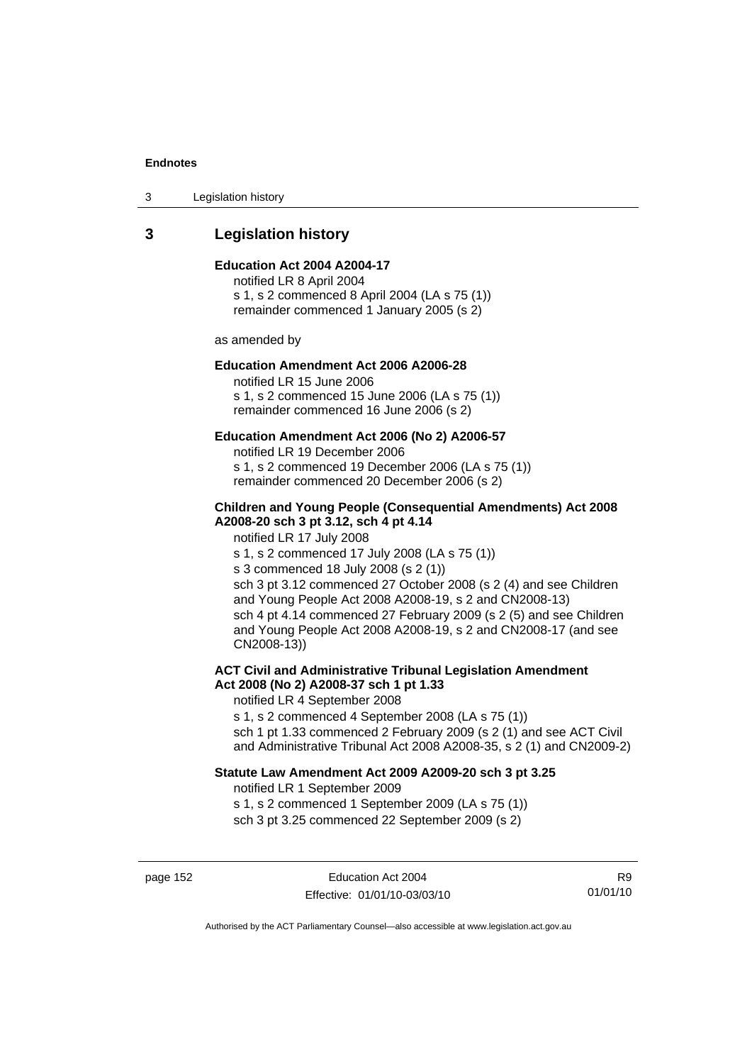## 3 Legislation history

**Education Act 2004 A2004-17**

notified LR 8 April 2004
s 1, s 2 commenced 8 April 2004 (LA s 75 (1))
remainder commenced 1 January 2005 (s 2)

as amended by

**Education Amendment Act 2006 A2006-28**

notified LR 15 June 2006
s 1, s 2 commenced 15 June 2006 (LA s 75 (1))
remainder commenced 16 June 2006 (s 2)

**Education Amendment Act 2006 (No 2) A2006-57**

notified LR 19 December 2006
s 1, s 2 commenced 19 December 2006 (LA s 75 (1))
remainder commenced 20 December 2006 (s 2)

**Children and Young People (Consequential Amendments) Act 2008 A2008-20 sch 3 pt 3.12, sch 4 pt 4.14**

notified LR 17 July 2008
s 1, s 2 commenced 17 July 2008 (LA s 75 (1))
s 3 commenced 18 July 2008 (s 2 (1))
sch 3 pt 3.12 commenced 27 October 2008 (s 2 (4) and see Children and Young People Act 2008 A2008-19, s 2 and CN2008-13)
sch 4 pt 4.14 commenced 27 February 2009 (s 2 (5) and see Children and Young People Act 2008 A2008-19, s 2 and CN2008-17 (and see CN2008-13))

**ACT Civil and Administrative Tribunal Legislation Amendment Act 2008 (No 2) A2008-37 sch 1 pt 1.33**

notified LR 4 September 2008
s 1, s 2 commenced 4 September 2008 (LA s 75 (1))
sch 1 pt 1.33 commenced 2 February 2009 (s 2 (1) and see ACT Civil and Administrative Tribunal Act 2008 A2008-35, s 2 (1) and CN2009-2)

**Statute Law Amendment Act 2009 A2009-20 sch 3 pt 3.25**

notified LR 1 September 2009
s 1, s 2 commenced 1 September 2009 (LA s 75 (1))
sch 3 pt 3.25 commenced 22 September 2009 (s 2)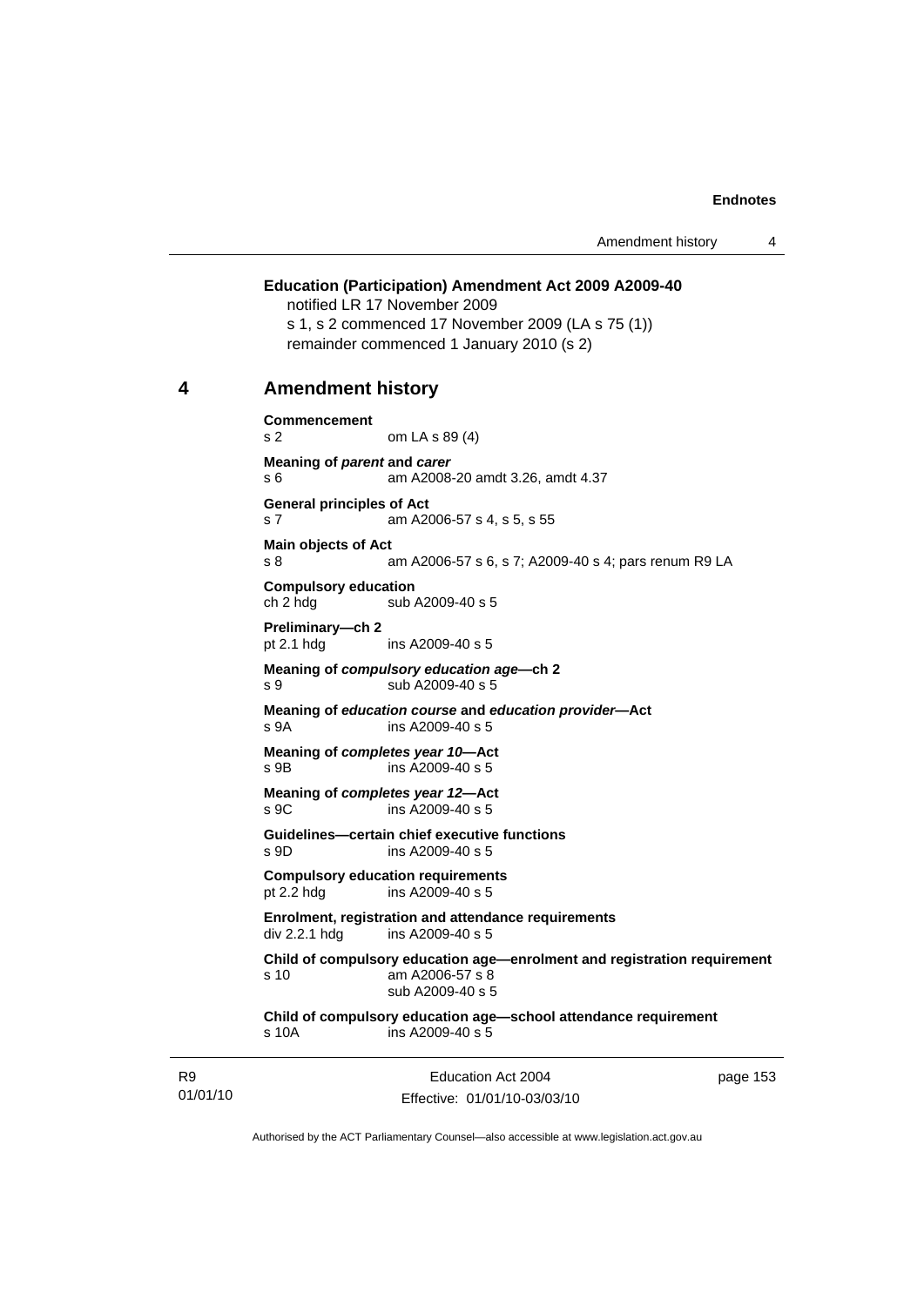**Education (Participation) Amendment Act 2009 A2009-40**

notified LR 17 November 2009

s 1, s 2 commenced 17 November 2009 (LA s 75 (1))

remainder commenced 1 January 2010 (s 2)

## 4 Amendment history

**Commencement**
s 2 om LA s 89 (4)

**Meaning of *parent* and *carer***
s 6 am A2008-20 amdt 3.26, amdt 4.37

**General principles of Act**
s 7 am A2006-57 s 4, s 5, s 55

**Main objects of Act**
s 8 am A2006-57 s 6, s 7; A2009-40 s 4; pars renum R9 LA

**Compulsory education**
ch 2 hdg sub A2009-40 s 5

**Preliminary—ch 2**
pt 2.1 hdg ins A2009-40 s 5

**Meaning of *compulsory education age*—ch 2**
s 9 sub A2009-40 s 5

**Meaning of *education course* and *education provider*—Act**
s 9A ins A2009-40 s 5

**Meaning of *completes year 10*—Act**
s 9B ins A2009-40 s 5

**Meaning of *completes year 12*—Act**
s 9C ins A2009-40 s 5

**Guidelines—certain chief executive functions**
s 9D ins A2009-40 s 5

**Compulsory education requirements**
pt 2.2 hdg ins A2009-40 s 5

**Enrolment, registration and attendance requirements**
div 2.2.1 hdg ins A2009-40 s 5

**Child of compulsory education age—enrolment and registration requirement**
s 10 am A2006-57 s 8
sub A2009-40 s 5

**Child of compulsory education age—school attendance requirement**
s 10A ins A2009-40 s 5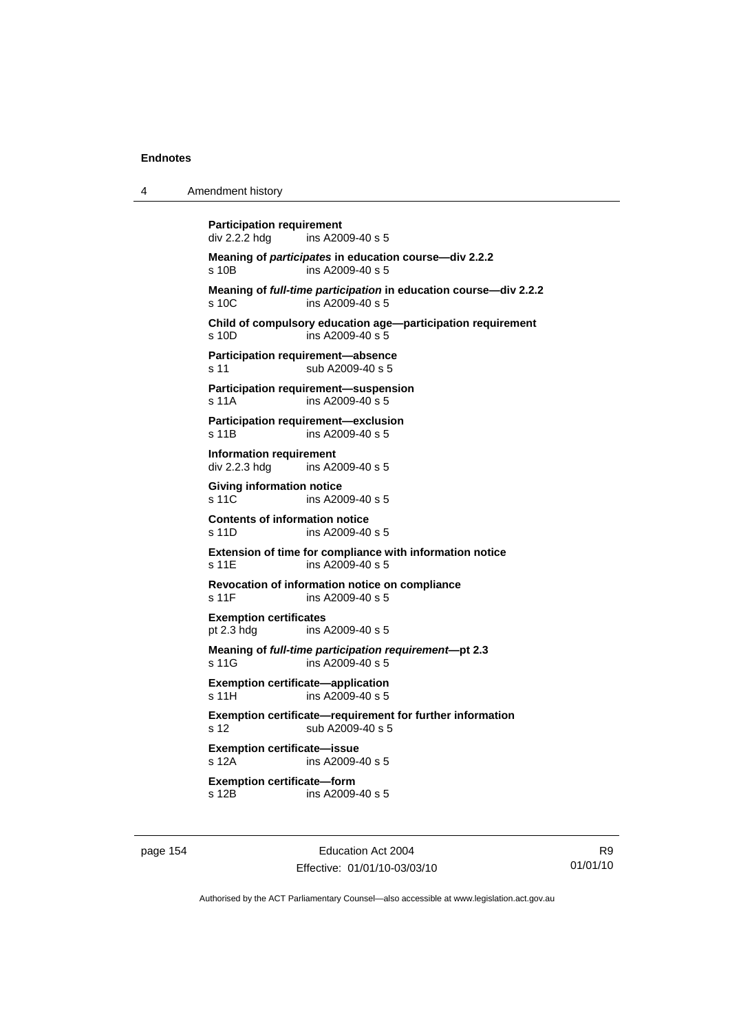**Participation requirement**
div 2.2.2 hdg ins A2009-40 s 5

**Meaning of *participates* in education course—div 2.2.2**
s 10B ins A2009-40 s 5

**Meaning of *full-time participation* in education course—div 2.2.2**
s 10C ins A2009-40 s 5

**Child of compulsory education age—participation requirement**
s 10D ins A2009-40 s 5

**Participation requirement—absence**
s 11 sub A2009-40 s 5

**Participation requirement—suspension**
s 11A ins A2009-40 s 5

**Participation requirement—exclusion**
s 11B ins A2009-40 s 5

**Information requirement**
div 2.2.3 hdg ins A2009-40 s 5

**Giving information notice**
s 11C ins A2009-40 s 5

**Contents of information notice**
s 11D ins A2009-40 s 5

**Extension of time for compliance with information notice**
s 11E ins A2009-40 s 5

**Revocation of information notice on compliance**
s 11F ins A2009-40 s 5

**Exemption certificates**
pt 2.3 hdg ins A2009-40 s 5

**Meaning of *full-time participation requirement*—pt 2.3**
s 11G ins A2009-40 s 5

**Exemption certificate—application**
s 11H ins A2009-40 s 5

**Exemption certificate—requirement for further information**
s 12 sub A2009-40 s 5

**Exemption certificate—issue**
s 12A ins A2009-40 s 5

**Exemption certificate—form**
s 12B ins A2009-40 s 5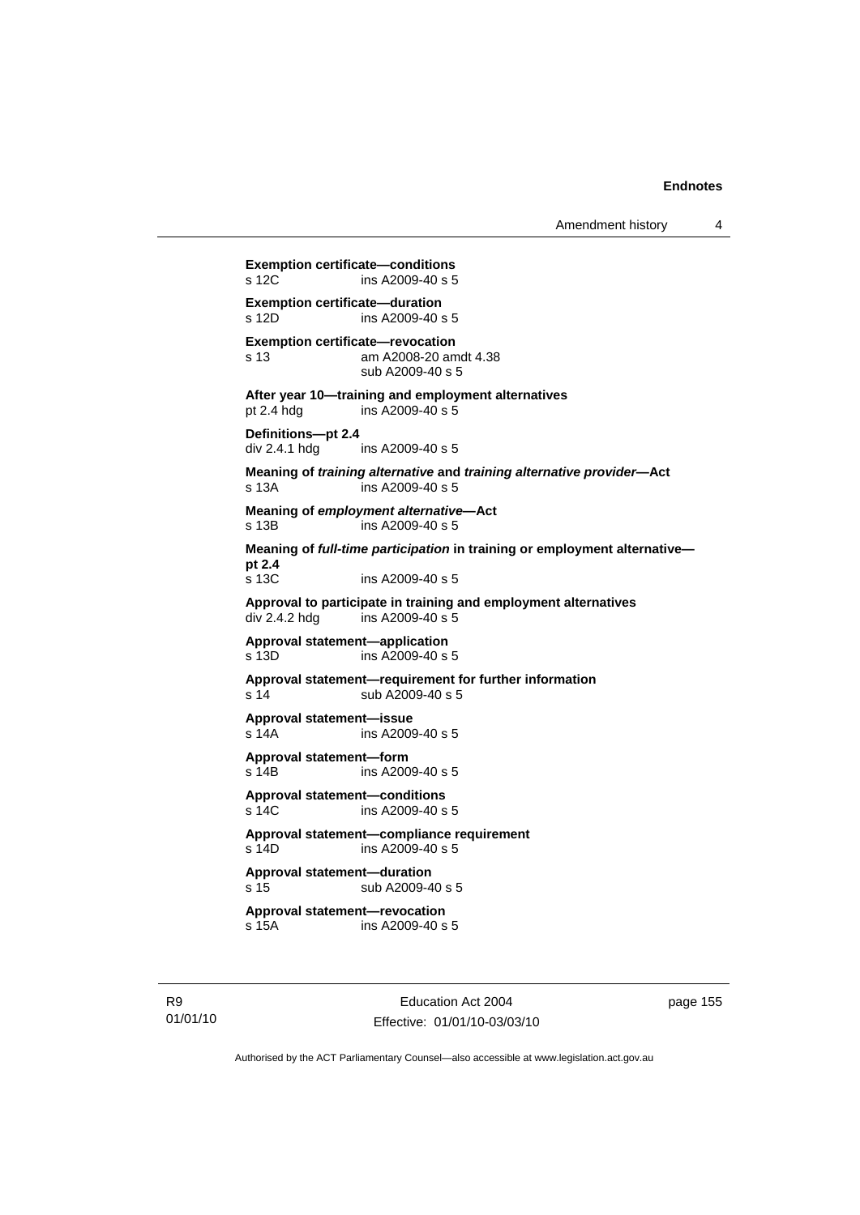**Exemption certificate—conditions**
s 12C ins A2009-40 s 5

**Exemption certificate—duration**
s 12D ins A2009-40 s 5

**Exemption certificate—revocation**
s 13 am A2008-20 amdt 4.38
sub A2009-40 s 5

**After year 10—training and employment alternatives**
pt 2.4 hdg ins A2009-40 s 5

**Definitions—pt 2.4**
div 2.4.1 hdg ins A2009-40 s 5

**Meaning of *training alternative* and *training alternative provider*—Act**
s 13A ins A2009-40 s 5

**Meaning of *employment alternative*—Act**
s 13B ins A2009-40 s 5

**Meaning of *full-time participation* in training or employment alternative—pt 2.4**
s 13C ins A2009-40 s 5

**Approval to participate in training and employment alternatives**
div 2.4.2 hdg ins A2009-40 s 5

**Approval statement—application**
s 13D ins A2009-40 s 5

**Approval statement—requirement for further information**
s 14 sub A2009-40 s 5

**Approval statement—issue**
s 14A ins A2009-40 s 5

**Approval statement—form**
s 14B ins A2009-40 s 5

**Approval statement—conditions**
s 14C ins A2009-40 s 5

**Approval statement—compliance requirement**
s 14D ins A2009-40 s 5

**Approval statement—duration**
s 15 sub A2009-40 s 5

**Approval statement—revocation**
s 15A ins A2009-40 s 5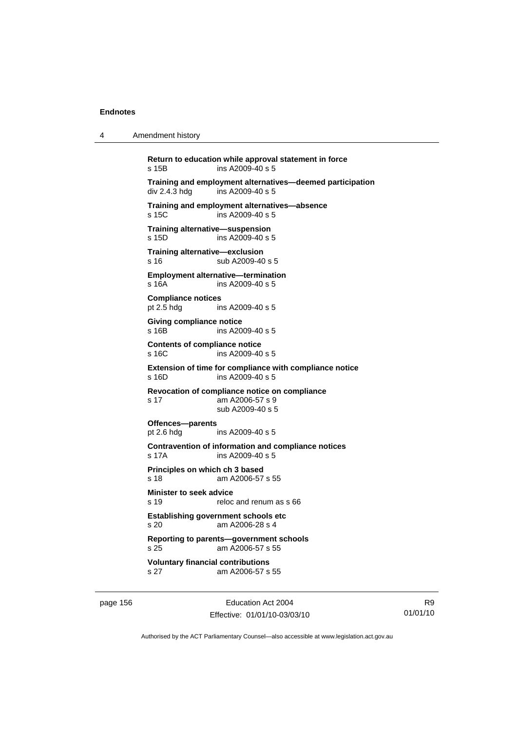**Return to education while approval statement in force**
s 15B ins A2009-40 s 5

**Training and employment alternatives—deemed participation**
div 2.4.3 hdg ins A2009-40 s 5

**Training and employment alternatives—absence**
s 15C ins A2009-40 s 5

**Training alternative—suspension**
s 15D ins A2009-40 s 5

**Training alternative—exclusion**
s 16 sub A2009-40 s 5

**Employment alternative—termination**
s 16A ins A2009-40 s 5

**Compliance notices**
pt 2.5 hdg ins A2009-40 s 5

**Giving compliance notice**
s 16B ins A2009-40 s 5

**Contents of compliance notice**
s 16C ins A2009-40 s 5

**Extension of time for compliance with compliance notice**
s 16D ins A2009-40 s 5

**Revocation of compliance notice on compliance**
s 17 am A2006-57 s 9
sub A2009-40 s 5

**Offences—parents**
pt 2.6 hdg ins A2009-40 s 5

**Contravention of information and compliance notices**
s 17A ins A2009-40 s 5

**Principles on which ch 3 based**
s 18 am A2006-57 s 55

**Minister to seek advice**
s 19 reloc and renum as s 66

**Establishing government schools etc**
s 20 am A2006-28 s 4

**Reporting to parents—government schools**
s 25 am A2006-57 s 55

**Voluntary financial contributions**
s 27 am A2006-57 s 55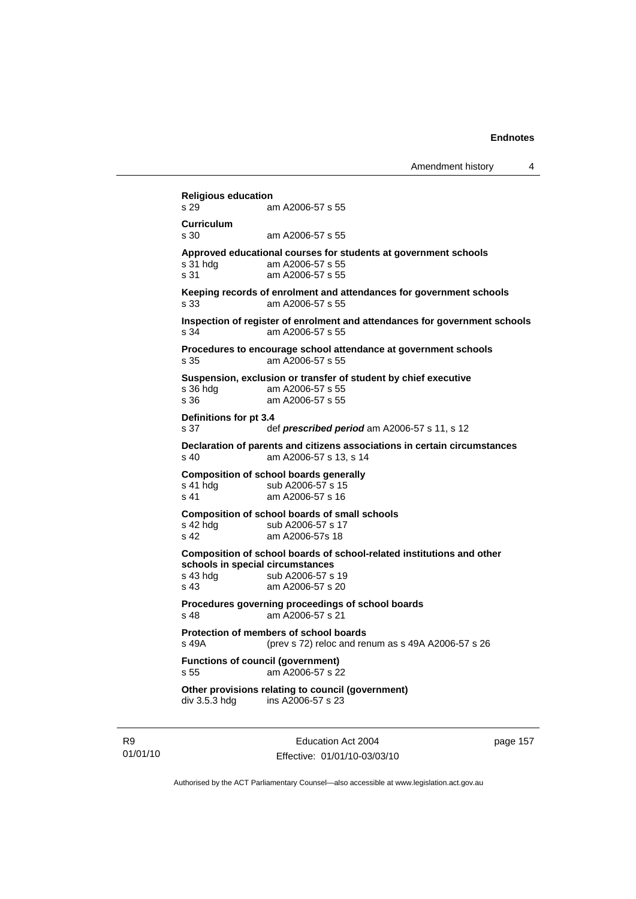**Religious education**
s 29 am A2006-57 s 55

**Curriculum**
s 30 am A2006-57 s 55

**Approved educational courses for students at government schools**
s 31 hdg am A2006-57 s 55
s 31 am A2006-57 s 55

**Keeping records of enrolment and attendances for government schools**
s 33 am A2006-57 s 55

**Inspection of register of enrolment and attendances for government schools**
s 34 am A2006-57 s 55

**Procedures to encourage school attendance at government schools**
s 35 am A2006-57 s 55

**Suspension, exclusion or transfer of student by chief executive**
s 36 hdg am A2006-57 s 55
s 36 am A2006-57 s 55

**Definitions for pt 3.4**
s 37 def ***prescribed period*** am A2006-57 s 11, s 12

**Declaration of parents and citizens associations in certain circumstances**
s 40 am A2006-57 s 13, s 14

**Composition of school boards generally**
s 41 hdg sub A2006-57 s 15
s 41 am A2006-57 s 16

**Composition of school boards of small schools**
s 42 hdg sub A2006-57 s 17
s 42 am A2006-57s 18

**Composition of school boards of school-related institutions and other schools in special circumstances**
s 43 hdg sub A2006-57 s 19
s 43 am A2006-57 s 20

**Procedures governing proceedings of school boards**
s 48 am A2006-57 s 21

**Protection of members of school boards**
s 49A (prev s 72) reloc and renum as s 49A A2006-57 s 26

**Functions of council (government)**
s 55 am A2006-57 s 22

**Other provisions relating to council (government)**
div 3.5.3 hdg ins A2006-57 s 23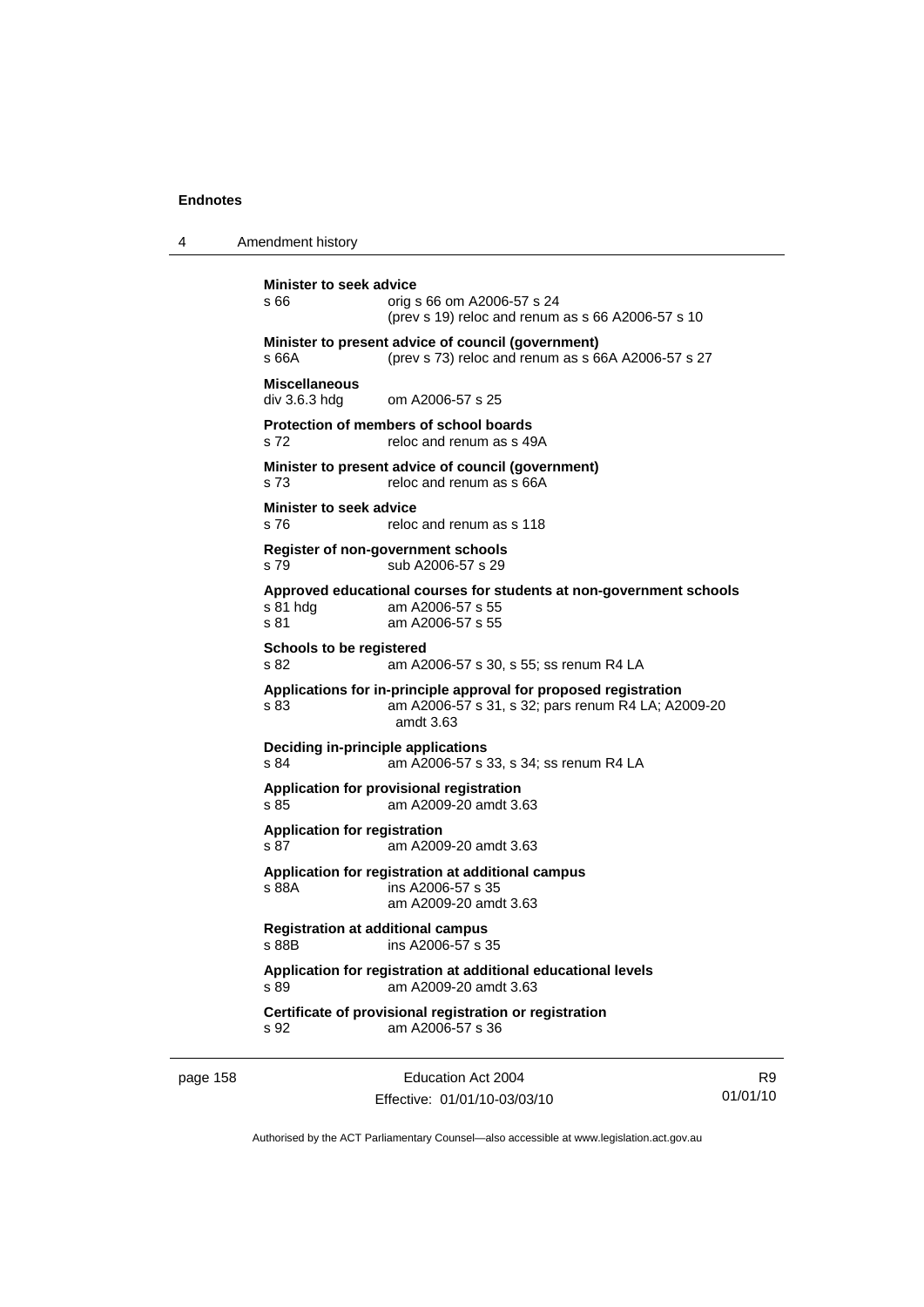**Minister to seek advice**
s 66 orig s 66 om A2006-57 s 24
(prev s 19) reloc and renum as s 66 A2006-57 s 10

**Minister to present advice of council (government)**
s 66A (prev s 73) reloc and renum as s 66A A2006-57 s 27

**Miscellaneous**
div 3.6.3 hdg om A2006-57 s 25

**Protection of members of school boards**
s 72 reloc and renum as s 49A

**Minister to present advice of council (government)**
s 73 reloc and renum as s 66A

**Minister to seek advice**
s 76 reloc and renum as s 118

**Register of non-government schools**
s 79 sub A2006-57 s 29

**Approved educational courses for students at non-government schools**
s 81 hdg am A2006-57 s 55
s 81 am A2006-57 s 55

**Schools to be registered**
s 82 am A2006-57 s 30, s 55; ss renum R4 LA

**Applications for in-principle approval for proposed registration**
s 83 am A2006-57 s 31, s 32; pars renum R4 LA; A2009-20 amdt 3.63

**Deciding in-principle applications**
s 84 am A2006-57 s 33, s 34; ss renum R4 LA

**Application for provisional registration**
s 85 am A2009-20 amdt 3.63

**Application for registration**
s 87 am A2009-20 amdt 3.63

**Application for registration at additional campus**
s 88A ins A2006-57 s 35
am A2009-20 amdt 3.63

**Registration at additional campus**
s 88B ins A2006-57 s 35

**Application for registration at additional educational levels**
s 89 am A2009-20 amdt 3.63

**Certificate of provisional registration or registration**
s 92 am A2006-57 s 36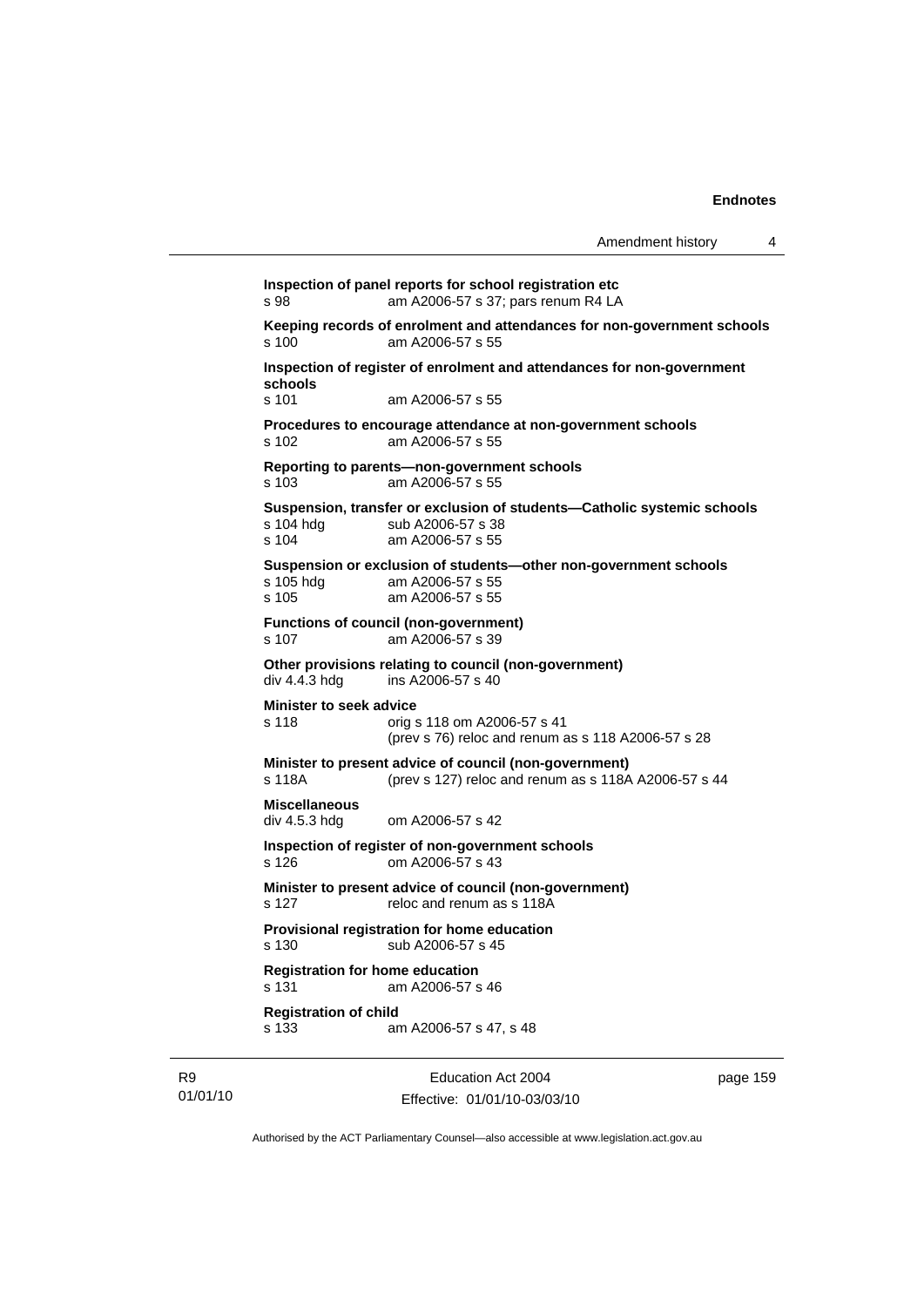**Inspection of panel reports for school registration etc**
s 98 am A2006-57 s 37; pars renum R4 LA

**Keeping records of enrolment and attendances for non-government schools**
s 100 am A2006-57 s 55

**Inspection of register of enrolment and attendances for non-government schools**
s 101 am A2006-57 s 55

**Procedures to encourage attendance at non-government schools**
s 102 am A2006-57 s 55

**Reporting to parents—non-government schools**
s 103 am A2006-57 s 55

**Suspension, transfer or exclusion of students—Catholic systemic schools**
s 104 hdg sub A2006-57 s 38
s 104 am A2006-57 s 55

**Suspension or exclusion of students—other non-government schools**
s 105 hdg am A2006-57 s 55
s 105 am A2006-57 s 55

**Functions of council (non-government)**
s 107 am A2006-57 s 39

**Other provisions relating to council (non-government)**
div 4.4.3 hdg ins A2006-57 s 40

**Minister to seek advice**
s 118 orig s 118 om A2006-57 s 41
(prev s 76) reloc and renum as s 118 A2006-57 s 28

**Minister to present advice of council (non-government)**
s 118A (prev s 127) reloc and renum as s 118A A2006-57 s 44

**Miscellaneous**
div 4.5.3 hdg om A2006-57 s 42

**Inspection of register of non-government schools**
s 126 om A2006-57 s 43

**Minister to present advice of council (non-government)**
s 127 reloc and renum as s 118A

**Provisional registration for home education**
s 130 sub A2006-57 s 45

**Registration for home education**
s 131 am A2006-57 s 46

**Registration of child**
s 133 am A2006-57 s 47, s 48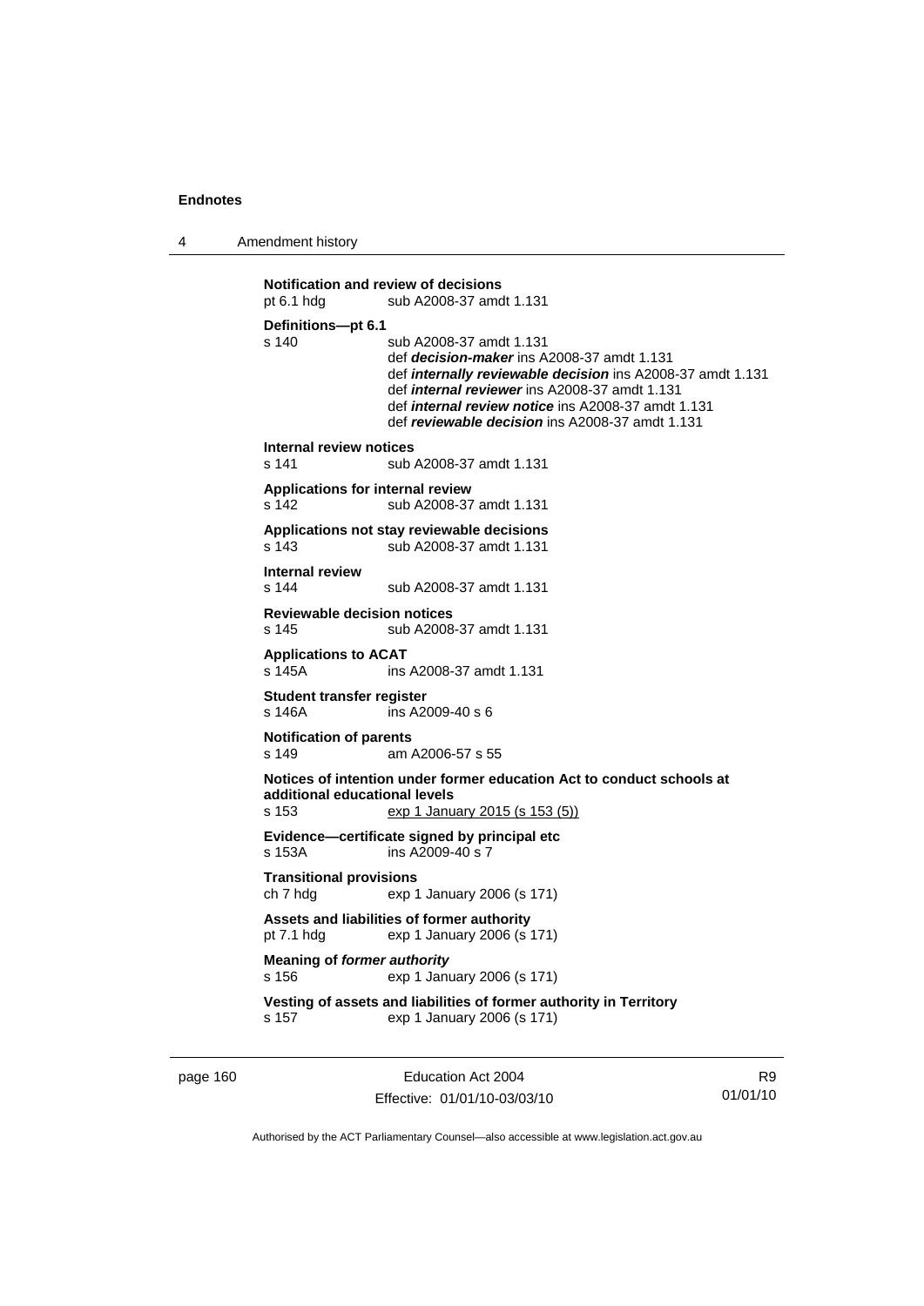**Notification and review of decisions**
pt 6.1 hdg sub A2008-37 amdt 1.131

**Definitions—pt 6.1**
s 140 sub A2008-37 amdt 1.131
def ***decision-maker*** ins A2008-37 amdt 1.131
def ***internally reviewable decision*** ins A2008-37 amdt 1.131
def ***internal reviewer*** ins A2008-37 amdt 1.131
def ***internal review notice*** ins A2008-37 amdt 1.131
def ***reviewable decision*** ins A2008-37 amdt 1.131

**Internal review notices**
s 141 sub A2008-37 amdt 1.131

**Applications for internal review**
s 142 sub A2008-37 amdt 1.131

**Applications not stay reviewable decisions**
s 143 sub A2008-37 amdt 1.131

**Internal review**
s 144 sub A2008-37 amdt 1.131

**Reviewable decision notices**
s 145 sub A2008-37 amdt 1.131

**Applications to ACAT**
s 145A ins A2008-37 amdt 1.131

**Student transfer register**
s 146A ins A2009-40 s 6

**Notification of parents**
s 149 am A2006-57 s 55

**Notices of intention under former education Act to conduct schools at additional educational levels**
s 153 exp 1 January 2015 (s 153 (5))

**Evidence—certificate signed by principal etc**
s 153A ins A2009-40 s 7

**Transitional provisions**
ch 7 hdg exp 1 January 2006 (s 171)

**Assets and liabilities of former authority**
pt 7.1 hdg exp 1 January 2006 (s 171)

**Meaning of *former authority***
s 156 exp 1 January 2006 (s 171)

**Vesting of assets and liabilities of former authority in Territory**
s 157 exp 1 January 2006 (s 171)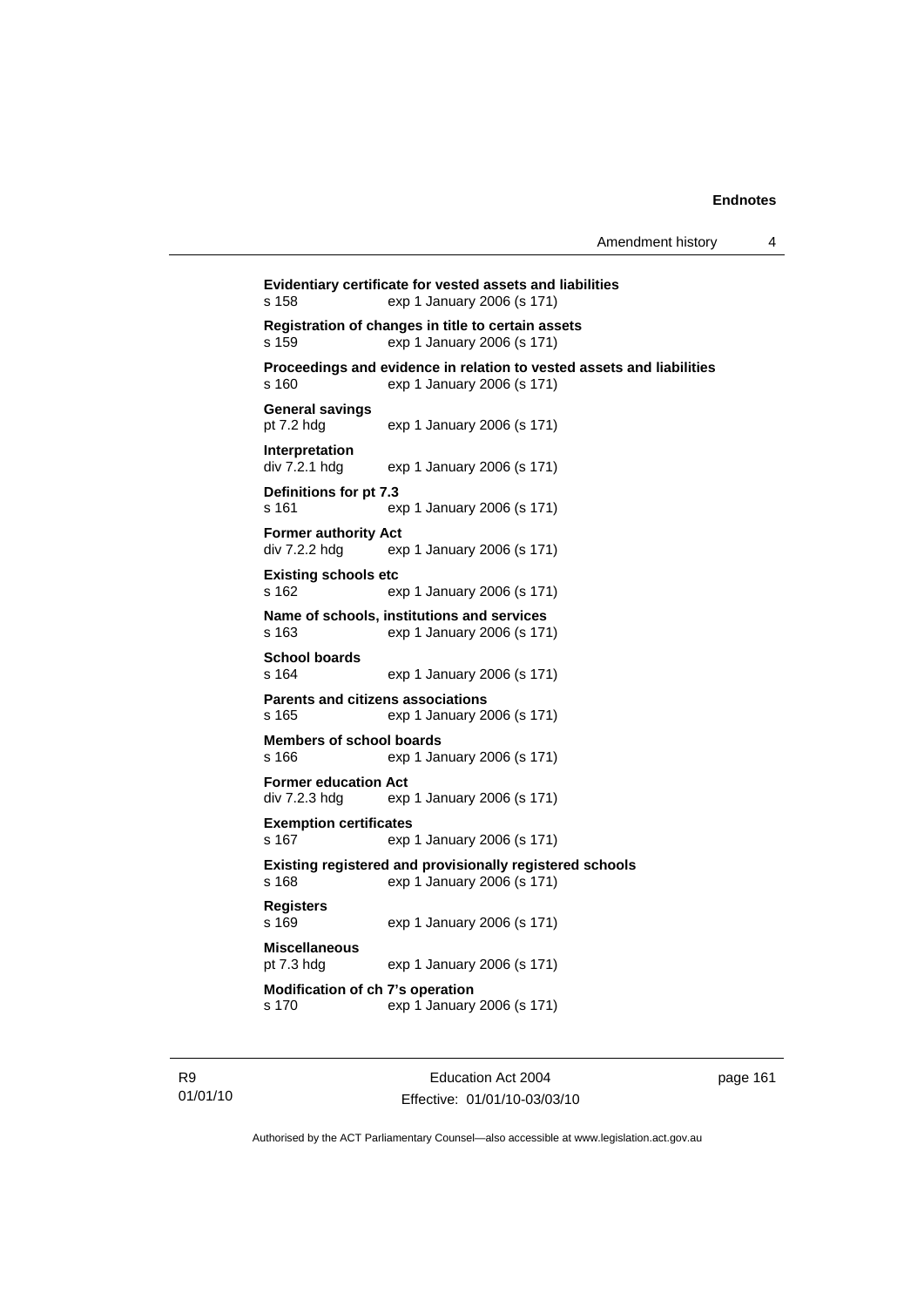**Evidentiary certificate for vested assets and liabilities**
s 158 exp 1 January 2006 (s 171)

**Registration of changes in title to certain assets**
s 159 exp 1 January 2006 (s 171)

**Proceedings and evidence in relation to vested assets and liabilities**
s 160 exp 1 January 2006 (s 171)

**General savings**
pt 7.2 hdg exp 1 January 2006 (s 171)

**Interpretation**
div 7.2.1 hdg exp 1 January 2006 (s 171)

**Definitions for pt 7.3**
s 161 exp 1 January 2006 (s 171)

**Former authority Act**
div 7.2.2 hdg exp 1 January 2006 (s 171)

**Existing schools etc**
s 162 exp 1 January 2006 (s 171)

**Name of schools, institutions and services**
s 163 exp 1 January 2006 (s 171)

**School boards**
s 164 exp 1 January 2006 (s 171)

**Parents and citizens associations**
s 165 exp 1 January 2006 (s 171)

**Members of school boards**
s 166 exp 1 January 2006 (s 171)

**Former education Act**
div 7.2.3 hdg exp 1 January 2006 (s 171)

**Exemption certificates**
s 167 exp 1 January 2006 (s 171)

**Existing registered and provisionally registered schools**
s 168 exp 1 January 2006 (s 171)

**Registers**
s 169 exp 1 January 2006 (s 171)

**Miscellaneous**
pt 7.3 hdg exp 1 January 2006 (s 171)

**Modification of ch 7's operation**
s 170 exp 1 January 2006 (s 171)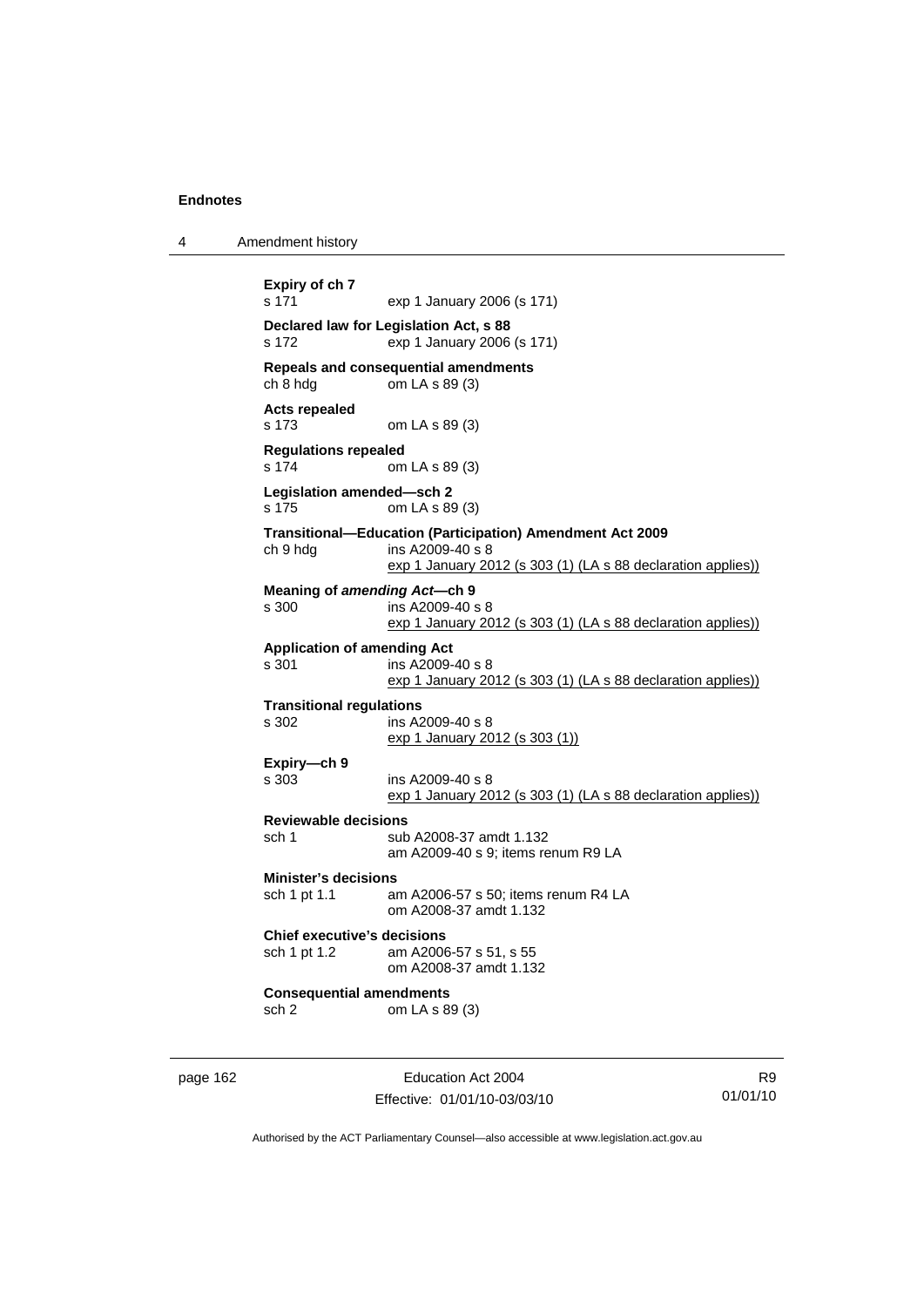**Expiry of ch 7**
s 171 exp 1 January 2006 (s 171)

**Declared law for Legislation Act, s 88**
s 172 exp 1 January 2006 (s 171)

**Repeals and consequential amendments**
ch 8 hdg om LA s 89 (3)

**Acts repealed**
s 173 om LA s 89 (3)

**Regulations repealed**
s 174 om LA s 89 (3)

**Legislation amended—sch 2**
s 175 om LA s 89 (3)

**Transitional—Education (Participation) Amendment Act 2009**
ch 9 hdg ins A2009-40 s 8
exp 1 January 2012 (s 303 (1) (LA s 88 declaration applies))

**Meaning of *amending Act*—ch 9**
s 300 ins A2009-40 s 8
exp 1 January 2012 (s 303 (1) (LA s 88 declaration applies))

**Application of amending Act**
s 301 ins A2009-40 s 8
exp 1 January 2012 (s 303 (1) (LA s 88 declaration applies))

**Transitional regulations**
s 302 ins A2009-40 s 8
exp 1 January 2012 (s 303 (1))

**Expiry—ch 9**
s 303 ins A2009-40 s 8
exp 1 January 2012 (s 303 (1) (LA s 88 declaration applies))

**Reviewable decisions**
sch 1 sub A2008-37 amdt 1.132
am A2009-40 s 9; items renum R9 LA

**Minister's decisions**
sch 1 pt 1.1 am A2006-57 s 50; items renum R4 LA
om A2008-37 amdt 1.132

**Chief executive's decisions**
sch 1 pt 1.2 am A2006-57 s 51, s 55
om A2008-37 amdt 1.132

**Consequential amendments**
sch 2 om LA s 89 (3)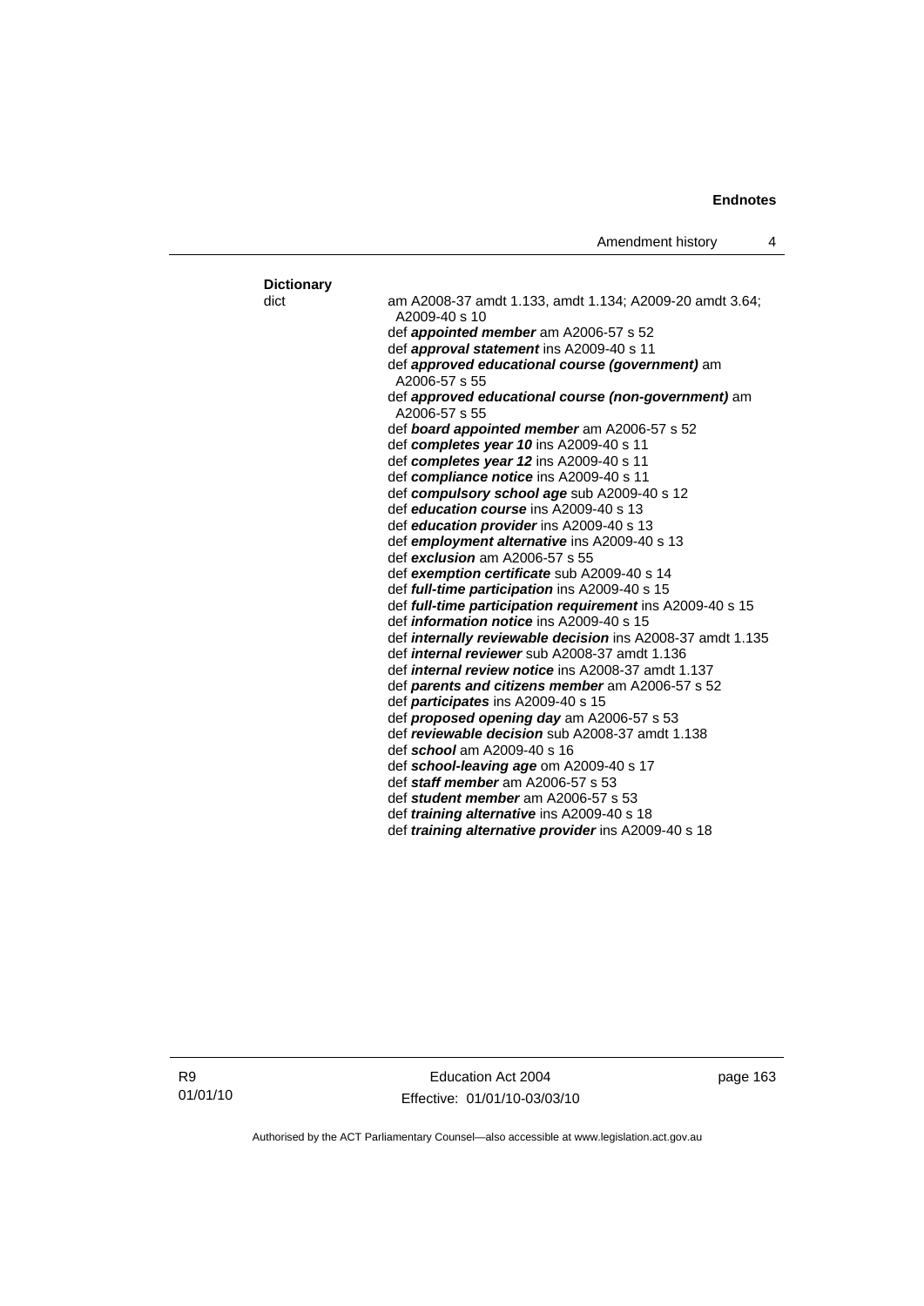**Dictionary**

dict — am A2008-37 amdt 1.133, amdt 1.134; A2009-20 amdt 3.64; A2009-40 s 10

def ***appointed member*** am A2006-57 s 52

def ***approval statement*** ins A2009-40 s 11

def ***approved educational course (government)*** am A2006-57 s 55

def ***approved educational course (non-government)*** am A2006-57 s 55

def ***board appointed member*** am A2006-57 s 52

def ***completes year 10*** ins A2009-40 s 11

def ***completes year 12*** ins A2009-40 s 11

def ***compliance notice*** ins A2009-40 s 11

def ***compulsory school age*** sub A2009-40 s 12

def ***education course*** ins A2009-40 s 13

def ***education provider*** ins A2009-40 s 13

def ***employment alternative*** ins A2009-40 s 13

def ***exclusion*** am A2006-57 s 55

def ***exemption certificate*** sub A2009-40 s 14

def ***full-time participation*** ins A2009-40 s 15

def ***full-time participation requirement*** ins A2009-40 s 15

def ***information notice*** ins A2009-40 s 15

def ***internally reviewable decision*** ins A2008-37 amdt 1.135

def ***internal reviewer*** sub A2008-37 amdt 1.136

def ***internal review notice*** ins A2008-37 amdt 1.137

def ***parents and citizens member*** am A2006-57 s 52

def ***participates*** ins A2009-40 s 15

def ***proposed opening day*** am A2006-57 s 53

def ***reviewable decision*** sub A2008-37 amdt 1.138

def ***school*** am A2009-40 s 16

def ***school-leaving age*** om A2009-40 s 17

def ***staff member*** am A2006-57 s 53

def ***student member*** am A2006-57 s 53

def ***training alternative*** ins A2009-40 s 18

def ***training alternative provider*** ins A2009-40 s 18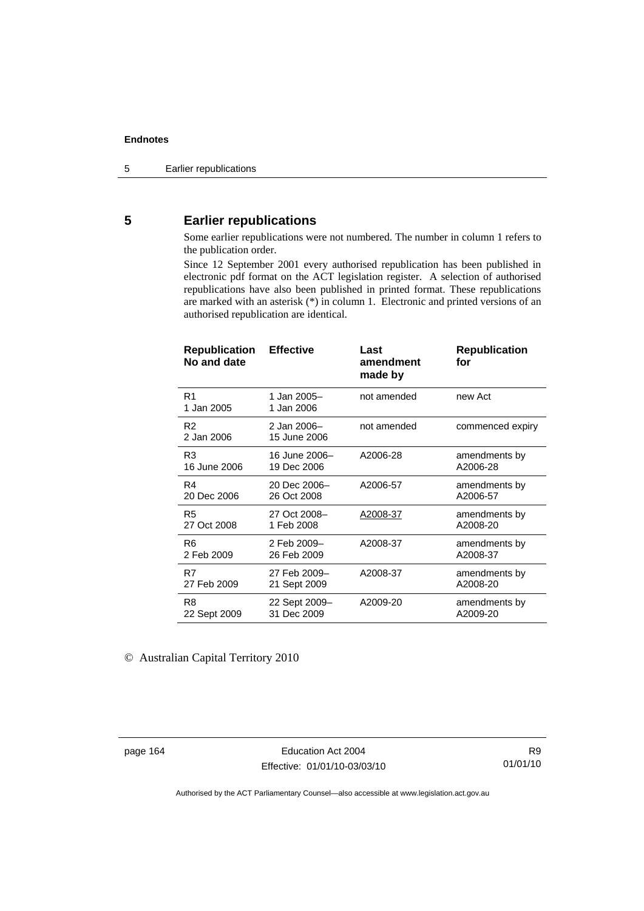## 5 Earlier republications

Some earlier republications were not numbered. The number in column 1 refers to the publication order.

Since 12 September 2001 every authorised republication has been published in electronic pdf format on the ACT legislation register. A selection of authorised republications have also been published in printed format. These republications are marked with an asterisk (*) in column 1. Electronic and printed versions of an authorised republication are identical.

| Republication No and date | Effective | Last amendment made by | Republication for |
|---|---|---|---|
| R1<br>1 Jan 2005 | 1 Jan 2005–<br>1 Jan 2006 | not amended | new Act |
| R2<br>2 Jan 2006 | 2 Jan 2006–<br>15 June 2006 | not amended | commenced expiry |
| R3<br>16 June 2006 | 16 June 2006–<br>19 Dec 2006 | A2006-28 | amendments by A2006-28 |
| R4<br>20 Dec 2006 | 20 Dec 2006–<br>26 Oct 2008 | A2006-57 | amendments by A2006-57 |
| R5<br>27 Oct 2008 | 27 Oct 2008–<br>1 Feb 2008 | A2008-37 | amendments by A2008-20 |
| R6<br>2 Feb 2009 | 2 Feb 2009–<br>26 Feb 2009 | A2008-37 | amendments by A2008-37 |
| R7<br>27 Feb 2009 | 27 Feb 2009–<br>21 Sept 2009 | A2008-37 | amendments by A2008-20 |
| R8<br>22 Sept 2009 | 22 Sept 2009–<br>31 Dec 2009 | A2009-20 | amendments by A2009-20 |

© Australian Capital Territory 2010